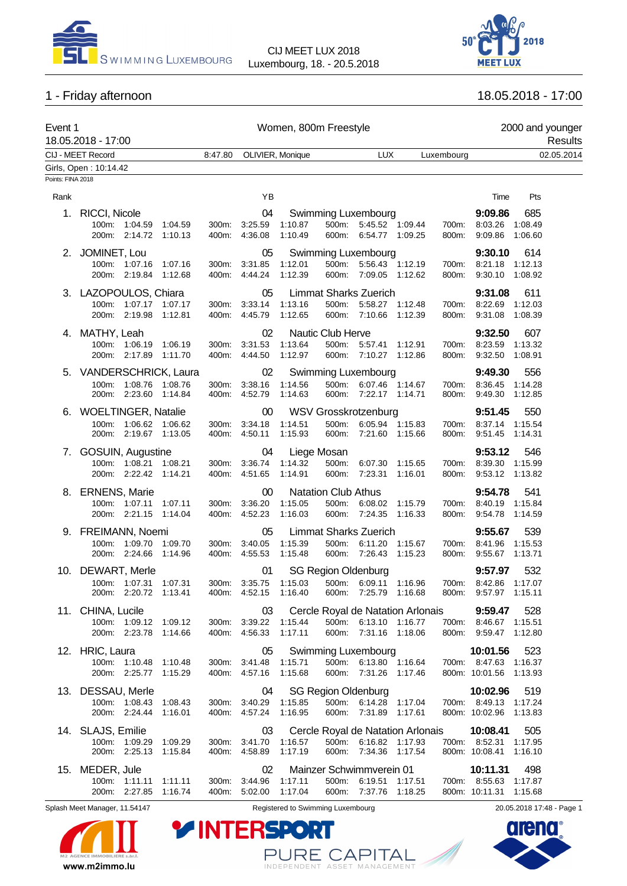# 1 - Friday afternoon

18.05.2018 - 17:00

## Event 1 — Women, 800m Freestyle — 2000 and younger

18.05.2018 - 17:00

Results

CIJ - MEET Record: 8:47.80 OLIVIER, Monique LUX Luxembourg 02.05.2014

Girls, Open : 10:14.42

Points: FINA 2018

| Rank | Name | YB | Club | Time | Pts |
|---|---|---|---|---|---|
| 1. | RICCI, Nicole | 04 | Swimming Luxembourg | 9:09.86 | 685 |
| | 100m: 1:04.59 1:04.59; 200m: 2:14.72 1:10.13; 300m: 3:25.59 1:10.87; 400m: 4:36.08 1:10.49; 500m: 5:45.52 1:09.44; 600m: 6:54.77 1:09.25; 700m: 8:03.26 1:08.49; 800m: 9:09.86 1:06.60 | | | | |
| 2. | JOMINET, Lou | 05 | Swimming Luxembourg | 9:30.10 | 614 |
| | 100m: 1:07.16 1:07.16; 200m: 2:19.84 1:12.68; 300m: 3:31.85 1:12.01; 400m: 4:44.24 1:12.39; 500m: 5:56.43 1:12.19; 600m: 7:09.05 1:12.62; 700m: 8:21.18 1:12.13; 800m: 9:30.10 1:08.92 | | | | |
| 3. | LAZOPOULOS, Chiara | 05 | Limmat Sharks Zuerich | 9:31.08 | 611 |
| | 100m: 1:07.17 1:07.17; 200m: 2:19.98 1:12.81; 300m: 3:33.14 1:13.16; 400m: 4:45.79 1:12.65; 500m: 5:58.27 1:12.48; 600m: 7:10.66 1:12.39; 700m: 8:22.69 1:12.03; 800m: 9:31.08 1:08.39 | | | | |
| 4. | MATHY, Leah | 02 | Nautic Club Herve | 9:32.50 | 607 |
| | 100m: 1:06.19 1:06.19; 200m: 2:17.89 1:11.70; 300m: 3:31.53 1:13.64; 400m: 4:44.50 1:12.97; 500m: 5:57.41 1:12.91; 600m: 7:10.27 1:12.86; 700m: 8:23.59 1:13.32; 800m: 9:32.50 1:08.91 | | | | |
| 5. | VANDERSCHRICK, Laura | 02 | Swimming Luxembourg | 9:49.30 | 556 |
| | 100m: 1:08.76 1:08.76; 200m: 2:23.60 1:14.84; 300m: 3:38.16 1:14.56; 400m: 4:52.79 1:14.63; 500m: 6:07.46 1:14.67; 600m: 7:22.17 1:14.71; 700m: 8:36.45 1:14.28; 800m: 9:49.30 1:12.85 | | | | |
| 6. | WOELTINGER, Natalie | 00 | WSV Grosskrotzenburg | 9:51.45 | 550 |
| | 100m: 1:06.62 1:06.62; 200m: 2:19.67 1:13.05; 300m: 3:34.18 1:14.51; 400m: 4:50.11 1:15.93; 500m: 6:05.94 1:15.83; 600m: 7:21.60 1:15.66; 700m: 8:37.14 1:15.54; 800m: 9:51.45 1:14.31 | | | | |
| 7. | GOSUIN, Augustine | 04 | Liege Mosan | 9:53.12 | 546 |
| | 100m: 1:08.21 1:08.21; 200m: 2:22.42 1:14.21; 300m: 3:36.74 1:14.32; 400m: 4:51.65 1:14.91; 500m: 6:07.30 1:15.65; 600m: 7:23.31 1:16.01; 700m: 8:39.30 1:15.99; 800m: 9:53.12 1:13.82 | | | | |
| 8. | ERNENS, Marie | 00 | Natation Club Athus | 9:54.78 | 541 |
| | 100m: 1:07.11 1:07.11; 200m: 2:21.15 1:14.04; 300m: 3:36.20 1:15.05; 400m: 4:52.23 1:16.03; 500m: 6:08.02 1:15.79; 600m: 7:24.35 1:16.33; 700m: 8:40.19 1:15.84; 800m: 9:54.78 1:14.59 | | | | |
| 9. | FREIMANN, Noemi | 05 | Limmat Sharks Zuerich | 9:55.67 | 539 |
| | 100m: 1:09.70 1:09.70; 200m: 2:24.66 1:14.96; 300m: 3:40.05 1:15.39; 400m: 4:55.53 1:15.48; 500m: 6:11.20 1:15.67; 600m: 7:26.43 1:15.23; 700m: 8:41.96 1:15.53; 800m: 9:55.67 1:13.71 | | | | |
| 10. | DEWART, Merle | 01 | SG Region Oldenburg | 9:57.97 | 532 |
| | 100m: 1:07.31 1:07.31; 200m: 2:20.72 1:13.41; 300m: 3:35.75 1:15.03; 400m: 4:52.15 1:16.40; 500m: 6:09.11 1:16.96; 600m: 7:25.79 1:16.68; 700m: 8:42.86 1:17.07; 800m: 9:57.97 1:15.11 | | | | |
| 11. | CHINA, Lucile | 03 | Cercle Royal de Natation Arlonais | 9:59.47 | 528 |
| | 100m: 1:09.12 1:09.12; 200m: 2:23.78 1:14.66; 300m: 3:39.22 1:15.44; 400m: 4:56.33 1:17.11; 500m: 6:13.10 1:16.77; 600m: 7:31.16 1:18.06; 700m: 8:46.67 1:15.51; 800m: 9:59.47 1:12.80 | | | | |
| 12. | HRIC, Laura | 05 | Swimming Luxembourg | 10:01.56 | 523 |
| | 100m: 1:10.48 1:10.48; 200m: 2:25.77 1:15.29; 300m: 3:41.48 1:15.71; 400m: 4:57.16 1:15.68; 500m: 6:13.80 1:16.64; 600m: 7:31.26 1:17.46; 700m: 8:47.63 1:16.37; 800m: 10:01.56 1:13.93 | | | | |
| 13. | DESSAU, Merle | 04 | SG Region Oldenburg | 10:02.96 | 519 |
| | 100m: 1:08.43 1:08.43; 200m: 2:24.44 1:16.01; 300m: 3:40.29 1:15.85; 400m: 4:57.24 1:16.95; 500m: 6:14.28 1:17.04; 600m: 7:31.89 1:17.61; 700m: 8:49.13 1:17.24; 800m: 10:02.96 1:13.83 | | | | |
| 14. | SLAJS, Emilie | 03 | Cercle Royal de Natation Arlonais | 10:08.41 | 505 |
| | 100m: 1:09.29 1:09.29; 200m: 2:25.13 1:15.84; 300m: 3:41.70 1:16.57; 400m: 4:58.89 1:17.19; 500m: 6:16.82 1:17.93; 600m: 7:34.36 1:17.54; 700m: 8:52.31 1:17.95; 800m: 10:08.41 1:16.10 | | | | |
| 15. | MEDER, Jule | 02 | Mainzer Schwimmverein 01 | 10:11.31 | 498 |
| | 100m: 1:11.11 1:11.11; 200m: 2:27.85 1:16.74; 300m: 3:44.96 1:17.11; 400m: 5:02.00 1:17.04; 500m: 6:19.51 1:17.51; 600m: 7:37.76 1:18.25; 700m: 8:55.63 1:17.87; 800m: 10:11.31 1:15.68 | | | | |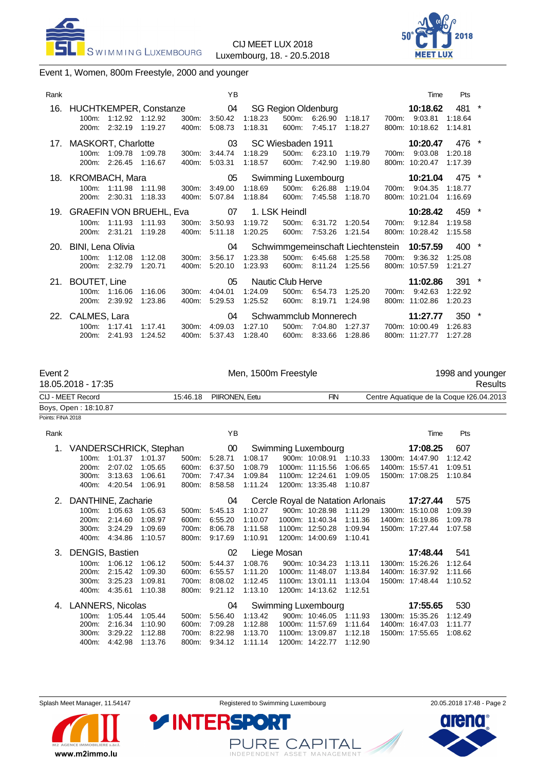## Event 1, Women, 800m Freestyle, 2000 and younger

| Rank | Name | YB | Club | Time | Pts | |
|---|---|---|---|---|---|---|
| 16. | HUCHTKEMPER, Constanze | 04 | SG Region Oldenburg | 10:18.62 | 481 | * |
| | 100m: 1:12.92 1:12.92 · 200m: 2:32.19 1:19.27 · 300m: 3:50.42 1:18.23 · 400m: 5:08.73 1:18.31 · 500m: 6:26.90 1:18.17 · 600m: 7:45.17 1:18.27 · 700m: 9:03.81 1:18.64 · 800m: 10:18.62 1:14.81 | | | | | |
| 17. | MASKORT, Charlotte | 03 | SC Wiesbaden 1911 | 10:20.47 | 476 | * |
| | 100m: 1:09.78 1:09.78 · 200m: 2:26.45 1:16.67 · 300m: 3:44.74 1:18.29 · 400m: 5:03.31 1:18.57 · 500m: 6:23.10 1:19.79 · 600m: 7:42.90 1:19.80 · 700m: 9:03.08 1:20.18 · 800m: 10:20.47 1:17.39 | | | | | |
| 18. | KROMBACH, Mara | 05 | Swimming Luxembourg | 10:21.04 | 475 | * |
| | 100m: 1:11.98 1:11.98 · 200m: 2:30.31 1:18.33 · 300m: 3:49.00 1:18.69 · 400m: 5:07.84 1:18.84 · 500m: 6:26.88 1:19.04 · 600m: 7:45.58 1:18.70 · 700m: 9:04.35 1:18.77 · 800m: 10:21.04 1:16.69 | | | | | |
| 19. | GRAEFIN VON BRUEHL, Eva | 07 | 1. LSK Heindl | 10:28.42 | 459 | * |
| | 100m: 1:11.93 1:11.93 · 200m: 2:31.21 1:19.28 · 300m: 3:50.93 1:19.72 · 400m: 5:11.18 1:20.25 · 500m: 6:31.72 1:20.54 · 600m: 7:53.26 1:21.54 · 700m: 9:12.84 1:19.58 · 800m: 10:28.42 1:15.58 | | | | | |
| 20. | BINI, Lena Olivia | 04 | Schwimmgemeinschaft Liechtenstein | 10:57.59 | 400 | * |
| | 100m: 1:12.08 1:12.08 · 200m: 2:32.79 1:20.71 · 300m: 3:56.17 1:23.38 · 400m: 5:20.10 1:23.93 · 500m: 6:45.68 1:25.58 · 600m: 8:11.24 1:25.56 · 700m: 9:36.32 1:25.08 · 800m: 10:57.59 1:21.27 | | | | | |
| 21. | BOUTET, Line | 05 | Nautic Club Herve | 11:02.86 | 391 | * |
| | 100m: 1:16.06 1:16.06 · 200m: 2:39.92 1:23.86 · 300m: 4:04.01 1:24.09 · 400m: 5:29.53 1:25.52 · 500m: 6:54.73 1:25.20 · 600m: 8:19.71 1:24.98 · 700m: 9:42.63 1:22.92 · 800m: 11:02.86 1:20.23 | | | | | |
| 22. | CALMES, Lara | 04 | Schwammclub Monnerech | 11:27.77 | 350 | * |
| | 100m: 1:17.41 1:17.41 · 200m: 2:41.93 1:24.52 · 300m: 4:09.03 1:27.10 · 400m: 5:37.43 1:28.40 · 500m: 7:04.80 1:27.37 · 600m: 8:33.66 1:28.86 · 700m: 10:00.49 1:26.83 · 800m: 11:27.77 1:27.28 | | | | | |

## Event 2 — Men, 1500m Freestyle — 1998 and younger

18.05.2018 - 17:35 — Results

| CIJ - MEET Record | 15:46.18 | PIIRONEN, Eetu | FIN | Centre Aquatique de la Coque I26.04.2013 |
|---|---|---|---|---|

Boys, Open : 18:10.87

Points: FINA 2018

| Rank | Name | YB | Club | Time | Pts |
|---|---|---|---|---|---|
| 1. | VANDERSCHRICK, Stephan | 00 | Swimming Luxembourg | 17:08.25 | 607 |
| | 100m: 1:01.37 1:01.37 · 200m: 2:07.02 1:05.65 · 300m: 3:13.63 1:06.61 · 400m: 4:20.54 1:06.91 · 500m: 5:28.71 1:08.17 · 600m: 6:37.50 1:08.79 · 700m: 7:47.34 1:09.84 · 800m: 8:58.58 1:11.24 · 900m: 10:08.91 1:10.33 · 1000m: 11:15.56 1:06.65 · 1100m: 12:24.61 1:09.05 · 1200m: 13:35.48 1:10.87 · 1300m: 14:47.90 1:12.42 · 1400m: 15:57.41 1:09.51 · 1500m: 17:08.25 1:10.84 | | | | |
| 2. | DANTHINE, Zacharie | 04 | Cercle Royal de Natation Arlonais | 17:27.44 | 575 |
| | 100m: 1:05.63 1:05.63 · 200m: 2:14.60 1:08.97 · 300m: 3:24.29 1:09.69 · 400m: 4:34.86 1:10.57 · 500m: 5:45.13 1:10.27 · 600m: 6:55.20 1:10.07 · 700m: 8:06.78 1:11.58 · 800m: 9:17.69 1:10.91 · 900m: 10:28.98 1:11.29 · 1000m: 11:40.34 1:11.36 · 1100m: 12:50.28 1:09.94 · 1200m: 14:00.69 1:10.41 · 1300m: 15:10.08 1:09.39 · 1400m: 16:19.86 1:09.78 · 1500m: 17:27.44 1:07.58 | | | | |
| 3. | DENGIS, Bastien | 02 | Liege Mosan | 17:48.44 | 541 |
| | 100m: 1:06.12 1:06.12 · 200m: 2:15.42 1:09.30 · 300m: 3:25.23 1:09.81 · 400m: 4:35.61 1:10.38 · 500m: 5:44.37 1:08.76 · 600m: 6:55.57 1:11.20 · 700m: 8:08.02 1:12.45 · 800m: 9:21.12 1:13.10 · 900m: 10:34.23 1:13.11 · 1000m: 11:48.07 1:13.84 · 1100m: 13:01.11 1:13.04 · 1200m: 14:13.62 1:12.51 · 1300m: 15:26.26 1:12.64 · 1400m: 16:37.92 1:11.66 · 1500m: 17:48.44 1:10.52 | | | | |
| 4. | LANNERS, Nicolas | 04 | Swimming Luxembourg | 17:55.65 | 530 |
| | 100m: 1:05.44 1:05.44 · 200m: 2:16.34 1:10.90 · 300m: 3:29.22 1:12.88 · 400m: 4:42.98 1:13.76 · 500m: 5:56.40 1:13.42 · 600m: 7:09.28 1:12.88 · 700m: 8:22.98 1:13.70 · 800m: 9:34.12 1:11.14 · 900m: 10:46.05 1:11.93 · 1000m: 11:57.69 1:11.64 · 1100m: 13:09.87 1:12.18 · 1200m: 14:22.77 1:12.90 · 1300m: 15:35.26 1:12.49 · 1400m: 16:47.03 1:11.77 · 1500m: 17:55.65 1:08.62 | | | | |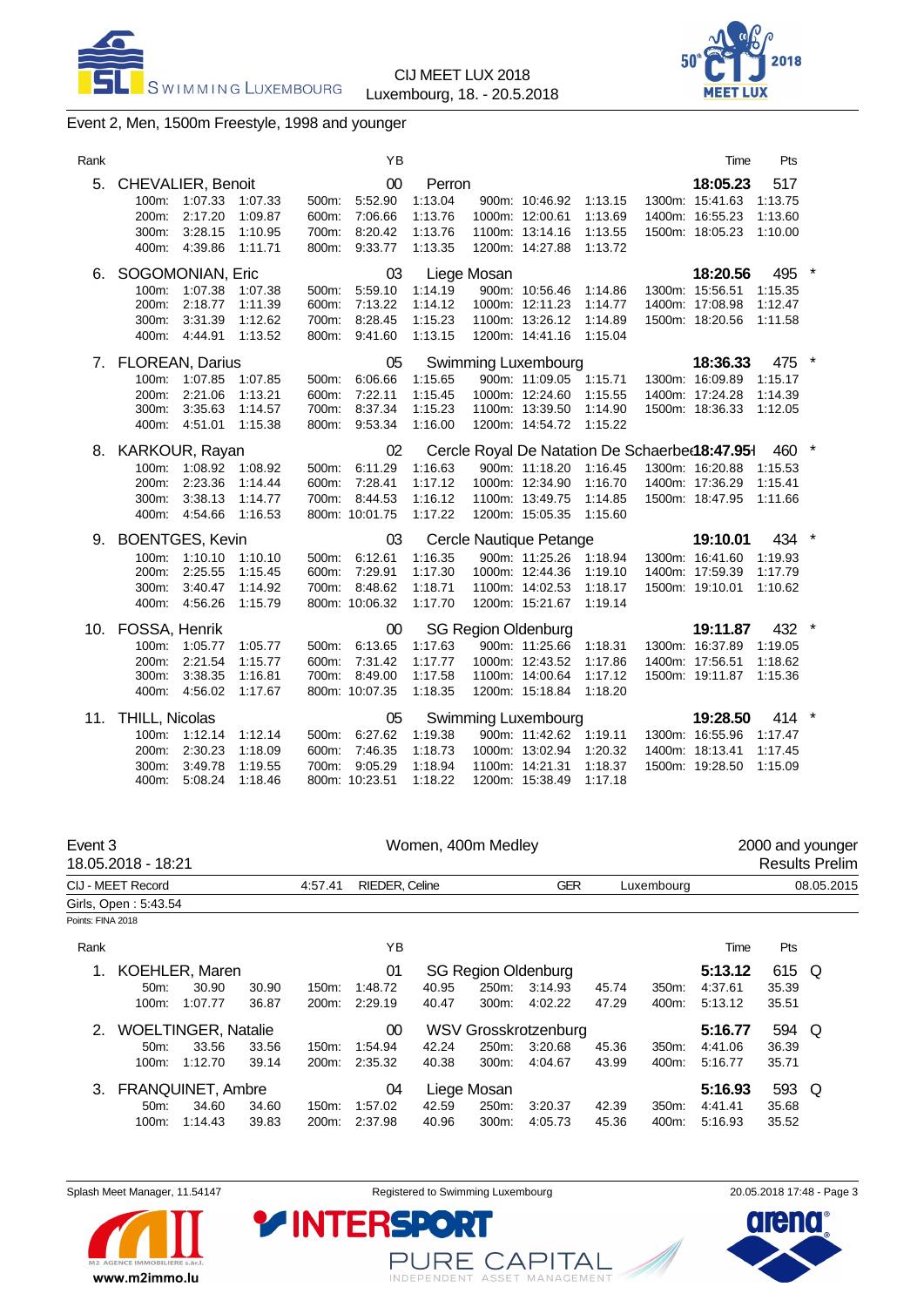## Event 2, Men, 1500m Freestyle, 1998 and younger

| Rank | Name | YB | Club | Time | Pts | |
|---|---|---|---|---|---|---|
| 5. | CHEVALIER, Benoit | 00 | Perron | 18:05.23 | 517 | |
| | 100m: 1:07.33 1:07.33 / 200m: 2:17.20 1:09.87 / 300m: 3:28.15 1:10.95 / 400m: 4:39.86 1:11.71 / 500m: 5:52.90 1:13.04 / 600m: 7:06.66 1:13.76 / 700m: 8:20.42 1:13.76 / 800m: 9:33.77 1:13.35 / 900m: 10:46.92 1:13.15 / 1000m: 12:00.61 1:13.69 / 1100m: 13:14.16 1:13.55 / 1200m: 14:27.88 1:13.72 / 1300m: 15:41.63 1:13.75 / 1400m: 16:55.23 1:13.60 / 1500m: 18:05.23 1:10.00 | | | | | |
| 6. | SOGOMONIAN, Eric | 03 | Liege Mosan | 18:20.56 | 495 | * |
| | 100m: 1:07.38 1:07.38 / 200m: 2:18.77 1:11.39 / 300m: 3:31.39 1:12.62 / 400m: 4:44.91 1:13.52 / 500m: 5:59.10 1:14.19 / 600m: 7:13.22 1:14.12 / 700m: 8:28.45 1:15.23 / 800m: 9:41.60 1:13.15 / 900m: 10:56.46 1:14.86 / 1000m: 12:11.23 1:14.77 / 1100m: 13:26.12 1:14.89 / 1200m: 14:41.16 1:15.04 / 1300m: 15:56.51 1:15.35 / 1400m: 17:08.98 1:12.47 / 1500m: 18:20.56 1:11.58 | | | | | |
| 7. | FLOREAN, Darius | 05 | Swimming Luxembourg | 18:36.33 | 475 | * |
| | 100m: 1:07.85 1:07.85 / 200m: 2:21.06 1:13.21 / 300m: 3:35.63 1:14.57 / 400m: 4:51.01 1:15.38 / 500m: 6:06.66 1:15.65 / 600m: 7:22.11 1:15.45 / 700m: 8:37.34 1:15.23 / 800m: 9:53.34 1:16.00 / 900m: 11:09.05 1:15.71 / 1000m: 12:24.60 1:15.55 / 1100m: 13:39.50 1:14.90 / 1200m: 14:54.72 1:15.22 / 1300m: 16:09.89 1:15.17 / 1400m: 17:24.28 1:14.39 / 1500m: 18:36.33 1:12.05 | | | | | |
| 8. | KARKOUR, Rayan | 02 | Cercle Royal De Natation De Schaerbeek | 18:47.95 | 460 | * |
| | 100m: 1:08.92 1:08.92 / 200m: 2:23.36 1:14.44 / 300m: 3:38.13 1:14.77 / 400m: 4:54.66 1:16.53 / 500m: 6:11.29 1:16.63 / 600m: 7:28.41 1:17.12 / 700m: 8:44.53 1:16.12 / 800m: 10:01.75 1:17.22 / 900m: 11:18.20 1:16.45 / 1000m: 12:34.90 1:16.70 / 1100m: 13:49.75 1:14.85 / 1200m: 15:05.35 1:15.60 / 1300m: 16:20.88 1:15.53 / 1400m: 17:36.29 1:15.41 / 1500m: 18:47.95 1:11.66 | | | | | |
| 9. | BOENTGES, Kevin | 03 | Cercle Nautique Petange | 19:10.01 | 434 | * |
| | 100m: 1:10.10 1:10.10 / 200m: 2:25.55 1:15.45 / 300m: 3:40.47 1:14.92 / 400m: 4:56.26 1:15.79 / 500m: 6:12.61 1:16.35 / 600m: 7:29.91 1:17.30 / 700m: 8:48.62 1:18.71 / 800m: 10:06.32 1:17.70 / 900m: 11:25.26 1:18.94 / 1000m: 12:44.36 1:19.10 / 1100m: 14:02.53 1:18.17 / 1200m: 15:21.67 1:19.14 / 1300m: 16:41.60 1:19.93 / 1400m: 17:59.39 1:17.79 / 1500m: 19:10.01 1:10.62 | | | | | |
| 10. | FOSSA, Henrik | 00 | SG Region Oldenburg | 19:11.87 | 432 | * |
| | 100m: 1:05.77 1:05.77 / 200m: 2:21.54 1:15.77 / 300m: 3:38.35 1:16.81 / 400m: 4:56.02 1:17.67 / 500m: 6:13.65 1:17.63 / 600m: 7:31.42 1:17.77 / 700m: 8:49.00 1:17.58 / 800m: 10:07.35 1:18.35 / 900m: 11:25.66 1:18.31 / 1000m: 12:43.52 1:17.86 / 1100m: 14:00.64 1:17.12 / 1200m: 15:18.84 1:18.20 / 1300m: 16:37.89 1:19.05 / 1400m: 17:56.51 1:18.62 / 1500m: 19:11.87 1:15.36 | | | | | |
| 11. | THILL, Nicolas | 05 | Swimming Luxembourg | 19:28.50 | 414 | * |
| | 100m: 1:12.14 1:12.14 / 200m: 2:30.23 1:18.09 / 300m: 3:49.78 1:19.55 / 400m: 5:08.24 1:18.46 / 500m: 6:27.62 1:19.38 / 600m: 7:46.35 1:18.73 / 700m: 9:05.29 1:18.94 / 800m: 10:23.51 1:18.22 / 900m: 11:42.62 1:19.11 / 1000m: 13:02.94 1:20.32 / 1100m: 14:21.31 1:18.37 / 1200m: 15:38.49 1:17.18 / 1300m: 16:55.96 1:17.47 / 1400m: 18:13.41 1:17.45 / 1500m: 19:28.50 1:15.09 | | | | | |

## Event 3 — Women, 400m Medley — 2000 and younger

18.05.2018 - 18:21 — Results Prelim

CIJ - MEET Record: 4:57.41 RIEDER, Celine GER Luxembourg 08.05.2015

Girls, Open : 5:43.54

Points: FINA 2018

| Rank | Name | YB | Club | Time | Pts | |
|---|---|---|---|---|---|---|
| 1. | KOEHLER, Maren | 01 | SG Region Oldenburg | 5:13.12 | 615 | Q |
| | 50m: 30.90 30.90 / 100m: 1:07.77 36.87 / 150m: 1:48.72 40.95 / 200m: 2:29.19 40.47 / 250m: 3:14.93 45.74 / 300m: 4:02.22 47.29 / 350m: 4:37.61 35.39 / 400m: 5:13.12 35.51 | | | | | |
| 2. | WOELTINGER, Natalie | 00 | WSV Grosskrotzenburg | 5:16.77 | 594 | Q |
| | 50m: 33.56 33.56 / 100m: 1:12.70 39.14 / 150m: 1:54.94 42.24 / 200m: 2:35.32 40.38 / 250m: 3:20.68 45.36 / 300m: 4:04.67 43.99 / 350m: 4:41.06 36.39 / 400m: 5:16.77 35.71 | | | | | |
| 3. | FRANQUINET, Ambre | 04 | Liege Mosan | 5:16.93 | 593 | Q |
| | 50m: 34.60 34.60 / 100m: 1:14.43 39.83 / 150m: 1:57.02 42.59 / 200m: 2:37.98 40.96 / 250m: 3:20.37 42.39 / 300m: 4:05.73 45.36 / 350m: 4:41.41 35.68 / 400m: 5:16.93 35.52 | | | | | |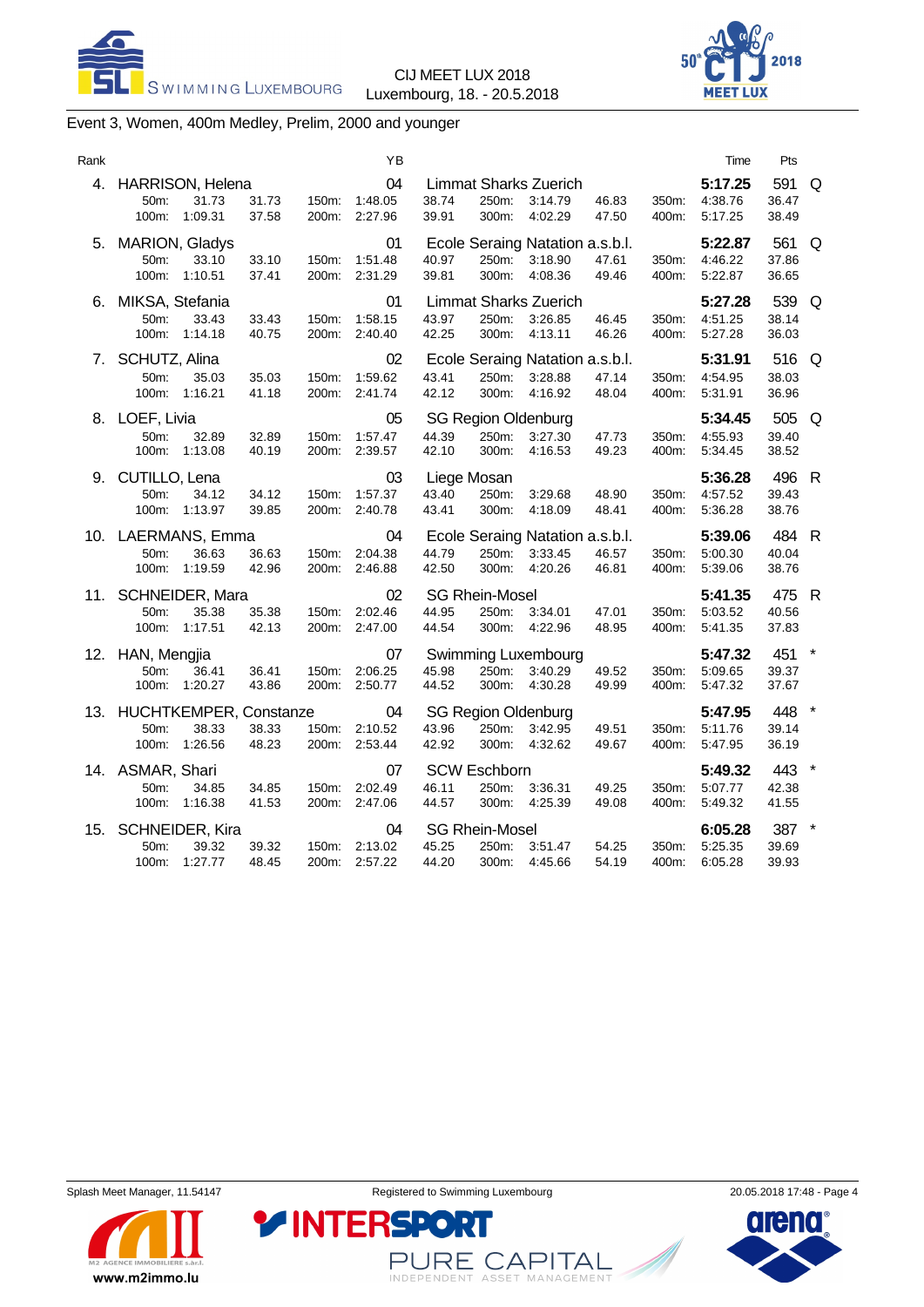CIJ MEET LUX 2018
Luxembourg, 18. - 20.5.2018

## Event 3, Women, 400m Medley, Prelim, 2000 and younger

| Rank | Name | | | | YB | Club | | | | | Time | Pts | |
|---|---|---|---|---|---|---|---|---|---|---|---|---|---|
| 4. | HARRISON, Helena | | | | 04 | Limmat Sharks Zuerich | | | | | **5:17.25** | 591 | Q |
| | 50m: 31.73 | 31.73 | 150m: | 1:48.05 | | 38.74 | 250m: | 3:14.79 | 46.83 | 350m: | 4:38.76 | 36.47 | |
| | 100m: 1:09.31 | 37.58 | 200m: | 2:27.96 | | 39.91 | 300m: | 4:02.29 | 47.50 | 400m: | 5:17.25 | 38.49 | |
| 5. | MARION, Gladys | | | | 01 | Ecole Seraing Natation a.s.b.l. | | | | | **5:22.87** | 561 | Q |
| | 50m: 33.10 | 33.10 | 150m: | 1:51.48 | | 40.97 | 250m: | 3:18.90 | 47.61 | 350m: | 4:46.22 | 37.86 | |
| | 100m: 1:10.51 | 37.41 | 200m: | 2:31.29 | | 39.81 | 300m: | 4:08.36 | 49.46 | 400m: | 5:22.87 | 36.65 | |
| 6. | MIKSA, Stefania | | | | 01 | Limmat Sharks Zuerich | | | | | **5:27.28** | 539 | Q |
| | 50m: 33.43 | 33.43 | 150m: | 1:58.15 | | 43.97 | 250m: | 3:26.85 | 46.45 | 350m: | 4:51.25 | 38.14 | |
| | 100m: 1:14.18 | 40.75 | 200m: | 2:40.40 | | 42.25 | 300m: | 4:13.11 | 46.26 | 400m: | 5:27.28 | 36.03 | |
| 7. | SCHUTZ, Alina | | | | 02 | Ecole Seraing Natation a.s.b.l. | | | | | **5:31.91** | 516 | Q |
| | 50m: 35.03 | 35.03 | 150m: | 1:59.62 | | 43.41 | 250m: | 3:28.88 | 47.14 | 350m: | 4:54.95 | 38.03 | |
| | 100m: 1:16.21 | 41.18 | 200m: | 2:41.74 | | 42.12 | 300m: | 4:16.92 | 48.04 | 400m: | 5:31.91 | 36.96 | |
| 8. | LOEF, Livia | | | | 05 | SG Region Oldenburg | | | | | **5:34.45** | 505 | Q |
| | 50m: 32.89 | 32.89 | 150m: | 1:57.47 | | 44.39 | 250m: | 3:27.30 | 47.73 | 350m: | 4:55.93 | 39.40 | |
| | 100m: 1:13.08 | 40.19 | 200m: | 2:39.57 | | 42.10 | 300m: | 4:16.53 | 49.23 | 400m: | 5:34.45 | 38.52 | |
| 9. | CUTILLO, Lena | | | | 03 | Liege Mosan | | | | | **5:36.28** | 496 | R |
| | 50m: 34.12 | 34.12 | 150m: | 1:57.37 | | 43.40 | 250m: | 3:29.68 | 48.90 | 350m: | 4:57.52 | 39.43 | |
| | 100m: 1:13.97 | 39.85 | 200m: | 2:40.78 | | 43.41 | 300m: | 4:18.09 | 48.41 | 400m: | 5:36.28 | 38.76 | |
| 10. | LAERMANS, Emma | | | | 04 | Ecole Seraing Natation a.s.b.l. | | | | | **5:39.06** | 484 | R |
| | 50m: 36.63 | 36.63 | 150m: | 2:04.38 | | 44.79 | 250m: | 3:33.45 | 46.57 | 350m: | 5:00.30 | 40.04 | |
| | 100m: 1:19.59 | 42.96 | 200m: | 2:46.88 | | 42.50 | 300m: | 4:20.26 | 46.81 | 400m: | 5:39.06 | 38.76 | |
| 11. | SCHNEIDER, Mara | | | | 02 | SG Rhein-Mosel | | | | | **5:41.35** | 475 | R |
| | 50m: 35.38 | 35.38 | 150m: | 2:02.46 | | 44.95 | 250m: | 3:34.01 | 47.01 | 350m: | 5:03.52 | 40.56 | |
| | 100m: 1:17.51 | 42.13 | 200m: | 2:47.00 | | 44.54 | 300m: | 4:22.96 | 48.95 | 400m: | 5:41.35 | 37.83 | |
| 12. | HAN, Mengjia | | | | 07 | Swimming Luxembourg | | | | | **5:47.32** | 451 | * |
| | 50m: 36.41 | 36.41 | 150m: | 2:06.25 | | 45.98 | 250m: | 3:40.29 | 49.52 | 350m: | 5:09.65 | 39.37 | |
| | 100m: 1:20.27 | 43.86 | 200m: | 2:50.77 | | 44.52 | 300m: | 4:30.28 | 49.99 | 400m: | 5:47.32 | 37.67 | |
| 13. | HUCHTKEMPER, Constanze | | | | 04 | SG Region Oldenburg | | | | | **5:47.95** | 448 | * |
| | 50m: 38.33 | 38.33 | 150m: | 2:10.52 | | 43.96 | 250m: | 3:42.95 | 49.51 | 350m: | 5:11.76 | 39.14 | |
| | 100m: 1:26.56 | 48.23 | 200m: | 2:53.44 | | 42.92 | 300m: | 4:32.62 | 49.67 | 400m: | 5:47.95 | 36.19 | |
| 14. | ASMAR, Shari | | | | 07 | SCW Eschborn | | | | | **5:49.32** | 443 | * |
| | 50m: 34.85 | 34.85 | 150m: | 2:02.49 | | 46.11 | 250m: | 3:36.31 | 49.25 | 350m: | 5:07.77 | 42.38 | |
| | 100m: 1:16.38 | 41.53 | 200m: | 2:47.06 | | 44.57 | 300m: | 4:25.39 | 49.08 | 400m: | 5:49.32 | 41.55 | |
| 15. | SCHNEIDER, Kira | | | | 04 | SG Rhein-Mosel | | | | | **6:05.28** | 387 | * |
| | 50m: 39.32 | 39.32 | 150m: | 2:13.02 | | 45.25 | 250m: | 3:51.47 | 54.25 | 350m: | 5:25.35 | 39.69 | |
| | 100m: 1:27.77 | 48.45 | 200m: | 2:57.22 | | 44.20 | 300m: | 4:45.66 | 54.19 | 400m: | 6:05.28 | 39.93 | |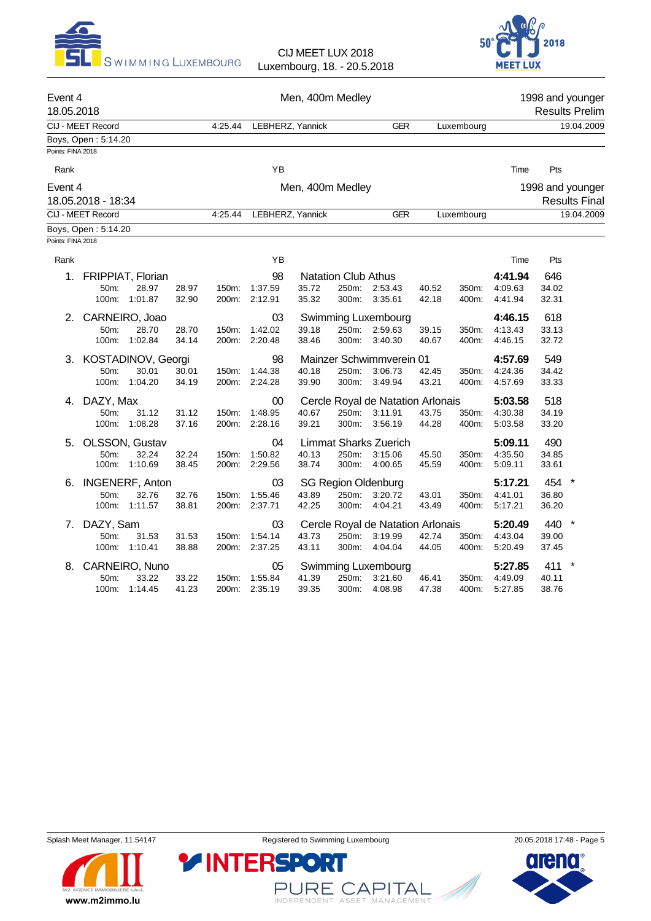Event 4 — Men, 400m Medley — 1998 and younger

18.05.2018 — Results Prelim

| CIJ - MEET Record | 4:25.44 | LEBHERZ, Yannick | GER | Luxembourg | 19.04.2009 |
|---|---|---|---|---|---|

Boys, Open : 5:14.20

Points: FINA 2018

| Rank | | YB | | Time | Pts |
|---|---|---|---|---|---|

Event 4 — Men, 400m Medley — 1998 and younger

18.05.2018 - 18:34 — Results Final

| CIJ - MEET Record | 4:25.44 | LEBHERZ, Yannick | GER | Luxembourg | 19.04.2009 |
|---|---|---|---|---|---|

Boys, Open : 5:14.20

Points: FINA 2018

| Rank | Name | YB | Club | Time | Pts |
|---|---|---|---|---|---|
| 1. | FRIPPIAT, Florian | 98 | Natation Club Athus | **4:41.94** | 646 |
| | 50m: 28.97 (28.97) / 100m: 1:01.87 (32.90) / 150m: 1:37.59 (35.72) / 200m: 2:12.91 (35.32) / 250m: 2:53.43 (40.52) / 300m: 3:35.61 (42.18) / 350m: 4:09.63 (34.02) / 400m: 4:41.94 (32.31) | | | | |
| 2. | CARNEIRO, Joao | 03 | Swimming Luxembourg | **4:46.15** | 618 |
| | 50m: 28.70 (28.70) / 100m: 1:02.84 (34.14) / 150m: 1:42.02 (39.18) / 200m: 2:20.48 (38.46) / 250m: 2:59.63 (39.15) / 300m: 3:40.30 (40.67) / 350m: 4:13.43 (33.13) / 400m: 4:46.15 (32.72) | | | | |
| 3. | KOSTADINOV, Georgi | 98 | Mainzer Schwimmverein 01 | **4:57.69** | 549 |
| | 50m: 30.01 (30.01) / 100m: 1:04.20 (34.19) / 150m: 1:44.38 (40.18) / 200m: 2:24.28 (39.90) / 250m: 3:06.73 (42.45) / 300m: 3:49.94 (43.21) / 350m: 4:24.36 (34.42) / 400m: 4:57.69 (33.33) | | | | |
| 4. | DAZY, Max | 00 | Cercle Royal de Natation Arlonais | **5:03.58** | 518 |
| | 50m: 31.12 (31.12) / 100m: 1:08.28 (37.16) / 150m: 1:48.95 (40.67) / 200m: 2:28.16 (39.21) / 250m: 3:11.91 (43.75) / 300m: 3:56.19 (44.28) / 350m: 4:30.38 (34.19) / 400m: 5:03.58 (33.20) | | | | |
| 5. | OLSSON, Gustav | 04 | Limmat Sharks Zuerich | **5:09.11** | 490 |
| | 50m: 32.24 (32.24) / 100m: 1:10.69 (38.45) / 150m: 1:50.82 (40.13) / 200m: 2:29.56 (38.74) / 250m: 3:15.06 (45.50) / 300m: 4:00.65 (45.59) / 350m: 4:35.50 (34.85) / 400m: 5:09.11 (33.61) | | | | |
| 6. | INGENERF, Anton | 03 | SG Region Oldenburg | **5:17.21** | 454 * |
| | 50m: 32.76 (32.76) / 100m: 1:11.57 (38.81) / 150m: 1:55.46 (43.89) / 200m: 2:37.71 (42.25) / 250m: 3:20.72 (43.01) / 300m: 4:04.21 (43.49) / 350m: 4:41.01 (36.80) / 400m: 5:17.21 (36.20) | | | | |
| 7. | DAZY, Sam | 03 | Cercle Royal de Natation Arlonais | **5:20.49** | 440 * |
| | 50m: 31.53 (31.53) / 100m: 1:10.41 (38.88) / 150m: 1:54.14 (43.73) / 200m: 2:37.25 (43.11) / 250m: 3:19.99 (42.74) / 300m: 4:04.04 (44.05) / 350m: 4:43.04 (39.00) / 400m: 5:20.49 (37.45) | | | | |
| 8. | CARNEIRO, Nuno | 05 | Swimming Luxembourg | **5:27.85** | 411 * |
| | 50m: 33.22 (33.22) / 100m: 1:14.45 (41.23) / 150m: 1:55.84 (41.39) / 200m: 2:35.19 (39.35) / 250m: 3:21.60 (46.41) / 300m: 4:08.98 (47.38) / 350m: 4:49.09 (40.11) / 400m: 5:27.85 (38.76) | | | | |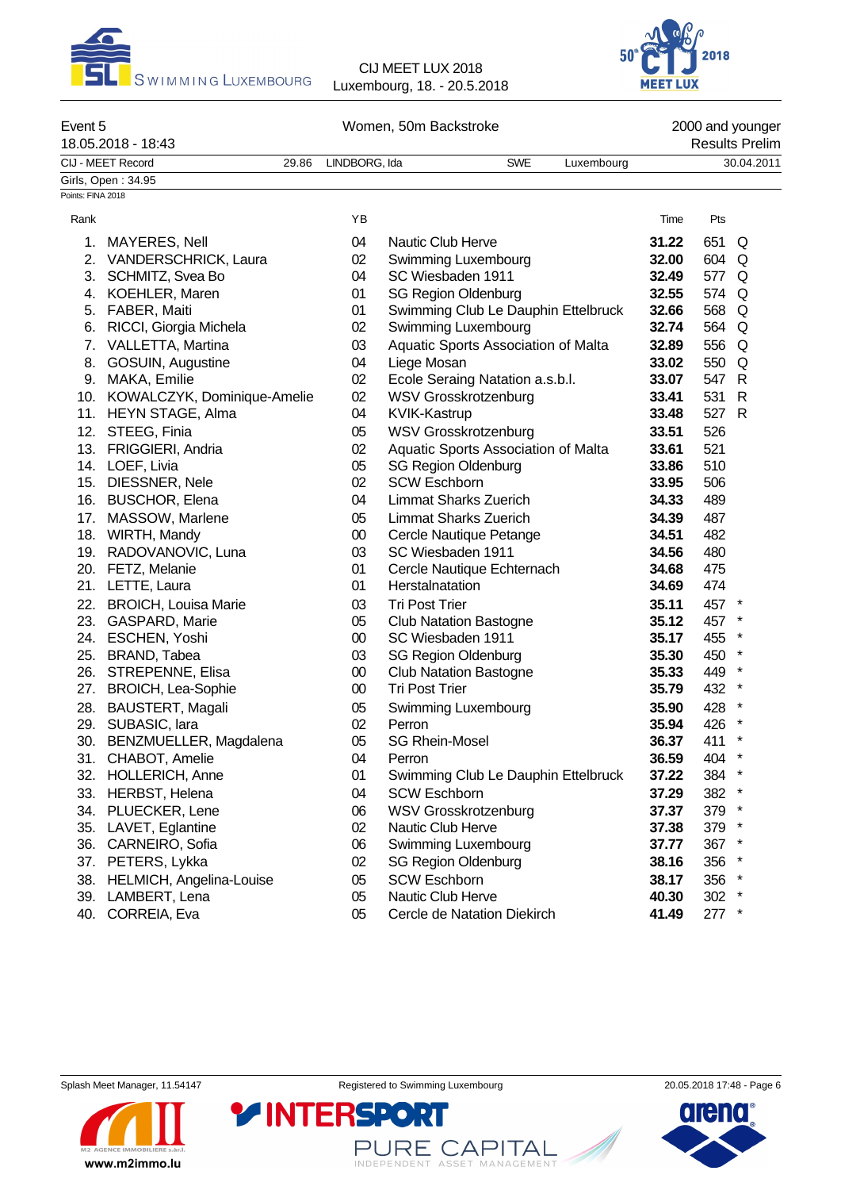Event 5 — Women, 50m Backstroke — 2000 and younger

18.05.2018 - 18:43 — Results Prelim

| CIJ - MEET Record | 29.86 | LINDBORG, Ida | SWE | Luxembourg | 30.04.2011 |
|---|---|---|---|---|---|
| Girls, Open : 34.95 | | | | | |

Points: FINA 2018

| Rank | | YB | | Time | Pts | |
|---|---|---|---|---|---|---|
| 1. | MAYERES, Nell | 04 | Nautic Club Herve | **31.22** | 651 | Q |
| 2. | VANDERSCHRICK, Laura | 02 | Swimming Luxembourg | **32.00** | 604 | Q |
| 3. | SCHMITZ, Svea Bo | 04 | SC Wiesbaden 1911 | **32.49** | 577 | Q |
| 4. | KOEHLER, Maren | 01 | SG Region Oldenburg | **32.55** | 574 | Q |
| 5. | FABER, Maiti | 01 | Swimming Club Le Dauphin Ettelbruck | **32.66** | 568 | Q |
| 6. | RICCI, Giorgia Michela | 02 | Swimming Luxembourg | **32.74** | 564 | Q |
| 7. | VALLETTA, Martina | 03 | Aquatic Sports Association of Malta | **32.89** | 556 | Q |
| 8. | GOSUIN, Augustine | 04 | Liege Mosan | **33.02** | 550 | Q |
| 9. | MAKA, Emilie | 02 | Ecole Seraing Natation a.s.b.l. | **33.07** | 547 | R |
| 10. | KOWALCZYK, Dominique-Amelie | 02 | WSV Grosskrotzenburg | **33.41** | 531 | R |
| 11. | HEYN STAGE, Alma | 04 | KVIK-Kastrup | **33.48** | 527 | R |
| 12. | STEEG, Finia | 05 | WSV Grosskrotzenburg | **33.51** | 526 | |
| 13. | FRIGGIERI, Andria | 02 | Aquatic Sports Association of Malta | **33.61** | 521 | |
| 14. | LOEF, Livia | 05 | SG Region Oldenburg | **33.86** | 510 | |
| 15. | DIESSNER, Nele | 02 | SCW Eschborn | **33.95** | 506 | |
| 16. | BUSCHOR, Elena | 04 | Limmat Sharks Zuerich | **34.33** | 489 | |
| 17. | MASSOW, Marlene | 05 | Limmat Sharks Zuerich | **34.39** | 487 | |
| 18. | WIRTH, Mandy | 00 | Cercle Nautique Petange | **34.51** | 482 | |
| 19. | RADOVANOVIC, Luna | 03 | SC Wiesbaden 1911 | **34.56** | 480 | |
| 20. | FETZ, Melanie | 01 | Cercle Nautique Echternach | **34.68** | 475 | |
| 21. | LETTE, Laura | 01 | Herstalnatation | **34.69** | 474 | |
| 22. | BROICH, Louisa Marie | 03 | Tri Post Trier | **35.11** | 457 | * |
| 23. | GASPARD, Marie | 05 | Club Natation Bastogne | **35.12** | 457 | * |
| 24. | ESCHEN, Yoshi | 00 | SC Wiesbaden 1911 | **35.17** | 455 | * |
| 25. | BRAND, Tabea | 03 | SG Region Oldenburg | **35.30** | 450 | * |
| 26. | STREPENNE, Elisa | 00 | Club Natation Bastogne | **35.33** | 449 | * |
| 27. | BROICH, Lea-Sophie | 00 | Tri Post Trier | **35.79** | 432 | * |
| 28. | BAUSTERT, Magali | 05 | Swimming Luxembourg | **35.90** | 428 | * |
| 29. | SUBASIC, lara | 02 | Perron | **35.94** | 426 | * |
| 30. | BENZMUELLER, Magdalena | 05 | SG Rhein-Mosel | **36.37** | 411 | * |
| 31. | CHABOT, Amelie | 04 | Perron | **36.59** | 404 | * |
| 32. | HOLLERICH, Anne | 01 | Swimming Club Le Dauphin Ettelbruck | **37.22** | 384 | * |
| 33. | HERBST, Helena | 04 | SCW Eschborn | **37.29** | 382 | * |
| 34. | PLUECKER, Lene | 06 | WSV Grosskrotzenburg | **37.37** | 379 | * |
| 35. | LAVET, Eglantine | 02 | Nautic Club Herve | **37.38** | 379 | * |
| 36. | CARNEIRO, Sofia | 06 | Swimming Luxembourg | **37.77** | 367 | * |
| 37. | PETERS, Lykka | 02 | SG Region Oldenburg | **38.16** | 356 | * |
| 38. | HELMICH, Angelina-Louise | 05 | SCW Eschborn | **38.17** | 356 | * |
| 39. | LAMBERT, Lena | 05 | Nautic Club Herve | **40.30** | 302 | * |
| 40. | CORREIA, Eva | 05 | Cercle de Natation Diekirch | **41.49** | 277 | * |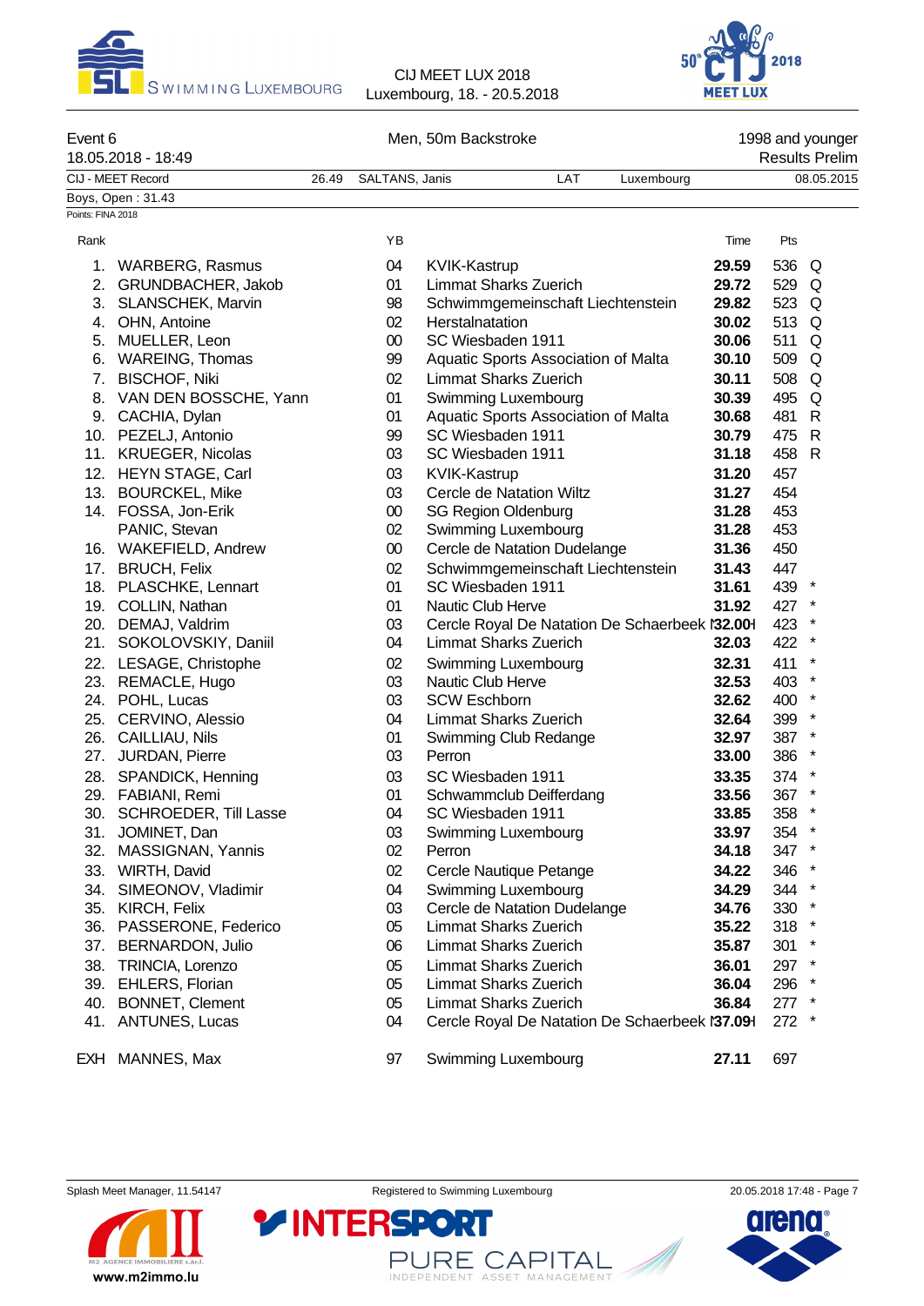Event 6 — Men, 50m Backstroke — 1998 and younger

18.05.2018 - 18:49 — Results Prelim

| CIJ - MEET Record | 26.49 | SALTANS, Janis | LAT | Luxembourg | 08.05.2015 |
|---|---|---|---|---|---|

Boys, Open : 31.43

Points: FINA 2018

| Rank | Name | YB | Club | Time | Pts | |
|---|---|---|---|---|---|---|
| 1. | WARBERG, Rasmus | 04 | KVIK-Kastrup | **29.59** | 536 | Q |
| 2. | GRUNDBACHER, Jakob | 01 | Limmat Sharks Zuerich | **29.72** | 529 | Q |
| 3. | SLANSCHEK, Marvin | 98 | Schwimmgemeinschaft Liechtenstein | **29.82** | 523 | Q |
| 4. | OHN, Antoine | 02 | Herstalnatation | **30.02** | 513 | Q |
| 5. | MUELLER, Leon | 00 | SC Wiesbaden 1911 | **30.06** | 511 | Q |
| 6. | WAREING, Thomas | 99 | Aquatic Sports Association of Malta | **30.10** | 509 | Q |
| 7. | BISCHOF, Niki | 02 | Limmat Sharks Zuerich | **30.11** | 508 | Q |
| 8. | VAN DEN BOSSCHE, Yann | 01 | Swimming Luxembourg | **30.39** | 495 | Q |
| 9. | CACHIA, Dylan | 01 | Aquatic Sports Association of Malta | **30.68** | 481 | R |
| 10. | PEZELJ, Antonio | 99 | SC Wiesbaden 1911 | **30.79** | 475 | R |
| 11. | KRUEGER, Nicolas | 03 | SC Wiesbaden 1911 | **31.18** | 458 | R |
| 12. | HEYN STAGE, Carl | 03 | KVIK-Kastrup | **31.20** | 457 | |
| 13. | BOURCKEL, Mike | 03 | Cercle de Natation Wiltz | **31.27** | 454 | |
| 14. | FOSSA, Jon-Erik | 00 | SG Region Oldenburg | **31.28** | 453 | |
| | PANIC, Stevan | 02 | Swimming Luxembourg | **31.28** | 453 | |
| 16. | WAKEFIELD, Andrew | 00 | Cercle de Natation Dudelange | **31.36** | 450 | |
| 17. | BRUCH, Felix | 02 | Schwimmgemeinschaft Liechtenstein | **31.43** | 447 | |
| 18. | PLASCHKE, Lennart | 01 | SC Wiesbaden 1911 | **31.61** | 439 | * |
| 19. | COLLIN, Nathan | 01 | Nautic Club Herve | **31.92** | 427 | * |
| 20. | DEMAJ, Valdrim | 03 | Cercle Royal De Natation De Schaerbeek | **32.00** | 423 | * |
| 21. | SOKOLOVSKIY, Daniil | 04 | Limmat Sharks Zuerich | **32.03** | 422 | * |
| 22. | LESAGE, Christophe | 02 | Swimming Luxembourg | **32.31** | 411 | * |
| 23. | REMACLE, Hugo | 03 | Nautic Club Herve | **32.53** | 403 | * |
| 24. | POHL, Lucas | 03 | SCW Eschborn | **32.62** | 400 | * |
| 25. | CERVINO, Alessio | 04 | Limmat Sharks Zuerich | **32.64** | 399 | * |
| 26. | CAILLIAU, Nils | 01 | Swimming Club Redange | **32.97** | 387 | * |
| 27. | JURDAN, Pierre | 03 | Perron | **33.00** | 386 | * |
| 28. | SPANDICK, Henning | 03 | SC Wiesbaden 1911 | **33.35** | 374 | * |
| 29. | FABIANI, Remi | 01 | Schwammclub Deifferdang | **33.56** | 367 | * |
| 30. | SCHROEDER, Till Lasse | 04 | SC Wiesbaden 1911 | **33.85** | 358 | * |
| 31. | JOMINET, Dan | 03 | Swimming Luxembourg | **33.97** | 354 | * |
| 32. | MASSIGNAN, Yannis | 02 | Perron | **34.18** | 347 | * |
| 33. | WIRTH, David | 02 | Cercle Nautique Petange | **34.22** | 346 | * |
| 34. | SIMEONOV, Vladimir | 04 | Swimming Luxembourg | **34.29** | 344 | * |
| 35. | KIRCH, Felix | 03 | Cercle de Natation Dudelange | **34.76** | 330 | * |
| 36. | PASSERONE, Federico | 05 | Limmat Sharks Zuerich | **35.22** | 318 | * |
| 37. | BERNARDON, Julio | 06 | Limmat Sharks Zuerich | **35.87** | 301 | * |
| 38. | TRINCIA, Lorenzo | 05 | Limmat Sharks Zuerich | **36.01** | 297 | * |
| 39. | EHLERS, Florian | 05 | Limmat Sharks Zuerich | **36.04** | 296 | * |
| 40. | BONNET, Clement | 05 | Limmat Sharks Zuerich | **36.84** | 277 | * |
| 41. | ANTUNES, Lucas | 04 | Cercle Royal De Natation De Schaerbeek | **37.09** | 272 | * |
| EXH | MANNES, Max | 97 | Swimming Luxembourg | **27.11** | 697 | |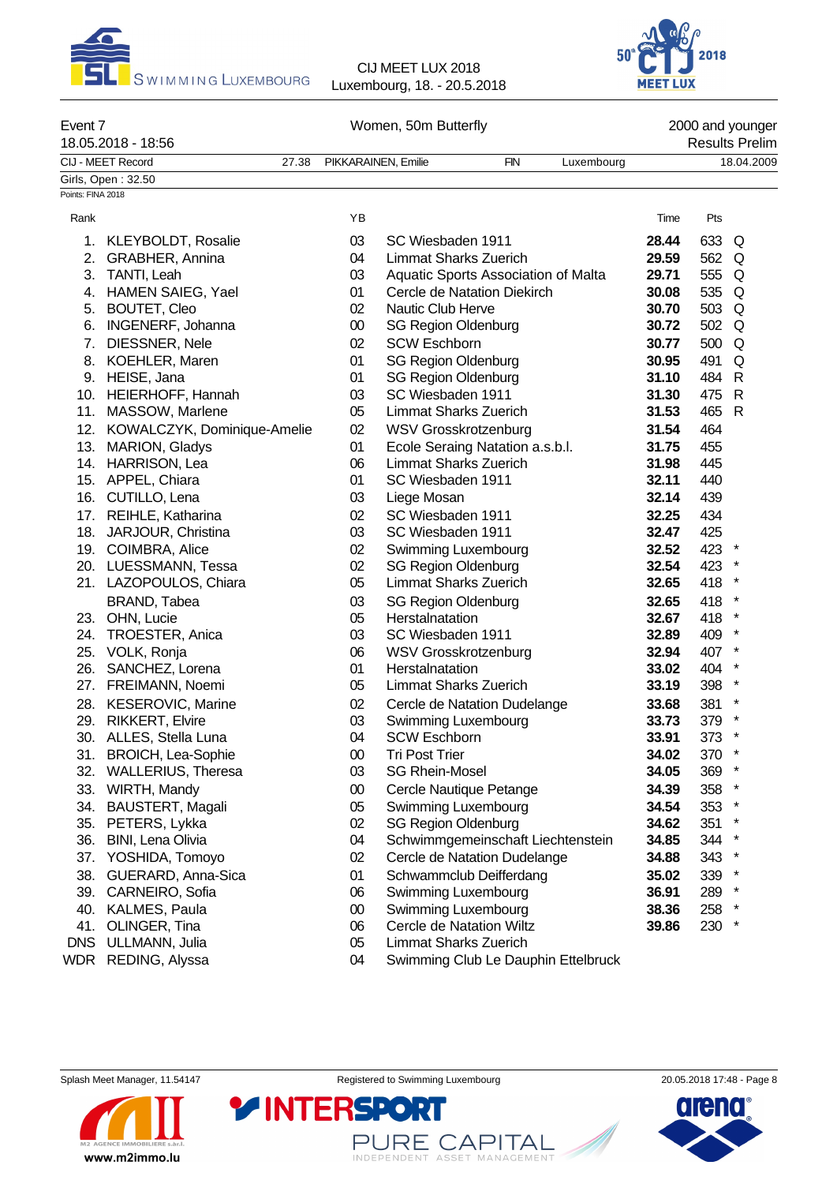CIJ MEET LUX 2018
Luxembourg, 18. - 20.5.2018

Event 7 — Women, 50m Butterfly — 2000 and younger
18.05.2018 - 18:56 — Results Prelim

CIJ - MEET Record 27.38 PIKKARAINEN, Emilie FIN Luxembourg 18.04.2009
Girls, Open : 32.50
Points: FINA 2018

| Rank | | YB | | Time | Pts | |
|---|---|---|---|---|---|---|
| 1. | KLEYBOLDT, Rosalie | 03 | SC Wiesbaden 1911 | **28.44** | 633 | Q |
| 2. | GRABHER, Annina | 04 | Limmat Sharks Zuerich | **29.59** | 562 | Q |
| 3. | TANTI, Leah | 03 | Aquatic Sports Association of Malta | **29.71** | 555 | Q |
| 4. | HAMEN SAIEG, Yael | 01 | Cercle de Natation Diekirch | **30.08** | 535 | Q |
| 5. | BOUTET, Cleo | 02 | Nautic Club Herve | **30.70** | 503 | Q |
| 6. | INGENERF, Johanna | 00 | SG Region Oldenburg | **30.72** | 502 | Q |
| 7. | DIESSNER, Nele | 02 | SCW Eschborn | **30.77** | 500 | Q |
| 8. | KOEHLER, Maren | 01 | SG Region Oldenburg | **30.95** | 491 | Q |
| 9. | HEISE, Jana | 01 | SG Region Oldenburg | **31.10** | 484 | R |
| 10. | HEIERHOFF, Hannah | 03 | SC Wiesbaden 1911 | **31.30** | 475 | R |
| 11. | MASSOW, Marlene | 05 | Limmat Sharks Zuerich | **31.53** | 465 | R |
| 12. | KOWALCZYK, Dominique-Amelie | 02 | WSV Grosskrotzenburg | **31.54** | 464 | |
| 13. | MARION, Gladys | 01 | Ecole Seraing Natation a.s.b.l. | **31.75** | 455 | |
| 14. | HARRISON, Lea | 06 | Limmat Sharks Zuerich | **31.98** | 445 | |
| 15. | APPEL, Chiara | 01 | SC Wiesbaden 1911 | **32.11** | 440 | |
| 16. | CUTILLO, Lena | 03 | Liege Mosan | **32.14** | 439 | |
| 17. | REIHLE, Katharina | 02 | SC Wiesbaden 1911 | **32.25** | 434 | |
| 18. | JARJOUR, Christina | 03 | SC Wiesbaden 1911 | **32.47** | 425 | |
| 19. | COIMBRA, Alice | 02 | Swimming Luxembourg | **32.52** | 423 | * |
| 20. | LUESSMANN, Tessa | 02 | SG Region Oldenburg | **32.54** | 423 | * |
| 21. | LAZOPOULOS, Chiara | 05 | Limmat Sharks Zuerich | **32.65** | 418 | * |
| | BRAND, Tabea | 03 | SG Region Oldenburg | **32.65** | 418 | * |
| 23. | OHN, Lucie | 05 | Herstalnatation | **32.67** | 418 | * |
| 24. | TROESTER, Anica | 03 | SC Wiesbaden 1911 | **32.89** | 409 | * |
| 25. | VOLK, Ronja | 06 | WSV Grosskrotzenburg | **32.94** | 407 | * |
| 26. | SANCHEZ, Lorena | 01 | Herstalnatation | **33.02** | 404 | * |
| 27. | FREIMANN, Noemi | 05 | Limmat Sharks Zuerich | **33.19** | 398 | * |
| 28. | KESEROVIC, Marine | 02 | Cercle de Natation Dudelange | **33.68** | 381 | * |
| 29. | RIKKERT, Elvire | 03 | Swimming Luxembourg | **33.73** | 379 | * |
| 30. | ALLES, Stella Luna | 04 | SCW Eschborn | **33.91** | 373 | * |
| 31. | BROICH, Lea-Sophie | 00 | Tri Post Trier | **34.02** | 370 | * |
| 32. | WALLERIUS, Theresa | 03 | SG Rhein-Mosel | **34.05** | 369 | * |
| 33. | WIRTH, Mandy | 00 | Cercle Nautique Petange | **34.39** | 358 | * |
| 34. | BAUSTERT, Magali | 05 | Swimming Luxembourg | **34.54** | 353 | * |
| 35. | PETERS, Lykka | 02 | SG Region Oldenburg | **34.62** | 351 | * |
| 36. | BINI, Lena Olivia | 04 | Schwimmgemeinschaft Liechtenstein | **34.85** | 344 | * |
| 37. | YOSHIDA, Tomoyo | 02 | Cercle de Natation Dudelange | **34.88** | 343 | * |
| 38. | GUERARD, Anna-Sica | 01 | Schwammclub Deifferdang | **35.02** | 339 | * |
| 39. | CARNEIRO, Sofia | 06 | Swimming Luxembourg | **36.91** | 289 | * |
| 40. | KALMES, Paula | 00 | Swimming Luxembourg | **38.36** | 258 | * |
| 41. | OLINGER, Tina | 06 | Cercle de Natation Wiltz | **39.86** | 230 | * |
| DNS | ULLMANN, Julia | 05 | Limmat Sharks Zuerich | | | |
| WDR | REDING, Alyssa | 04 | Swimming Club Le Dauphin Ettelbruck | | | |

Splash Meet Manager, 11.54147 — Registered to Swimming Luxembourg — 20.05.2018 17:48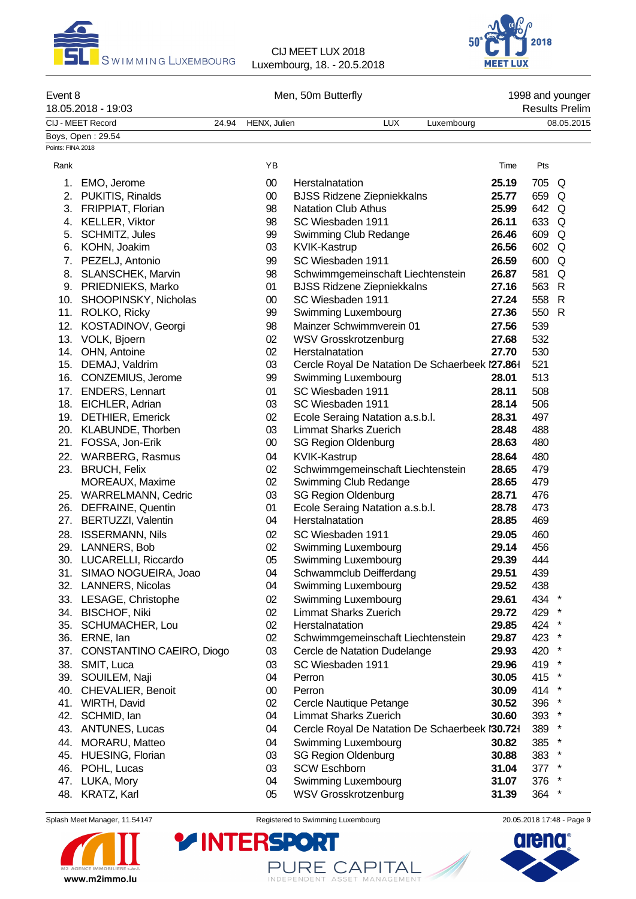Event 8 — Men, 50m Butterfly — 1998 and younger

18.05.2018 - 19:03 — Results Prelim

| CIJ - MEET Record | 24.94 | HENX, Julien | LUX | Luxembourg | 08.05.2015 |
|---|---|---|---|---|---|

Boys, Open : 29.54

Points: FINA 2018

| Rank | | YB | | Time | Pts | |
|---|---|---|---|---|---|---|
| 1. | EMO, Jerome | 00 | Herstalnatation | **25.19** | 705 | Q |
| 2. | PUKITIS, Rinalds | 00 | BJSS Ridzene Ziepniekkalns | **25.77** | 659 | Q |
| 3. | FRIPPIAT, Florian | 98 | Natation Club Athus | **25.99** | 642 | Q |
| 4. | KELLER, Viktor | 98 | SC Wiesbaden 1911 | **26.11** | 633 | Q |
| 5. | SCHMITZ, Jules | 99 | Swimming Club Redange | **26.46** | 609 | Q |
| 6. | KOHN, Joakim | 03 | KVIK-Kastrup | **26.56** | 602 | Q |
| 7. | PEZELJ, Antonio | 99 | SC Wiesbaden 1911 | **26.59** | 600 | Q |
| 8. | SLANSCHEK, Marvin | 98 | Schwimmgemeinschaft Liechtenstein | **26.87** | 581 | Q |
| 9. | PRIEDNIEKS, Marko | 01 | BJSS Ridzene Ziepniekkalns | **27.16** | 563 | R |
| 10. | SHOOPINSKY, Nicholas | 00 | SC Wiesbaden 1911 | **27.24** | 558 | R |
| 11. | ROLKO, Ricky | 99 | Swimming Luxembourg | **27.36** | 550 | R |
| 12. | KOSTADINOV, Georgi | 98 | Mainzer Schwimmverein 01 | **27.56** | 539 | |
| 13. | VOLK, Bjoern | 02 | WSV Grosskrotzenburg | **27.68** | 532 | |
| 14. | OHN, Antoine | 02 | Herstalnatation | **27.70** | 530 | |
| 15. | DEMAJ, Valdrim | 03 | Cercle Royal De Natation De Schaerbeek | **27.86** | 521 | |
| 16. | CONZEMIUS, Jerome | 99 | Swimming Luxembourg | **28.01** | 513 | |
| 17. | ENDERS, Lennart | 01 | SC Wiesbaden 1911 | **28.11** | 508 | |
| 18. | EICHLER, Adrian | 03 | SC Wiesbaden 1911 | **28.14** | 506 | |
| 19. | DETHIER, Emerick | 02 | Ecole Seraing Natation a.s.b.l. | **28.31** | 497 | |
| 20. | KLABUNDE, Thorben | 03 | Limmat Sharks Zuerich | **28.48** | 488 | |
| 21. | FOSSA, Jon-Erik | 00 | SG Region Oldenburg | **28.63** | 480 | |
| 22. | WARBERG, Rasmus | 04 | KVIK-Kastrup | **28.64** | 480 | |
| 23. | BRUCH, Felix | 02 | Schwimmgemeinschaft Liechtenstein | **28.65** | 479 | |
| | MOREAUX, Maxime | 02 | Swimming Club Redange | **28.65** | 479 | |
| 25. | WARRELMANN, Cedric | 03 | SG Region Oldenburg | **28.71** | 476 | |
| 26. | DEFRAINE, Quentin | 01 | Ecole Seraing Natation a.s.b.l. | **28.78** | 473 | |
| 27. | BERTUZZI, Valentin | 04 | Herstalnatation | **28.85** | 469 | |
| 28. | ISSERMANN, Nils | 02 | SC Wiesbaden 1911 | **29.05** | 460 | |
| 29. | LANNERS, Bob | 02 | Swimming Luxembourg | **29.14** | 456 | |
| 30. | LUCARELLI, Riccardo | 05 | Swimming Luxembourg | **29.39** | 444 | |
| 31. | SIMAO NOGUEIRA, Joao | 04 | Schwammclub Deifferdang | **29.51** | 439 | |
| 32. | LANNERS, Nicolas | 04 | Swimming Luxembourg | **29.52** | 438 | |
| 33. | LESAGE, Christophe | 02 | Swimming Luxembourg | **29.61** | 434 | * |
| 34. | BISCHOF, Niki | 02 | Limmat Sharks Zuerich | **29.72** | 429 | * |
| 35. | SCHUMACHER, Lou | 02 | Herstalnatation | **29.85** | 424 | * |
| 36. | ERNE, Ian | 02 | Schwimmgemeinschaft Liechtenstein | **29.87** | 423 | * |
| 37. | CONSTANTINO CAEIRO, Diogo | 03 | Cercle de Natation Dudelange | **29.93** | 420 | * |
| 38. | SMIT, Luca | 03 | SC Wiesbaden 1911 | **29.96** | 419 | * |
| 39. | SOUILEM, Naji | 04 | Perron | **30.05** | 415 | * |
| 40. | CHEVALIER, Benoit | 00 | Perron | **30.09** | 414 | * |
| 41. | WIRTH, David | 02 | Cercle Nautique Petange | **30.52** | 396 | * |
| 42. | SCHMID, Ian | 04 | Limmat Sharks Zuerich | **30.60** | 393 | * |
| 43. | ANTUNES, Lucas | 04 | Cercle Royal De Natation De Schaerbeek | **30.72** | 389 | * |
| 44. | MORARU, Matteo | 04 | Swimming Luxembourg | **30.82** | 385 | * |
| 45. | HUESING, Florian | 03 | SG Region Oldenburg | **30.88** | 383 | * |
| 46. | POHL, Lucas | 03 | SCW Eschborn | **31.04** | 377 | * |
| 47. | LUKA, Mory | 04 | Swimming Luxembourg | **31.07** | 376 | * |
| 48. | KRATZ, Karl | 05 | WSV Grosskrotzenburg | **31.39** | 364 | * |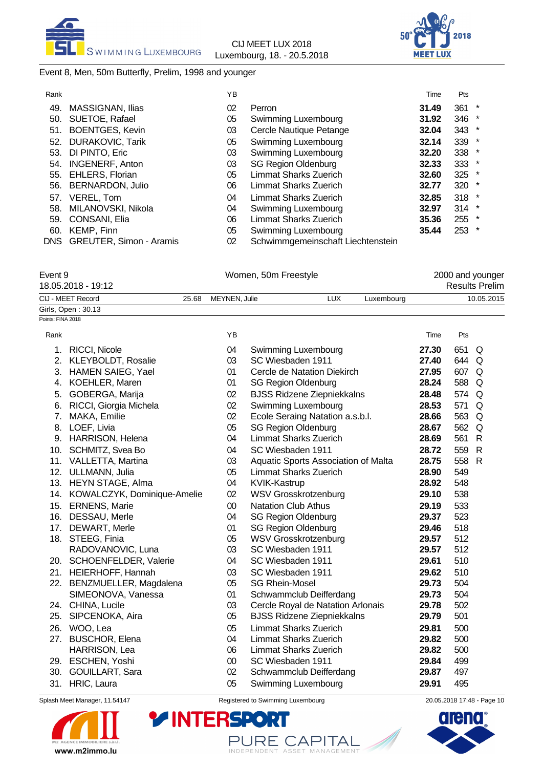Event 8, Men, 50m Butterfly, Prelim, 1998 and younger

| Rank | | YB | | Time | Pts | |
|---|---|---|---|---|---|---|
| 49. | MASSIGNAN, Ilias | 02 | Perron | **31.49** | 361 | * |
| 50. | SUETOE, Rafael | 05 | Swimming Luxembourg | **31.92** | 346 | * |
| 51. | BOENTGES, Kevin | 03 | Cercle Nautique Petange | **32.04** | 343 | * |
| 52. | DURAKOVIC, Tarik | 05 | Swimming Luxembourg | **32.14** | 339 | * |
| 53. | DI PINTO, Eric | 03 | Swimming Luxembourg | **32.20** | 338 | * |
| 54. | INGENERF, Anton | 03 | SG Region Oldenburg | **32.33** | 333 | * |
| 55. | EHLERS, Florian | 05 | Limmat Sharks Zuerich | **32.60** | 325 | * |
| 56. | BERNARDON, Julio | 06 | Limmat Sharks Zuerich | **32.77** | 320 | * |
| 57. | VEREL, Tom | 04 | Limmat Sharks Zuerich | **32.85** | 318 | * |
| 58. | MILANOVSKI, Nikola | 04 | Swimming Luxembourg | **32.97** | 314 | * |
| 59. | CONSANI, Elia | 06 | Limmat Sharks Zuerich | **35.36** | 255 | * |
| 60. | KEMP, Finn | 05 | Swimming Luxembourg | **35.44** | 253 | * |
| DNS | GREUTER, Simon - Aramis | 02 | Schwimmgemeinschaft Liechtenstein | | | |

Event 9 — Women, 50m Freestyle — 2000 and younger

18.05.2018 - 19:12 — Results Prelim

| CIJ - MEET Record | 25.68 | MEYNEN, Julie | LUX | Luxembourg | 10.05.2015 |
|---|---|---|---|---|---|

Girls, Open : 30.13

Points: FINA 2018

| Rank | | YB | | Time | Pts | |
|---|---|---|---|---|---|---|
| 1. | RICCI, Nicole | 04 | Swimming Luxembourg | **27.30** | 651 | Q |
| 2. | KLEYBOLDT, Rosalie | 03 | SC Wiesbaden 1911 | **27.40** | 644 | Q |
| 3. | HAMEN SAIEG, Yael | 01 | Cercle de Natation Diekirch | **27.95** | 607 | Q |
| 4. | KOEHLER, Maren | 01 | SG Region Oldenburg | **28.24** | 588 | Q |
| 5. | GOBERGA, Marija | 02 | BJSS Ridzene Ziepniekkalns | **28.48** | 574 | Q |
| 6. | RICCI, Giorgia Michela | 02 | Swimming Luxembourg | **28.53** | 571 | Q |
| 7. | MAKA, Emilie | 02 | Ecole Seraing Natation a.s.b.l. | **28.66** | 563 | Q |
| 8. | LOEF, Livia | 05 | SG Region Oldenburg | **28.67** | 562 | Q |
| 9. | HARRISON, Helena | 04 | Limmat Sharks Zuerich | **28.69** | 561 | R |
| 10. | SCHMITZ, Svea Bo | 04 | SC Wiesbaden 1911 | **28.72** | 559 | R |
| 11. | VALLETTA, Martina | 03 | Aquatic Sports Association of Malta | **28.75** | 558 | R |
| 12. | ULLMANN, Julia | 05 | Limmat Sharks Zuerich | **28.90** | 549 | |
| 13. | HEYN STAGE, Alma | 04 | KVIK-Kastrup | **28.92** | 548 | |
| 14. | KOWALCZYK, Dominique-Amelie | 02 | WSV Grosskrotzenburg | **29.10** | 538 | |
| 15. | ERNENS, Marie | 00 | Natation Club Athus | **29.19** | 533 | |
| 16. | DESSAU, Merle | 04 | SG Region Oldenburg | **29.37** | 523 | |
| 17. | DEWART, Merle | 01 | SG Region Oldenburg | **29.46** | 518 | |
| 18. | STEEG, Finia | 05 | WSV Grosskrotzenburg | **29.57** | 512 | |
| | RADOVANOVIC, Luna | 03 | SC Wiesbaden 1911 | **29.57** | 512 | |
| 20. | SCHOENFELDER, Valerie | 04 | SC Wiesbaden 1911 | **29.61** | 510 | |
| 21. | HEIERHOFF, Hannah | 03 | SC Wiesbaden 1911 | **29.62** | 510 | |
| 22. | BENZMUELLER, Magdalena | 05 | SG Rhein-Mosel | **29.73** | 504 | |
| | SIMEONOVA, Vanessa | 01 | Schwammclub Deifferdang | **29.73** | 504 | |
| 24. | CHINA, Lucile | 03 | Cercle Royal de Natation Arlonais | **29.78** | 502 | |
| 25. | SIPCENOKA, Aira | 05 | BJSS Ridzene Ziepniekkalns | **29.79** | 501 | |
| 26. | WOO, Lea | 05 | Limmat Sharks Zuerich | **29.81** | 500 | |
| 27. | BUSCHOR, Elena | 04 | Limmat Sharks Zuerich | **29.82** | 500 | |
| | HARRISON, Lea | 06 | Limmat Sharks Zuerich | **29.82** | 500 | |
| 29. | ESCHEN, Yoshi | 00 | SC Wiesbaden 1911 | **29.84** | 499 | |
| 30. | GOUILLART, Sara | 02 | Schwammclub Deifferdang | **29.87** | 497 | |
| 31. | HRIC, Laura | 05 | Swimming Luxembourg | **29.91** | 495 | |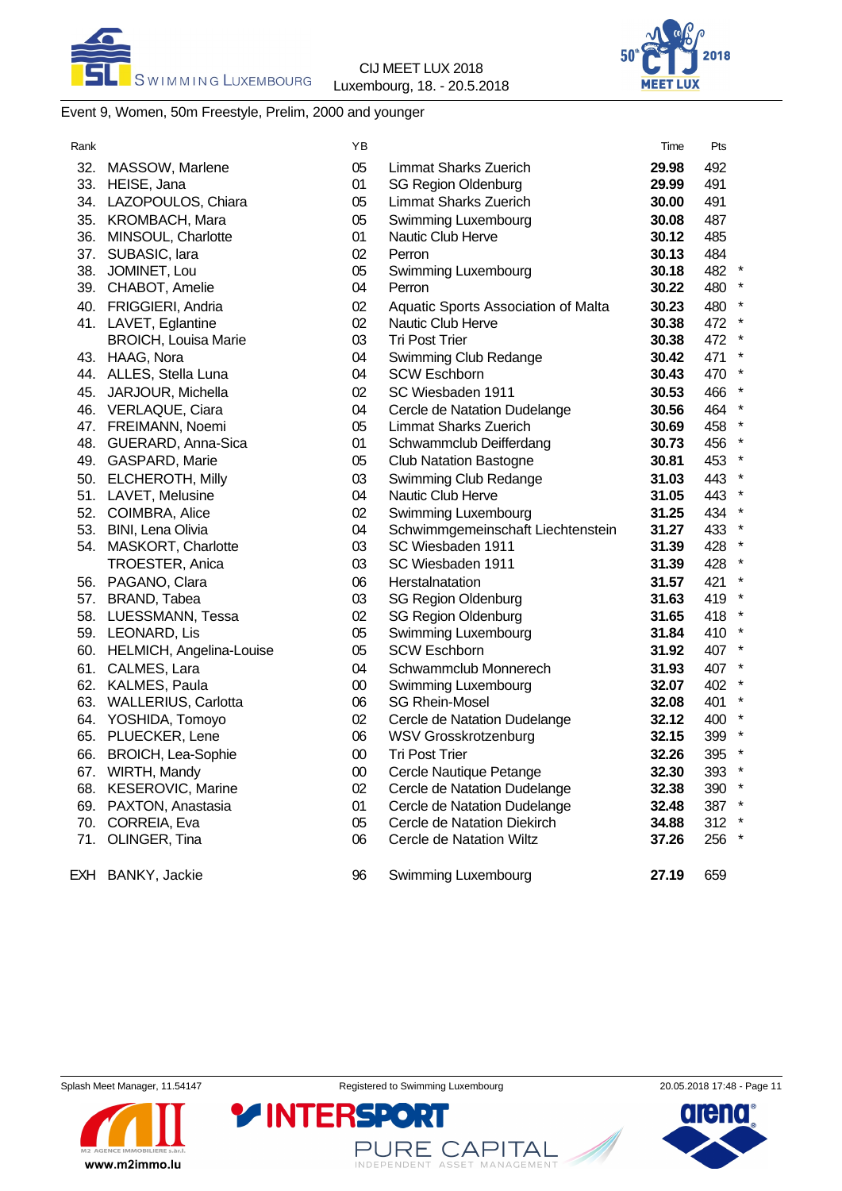Event 9, Women, 50m Freestyle, Prelim, 2000 and younger

| Rank | | YB | | Time | Pts | |
|---|---|---|---|---|---|---|
| 32. | MASSOW, Marlene | 05 | Limmat Sharks Zuerich | **29.98** | 492 | |
| 33. | HEISE, Jana | 01 | SG Region Oldenburg | **29.99** | 491 | |
| 34. | LAZOPOULOS, Chiara | 05 | Limmat Sharks Zuerich | **30.00** | 491 | |
| 35. | KROMBACH, Mara | 05 | Swimming Luxembourg | **30.08** | 487 | |
| 36. | MINSOUL, Charlotte | 01 | Nautic Club Herve | **30.12** | 485 | |
| 37. | SUBASIC, Iara | 02 | Perron | **30.13** | 484 | |
| 38. | JOMINET, Lou | 05 | Swimming Luxembourg | **30.18** | 482 | * |
| 39. | CHABOT, Amelie | 04 | Perron | **30.22** | 480 | * |
| 40. | FRIGGIERI, Andria | 02 | Aquatic Sports Association of Malta | **30.23** | 480 | * |
| 41. | LAVET, Eglantine | 02 | Nautic Club Herve | **30.38** | 472 | * |
| | BROICH, Louisa Marie | 03 | Tri Post Trier | **30.38** | 472 | * |
| 43. | HAAG, Nora | 04 | Swimming Club Redange | **30.42** | 471 | * |
| 44. | ALLES, Stella Luna | 04 | SCW Eschborn | **30.43** | 470 | * |
| 45. | JARJOUR, Michella | 02 | SC Wiesbaden 1911 | **30.53** | 466 | * |
| 46. | VERLAQUE, Ciara | 04 | Cercle de Natation Dudelange | **30.56** | 464 | * |
| 47. | FREIMANN, Noemi | 05 | Limmat Sharks Zuerich | **30.69** | 458 | * |
| 48. | GUERARD, Anna-Sica | 01 | Schwammclub Deifferdang | **30.73** | 456 | * |
| 49. | GASPARD, Marie | 05 | Club Natation Bastogne | **30.81** | 453 | * |
| 50. | ELCHEROTH, Milly | 03 | Swimming Club Redange | **31.03** | 443 | * |
| 51. | LAVET, Melusine | 04 | Nautic Club Herve | **31.05** | 443 | * |
| 52. | COIMBRA, Alice | 02 | Swimming Luxembourg | **31.25** | 434 | * |
| 53. | BINI, Lena Olivia | 04 | Schwimmgemeinschaft Liechtenstein | **31.27** | 433 | * |
| 54. | MASKORT, Charlotte | 03 | SC Wiesbaden 1911 | **31.39** | 428 | * |
| | TROESTER, Anica | 03 | SC Wiesbaden 1911 | **31.39** | 428 | * |
| 56. | PAGANO, Clara | 06 | Herstalnatation | **31.57** | 421 | * |
| 57. | BRAND, Tabea | 03 | SG Region Oldenburg | **31.63** | 419 | * |
| 58. | LUESSMANN, Tessa | 02 | SG Region Oldenburg | **31.65** | 418 | * |
| 59. | LEONARD, Lis | 05 | Swimming Luxembourg | **31.84** | 410 | * |
| 60. | HELMICH, Angelina-Louise | 05 | SCW Eschborn | **31.92** | 407 | * |
| 61. | CALMES, Lara | 04 | Schwammclub Monnerech | **31.93** | 407 | * |
| 62. | KALMES, Paula | 00 | Swimming Luxembourg | **32.07** | 402 | * |
| 63. | WALLERIUS, Carlotta | 06 | SG Rhein-Mosel | **32.08** | 401 | * |
| 64. | YOSHIDA, Tomoyo | 02 | Cercle de Natation Dudelange | **32.12** | 400 | * |
| 65. | PLUECKER, Lene | 06 | WSV Grosskrotzenburg | **32.15** | 399 | * |
| 66. | BROICH, Lea-Sophie | 00 | Tri Post Trier | **32.26** | 395 | * |
| 67. | WIRTH, Mandy | 00 | Cercle Nautique Petange | **32.30** | 393 | * |
| 68. | KESEROVIC, Marine | 02 | Cercle de Natation Dudelange | **32.38** | 390 | * |
| 69. | PAXTON, Anastasia | 01 | Cercle de Natation Dudelange | **32.48** | 387 | * |
| 70. | CORREIA, Eva | 05 | Cercle de Natation Diekirch | **34.88** | 312 | * |
| 71. | OLINGER, Tina | 06 | Cercle de Natation Wiltz | **37.26** | 256 | * |
| EXH | BANKY, Jackie | 96 | Swimming Luxembourg | **27.19** | 659 | |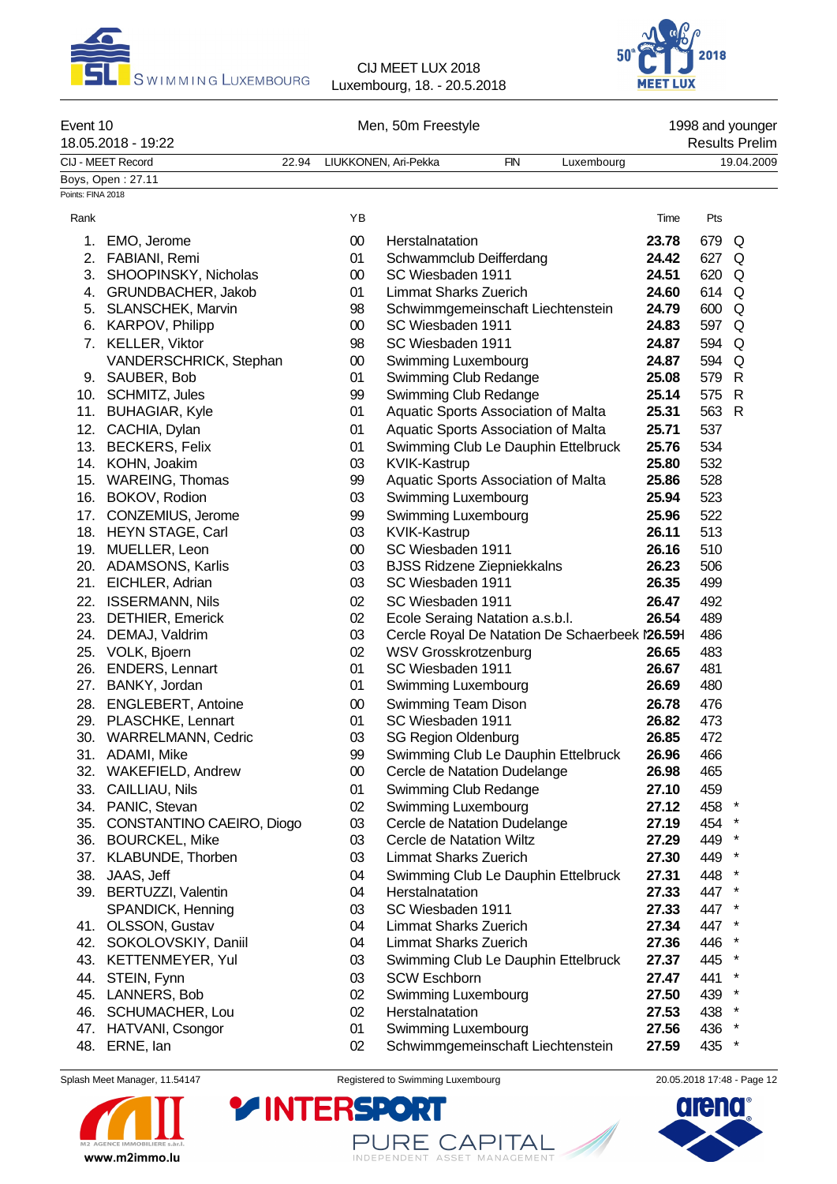CIJ MEET LUX 2018
Luxembourg, 18. - 20.5.2018

Event 10 — Men, 50m Freestyle — 1998 and younger
18.05.2018 - 19:22 — Results Prelim

| CIJ - MEET Record | 22.94 | LIUKKONEN, Ari-Pekka | FIN | Luxembourg | 19.04.2009 |
|---|---|---|---|---|---|

Boys, Open : 27.11

Points: FINA 2018

| Rank | | YB | | Time | Pts | |
|---|---|---|---|---|---|---|
| 1. | EMO, Jerome | 00 | Herstalnatation | **23.78** | 679 | Q |
| 2. | FABIANI, Remi | 01 | Schwammclub Deifferdang | **24.42** | 627 | Q |
| 3. | SHOOPINSKY, Nicholas | 00 | SC Wiesbaden 1911 | **24.51** | 620 | Q |
| 4. | GRUNDBACHER, Jakob | 01 | Limmat Sharks Zuerich | **24.60** | 614 | Q |
| 5. | SLANSCHEK, Marvin | 98 | Schwimmgemeinschaft Liechtenstein | **24.79** | 600 | Q |
| 6. | KARPOV, Philipp | 00 | SC Wiesbaden 1911 | **24.83** | 597 | Q |
| 7. | KELLER, Viktor | 98 | SC Wiesbaden 1911 | **24.87** | 594 | Q |
| | VANDERSCHRICK, Stephan | 00 | Swimming Luxembourg | **24.87** | 594 | Q |
| 9. | SAUBER, Bob | 01 | Swimming Club Redange | **25.08** | 579 | R |
| 10. | SCHMITZ, Jules | 99 | Swimming Club Redange | **25.14** | 575 | R |
| 11. | BUHAGIAR, Kyle | 01 | Aquatic Sports Association of Malta | **25.31** | 563 | R |
| 12. | CACHIA, Dylan | 01 | Aquatic Sports Association of Malta | **25.71** | 537 | |
| 13. | BECKERS, Felix | 01 | Swimming Club Le Dauphin Ettelbruck | **25.76** | 534 | |
| 14. | KOHN, Joakim | 03 | KVIK-Kastrup | **25.80** | 532 | |
| 15. | WAREING, Thomas | 99 | Aquatic Sports Association of Malta | **25.86** | 528 | |
| 16. | BOKOV, Rodion | 03 | Swimming Luxembourg | **25.94** | 523 | |
| 17. | CONZEMIUS, Jerome | 99 | Swimming Luxembourg | **25.96** | 522 | |
| 18. | HEYN STAGE, Carl | 03 | KVIK-Kastrup | **26.11** | 513 | |
| 19. | MUELLER, Leon | 00 | SC Wiesbaden 1911 | **26.16** | 510 | |
| 20. | ADAMSONS, Karlis | 03 | BJSS Ridzene Ziepniekkalns | **26.23** | 506 | |
| 21. | EICHLER, Adrian | 03 | SC Wiesbaden 1911 | **26.35** | 499 | |
| 22. | ISSERMANN, Nils | 02 | SC Wiesbaden 1911 | **26.47** | 492 | |
| 23. | DETHIER, Emerick | 02 | Ecole Seraing Natation a.s.b.l. | **26.54** | 489 | |
| 24. | DEMAJ, Valdrim | 03 | Cercle Royal De Natation De Schaerbeek I | **26.59** | 486 | |
| 25. | VOLK, Bjoern | 02 | WSV Grosskrotzenburg | **26.65** | 483 | |
| 26. | ENDERS, Lennart | 01 | SC Wiesbaden 1911 | **26.67** | 481 | |
| 27. | BANKY, Jordan | 01 | Swimming Luxembourg | **26.69** | 480 | |
| 28. | ENGLEBERT, Antoine | 00 | Swimming Team Dison | **26.78** | 476 | |
| 29. | PLASCHKE, Lennart | 01 | SC Wiesbaden 1911 | **26.82** | 473 | |
| 30. | WARRELMANN, Cedric | 03 | SG Region Oldenburg | **26.85** | 472 | |
| 31. | ADAMI, Mike | 99 | Swimming Club Le Dauphin Ettelbruck | **26.96** | 466 | |
| 32. | WAKEFIELD, Andrew | 00 | Cercle de Natation Dudelange | **26.98** | 465 | |
| 33. | CAILLIAU, Nils | 01 | Swimming Club Redange | **27.10** | 459 | |
| 34. | PANIC, Stevan | 02 | Swimming Luxembourg | **27.12** | 458 | * |
| 35. | CONSTANTINO CAEIRO, Diogo | 03 | Cercle de Natation Dudelange | **27.19** | 454 | * |
| 36. | BOURCKEL, Mike | 03 | Cercle de Natation Wiltz | **27.29** | 449 | * |
| 37. | KLABUNDE, Thorben | 03 | Limmat Sharks Zuerich | **27.30** | 449 | * |
| 38. | JAAS, Jeff | 04 | Swimming Club Le Dauphin Ettelbruck | **27.31** | 448 | * |
| 39. | BERTUZZI, Valentin | 04 | Herstalnatation | **27.33** | 447 | * |
| | SPANDICK, Henning | 03 | SC Wiesbaden 1911 | **27.33** | 447 | * |
| 41. | OLSSON, Gustav | 04 | Limmat Sharks Zuerich | **27.34** | 447 | * |
| 42. | SOKOLOVSKIY, Daniil | 04 | Limmat Sharks Zuerich | **27.36** | 446 | * |
| 43. | KETTENMEYER, Yul | 03 | Swimming Club Le Dauphin Ettelbruck | **27.37** | 445 | * |
| 44. | STEIN, Fynn | 03 | SCW Eschborn | **27.47** | 441 | * |
| 45. | LANNERS, Bob | 02 | Swimming Luxembourg | **27.50** | 439 | * |
| 46. | SCHUMACHER, Lou | 02 | Herstalnatation | **27.53** | 438 | * |
| 47. | HATVANI, Csongor | 01 | Swimming Luxembourg | **27.56** | 436 | * |
| 48. | ERNE, Ian | 02 | Schwimmgemeinschaft Liechtenstein | **27.59** | 435 | * |

Splash Meet Manager, 11.54147 — Registered to Swimming Luxembourg — 20.05.2018 17:48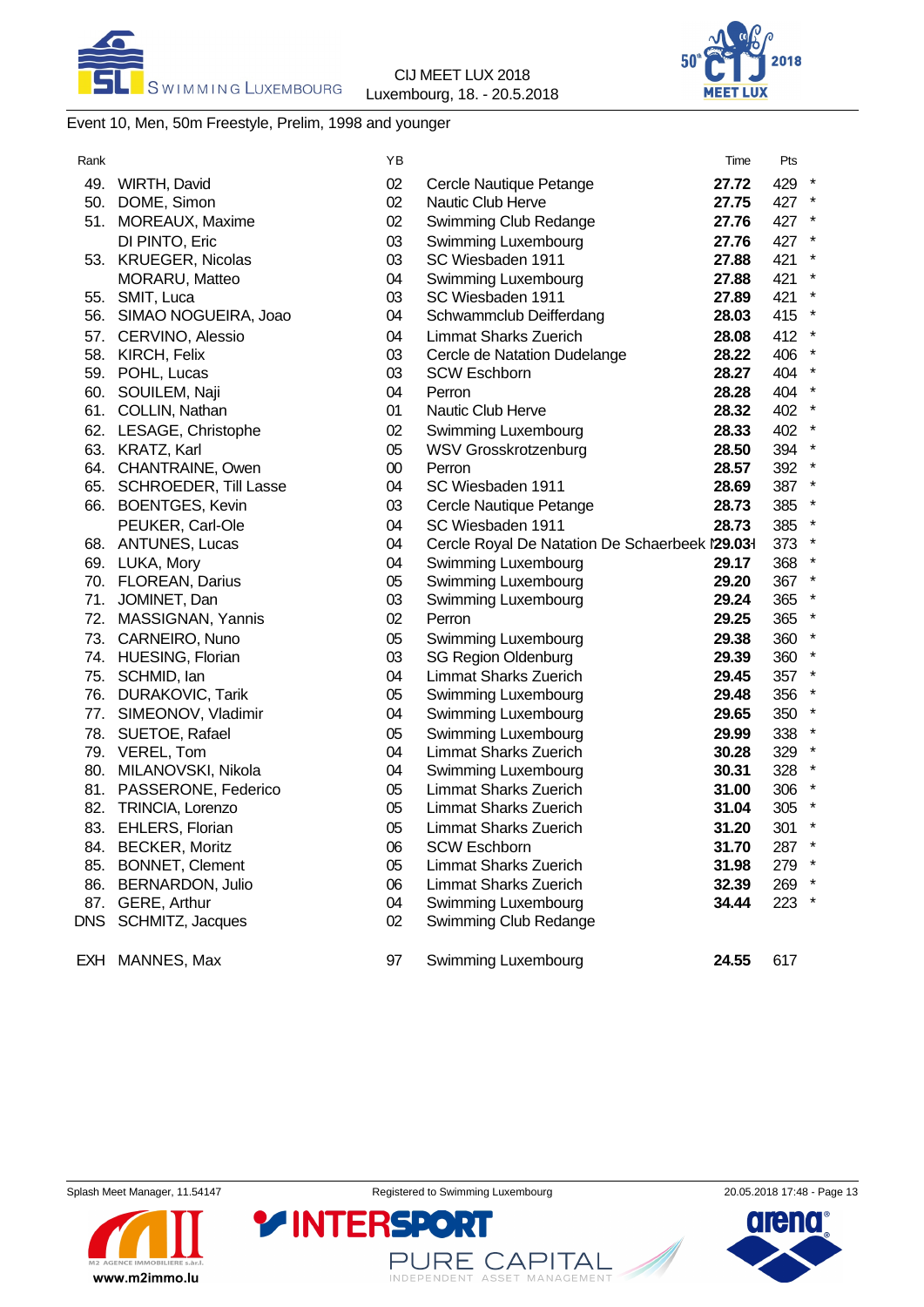Event 10, Men, 50m Freestyle, Prelim, 1998 and younger

| Rank | | YB | | Time | Pts | |
|---|---|---|---|---|---|---|
| 49. | WIRTH, David | 02 | Cercle Nautique Petange | **27.72** | 429 | * |
| 50. | DOME, Simon | 02 | Nautic Club Herve | **27.75** | 427 | * |
| 51. | MOREAUX, Maxime | 02 | Swimming Club Redange | **27.76** | 427 | * |
| | DI PINTO, Eric | 03 | Swimming Luxembourg | **27.76** | 427 | * |
| 53. | KRUEGER, Nicolas | 03 | SC Wiesbaden 1911 | **27.88** | 421 | * |
| | MORARU, Matteo | 04 | Swimming Luxembourg | **27.88** | 421 | * |
| 55. | SMIT, Luca | 03 | SC Wiesbaden 1911 | **27.89** | 421 | * |
| 56. | SIMAO NOGUEIRA, Joao | 04 | Schwammclub Deifferdang | **28.03** | 415 | * |
| 57. | CERVINO, Alessio | 04 | Limmat Sharks Zuerich | **28.08** | 412 | * |
| 58. | KIRCH, Felix | 03 | Cercle de Natation Dudelange | **28.22** | 406 | * |
| 59. | POHL, Lucas | 03 | SCW Eschborn | **28.27** | 404 | * |
| 60. | SOUILEM, Naji | 04 | Perron | **28.28** | 404 | * |
| 61. | COLLIN, Nathan | 01 | Nautic Club Herve | **28.32** | 402 | * |
| 62. | LESAGE, Christophe | 02 | Swimming Luxembourg | **28.33** | 402 | * |
| 63. | KRATZ, Karl | 05 | WSV Grosskrotzenburg | **28.50** | 394 | * |
| 64. | CHANTRAINE, Owen | 00 | Perron | **28.57** | 392 | * |
| 65. | SCHROEDER, Till Lasse | 04 | SC Wiesbaden 1911 | **28.69** | 387 | * |
| 66. | BOENTGES, Kevin | 03 | Cercle Nautique Petange | **28.73** | 385 | * |
| | PEUKER, Carl-Ole | 04 | SC Wiesbaden 1911 | **28.73** | 385 | * |
| 68. | ANTUNES, Lucas | 04 | Cercle Royal De Natation De Schaerbeek | **29.03** | 373 | * |
| 69. | LUKA, Mory | 04 | Swimming Luxembourg | **29.17** | 368 | * |
| 70. | FLOREAN, Darius | 05 | Swimming Luxembourg | **29.20** | 367 | * |
| 71. | JOMINET, Dan | 03 | Swimming Luxembourg | **29.24** | 365 | * |
| 72. | MASSIGNAN, Yannis | 02 | Perron | **29.25** | 365 | * |
| 73. | CARNEIRO, Nuno | 05 | Swimming Luxembourg | **29.38** | 360 | * |
| 74. | HUESING, Florian | 03 | SG Region Oldenburg | **29.39** | 360 | * |
| 75. | SCHMID, Ian | 04 | Limmat Sharks Zuerich | **29.45** | 357 | * |
| 76. | DURAKOVIC, Tarik | 05 | Swimming Luxembourg | **29.48** | 356 | * |
| 77. | SIMEONOV, Vladimir | 04 | Swimming Luxembourg | **29.65** | 350 | * |
| 78. | SUETOE, Rafael | 05 | Swimming Luxembourg | **29.99** | 338 | * |
| 79. | VEREL, Tom | 04 | Limmat Sharks Zuerich | **30.28** | 329 | * |
| 80. | MILANOVSKI, Nikola | 04 | Swimming Luxembourg | **30.31** | 328 | * |
| 81. | PASSERONE, Federico | 05 | Limmat Sharks Zuerich | **31.00** | 306 | * |
| 82. | TRINCIA, Lorenzo | 05 | Limmat Sharks Zuerich | **31.04** | 305 | * |
| 83. | EHLERS, Florian | 05 | Limmat Sharks Zuerich | **31.20** | 301 | * |
| 84. | BECKER, Moritz | 06 | SCW Eschborn | **31.70** | 287 | * |
| 85. | BONNET, Clement | 05 | Limmat Sharks Zuerich | **31.98** | 279 | * |
| 86. | BERNARDON, Julio | 06 | Limmat Sharks Zuerich | **32.39** | 269 | * |
| 87. | GERE, Arthur | 04 | Swimming Luxembourg | **34.44** | 223 | * |
| DNS | SCHMITZ, Jacques | 02 | Swimming Club Redange | | | |
| EXH | MANNES, Max | 97 | Swimming Luxembourg | **24.55** | 617 | |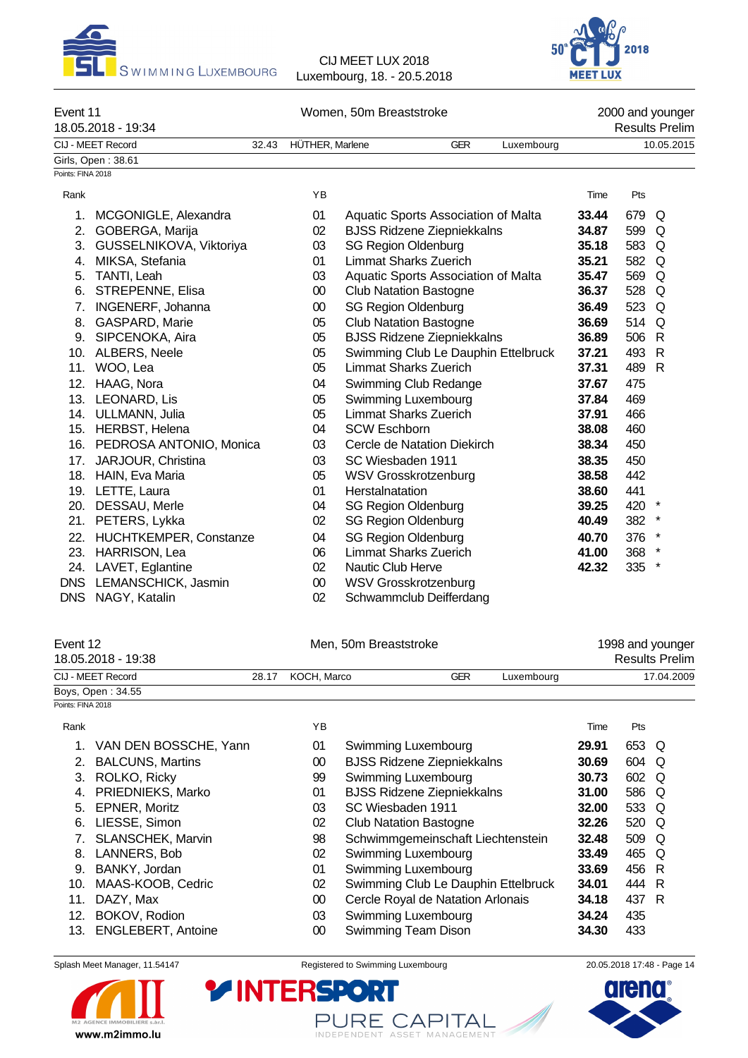## Event 11 — Women, 50m Breaststroke — 2000 and younger

18.05.2018 - 19:34 — Results Prelim

| CIJ - MEET Record | 32.43 | HÜTHER, Marlene | GER | Luxembourg | 10.05.2015 |
|---|---|---|---|---|---|

Girls, Open : 38.61

Points: FINA 2018

| Rank | | YB | | Time | Pts | |
|---|---|---|---|---|---|---|
| 1. | MCGONIGLE, Alexandra | 01 | Aquatic Sports Association of Malta | **33.44** | 679 | Q |
| 2. | GOBERGA, Marija | 02 | BJSS Ridzene Ziepniekkalns | **34.87** | 599 | Q |
| 3. | GUSSELNIKOVA, Viktoriya | 03 | SG Region Oldenburg | **35.18** | 583 | Q |
| 4. | MIKSA, Stefania | 01 | Limmat Sharks Zuerich | **35.21** | 582 | Q |
| 5. | TANTI, Leah | 03 | Aquatic Sports Association of Malta | **35.47** | 569 | Q |
| 6. | STREPENNE, Elisa | 00 | Club Natation Bastogne | **36.37** | 528 | Q |
| 7. | INGENERF, Johanna | 00 | SG Region Oldenburg | **36.49** | 523 | Q |
| 8. | GASPARD, Marie | 05 | Club Natation Bastogne | **36.69** | 514 | Q |
| 9. | SIPCENOKA, Aira | 05 | BJSS Ridzene Ziepniekkalns | **36.89** | 506 | R |
| 10. | ALBERS, Neele | 05 | Swimming Club Le Dauphin Ettelbruck | **37.21** | 493 | R |
| 11. | WOO, Lea | 05 | Limmat Sharks Zuerich | **37.31** | 489 | R |
| 12. | HAAG, Nora | 04 | Swimming Club Redange | **37.67** | 475 | |
| 13. | LEONARD, Lis | 05 | Swimming Luxembourg | **37.84** | 469 | |
| 14. | ULLMANN, Julia | 05 | Limmat Sharks Zuerich | **37.91** | 466 | |
| 15. | HERBST, Helena | 04 | SCW Eschborn | **38.08** | 460 | |
| 16. | PEDROSA ANTONIO, Monica | 03 | Cercle de Natation Diekirch | **38.34** | 450 | |
| 17. | JARJOUR, Christina | 03 | SC Wiesbaden 1911 | **38.35** | 450 | |
| 18. | HAIN, Eva Maria | 05 | WSV Grosskrotzenburg | **38.58** | 442 | |
| 19. | LETTE, Laura | 01 | Herstalnatation | **38.60** | 441 | |
| 20. | DESSAU, Merle | 04 | SG Region Oldenburg | **39.25** | 420 | * |
| 21. | PETERS, Lykka | 02 | SG Region Oldenburg | **40.49** | 382 | * |
| 22. | HUCHTKEMPER, Constanze | 04 | SG Region Oldenburg | **40.70** | 376 | * |
| 23. | HARRISON, Lea | 06 | Limmat Sharks Zuerich | **41.00** | 368 | * |
| 24. | LAVET, Eglantine | 02 | Nautic Club Herve | **42.32** | 335 | * |
| DNS | LEMANSCHICK, Jasmin | 00 | WSV Grosskrotzenburg | | | |
| DNS | NAGY, Katalin | 02 | Schwammclub Deifferdang | | | |

## Event 12 — Men, 50m Breaststroke — 1998 and younger

18.05.2018 - 19:38 — Results Prelim

| CIJ - MEET Record | 28.17 | KOCH, Marco | GER | Luxembourg | 17.04.2009 |
|---|---|---|---|---|---|

Boys, Open : 34.55

Points: FINA 2018

| Rank | | YB | | Time | Pts | |
|---|---|---|---|---|---|---|
| 1. | VAN DEN BOSSCHE, Yann | 01 | Swimming Luxembourg | **29.91** | 653 | Q |
| 2. | BALCUNS, Martins | 00 | BJSS Ridzene Ziepniekkalns | **30.69** | 604 | Q |
| 3. | ROLKO, Ricky | 99 | Swimming Luxembourg | **30.73** | 602 | Q |
| 4. | PRIEDNIEKS, Marko | 01 | BJSS Ridzene Ziepniekkalns | **31.00** | 586 | Q |
| 5. | EPNER, Moritz | 03 | SC Wiesbaden 1911 | **32.00** | 533 | Q |
| 6. | LIESSE, Simon | 02 | Club Natation Bastogne | **32.26** | 520 | Q |
| 7. | SLANSCHEK, Marvin | 98 | Schwimmgemeinschaft Liechtenstein | **32.48** | 509 | Q |
| 8. | LANNERS, Bob | 02 | Swimming Luxembourg | **33.49** | 465 | Q |
| 9. | BANKY, Jordan | 01 | Swimming Luxembourg | **33.69** | 456 | R |
| 10. | MAAS-KOOB, Cedric | 02 | Swimming Club Le Dauphin Ettelbruck | **34.01** | 444 | R |
| 11. | DAZY, Max | 00 | Cercle Royal de Natation Arlonais | **34.18** | 437 | R |
| 12. | BOKOV, Rodion | 03 | Swimming Luxembourg | **34.24** | 435 | |
| 13. | ENGLEBERT, Antoine | 00 | Swimming Team Dison | **34.30** | 433 | |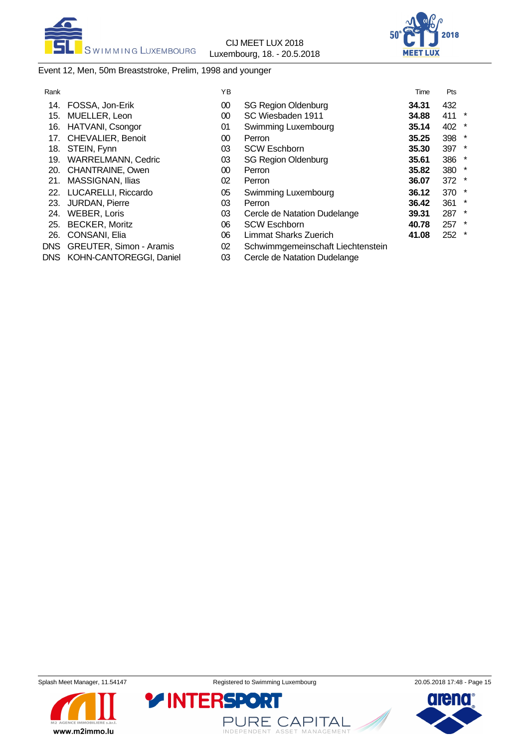Event 12, Men, 50m Breaststroke, Prelim, 1998 and younger

| Rank | | YB | | Time | Pts | |
|---|---|---|---|---|---|---|
| 14. | FOSSA, Jon-Erik | 00 | SG Region Oldenburg | **34.31** | 432 | |
| 15. | MUELLER, Leon | 00 | SC Wiesbaden 1911 | **34.88** | 411 | * |
| 16. | HATVANI, Csongor | 01 | Swimming Luxembourg | **35.14** | 402 | * |
| 17. | CHEVALIER, Benoit | 00 | Perron | **35.25** | 398 | * |
| 18. | STEIN, Fynn | 03 | SCW Eschborn | **35.30** | 397 | * |
| 19. | WARRELMANN, Cedric | 03 | SG Region Oldenburg | **35.61** | 386 | * |
| 20. | CHANTRAINE, Owen | 00 | Perron | **35.82** | 380 | * |
| 21. | MASSIGNAN, Ilias | 02 | Perron | **36.07** | 372 | * |
| 22. | LUCARELLI, Riccardo | 05 | Swimming Luxembourg | **36.12** | 370 | * |
| 23. | JURDAN, Pierre | 03 | Perron | **36.42** | 361 | * |
| 24. | WEBER, Loris | 03 | Cercle de Natation Dudelange | **39.31** | 287 | * |
| 25. | BECKER, Moritz | 06 | SCW Eschborn | **40.78** | 257 | * |
| 26. | CONSANI, Elia | 06 | Limmat Sharks Zuerich | **41.08** | 252 | * |
| DNS | GREUTER, Simon - Aramis | 02 | Schwimmgemeinschaft Liechtenstein | | | |
| DNS | KOHN-CANTOREGGI, Daniel | 03 | Cercle de Natation Dudelange | | | |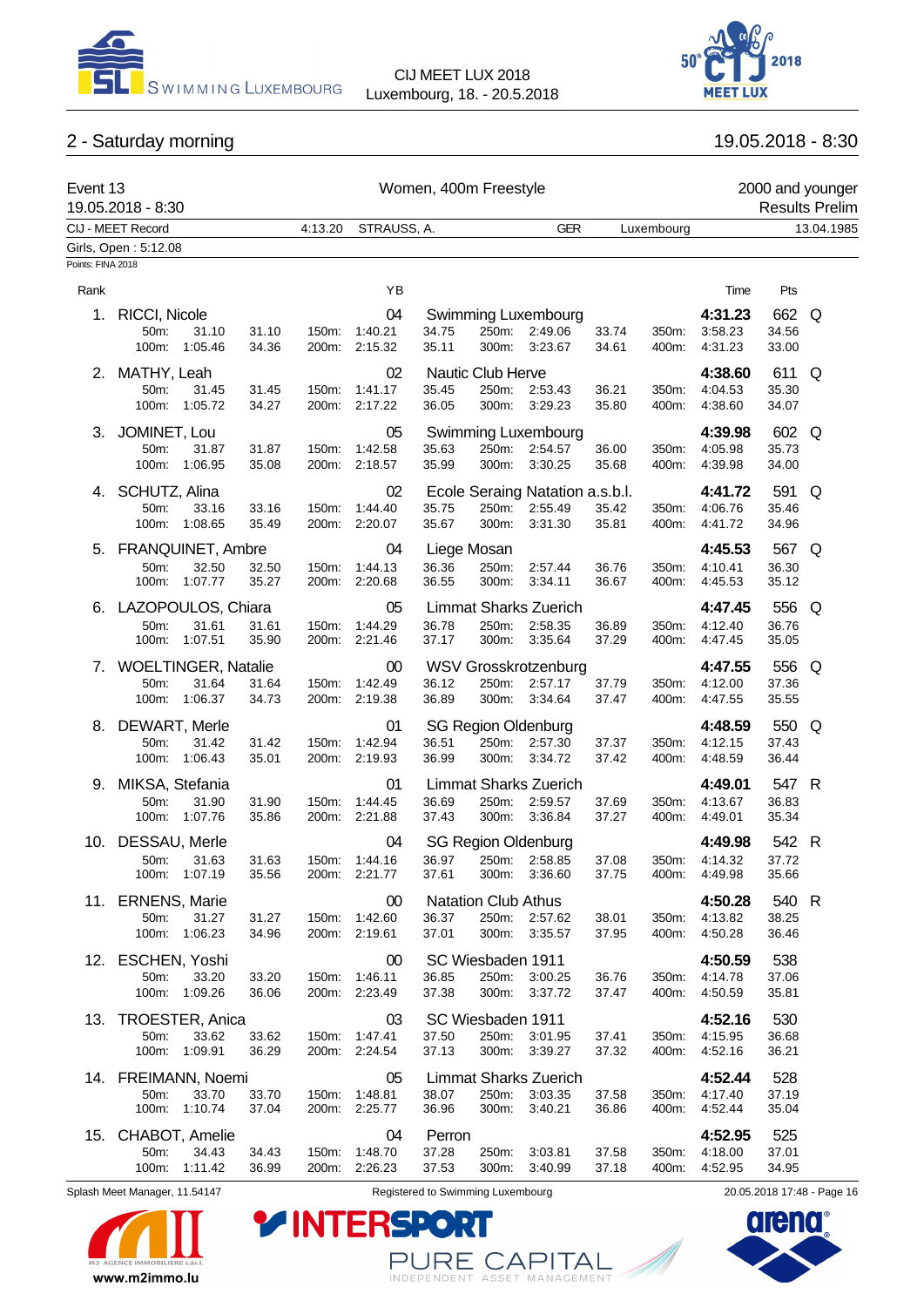## 2 - Saturday morning

19.05.2018 - 8:30

**Event 13** — Women, 400m Freestyle — 2000 and younger

19.05.2018 - 8:30 — Results Prelim

| CIJ - MEET Record | 4:13.20 | STRAUSS, A. | GER | Luxembourg | 13.04.1985 |
|---|---|---|---|---|---|

Girls, Open : 5:12.08

Points: FINA 2018

| Rank | Name | YB | Club | Time | Pts | |
|---|---|---|---|---|---|---|
| 1. | RICCI, Nicole | 04 | Swimming Luxembourg | 4:31.23 | 662 | Q |
| | 50m: 31.10 31.10 / 100m: 1:05.46 34.36 / 150m: 1:40.21 34.75 / 200m: 2:15.32 35.11 / 250m: 2:49.06 33.74 / 300m: 3:23.67 34.61 / 350m: 3:58.23 34.56 / 400m: 4:31.23 33.00 | | | | | |
| 2. | MATHY, Leah | 02 | Nautic Club Herve | 4:38.60 | 611 | Q |
| | 50m: 31.45 31.45 / 100m: 1:05.72 34.27 / 150m: 1:41.17 35.45 / 200m: 2:17.22 36.05 / 250m: 2:53.43 36.21 / 300m: 3:29.23 35.80 / 350m: 4:04.53 35.30 / 400m: 4:38.60 34.07 | | | | | |
| 3. | JOMINET, Lou | 05 | Swimming Luxembourg | 4:39.98 | 602 | Q |
| | 50m: 31.87 31.87 / 100m: 1:06.95 35.08 / 150m: 1:42.58 35.63 / 200m: 2:18.57 35.99 / 250m: 2:54.57 36.00 / 300m: 3:30.25 35.68 / 350m: 4:05.98 35.73 / 400m: 4:39.98 34.00 | | | | | |
| 4. | SCHUTZ, Alina | 02 | Ecole Seraing Natation a.s.b.l. | 4:41.72 | 591 | Q |
| | 50m: 33.16 33.16 / 100m: 1:08.65 35.49 / 150m: 1:44.40 35.75 / 200m: 2:20.07 35.67 / 250m: 2:55.49 35.42 / 300m: 3:31.30 35.81 / 350m: 4:06.76 35.46 / 400m: 4:41.72 34.96 | | | | | |
| 5. | FRANQUINET, Ambre | 04 | Liege Mosan | 4:45.53 | 567 | Q |
| | 50m: 32.50 32.50 / 100m: 1:07.77 35.27 / 150m: 1:44.13 36.36 / 200m: 2:20.68 36.55 / 250m: 2:57.44 36.76 / 300m: 3:34.11 36.67 / 350m: 4:10.41 36.30 / 400m: 4:45.53 35.12 | | | | | |
| 6. | LAZOPOULOS, Chiara | 05 | Limmat Sharks Zueich | 4:47.45 | 556 | Q |
| | 50m: 31.61 31.61 / 100m: 1:07.51 35.90 / 150m: 1:44.29 36.78 / 200m: 2:21.46 37.17 / 250m: 2:58.35 36.89 / 300m: 3:35.64 37.29 / 350m: 4:12.40 36.76 / 400m: 4:47.45 35.05 | | | | | |
| 7. | WOELTINGER, Natalie | 00 | WSV Grosskrotzenburg | 4:47.55 | 556 | Q |
| | 50m: 31.64 31.64 / 100m: 1:06.37 34.73 / 150m: 1:42.49 36.12 / 200m: 2:19.38 36.89 / 250m: 2:57.17 37.79 / 300m: 3:34.64 37.47 / 350m: 4:12.00 37.36 / 400m: 4:47.55 35.55 | | | | | |
| 8. | DEWART, Merle | 01 | SG Region Oldenburg | 4:48.59 | 550 | Q |
| | 50m: 31.42 31.42 / 100m: 1:06.43 35.01 / 150m: 1:42.94 36.51 / 200m: 2:19.93 36.99 / 250m: 2:57.30 37.37 / 300m: 3:34.72 37.42 / 350m: 4:12.15 37.43 / 400m: 4:48.59 36.44 | | | | | |
| 9. | MIKSA, Stefania | 01 | Limmat Sharks Zueich | 4:49.01 | 547 | R |
| | 50m: 31.90 31.90 / 100m: 1:07.76 35.86 / 150m: 1:44.45 36.69 / 200m: 2:21.88 37.43 / 250m: 2:59.57 37.69 / 300m: 3:36.84 37.27 / 350m: 4:13.67 36.83 / 400m: 4:49.01 35.34 | | | | | |
| 10. | DESSAU, Merle | 04 | SG Region Oldenburg | 4:49.98 | 542 | R |
| | 50m: 31.63 31.63 / 100m: 1:07.19 35.56 / 150m: 1:44.16 36.97 / 200m: 2:21.77 37.61 / 250m: 2:58.85 37.08 / 300m: 3:36.60 37.75 / 350m: 4:14.32 37.72 / 400m: 4:49.98 35.66 | | | | | |
| 11. | ERNENS, Marie | 00 | Natation Club Athus | 4:50.28 | 540 | R |
| | 50m: 31.27 31.27 / 100m: 1:06.23 34.96 / 150m: 1:42.60 36.37 / 200m: 2:19.61 37.01 / 250m: 2:57.62 38.01 / 300m: 3:35.57 37.95 / 350m: 4:13.82 38.25 / 400m: 4:50.28 36.46 | | | | | |
| 12. | ESCHEN, Yoshi | 00 | SC Wiesbaden 1911 | 4:50.59 | 538 | |
| | 50m: 33.20 33.20 / 100m: 1:09.26 36.06 / 150m: 1:46.11 36.85 / 200m: 2:23.49 37.38 / 250m: 3:00.25 36.76 / 300m: 3:37.72 37.47 / 350m: 4:14.78 37.06 / 400m: 4:50.59 35.81 | | | | | |
| 13. | TROESTER, Anica | 03 | SC Wiesbaden 1911 | 4:52.16 | 530 | |
| | 50m: 33.62 33.62 / 100m: 1:09.91 36.29 / 150m: 1:47.41 37.50 / 200m: 2:24.54 37.13 / 250m: 3:01.95 37.41 / 300m: 3:39.27 37.32 / 350m: 4:15.95 36.68 / 400m: 4:52.16 36.21 | | | | | |
| 14. | FREIMANN, Noemi | 05 | Limmat Sharks Zueich | 4:52.44 | 528 | |
| | 50m: 33.70 33.70 / 100m: 1:10.74 37.04 / 150m: 1:48.81 38.07 / 200m: 2:25.77 36.96 / 250m: 3:03.35 37.58 / 300m: 3:40.21 36.86 / 350m: 4:17.40 37.19 / 400m: 4:52.44 35.04 | | | | | |
| 15. | CHABOT, Amelie | 04 | Perron | 4:52.95 | 525 | |
| | 50m: 34.43 34.43 / 100m: 1:11.42 36.99 / 150m: 1:48.70 37.28 / 200m: 2:26.23 37.53 / 250m: 3:03.81 37.58 / 300m: 3:40.99 37.18 / 350m: 4:18.00 37.01 / 400m: 4:52.95 34.95 | | | | | |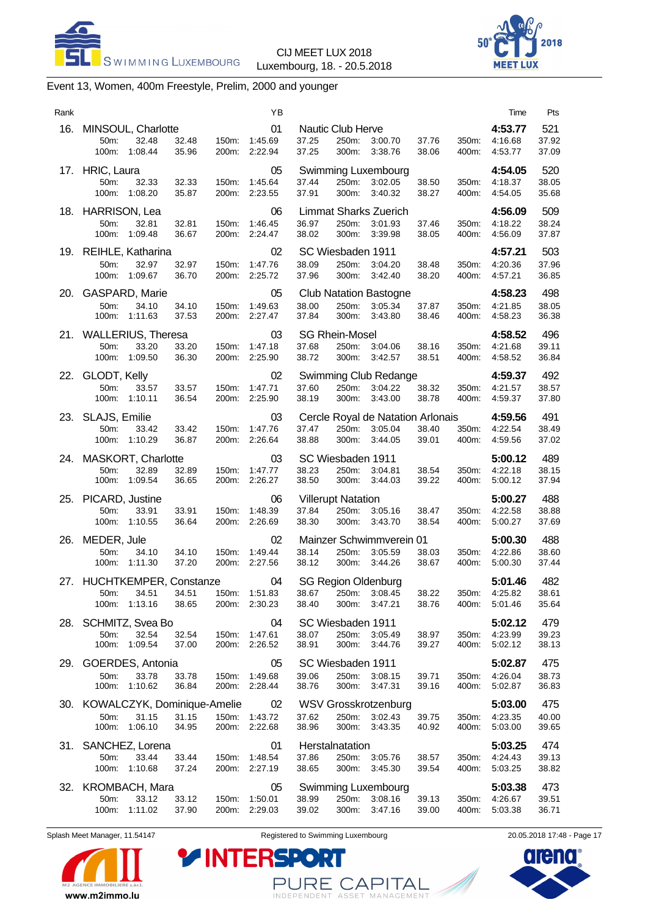# Event 13, Women, 400m Freestyle, Prelim, 2000 and younger

| Rank | Name | YB | Club | Time | Pts |
|---|---|---|---|---|---|
| 16. | MINSOUL, Charlotte | 01 | Nautic Club Herve | 4:53.77 | 521 |
| | 50m: 32.48 32.48 / 100m: 1:08.44 35.96 / 150m: 1:45.69 37.25 / 200m: 2:22.94 37.25 / 250m: 3:00.70 37.76 / 300m: 3:38.76 38.06 / 350m: 4:16.68 37.92 / 400m: 4:53.77 37.09 | | | | |
| 17. | HRIC, Laura | 05 | Swimming Luxembourg | 4:54.05 | 520 |
| | 50m: 32.33 32.33 / 100m: 1:08.20 35.87 / 150m: 1:45.64 37.44 / 200m: 2:23.55 37.91 / 250m: 3:02.05 38.50 / 300m: 3:40.32 38.27 / 350m: 4:18.37 38.05 / 400m: 4:54.05 35.68 | | | | |
| 18. | HARRISON, Lea | 06 | Limmat Sharks Zuerich | 4:56.09 | 509 |
| | 50m: 32.81 32.81 / 100m: 1:09.48 36.67 / 150m: 1:46.45 36.97 / 200m: 2:24.47 38.02 / 250m: 3:01.93 37.46 / 300m: 3:39.98 38.05 / 350m: 4:18.22 38.24 / 400m: 4:56.09 37.87 | | | | |
| 19. | REIHLE, Katharina | 02 | SC Wiesbaden 1911 | 4:57.21 | 503 |
| | 50m: 32.97 32.97 / 100m: 1:09.67 36.70 / 150m: 1:47.76 38.09 / 200m: 2:25.72 37.96 / 250m: 3:04.20 38.48 / 300m: 3:42.40 38.20 / 350m: 4:20.36 37.96 / 400m: 4:57.21 36.85 | | | | |
| 20. | GASPARD, Marie | 05 | Club Natation Bastogne | 4:58.23 | 498 |
| | 50m: 34.10 34.10 / 100m: 1:11.63 37.53 / 150m: 1:49.63 38.00 / 200m: 2:27.47 37.84 / 250m: 3:05.34 37.87 / 300m: 3:43.80 38.46 / 350m: 4:21.85 38.05 / 400m: 4:58.23 36.38 | | | | |
| 21. | WALLERIUS, Theresa | 03 | SG Rhein-Mosel | 4:58.52 | 496 |
| | 50m: 33.20 33.20 / 100m: 1:09.50 36.30 / 150m: 1:47.18 37.68 / 200m: 2:25.90 38.72 / 250m: 3:04.06 38.16 / 300m: 3:42.57 38.51 / 350m: 4:21.68 39.11 / 400m: 4:58.52 36.84 | | | | |
| 22. | GLODT, Kelly | 02 | Swimming Club Redange | 4:59.37 | 492 |
| | 50m: 33.57 33.57 / 100m: 1:10.11 36.54 / 150m: 1:47.71 37.60 / 200m: 2:25.90 38.19 / 250m: 3:04.22 38.32 / 300m: 3:43.00 38.78 / 350m: 4:21.57 38.57 / 400m: 4:59.37 37.80 | | | | |
| 23. | SLAJS, Emilie | 03 | Cercle Royal de Natation Arlonais | 4:59.56 | 491 |
| | 50m: 33.42 33.42 / 100m: 1:10.29 36.87 / 150m: 1:47.76 37.47 / 200m: 2:26.64 38.88 / 250m: 3:05.04 38.40 / 300m: 3:44.05 39.01 / 350m: 4:22.54 38.49 / 400m: 4:59.56 37.02 | | | | |
| 24. | MASKORT, Charlotte | 03 | SC Wiesbaden 1911 | 5:00.12 | 489 |
| | 50m: 32.89 32.89 / 100m: 1:09.54 36.65 / 150m: 1:47.77 38.23 / 200m: 2:26.27 38.50 / 250m: 3:04.81 38.54 / 300m: 3:44.03 39.22 / 350m: 4:22.18 38.15 / 400m: 5:00.12 37.94 | | | | |
| 25. | PICARD, Justine | 06 | Villerupt Natation | 5:00.27 | 488 |
| | 50m: 33.91 33.91 / 100m: 1:10.55 36.64 / 150m: 1:48.39 37.84 / 200m: 2:26.69 38.30 / 250m: 3:05.16 38.47 / 300m: 3:43.70 38.54 / 350m: 4:22.58 38.88 / 400m: 5:00.27 37.69 | | | | |
| 26. | MEDER, Jule | 02 | Mainzer Schwimmverein 01 | 5:00.30 | 488 |
| | 50m: 34.10 34.10 / 100m: 1:11.30 37.20 / 150m: 1:49.44 38.14 / 200m: 2:27.56 38.12 / 250m: 3:05.59 38.03 / 300m: 3:44.26 38.67 / 350m: 4:22.86 38.60 / 400m: 5:00.30 37.44 | | | | |
| 27. | HUCHTKEMPER, Constanze | 04 | SG Region Oldenburg | 5:01.46 | 482 |
| | 50m: 34.51 34.51 / 100m: 1:13.16 38.65 / 150m: 1:51.83 38.67 / 200m: 2:30.23 38.40 / 250m: 3:08.45 38.22 / 300m: 3:47.21 38.76 / 350m: 4:25.82 38.61 / 400m: 5:01.46 35.64 | | | | |
| 28. | SCHMITZ, Svea Bo | 04 | SC Wiesbaden 1911 | 5:02.12 | 479 |
| | 50m: 32.54 32.54 / 100m: 1:09.54 37.00 / 150m: 1:47.61 38.07 / 200m: 2:26.52 38.91 / 250m: 3:05.49 38.97 / 300m: 3:44.76 39.27 / 350m: 4:23.99 39.23 / 400m: 5:02.12 38.13 | | | | |
| 29. | GOERDES, Antonia | 05 | SC Wiesbaden 1911 | 5:02.87 | 475 |
| | 50m: 33.78 33.78 / 100m: 1:10.62 36.84 / 150m: 1:49.68 39.06 / 200m: 2:28.44 38.76 / 250m: 3:08.15 39.71 / 300m: 3:47.31 39.16 / 350m: 4:26.04 38.73 / 400m: 5:02.87 36.83 | | | | |
| 30. | KOWALCZYK, Dominique-Amelie | 02 | WSV Grosskrotzenburg | 5:03.00 | 475 |
| | 50m: 31.15 31.15 / 100m: 1:06.10 34.95 / 150m: 1:43.72 37.62 / 200m: 2:22.68 38.96 / 250m: 3:02.43 39.75 / 300m: 3:43.35 40.92 / 350m: 4:23.35 40.00 / 400m: 5:03.00 39.65 | | | | |
| 31. | SANCHEZ, Lorena | 01 | Herstalnatation | 5:03.25 | 474 |
| | 50m: 33.44 33.44 / 100m: 1:10.68 37.24 / 150m: 1:48.54 37.86 / 200m: 2:27.19 38.65 / 250m: 3:05.76 38.57 / 300m: 3:45.30 39.54 / 350m: 4:24.43 39.13 / 400m: 5:03.25 38.82 | | | | |
| 32. | KROMBACH, Mara | 05 | Swimming Luxembourg | 5:03.38 | 473 |
| | 50m: 33.12 33.12 / 100m: 1:11.02 37.90 / 150m: 1:50.01 38.99 / 200m: 2:29.03 39.02 / 250m: 3:08.16 39.13 / 300m: 3:47.16 39.00 / 350m: 4:26.67 39.51 / 400m: 5:03.38 36.71 | | | | |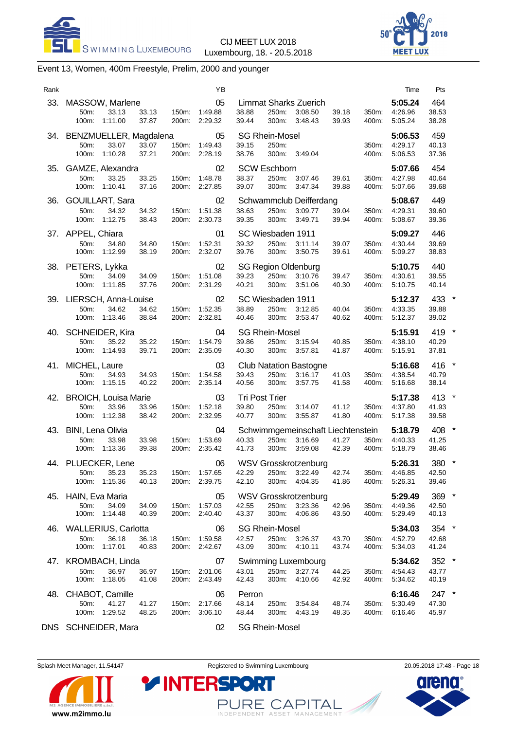CIJ MEET LUX 2018
Luxembourg, 18. - 20.5.2018

## Event 13, Women, 400m Freestyle, Prelim, 2000 and younger

| Rank | Name | YB | Club | Time | Pts | |
|---|---|---|---|---|---|---|
| 33. | MASSOW, Marlene | 05 | Limmat Sharks Zuerich | 5:05.24 | 464 | |
| | 50m: 33.13 33.13 / 100m: 1:11.00 37.87 / 150m: 1:49.88 38.88 / 200m: 2:29.32 39.44 / 250m: 3:08.50 39.18 / 300m: 3:48.43 39.93 / 350m: 4:26.96 38.53 / 400m: 5:05.24 38.28 | | | | | |
| 34. | BENZMUELLER, Magdalena | 05 | SG Rhein-Mosel | 5:06.53 | 459 | |
| | 50m: 33.07 33.07 / 100m: 1:10.28 37.21 / 150m: 1:49.43 39.15 / 200m: 2:28.19 38.76 / 250m: / 300m: 3:49.04 / 350m: 4:29.17 40.13 / 400m: 5:06.53 37.36 | | | | | |
| 35. | GAMZE, Alexandra | 02 | SCW Eschborn | 5:07.66 | 454 | |
| | 50m: 33.25 33.25 / 100m: 1:10.41 37.16 / 150m: 1:48.78 38.37 / 200m: 2:27.85 39.07 / 250m: 3:07.46 39.61 / 300m: 3:47.34 39.88 / 350m: 4:27.98 40.64 / 400m: 5:07.66 39.68 | | | | | |
| 36. | GOUILLART, Sara | 02 | Schwammclub Deifferdang | 5:08.67 | 449 | |
| | 50m: 34.32 34.32 / 100m: 1:12.75 38.43 / 150m: 1:51.38 38.63 / 200m: 2:30.73 39.35 / 250m: 3:09.77 39.04 / 300m: 3:49.71 39.94 / 350m: 4:29.31 39.60 / 400m: 5:08.67 39.36 | | | | | |
| 37. | APPEL, Chiara | 01 | SC Wiesbaden 1911 | 5:09.27 | 446 | |
| | 50m: 34.80 34.80 / 100m: 1:12.99 38.19 / 150m: 1:52.31 39.32 / 200m: 2:32.07 39.76 / 250m: 3:11.14 39.07 / 300m: 3:50.75 39.61 / 350m: 4:30.44 39.69 / 400m: 5:09.27 38.83 | | | | | |
| 38. | PETERS, Lykka | 02 | SG Region Oldenburg | 5:10.75 | 440 | |
| | 50m: 34.09 34.09 / 100m: 1:11.85 37.76 / 150m: 1:51.08 39.23 / 200m: 2:31.29 40.21 / 250m: 3:10.76 39.47 / 300m: 3:51.06 40.30 / 350m: 4:30.61 39.55 / 400m: 5:10.75 40.14 | | | | | |
| 39. | LIERSCH, Anna-Louise | 02 | SC Wiesbaden 1911 | 5:12.37 | 433 | * |
| | 50m: 34.62 34.62 / 100m: 1:13.46 38.84 / 150m: 1:52.35 38.89 / 200m: 2:32.81 40.46 / 250m: 3:12.85 40.04 / 300m: 3:53.47 40.62 / 350m: 4:33.35 39.88 / 400m: 5:12.37 39.02 | | | | | |
| 40. | SCHNEIDER, Kira | 04 | SG Rhein-Mosel | 5:15.91 | 419 | * |
| | 50m: 35.22 35.22 / 100m: 1:14.93 39.71 / 150m: 1:54.79 39.86 / 200m: 2:35.09 40.30 / 250m: 3:15.94 40.85 / 300m: 3:57.81 41.87 / 350m: 4:38.10 40.29 / 400m: 5:15.91 37.81 | | | | | |
| 41. | MICHEL, Laure | 03 | Club Natation Bastogne | 5:16.68 | 416 | * |
| | 50m: 34.93 34.93 / 100m: 1:15.15 40.22 / 150m: 1:54.58 39.43 / 200m: 2:35.14 40.56 / 250m: 3:16.17 41.03 / 300m: 3:57.75 41.58 / 350m: 4:38.54 40.79 / 400m: 5:16.68 38.14 | | | | | |
| 42. | BROICH, Louisa Marie | 03 | Tri Post Trier | 5:17.38 | 413 | * |
| | 50m: 33.96 33.96 / 100m: 1:12.38 38.42 / 150m: 1:52.18 39.80 / 200m: 2:32.95 40.77 / 250m: 3:14.07 41.12 / 300m: 3:55.87 41.80 / 350m: 4:37.80 41.93 / 400m: 5:17.38 39.58 | | | | | |
| 43. | BINI, Lena Olivia | 04 | Schwimmgemeinschaft Liechtenstein | 5:18.79 | 408 | * |
| | 50m: 33.98 33.98 / 100m: 1:13.36 39.38 / 150m: 1:53.69 40.33 / 200m: 2:35.42 41.73 / 250m: 3:16.69 41.27 / 300m: 3:59.08 42.39 / 350m: 4:40.33 41.25 / 400m: 5:18.79 38.46 | | | | | |
| 44. | PLUECKER, Lene | 06 | WSV Grosskrotzenburg | 5:26.31 | 380 | * |
| | 50m: 35.23 35.23 / 100m: 1:15.36 40.13 / 150m: 1:57.65 42.29 / 200m: 2:39.75 42.10 / 250m: 3:22.49 42.74 / 300m: 4:04.35 41.86 / 350m: 4:46.85 42.50 / 400m: 5:26.31 39.46 | | | | | |
| 45. | HAIN, Eva Maria | 05 | WSV Grosskrotzenburg | 5:29.49 | 369 | * |
| | 50m: 34.09 34.09 / 100m: 1:14.48 40.39 / 150m: 1:57.03 42.55 / 200m: 2:40.40 43.37 / 250m: 3:23.36 42.96 / 300m: 4:06.86 43.50 / 350m: 4:49.36 42.50 / 400m: 5:29.49 40.13 | | | | | |
| 46. | WALLERIUS, Carlotta | 06 | SG Rhein-Mosel | 5:34.03 | 354 | * |
| | 50m: 36.18 36.18 / 100m: 1:17.01 40.83 / 150m: 1:59.58 42.57 / 200m: 2:42.67 43.09 / 250m: 3:26.37 43.70 / 300m: 4:10.11 43.74 / 350m: 4:52.79 42.68 / 400m: 5:34.03 41.24 | | | | | |
| 47. | KROMBACH, Linda | 07 | Swimming Luxembourg | 5:34.62 | 352 | * |
| | 50m: 36.97 36.97 / 100m: 1:18.05 41.08 / 150m: 2:01.06 43.01 / 200m: 2:43.49 42.43 / 250m: 3:27.74 44.25 / 300m: 4:10.66 42.92 / 350m: 4:54.43 43.77 / 400m: 5:34.62 40.19 | | | | | |
| 48. | CHABOT, Camille | 06 | Perron | 6:16.46 | 247 | * |
| | 50m: 41.27 41.27 / 100m: 1:29.52 48.25 / 150m: 2:17.66 48.14 / 200m: 3:06.10 48.44 / 250m: 3:54.84 48.74 / 300m: 4:43.19 48.35 / 350m: 5:30.49 47.30 / 400m: 6:16.46 45.97 | | | | | |
| DNS | SCHNEIDER, Mara | 02 | SG Rhein-Mosel | | | |

Splash Meet Manager, 11.54147 — Registered to Swimming Luxembourg — 20.05.2018 17:48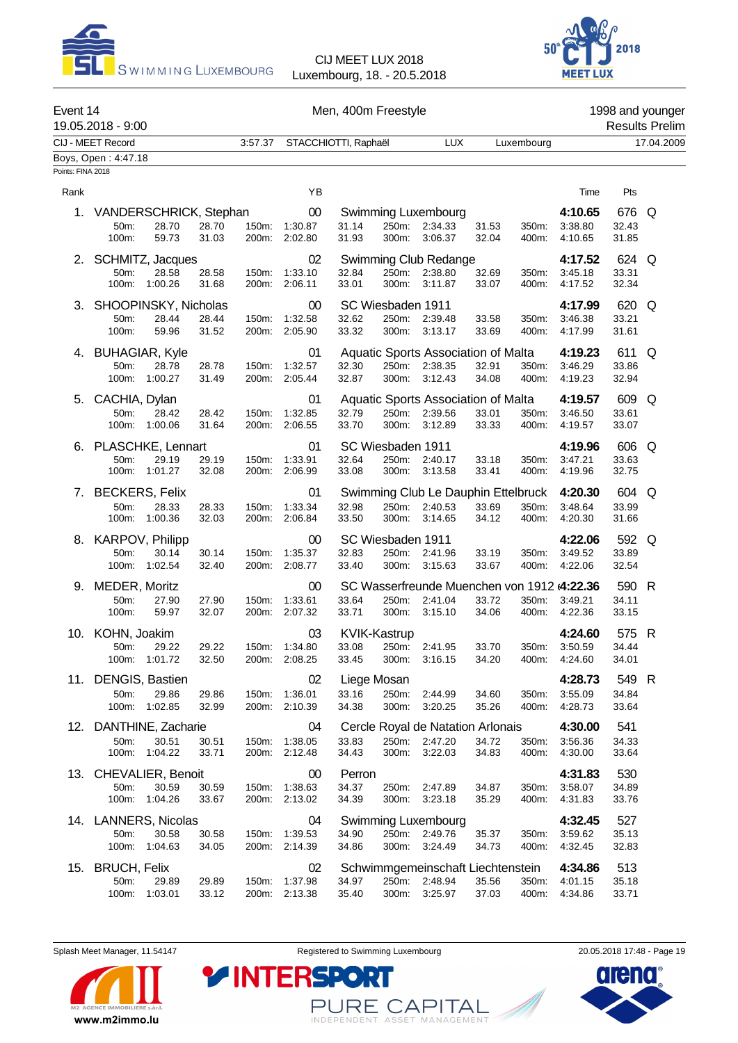CIJ MEET LUX 2018
Luxembourg, 18. - 20.5.2018

## Event 14 — Men, 400m Freestyle

19.05.2018 - 9:00 — 1998 and younger — Results Prelim

CIJ - MEET Record — 3:57.37 — STACCHIOTTI, Raphaël — LUX — Luxembourg — 17.04.2009

Boys, Open : 4:47.18

Points: FINA 2018

| Rank | Name | YB | Club | Time | Pts | |
|---|---|---|---|---|---|---|
| 1. | VANDERSCHRICK, Stephan | 00 | Swimming Luxembourg | 4:10.65 | 676 | Q |
| | 50m: 28.70 28.70 / 100m: 59.73 31.03 | 150m: 1:30.87 31.14 / 200m: 2:02.80 31.93 | 250m: 2:34.33 31.53 / 300m: 3:06.37 32.04 | 350m: 3:38.80 32.43 / 400m: 4:10.65 31.85 | | |
| 2. | SCHMITZ, Jacques | 02 | Swimming Club Redange | 4:17.52 | 624 | Q |
| | 50m: 28.58 28.58 / 100m: 1:00.26 31.68 | 150m: 1:33.10 32.84 / 200m: 2:06.11 33.01 | 250m: 2:38.80 32.69 / 300m: 3:11.87 33.07 | 350m: 3:45.18 33.31 / 400m: 4:17.52 32.34 | | |
| 3. | SHOOPINSKY, Nicholas | 00 | SC Wiesbaden 1911 | 4:17.99 | 620 | Q |
| | 50m: 28.44 28.44 / 100m: 59.96 31.52 | 150m: 1:32.58 32.62 / 200m: 2:05.90 33.32 | 250m: 2:39.48 33.58 / 300m: 3:13.17 33.69 | 350m: 3:46.38 33.21 / 400m: 4:17.99 31.61 | | |
| 4. | BUHAGIAR, Kyle | 01 | Aquatic Sports Association of Malta | 4:19.23 | 611 | Q |
| | 50m: 28.78 28.78 / 100m: 1:00.27 31.49 | 150m: 1:32.57 32.30 / 200m: 2:05.44 32.87 | 250m: 2:38.35 32.91 / 300m: 3:12.43 34.08 | 350m: 3:46.29 33.86 / 400m: 4:19.23 32.94 | | |
| 5. | CACHIA, Dylan | 01 | Aquatic Sports Association of Malta | 4:19.57 | 609 | Q |
| | 50m: 28.42 28.42 / 100m: 1:00.06 31.64 | 150m: 1:32.85 32.79 / 200m: 2:06.55 33.70 | 250m: 2:39.56 33.01 / 300m: 3:12.89 33.33 | 350m: 3:46.50 33.61 / 400m: 4:19.57 33.07 | | |
| 6. | PLASCHKE, Lennart | 01 | SC Wiesbaden 1911 | 4:19.96 | 606 | Q |
| | 50m: 29.19 29.19 / 100m: 1:01.27 32.08 | 150m: 1:33.91 32.64 / 200m: 2:06.99 33.08 | 250m: 2:40.17 33.18 / 300m: 3:13.58 33.41 | 350m: 3:47.21 33.63 / 400m: 4:19.96 32.75 | | |
| 7. | BECKERS, Felix | 01 | Swimming Club Le Dauphin Ettelbruck | 4:20.30 | 604 | Q |
| | 50m: 28.33 28.33 / 100m: 1:00.36 32.03 | 150m: 1:33.34 32.98 / 200m: 2:06.84 33.50 | 250m: 2:40.53 33.69 / 300m: 3:14.65 34.12 | 350m: 3:48.64 33.99 / 400m: 4:20.30 31.66 | | |
| 8. | KARPOV, Philipp | 00 | SC Wiesbaden 1911 | 4:22.06 | 592 | Q |
| | 50m: 30.14 30.14 / 100m: 1:02.54 32.40 | 150m: 1:35.37 32.83 / 200m: 2:08.77 33.40 | 250m: 2:41.96 33.19 / 300m: 3:15.63 33.67 | 350m: 3:49.52 33.89 / 400m: 4:22.06 32.54 | | |
| 9. | MEDER, Moritz | 00 | SC Wasserfreunde Muenchen von 1912 e | 4:22.36 | 590 | R |
| | 50m: 27.90 27.90 / 100m: 59.97 32.07 | 150m: 1:33.61 33.64 / 200m: 2:07.32 33.71 | 250m: 2:41.04 33.72 / 300m: 3:15.10 34.06 | 350m: 3:49.21 34.11 / 400m: 4:22.36 33.15 | | |
| 10. | KOHN, Joakim | 03 | KVIK-Kastrup | 4:24.60 | 575 | R |
| | 50m: 29.22 29.22 / 100m: 1:01.72 32.50 | 150m: 1:34.80 33.08 / 200m: 2:08.25 33.45 | 250m: 2:41.95 33.70 / 300m: 3:16.15 34.20 | 350m: 3:50.59 34.44 / 400m: 4:24.60 34.01 | | |
| 11. | DENGIS, Bastien | 02 | Liege Mosan | 4:28.73 | 549 | R |
| | 50m: 29.86 29.86 / 100m: 1:02.85 32.99 | 150m: 1:36.01 33.16 / 200m: 2:10.39 34.38 | 250m: 2:44.99 34.60 / 300m: 3:20.25 35.26 | 350m: 3:55.09 34.84 / 400m: 4:28.73 33.64 | | |
| 12. | DANTHINE, Zacharie | 04 | Cercle Royal de Natation Arlonais | 4:30.00 | 541 | |
| | 50m: 30.51 30.51 / 100m: 1:04.22 33.71 | 150m: 1:38.05 33.83 / 200m: 2:12.48 34.43 | 250m: 2:47.20 34.72 / 300m: 3:22.03 34.83 | 350m: 3:56.36 34.33 / 400m: 4:30.00 33.64 | | |
| 13. | CHEVALIER, Benoit | 00 | Perron | 4:31.83 | 530 | |
| | 50m: 30.59 30.59 / 100m: 1:04.26 33.67 | 150m: 1:38.63 34.37 / 200m: 2:13.02 34.39 | 250m: 2:47.89 34.87 / 300m: 3:23.18 35.29 | 350m: 3:58.07 34.89 / 400m: 4:31.83 33.76 | | |
| 14. | LANNERS, Nicolas | 04 | Swimming Luxembourg | 4:32.45 | 527 | |
| | 50m: 30.58 30.58 / 100m: 1:04.63 34.05 | 150m: 1:39.53 34.90 / 200m: 2:14.39 34.86 | 250m: 2:49.76 35.37 / 300m: 3:24.49 34.73 | 350m: 3:59.62 35.13 / 400m: 4:32.45 32.83 | | |
| 15. | BRUCH, Felix | 02 | Schwimmgemeinschaft Liechtenstein | 4:34.86 | 513 | |
| | 50m: 29.89 29.89 / 100m: 1:03.01 33.12 | 150m: 1:37.98 34.97 / 200m: 2:13.38 35.40 | 250m: 2:48.94 35.56 / 300m: 3:25.97 37.03 | 350m: 4:01.15 35.18 / 400m: 4:34.86 33.71 | | |

Splash Meet Manager, 11.54147 — Registered to Swimming Luxembourg — 20.05.2018 17:48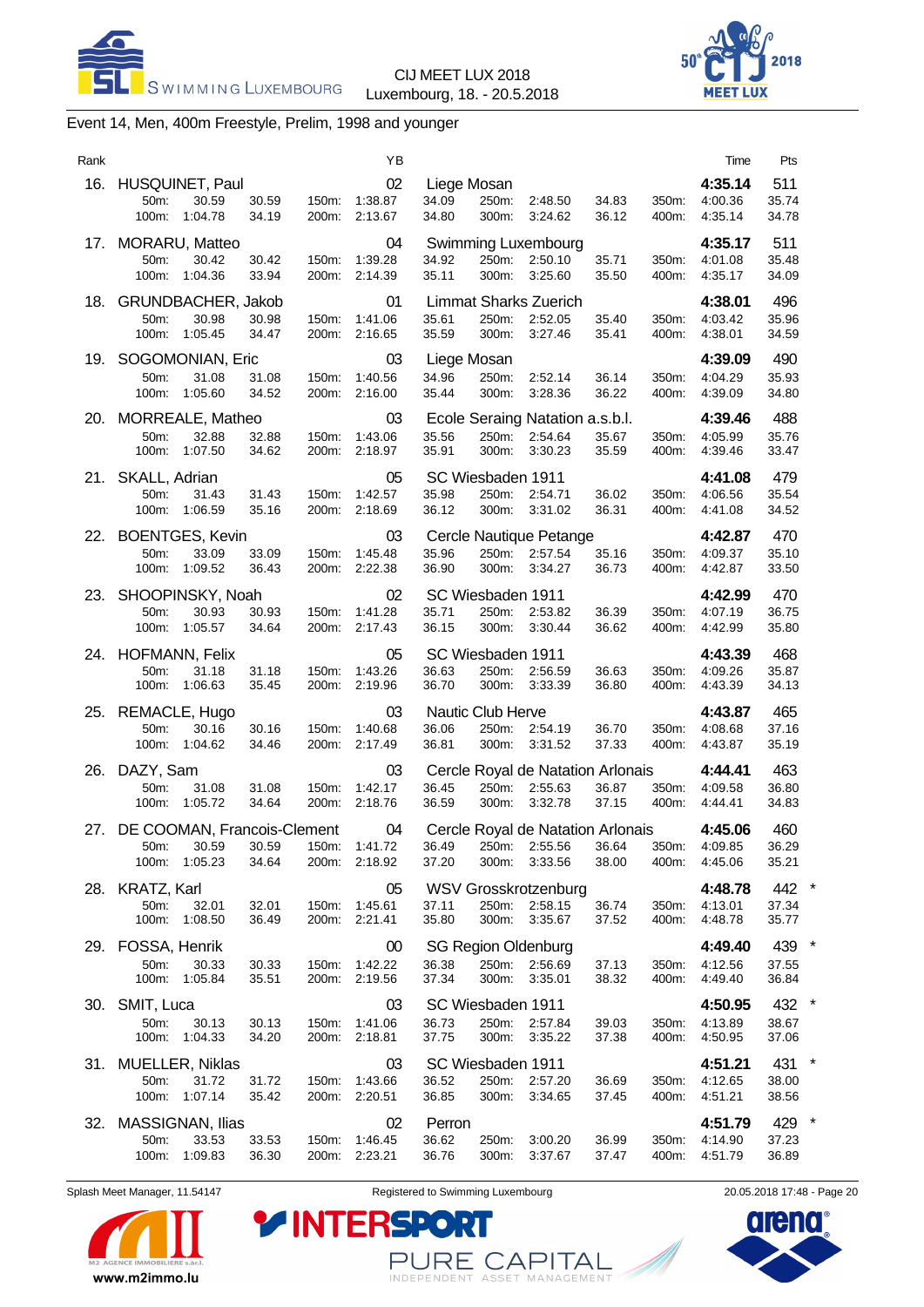CIJ MEET LUX 2018
Luxembourg, 18. - 20.5.2018

## Event 14, Men, 400m Freestyle, Prelim, 1998 and younger

| Rank | Name | YB | Club | Time | Pts |
|---|---|---|---|---|---|
| 16. | HUSQUINET, Paul | 02 | Liege Mosan | 4:35.14 | 511 |
| | 50m: 30.59 30.59 / 100m: 1:04.78 34.19 / 150m: 1:38.87 34.09 / 200m: 2:13.67 34.80 / 250m: 2:48.50 34.83 / 300m: 3:24.62 36.12 / 350m: 4:00.36 35.74 / 400m: 4:35.14 34.78 | | | | |
| 17. | MORARU, Matteo | 04 | Swimming Luxembourg | 4:35.17 | 511 |
| | 50m: 30.42 30.42 / 100m: 1:04.36 33.94 / 150m: 1:39.28 34.92 / 200m: 2:14.39 35.11 / 250m: 2:50.10 35.71 / 300m: 3:25.60 35.50 / 350m: 4:01.08 35.48 / 400m: 4:35.17 34.09 | | | | |
| 18. | GRUNDBACHER, Jakob | 01 | Limmat Sharks Zuerich | 4:38.01 | 496 |
| | 50m: 30.98 30.98 / 100m: 1:05.45 34.47 / 150m: 1:41.06 35.61 / 200m: 2:16.65 35.59 / 250m: 2:52.05 35.40 / 300m: 3:27.46 35.41 / 350m: 4:03.42 35.96 / 400m: 4:38.01 34.59 | | | | |
| 19. | SOGOMONIAN, Eric | 03 | Liege Mosan | 4:39.09 | 490 |
| | 50m: 31.08 31.08 / 100m: 1:05.60 34.52 / 150m: 1:40.56 34.96 / 200m: 2:16.00 35.44 / 250m: 2:52.14 36.14 / 300m: 3:28.36 36.22 / 350m: 4:04.29 35.93 / 400m: 4:39.09 34.80 | | | | |
| 20. | MORREALE, Matheo | 03 | Ecole Seraing Natation a.s.b.l. | 4:39.46 | 488 |
| | 50m: 32.88 32.88 / 100m: 1:07.50 34.62 / 150m: 1:43.06 35.56 / 200m: 2:18.97 35.91 / 250m: 2:54.64 35.67 / 300m: 3:30.23 35.59 / 350m: 4:05.99 35.76 / 400m: 4:39.46 33.47 | | | | |
| 21. | SKALL, Adrian | 05 | SC Wiesbaden 1911 | 4:41.08 | 479 |
| | 50m: 31.43 31.43 / 100m: 1:06.59 35.16 / 150m: 1:42.57 35.98 / 200m: 2:18.69 36.12 / 250m: 2:54.71 36.02 / 300m: 3:31.02 36.31 / 350m: 4:06.56 35.54 / 400m: 4:41.08 34.52 | | | | |
| 22. | BOENTGES, Kevin | 03 | Cercle Nautique Petange | 4:42.87 | 470 |
| | 50m: 33.09 33.09 / 100m: 1:09.52 36.43 / 150m: 1:45.48 35.96 / 200m: 2:22.38 36.90 / 250m: 2:57.54 35.16 / 300m: 3:34.27 36.73 / 350m: 4:09.37 35.10 / 400m: 4:42.87 33.50 | | | | |
| 23. | SHOOPINSKY, Noah | 02 | SC Wiesbaden 1911 | 4:42.99 | 470 |
| | 50m: 30.93 30.93 / 100m: 1:05.57 34.64 / 150m: 1:41.28 35.71 / 200m: 2:17.43 36.15 / 250m: 2:53.82 36.39 / 300m: 3:30.44 36.62 / 350m: 4:07.19 36.75 / 400m: 4:42.99 35.80 | | | | |
| 24. | HOFMANN, Felix | 05 | SC Wiesbaden 1911 | 4:43.39 | 468 |
| | 50m: 31.18 31.18 / 100m: 1:06.63 35.45 / 150m: 1:43.26 36.63 / 200m: 2:19.96 36.70 / 250m: 2:56.59 36.63 / 300m: 3:33.39 36.80 / 350m: 4:09.26 35.87 / 400m: 4:43.39 34.13 | | | | |
| 25. | REMACLE, Hugo | 03 | Nautic Club Herve | 4:43.87 | 465 |
| | 50m: 30.16 30.16 / 100m: 1:04.62 34.46 / 150m: 1:40.68 36.06 / 200m: 2:17.49 36.81 / 250m: 2:54.19 36.70 / 300m: 3:31.52 37.33 / 350m: 4:08.68 37.16 / 400m: 4:43.87 35.19 | | | | |
| 26. | DAZY, Sam | 03 | Cercle Royal de Natation Arlonais | 4:44.41 | 463 |
| | 50m: 31.08 31.08 / 100m: 1:05.72 34.64 / 150m: 1:42.17 36.45 / 200m: 2:18.76 36.59 / 250m: 2:55.63 36.87 / 300m: 3:32.78 37.15 / 350m: 4:09.58 36.80 / 400m: 4:44.41 34.83 | | | | |
| 27. | DE COOMAN, Francois-Clement | 04 | Cercle Royal de Natation Arlonais | 4:45.06 | 460 |
| | 50m: 30.59 30.59 / 100m: 1:05.23 34.64 / 150m: 1:41.72 36.49 / 200m: 2:18.92 37.20 / 250m: 2:55.56 36.64 / 300m: 3:33.56 38.00 / 350m: 4:09.85 36.29 / 400m: 4:45.06 35.21 | | | | |
| 28. | KRATZ, Karl | 05 | WSV Grosskrotzenburg | 4:48.78 | 442 * |
| | 50m: 32.01 32.01 / 100m: 1:08.50 36.49 / 150m: 1:45.61 37.11 / 200m: 2:21.41 35.80 / 250m: 2:58.15 36.74 / 300m: 3:35.67 37.52 / 350m: 4:13.01 37.34 / 400m: 4:48.78 35.77 | | | | |
| 29. | FOSSA, Henrik | 00 | SG Region Oldenburg | 4:49.40 | 439 * |
| | 50m: 30.33 30.33 / 100m: 1:05.84 35.51 / 150m: 1:42.22 36.38 / 200m: 2:19.56 37.34 / 250m: 2:56.69 37.13 / 300m: 3:35.01 38.32 / 350m: 4:12.56 37.55 / 400m: 4:49.40 36.84 | | | | |
| 30. | SMIT, Luca | 03 | SC Wiesbaden 1911 | 4:50.95 | 432 * |
| | 50m: 30.13 30.13 / 100m: 1:04.33 34.20 / 150m: 1:41.06 36.73 / 200m: 2:18.81 37.75 / 250m: 2:57.84 39.03 / 300m: 3:35.22 37.38 / 350m: 4:13.89 38.67 / 400m: 4:50.95 37.06 | | | | |
| 31. | MUELLER, Niklas | 03 | SC Wiesbaden 1911 | 4:51.21 | 431 * |
| | 50m: 31.72 31.72 / 100m: 1:07.14 35.42 / 150m: 1:43.66 36.52 / 200m: 2:20.51 36.85 / 250m: 2:57.20 36.69 / 300m: 3:34.65 37.45 / 350m: 4:12.65 38.00 / 400m: 4:51.21 38.56 | | | | |
| 32. | MASSIGNAN, Ilias | 02 | Perron | 4:51.79 | 429 * |
| | 50m: 33.53 33.53 / 100m: 1:09.83 36.30 / 150m: 1:46.45 36.62 / 200m: 2:23.21 36.76 / 250m: 3:00.20 36.99 / 300m: 3:37.67 37.47 / 350m: 4:14.90 37.23 / 400m: 4:51.79 36.89 | | | | |

Splash Meet Manager, 11.54147 — Registered to Swimming Luxembourg — 20.05.2018 17:48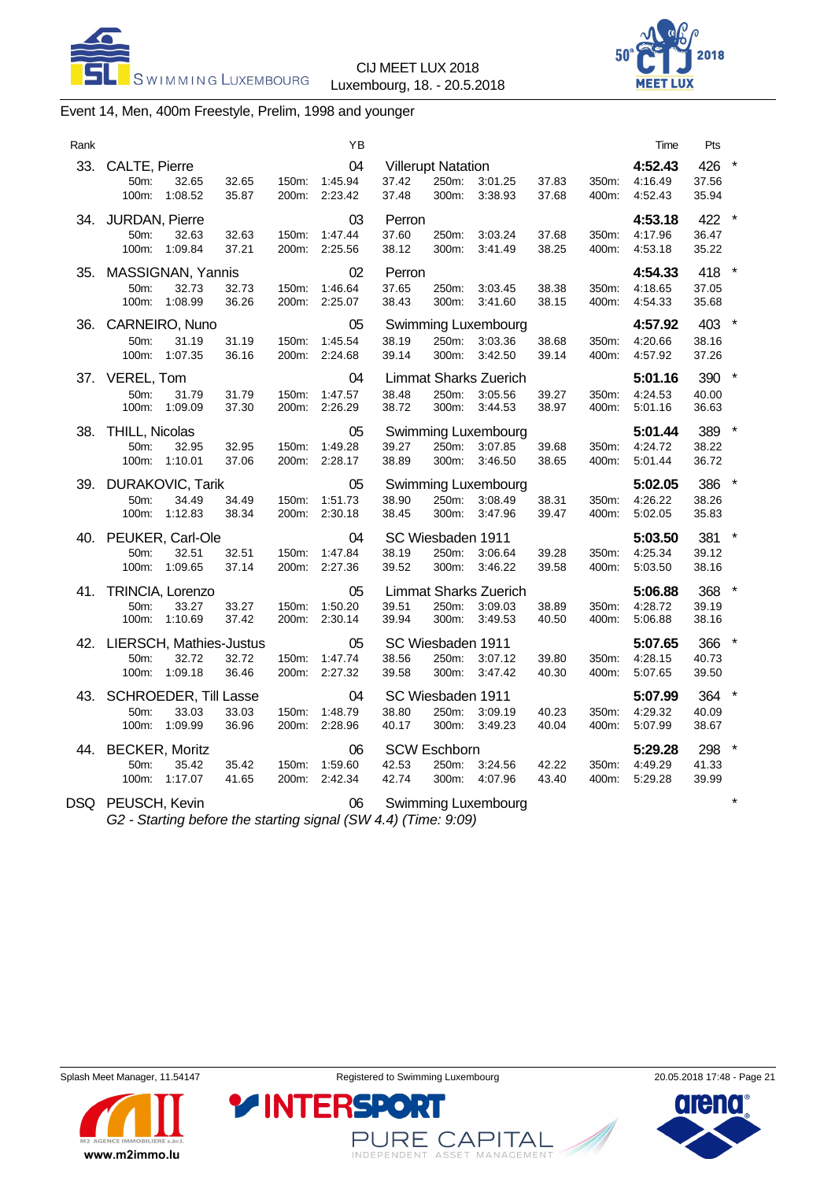CIJ MEET LUX 2018
Luxembourg, 18. - 20.5.2018

## Event 14, Men, 400m Freestyle, Prelim, 1998 and younger

| Rank | Name | YB | Club | Time | Pts | |
|---|---|---|---|---|---|---|
| 33. | CALTE, Pierre | 04 | Villerupt Natation | 4:52.43 | 426 | * |
| | 50m: 32.65 32.65 / 100m: 1:08.52 35.87 / 150m: 1:45.94 37.42 / 200m: 2:23.42 37.48 / 250m: 3:01.25 37.83 / 300m: 3:38.93 37.68 / 350m: 4:16.49 37.56 / 400m: 4:52.43 35.94 | | | | | |
| 34. | JURDAN, Pierre | 03 | Perron | 4:53.18 | 422 | * |
| | 50m: 32.63 32.63 / 100m: 1:09.84 37.21 / 150m: 1:47.44 37.60 / 200m: 2:25.56 38.12 / 250m: 3:03.24 37.68 / 300m: 3:41.49 38.25 / 350m: 4:17.96 36.47 / 400m: 4:53.18 35.22 | | | | | |
| 35. | MASSIGNAN, Yannis | 02 | Perron | 4:54.33 | 418 | * |
| | 50m: 32.73 32.73 / 100m: 1:08.99 36.26 / 150m: 1:46.64 37.65 / 200m: 2:25.07 38.43 / 250m: 3:03.45 38.38 / 300m: 3:41.60 38.15 / 350m: 4:18.65 37.05 / 400m: 4:54.33 35.68 | | | | | |
| 36. | CARNEIRO, Nuno | 05 | Swimming Luxembourg | 4:57.92 | 403 | * |
| | 50m: 31.19 31.19 / 100m: 1:07.35 36.16 / 150m: 1:45.54 38.19 / 200m: 2:24.68 39.14 / 250m: 3:03.36 38.68 / 300m: 3:42.50 39.14 / 350m: 4:20.66 38.16 / 400m: 4:57.92 37.26 | | | | | |
| 37. | VEREL, Tom | 04 | Limmat Sharks Zuerich | 5:01.16 | 390 | * |
| | 50m: 31.79 31.79 / 100m: 1:09.09 37.30 / 150m: 1:47.57 38.48 / 200m: 2:26.29 38.72 / 250m: 3:05.56 39.27 / 300m: 3:44.53 38.97 / 350m: 4:24.53 40.00 / 400m: 5:01.16 36.63 | | | | | |
| 38. | THILL, Nicolas | 05 | Swimming Luxembourg | 5:01.44 | 389 | * |
| | 50m: 32.95 32.95 / 100m: 1:10.01 37.06 / 150m: 1:49.28 39.27 / 200m: 2:28.17 38.89 / 250m: 3:07.85 39.68 / 300m: 3:46.50 38.65 / 350m: 4:24.72 38.22 / 400m: 5:01.44 36.72 | | | | | |
| 39. | DURAKOVIC, Tarik | 05 | Swimming Luxembourg | 5:02.05 | 386 | * |
| | 50m: 34.49 34.49 / 100m: 1:12.83 38.34 / 150m: 1:51.73 38.90 / 200m: 2:30.18 38.45 / 250m: 3:08.49 38.31 / 300m: 3:47.96 39.47 / 350m: 4:26.22 38.26 / 400m: 5:02.05 35.83 | | | | | |
| 40. | PEUKER, Carl-Ole | 04 | SC Wiesbaden 1911 | 5:03.50 | 381 | * |
| | 50m: 32.51 32.51 / 100m: 1:09.65 37.14 / 150m: 1:47.84 38.19 / 200m: 2:27.36 39.52 / 250m: 3:06.64 39.28 / 300m: 3:46.22 39.58 / 350m: 4:25.34 39.12 / 400m: 5:03.50 38.16 | | | | | |
| 41. | TRINCIA, Lorenzo | 05 | Limmat Sharks Zuerich | 5:06.88 | 368 | * |
| | 50m: 33.27 33.27 / 100m: 1:10.69 37.42 / 150m: 1:50.20 39.51 / 200m: 2:30.14 39.94 / 250m: 3:09.03 38.89 / 300m: 3:49.53 40.50 / 350m: 4:28.72 39.19 / 400m: 5:06.88 38.16 | | | | | |
| 42. | LIERSCH, Mathies-Justus | 05 | SC Wiesbaden 1911 | 5:07.65 | 366 | * |
| | 50m: 32.72 32.72 / 100m: 1:09.18 36.46 / 150m: 1:47.74 38.56 / 200m: 2:27.32 39.58 / 250m: 3:07.12 39.80 / 300m: 3:47.42 40.30 / 350m: 4:28.15 40.73 / 400m: 5:07.65 39.50 | | | | | |
| 43. | SCHROEDER, Till Lasse | 04 | SC Wiesbaden 1911 | 5:07.99 | 364 | * |
| | 50m: 33.03 33.03 / 100m: 1:09.99 36.96 / 150m: 1:48.79 38.80 / 200m: 2:28.96 40.17 / 250m: 3:09.19 40.23 / 300m: 3:49.23 40.04 / 350m: 4:29.32 40.09 / 400m: 5:07.99 38.67 | | | | | |
| 44. | BECKER, Moritz | 06 | SCW Eschborn | 5:29.28 | 298 | * |
| | 50m: 35.42 35.42 / 100m: 1:17.07 41.65 / 150m: 1:59.60 42.53 / 200m: 2:42.34 42.74 / 250m: 3:24.56 42.22 / 300m: 4:07.96 43.40 / 350m: 4:49.29 41.33 / 400m: 5:29.28 39.99 | | | | | |
| DSQ | PEUSCH, Kevin | 06 | Swimming Luxembourg | | | * |
| | *G2 - Starting before the starting signal (SW 4.4) (Time: 9:09)* | | | | | |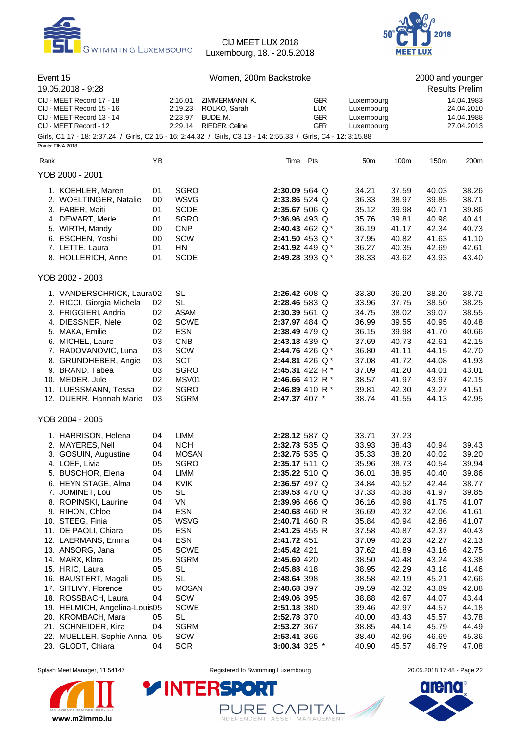Event 15 — Women, 200m Backstroke — 2000 and younger

19.05.2018 - 9:28 — Results Prelim

| | | | | | |
|---|---|---|---|---|---|
| CIJ - MEET Record 17 - 18 | 2:16.01 | ZIMMERMANN, K. | GER | Luxembourg | 14.04.1983 |
| CIJ - MEET Record 15 - 16 | 2:19.23 | ROLKO, Sarah | LUX | Luxembourg | 24.04.2010 |
| CIJ - MEET Record 13 - 14 | 2:23.97 | BUDE, M. | GER | Luxembourg | 14.04.1988 |
| CIJ - MEET Record - 12 | 2:29.14 | RIEDER, Celine | GER | Luxembourg | 27.04.2013 |

Girls, C1 17 - 18: 2:37.24 / Girls, C2 15 - 16: 2:44.32 / Girls, C3 13 - 14: 2:55.33 / Girls, C4 - 12: 3:15.88

Points: FINA 2018

| Rank | | YB | | Time | Pts | | 50m | 100m | 150m | 200m |
|---|---|---|---|---|---|---|---|---|---|---|
| **YOB 2000 - 2001** | | | | | | | | | | |
| 1. | KOEHLER, Maren | 01 | SGRO | **2:30.09** | 564 | Q | 34.21 | 37.59 | 40.03 | 38.26 |
| 2. | WOELTINGER, Natalie | 00 | WSVG | **2:33.86** | 524 | Q | 36.33 | 38.97 | 39.85 | 38.71 |
| 3. | FABER, Maiti | 01 | SCDE | **2:35.67** | 506 | Q | 35.12 | 39.98 | 40.71 | 39.86 |
| 4. | DEWART, Merle | 01 | SGRO | **2:36.96** | 493 | Q | 35.76 | 39.81 | 40.98 | 40.41 |
| 5. | WIRTH, Mandy | 00 | CNP | **2:40.43** | 462 | Q * | 36.19 | 41.17 | 42.34 | 40.73 |
| 6. | ESCHEN, Yoshi | 00 | SCW | **2:41.50** | 453 | Q * | 37.95 | 40.82 | 41.63 | 41.10 |
| 7. | LETTE, Laura | 01 | HN | **2:41.92** | 449 | Q * | 36.27 | 40.35 | 42.69 | 42.61 |
| 8. | HOLLERICH, Anne | 01 | SCDE | **2:49.28** | 393 | Q * | 38.33 | 43.62 | 43.93 | 43.40 |
| **YOB 2002 - 2003** | | | | | | | | | | |
| 1. | VANDERSCHRICK, Laura | 02 | SL | **2:26.42** | 608 | Q | 33.30 | 36.20 | 38.20 | 38.72 |
| 2. | RICCI, Giorgia Michela | 02 | SL | **2:28.46** | 583 | Q | 33.96 | 37.75 | 38.50 | 38.25 |
| 3. | FRIGGIERI, Andria | 02 | ASAM | **2:30.39** | 561 | Q | 34.75 | 38.02 | 39.07 | 38.55 |
| 4. | DIESSNER, Nele | 02 | SCWE | **2:37.97** | 484 | Q | 36.99 | 39.55 | 40.95 | 40.48 |
| 5. | MAKA, Emilie | 02 | ESN | **2:38.49** | 479 | Q | 36.15 | 39.98 | 41.70 | 40.66 |
| 6. | MICHEL, Laure | 03 | CNB | **2:43.18** | 439 | Q | 37.69 | 40.73 | 42.61 | 42.15 |
| 7. | RADOVANOVIC, Luna | 03 | SCW | **2:44.76** | 426 | Q * | 36.80 | 41.11 | 44.15 | 42.70 |
| 8. | GRUNDHEBER, Angie | 03 | SCT | **2:44.81** | 426 | Q * | 37.08 | 41.72 | 44.08 | 41.93 |
| 9. | BRAND, Tabea | 03 | SGRO | **2:45.31** | 422 | R * | 37.09 | 41.20 | 44.01 | 43.01 |
| 10. | MEDER, Jule | 02 | MSV01 | **2:46.66** | 412 | R * | 38.57 | 41.97 | 43.97 | 42.15 |
| 11. | LUESSMANN, Tessa | 02 | SGRO | **2:46.89** | 410 | R * | 39.81 | 42.30 | 43.27 | 41.51 |
| 12. | DUERR, Hannah Marie | 03 | SGRM | **2:47.37** | 407 | * | 38.74 | 41.55 | 44.13 | 42.95 |
| **YOB 2004 - 2005** | | | | | | | | | | |
| 1. | HARRISON, Helena | 04 | LIMM | **2:28.12** | 587 | Q | 33.71 | 37.23 | | 39.43 |
| 2. | MAYERES, Nell | 04 | NCH | **2:32.73** | 535 | Q | 33.93 | 38.43 | 40.94 | 39.43 |
| 3. | GOSUIN, Augustine | 04 | MOSAN | **2:32.75** | 535 | Q | 35.33 | 38.20 | 40.02 | 39.20 |
| 4. | LOEF, Livia | 05 | SGRO | **2:35.17** | 511 | Q | 35.96 | 38.73 | 40.54 | 39.94 |
| 5. | BUSCHOR, Elena | 04 | LIMM | **2:35.22** | 510 | Q | 36.01 | 38.95 | 40.40 | 39.86 |
| 6. | HEYN STAGE, Alma | 04 | KVIK | **2:36.57** | 497 | Q | 34.84 | 40.52 | 42.44 | 38.77 |
| 7. | JOMINET, Lou | 05 | SL | **2:39.53** | 470 | Q | 37.33 | 40.38 | 41.97 | 39.85 |
| 8. | ROPINSKI, Laurine | 04 | VN | **2:39.96** | 466 | Q | 36.16 | 40.98 | 41.75 | 41.07 |
| 9. | RIHON, Chloe | 04 | ESN | **2:40.68** | 460 | R | 36.69 | 40.32 | 42.06 | 41.61 |
| 10. | STEEG, Finia | 05 | WSVG | **2:40.71** | 460 | R | 35.84 | 40.94 | 42.86 | 41.07 |
| 11. | DE PAOLI, Chiara | 05 | ESN | **2:41.25** | 455 | R | 37.58 | 40.87 | 42.37 | 40.43 |
| 12. | LAERMANS, Emma | 04 | ESN | **2:41.72** | 451 | | 37.09 | 40.23 | 42.27 | 42.13 |
| 13. | ANSORG, Jana | 05 | SCWE | **2:45.42** | 421 | | 37.62 | 41.89 | 43.16 | 42.75 |
| 14. | MARX, Klara | 05 | SGRM | **2:45.60** | 420 | | 38.50 | 40.48 | 43.24 | 43.38 |
| 15. | HRIC, Laura | 05 | SL | **2:45.88** | 418 | | 38.95 | 42.29 | 43.18 | 41.46 |
| 16. | BAUSTERT, Magali | 05 | SL | **2:48.64** | 398 | | 38.58 | 42.19 | 45.21 | 42.66 |
| 17. | SITLIVY, Florence | 05 | MOSAN | **2:48.68** | 397 | | 39.59 | 42.32 | 43.89 | 42.88 |
| 18. | ROSSBACH, Laura | 04 | SCW | **2:49.06** | 395 | | 38.88 | 42.67 | 44.07 | 43.44 |
| 19. | HELMICH, Angelina-Louis | 05 | SCWE | **2:51.18** | 380 | | 39.46 | 42.97 | 44.57 | 44.18 |
| 20. | KROMBACH, Mara | 05 | SL | **2:52.78** | 370 | | 40.00 | 43.43 | 45.57 | 43.78 |
| 21. | SCHNEIDER, Kira | 04 | SGRM | **2:53.27** | 367 | | 38.85 | 44.14 | 45.79 | 44.49 |
| 22. | MUELLER, Sophie Anna | 05 | SCW | **2:53.41** | 366 | | 38.40 | 42.96 | 46.69 | 45.36 |
| 23. | GLODT, Chiara | 04 | SCR | **3:00.34** | 325 | * | 40.90 | 45.57 | 46.79 | 47.08 |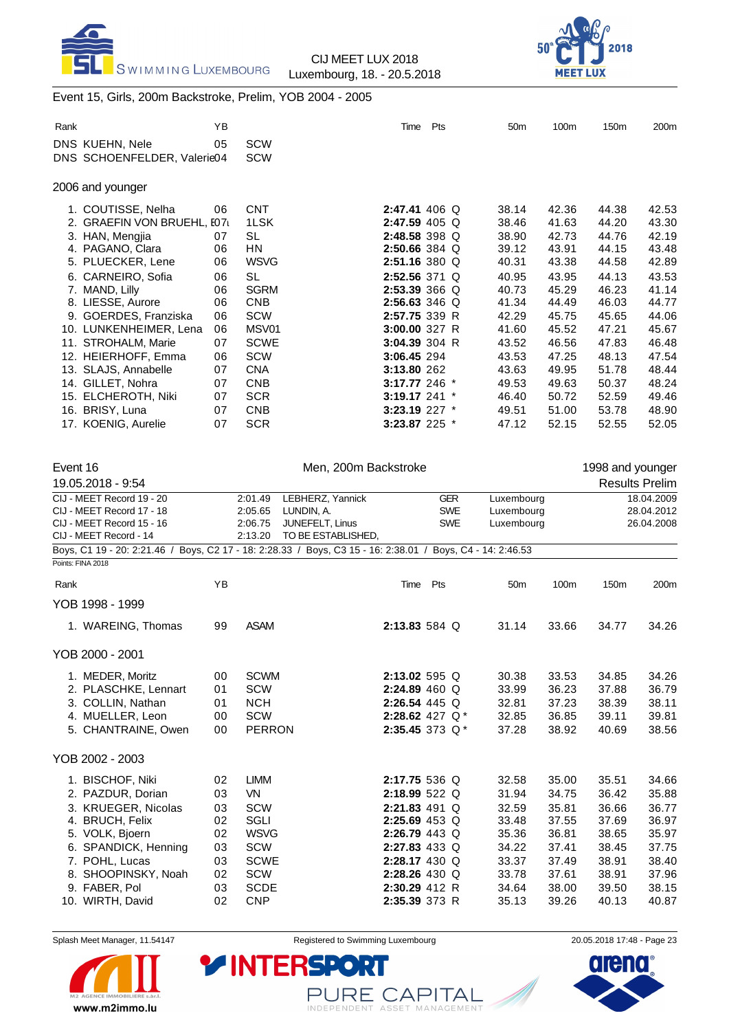## Event 15, Girls, 200m Backstroke, Prelim, YOB 2004 - 2005

| Rank | Name | YB | Club | Time | Pts | | 50m | 100m | 150m | 200m |
|---|---|---|---|---|---|---|---|---|---|---|
| DNS | KUEHN, Nele | 05 | SCW | | | | | | | |
| DNS | SCHOENFELDER, Valerie | 04 | SCW | | | | | | | |

### 2006 and younger

| Rank | Name | YB | Club | Time | Pts | | 50m | 100m | 150m | 200m |
|---|---|---|---|---|---|---|---|---|---|---|
| 1. | COUTISSE, Nelha | 06 | CNT | **2:47.41** | 406 | Q | 38.14 | 42.36 | 44.38 | 42.53 |
| 2. | GRAEFIN VON BRUEHL, E | 07 | 1LSK | **2:47.59** | 405 | Q | 38.46 | 41.63 | 44.20 | 43.30 |
| 3. | HAN, Mengjia | 07 | SL | **2:48.58** | 398 | Q | 38.90 | 42.73 | 44.76 | 42.19 |
| 4. | PAGANO, Clara | 06 | HN | **2:50.66** | 384 | Q | 39.12 | 43.91 | 44.15 | 43.48 |
| 5. | PLUECKER, Lene | 06 | WSVG | **2:51.16** | 380 | Q | 40.31 | 43.38 | 44.58 | 42.89 |
| 6. | CARNEIRO, Sofia | 06 | SL | **2:52.56** | 371 | Q | 40.95 | 43.95 | 44.13 | 43.53 |
| 7. | MAND, Lilly | 06 | SGRM | **2:53.39** | 366 | Q | 40.73 | 45.29 | 46.23 | 41.14 |
| 8. | LIESSE, Aurore | 06 | CNB | **2:56.63** | 346 | Q | 41.34 | 44.49 | 46.03 | 44.77 |
| 9. | GOERDES, Franziska | 06 | SCW | **2:57.75** | 339 | R | 42.29 | 45.75 | 45.65 | 44.06 |
| 10. | LUNKENHEIMER, Lena | 06 | MSV01 | **3:00.00** | 327 | R | 41.60 | 45.52 | 47.21 | 45.67 |
| 11. | STROHALM, Marie | 07 | SCWE | **3:04.39** | 304 | R | 43.52 | 46.56 | 47.83 | 46.48 |
| 12. | HEIERHOFF, Emma | 06 | SCW | **3:06.45** | 294 | | 43.53 | 47.25 | 48.13 | 47.54 |
| 13. | SLAJS, Annabelle | 07 | CNA | **3:13.80** | 262 | | 43.63 | 49.95 | 51.78 | 48.44 |
| 14. | GILLET, Nohra | 07 | CNB | **3:17.77** | 246 | * | 49.53 | 49.63 | 50.37 | 48.24 |
| 15. | ELCHEROTH, Niki | 07 | SCR | **3:19.17** | 241 | * | 46.40 | 50.72 | 52.59 | 49.46 |
| 16. | BRISY, Luna | 07 | CNB | **3:23.19** | 227 | * | 49.51 | 51.00 | 53.78 | 48.90 |
| 17. | KOENIG, Aurelie | 07 | SCR | **3:23.87** | 225 | * | 47.12 | 52.15 | 52.55 | 52.05 |

## Event 16 — Men, 200m Backstroke — 1998 and younger

19.05.2018 - 9:54 — Results Prelim

| Record | Time | Name | Nation | Place | Date |
|---|---|---|---|---|---|
| CIJ - MEET Record 19 - 20 | 2:01.49 | LEBHERZ, Yannick | GER | Luxembourg | 18.04.2009 |
| CIJ - MEET Record 17 - 18 | 2:05.65 | LUNDIN, A. | SWE | Luxembourg | 28.04.2012 |
| CIJ - MEET Record 15 - 16 | 2:06.75 | JUNEFELT, Linus | SWE | Luxembourg | 26.04.2008 |
| CIJ - MEET Record - 14 | 2:13.20 | TO BE ESTABLISHED, | | | |

Boys, C1 19 - 20: 2:21.46 / Boys, C2 17 - 18: 2:28.33 / Boys, C3 15 - 16: 2:38.01 / Boys, C4 - 14: 2:46.53

Points: FINA 2018

### YOB 1998 - 1999

| Rank | Name | YB | Club | Time | Pts | | 50m | 100m | 150m | 200m |
|---|---|---|---|---|---|---|---|---|---|---|
| 1. | WAREING, Thomas | 99 | ASAM | **2:13.83** | 584 | Q | 31.14 | 33.66 | 34.77 | 34.26 |

### YOB 2000 - 2001

| Rank | Name | YB | Club | Time | Pts | | 50m | 100m | 150m | 200m |
|---|---|---|---|---|---|---|---|---|---|---|
| 1. | MEDER, Moritz | 00 | SCWM | **2:13.02** | 595 | Q | 30.38 | 33.53 | 34.85 | 34.26 |
| 2. | PLASCHKE, Lennart | 01 | SCW | **2:24.89** | 460 | Q | 33.99 | 36.23 | 37.88 | 36.79 |
| 3. | COLLIN, Nathan | 01 | NCH | **2:26.54** | 445 | Q | 32.81 | 37.23 | 38.39 | 38.11 |
| 4. | MUELLER, Leon | 00 | SCW | **2:28.62** | 427 | Q * | 32.85 | 36.85 | 39.11 | 39.81 |
| 5. | CHANTRAINE, Owen | 00 | PERRON | **2:35.45** | 373 | Q * | 37.28 | 38.92 | 40.69 | 38.56 |

### YOB 2002 - 2003

| Rank | Name | YB | Club | Time | Pts | | 50m | 100m | 150m | 200m |
|---|---|---|---|---|---|---|---|---|---|---|
| 1. | BISCHOF, Niki | 02 | LIMM | **2:17.75** | 536 | Q | 32.58 | 35.00 | 35.51 | 34.66 |
| 2. | PAZDUR, Dorian | 03 | VN | **2:18.99** | 522 | Q | 31.94 | 34.75 | 36.42 | 35.88 |
| 3. | KRUEGER, Nicolas | 03 | SCW | **2:21.83** | 491 | Q | 32.59 | 35.81 | 36.66 | 36.77 |
| 4. | BRUCH, Felix | 02 | SGLI | **2:25.69** | 453 | Q | 33.48 | 37.55 | 37.69 | 36.97 |
| 5. | VOLK, Bjoern | 02 | WSVG | **2:26.79** | 443 | Q | 35.36 | 36.81 | 38.65 | 35.97 |
| 6. | SPANDICK, Henning | 03 | SCW | **2:27.83** | 433 | Q | 34.22 | 37.41 | 38.45 | 37.75 |
| 7. | POHL, Lucas | 03 | SCWE | **2:28.17** | 430 | Q | 33.37 | 37.49 | 38.91 | 38.40 |
| 8. | SHOOPINSKY, Noah | 02 | SCW | **2:28.26** | 430 | Q | 33.78 | 37.61 | 38.91 | 37.96 |
| 9. | FABER, Pol | 03 | SCDE | **2:30.29** | 412 | R | 34.64 | 38.00 | 39.50 | 38.15 |
| 10. | WIRTH, David | 02 | CNP | **2:35.39** | 373 | R | 35.13 | 39.26 | 40.13 | 40.87 |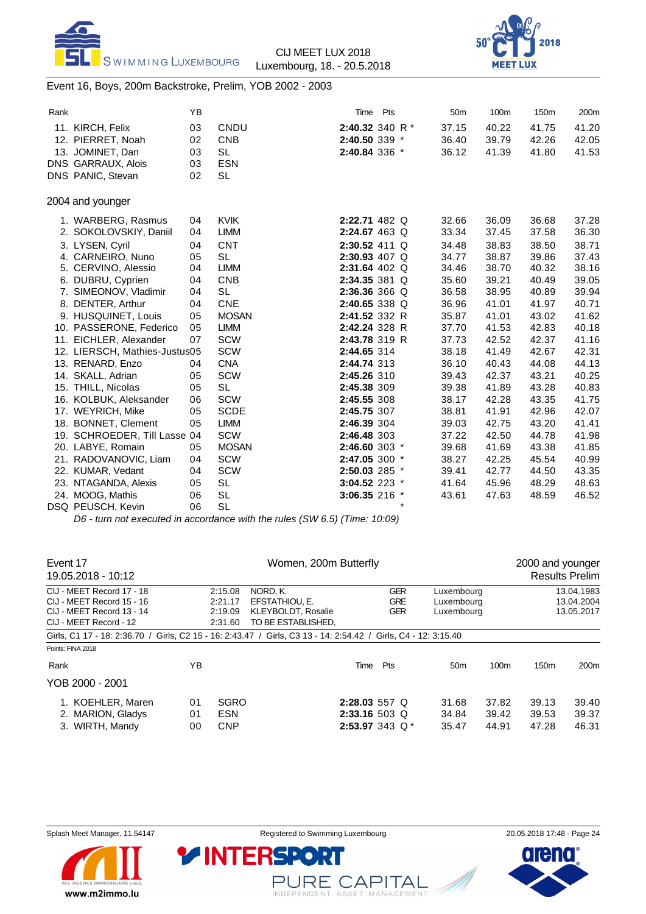## Event 16, Boys, 200m Backstroke, Prelim, YOB 2002 - 2003

| Rank | Name | YB | Club | Time | Pts | | 50m | 100m | 150m | 200m |
|---|---|---|---|---|---|---|---|---|---|---|
| 11. | KIRCH, Felix | 03 | CNDU | **2:40.32** | 340 | R * | 37.15 | 40.22 | 41.75 | 41.20 |
| 12. | PIERRET, Noah | 02 | CNB | **2:40.50** | 339 | * | 36.40 | 39.79 | 42.26 | 42.05 |
| 13. | JOMINET, Dan | 03 | SL | **2:40.84** | 336 | * | 36.12 | 41.39 | 41.80 | 41.53 |
| DNS | GARRAUX, Alois | 03 | ESN | | | | | | | |
| DNS | PANIC, Stevan | 02 | SL | | | | | | | |

### 2004 and younger

| Rank | Name | YB | Club | Time | Pts | | 50m | 100m | 150m | 200m |
|---|---|---|---|---|---|---|---|---|---|---|
| 1. | WARBERG, Rasmus | 04 | KVIK | **2:22.71** | 482 | Q | 32.66 | 36.09 | 36.68 | 37.28 |
| 2. | SOKOLOVSKIY, Daniil | 04 | LIMM | **2:24.67** | 463 | Q | 33.34 | 37.45 | 37.58 | 36.30 |
| 3. | LYSEN, Cyril | 04 | CNT | **2:30.52** | 411 | Q | 34.48 | 38.83 | 38.50 | 38.71 |
| 4. | CARNEIRO, Nuno | 05 | SL | **2:30.93** | 407 | Q | 34.77 | 38.87 | 39.86 | 37.43 |
| 5. | CERVINO, Alessio | 04 | LIMM | **2:31.64** | 402 | Q | 34.46 | 38.70 | 40.32 | 38.16 |
| 6. | DUBRU, Cyprien | 04 | CNB | **2:34.35** | 381 | Q | 35.60 | 39.21 | 40.49 | 39.05 |
| 7. | SIMEONOV, Vladimir | 04 | SL | **2:36.36** | 366 | Q | 36.58 | 38.95 | 40.89 | 39.94 |
| 8. | DENTER, Arthur | 04 | CNE | **2:40.65** | 338 | Q | 36.96 | 41.01 | 41.97 | 40.71 |
| 9. | HUSQUINET, Louis | 05 | MOSAN | **2:41.52** | 332 | R | 35.87 | 41.01 | 43.02 | 41.62 |
| 10. | PASSERONE, Federico | 05 | LIMM | **2:42.24** | 328 | R | 37.70 | 41.53 | 42.83 | 40.18 |
| 11. | EICHLER, Alexander | 07 | SCW | **2:43.78** | 319 | R | 37.73 | 42.52 | 42.37 | 41.16 |
| 12. | LIERSCH, Mathies-Justus | 05 | SCW | **2:44.65** | 314 | | 38.18 | 41.49 | 42.67 | 42.31 |
| 13. | RENARD, Enzo | 04 | CNA | **2:44.74** | 313 | | 36.10 | 40.43 | 44.08 | 44.13 |
| 14. | SKALL, Adrian | 05 | SCW | **2:45.26** | 310 | | 39.43 | 42.37 | 43.21 | 40.25 |
| 15. | THILL, Nicolas | 05 | SL | **2:45.38** | 309 | | 39.38 | 41.89 | 43.28 | 40.83 |
| 16. | KOLBUK, Aleksander | 06 | SCW | **2:45.55** | 308 | | 38.17 | 42.28 | 43.35 | 41.75 |
| 17. | WEYRICH, Mike | 05 | SCDE | **2:45.75** | 307 | | 38.81 | 41.91 | 42.96 | 42.07 |
| 18. | BONNET, Clement | 05 | LIMM | **2:46.39** | 304 | | 39.03 | 42.75 | 43.20 | 41.41 |
| 19. | SCHROEDER, Till Lasse | 04 | SCW | **2:46.48** | 303 | | 37.22 | 42.50 | 44.78 | 41.98 |
| 20. | LABYE, Romain | 05 | MOSAN | **2:46.60** | 303 | * | 39.68 | 41.69 | 43.38 | 41.85 |
| 21. | RADOVANOVIC, Liam | 04 | SCW | **2:47.05** | 300 | * | 38.27 | 42.25 | 45.54 | 40.99 |
| 22. | KUMAR, Vedant | 04 | SCW | **2:50.03** | 285 | * | 39.41 | 42.77 | 44.50 | 43.35 |
| 23. | NTAGANDA, Alexis | 05 | SL | **3:04.52** | 223 | * | 41.64 | 45.96 | 48.29 | 48.63 |
| 24. | MOOG, Mathis | 06 | SL | **3:06.35** | 216 | * | 43.61 | 47.63 | 48.59 | 46.52 |
| DSQ | PEUSCH, Kevin | 06 | SL | | | * | | | | |

*D6 - turn not executed in accordance with the rules (SW 6.5) (Time: 10:09)*

## Event 17 — Women, 200m Butterfly — 2000 and younger

19.05.2018 - 10:12 — Results Prelim

| Record | Time | Name | Nation | Place | Date |
|---|---|---|---|---|---|
| CIJ - MEET Record 17 - 18 | 2:15.08 | NORD, K. | GER | Luxembourg | 13.04.1983 |
| CIJ - MEET Record 15 - 16 | 2:21.17 | EFSTATHIOU, E. | GRE | Luxembourg | 13.04.2004 |
| CIJ - MEET Record 13 - 14 | 2:19.09 | KLEYBOLDT, Rosalie | GER | Luxembourg | 13.05.2017 |
| CIJ - MEET Record - 12 | 2:31.60 | TO BE ESTABLISHED, | | | |

Girls, C1 17 - 18: 2:36.70 / Girls, C2 15 - 16: 2:43.47 / Girls, C3 13 - 14: 2:54.42 / Girls, C4 - 12: 3:15.40

Points: FINA 2018

### YOB 2000 - 2001

| Rank | Name | YB | Club | Time | Pts | | 50m | 100m | 150m | 200m |
|---|---|---|---|---|---|---|---|---|---|---|
| 1. | KOEHLER, Maren | 01 | SGRO | **2:28.03** | 557 | Q | 31.68 | 37.82 | 39.13 | 39.40 |
| 2. | MARION, Gladys | 01 | ESN | **2:33.16** | 503 | Q | 34.84 | 39.42 | 39.53 | 39.37 |
| 3. | WIRTH, Mandy | 00 | CNP | **2:53.97** | 343 | Q * | 35.47 | 44.91 | 47.28 | 46.31 |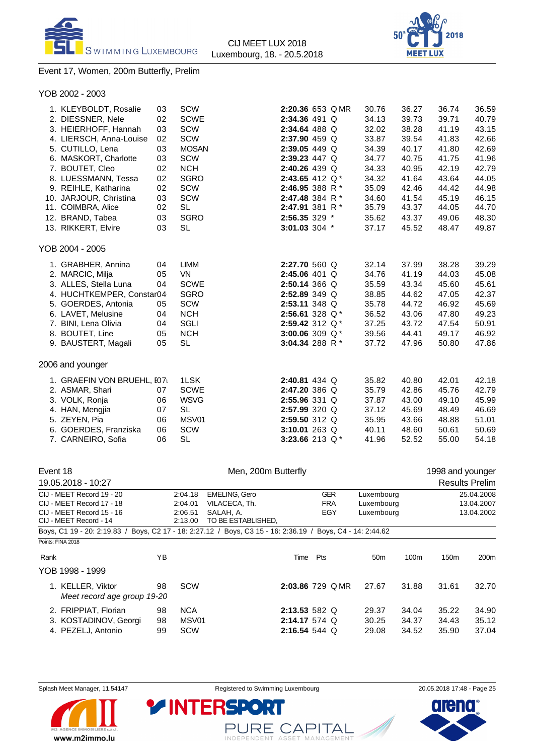## Event 17, Women, 200m Butterfly, Prelim

### YOB 2002 - 2003

| Rank | Name | YB | Club | Time | Pts | | 50m | 100m | 150m | 200m |
|---|---|---|---|---|---|---|---|---|---|---|
| 1. | KLEYBOLDT, Rosalie | 03 | SCW | **2:20.36** | 653 | Q MR | 30.76 | 36.27 | 36.74 | 36.59 |
| 2. | DIESSNER, Nele | 02 | SCWE | **2:34.36** | 491 | Q | 34.13 | 39.73 | 39.71 | 40.79 |
| 3. | HEIERHOFF, Hannah | 03 | SCW | **2:34.64** | 488 | Q | 32.02 | 38.28 | 41.19 | 43.15 |
| 4. | LIERSCH, Anna-Louise | 02 | SCW | **2:37.90** | 459 | Q | 33.87 | 39.54 | 41.83 | 42.66 |
| 5. | CUTILLO, Lena | 03 | MOSAN | **2:39.05** | 449 | Q | 34.39 | 40.17 | 41.80 | 42.69 |
| 6. | MASKORT, Charlotte | 03 | SCW | **2:39.23** | 447 | Q | 34.77 | 40.75 | 41.75 | 41.96 |
| 7. | BOUTET, Cleo | 02 | NCH | **2:40.26** | 439 | Q | 34.33 | 40.95 | 42.19 | 42.79 |
| 8. | LUESSMANN, Tessa | 02 | SGRO | **2:43.65** | 412 | Q * | 34.32 | 41.64 | 43.64 | 44.05 |
| 9. | REIHLE, Katharina | 02 | SCW | **2:46.95** | 388 | R * | 35.09 | 42.46 | 44.42 | 44.98 |
| 10. | JARJOUR, Christina | 03 | SCW | **2:47.48** | 384 | R * | 34.60 | 41.54 | 45.19 | 46.15 |
| 11. | COIMBRA, Alice | 02 | SL | **2:47.91** | 381 | R * | 35.79 | 43.37 | 44.05 | 44.70 |
| 12. | BRAND, Tabea | 03 | SGRO | **2:56.35** | 329 | * | 35.62 | 43.37 | 49.06 | 48.30 |
| 13. | RIKKERT, Elvire | 03 | SL | **3:01.03** | 304 | * | 37.17 | 45.52 | 48.47 | 49.87 |

### YOB 2004 - 2005

| Rank | Name | YB | Club | Time | Pts | | 50m | 100m | 150m | 200m |
|---|---|---|---|---|---|---|---|---|---|---|
| 1. | GRABHER, Annina | 04 | LIMM | **2:27.70** | 560 | Q | 32.14 | 37.99 | 38.28 | 39.29 |
| 2. | MARCIC, Milja | 05 | VN | **2:45.06** | 401 | Q | 34.76 | 41.19 | 44.03 | 45.08 |
| 3. | ALLES, Stella Luna | 04 | SCWE | **2:50.14** | 366 | Q | 35.59 | 43.34 | 45.60 | 45.61 |
| 4. | HUCHTKEMPER, Constan | 04 | SGRO | **2:52.89** | 349 | Q | 38.85 | 44.62 | 47.05 | 42.37 |
| 5. | GOERDES, Antonia | 05 | SCW | **2:53.11** | 348 | Q | 35.78 | 44.72 | 46.92 | 45.69 |
| 6. | LAVET, Melusine | 04 | NCH | **2:56.61** | 328 | Q * | 36.52 | 43.06 | 47.80 | 49.23 |
| 7. | BINI, Lena Olivia | 04 | SGLI | **2:59.42** | 312 | Q * | 37.25 | 43.72 | 47.54 | 50.91 |
| 8. | BOUTET, Line | 05 | NCH | **3:00.06** | 309 | Q * | 39.56 | 44.41 | 49.17 | 46.92 |
| 9. | BAUSTERT, Magali | 05 | SL | **3:04.34** | 288 | R * | 37.72 | 47.96 | 50.80 | 47.86 |

### 2006 and younger

| Rank | Name | YB | Club | Time | Pts | | 50m | 100m | 150m | 200m |
|---|---|---|---|---|---|---|---|---|---|---|
| 1. | GRAEFIN VON BRUEHL, E | 07 | 1LSK | **2:40.81** | 434 | Q | 35.82 | 40.80 | 42.01 | 42.18 |
| 2. | ASMAR, Shari | 07 | SCWE | **2:47.20** | 386 | Q | 35.79 | 42.86 | 45.76 | 42.79 |
| 3. | VOLK, Ronja | 06 | WSVG | **2:55.96** | 331 | Q | 37.87 | 43.00 | 49.10 | 45.99 |
| 4. | HAN, Mengjia | 07 | SL | **2:57.99** | 320 | Q | 37.12 | 45.69 | 48.49 | 46.69 |
| 5. | ZEYEN, Pia | 06 | MSV01 | **2:59.50** | 312 | Q | 35.95 | 43.66 | 48.88 | 51.01 |
| 6. | GOERDES, Franziska | 06 | SCW | **3:10.01** | 263 | Q | 40.11 | 48.60 | 50.61 | 50.69 |
| 7. | CARNEIRO, Sofia | 06 | SL | **3:23.66** | 213 | Q * | 41.96 | 52.52 | 55.00 | 54.18 |

## Event 18 — Men, 200m Butterfly — 1998 and younger

19.05.2018 - 10:27 — Results Prelim

| Record | Time | Name | Nation | Place | Date |
|---|---|---|---|---|---|
| CIJ - MEET Record 19 - 20 | 2:04.18 | EMELING, Gero | GER | Luxembourg | 25.04.2008 |
| CIJ - MEET Record 17 - 18 | 2:04.01 | VILACECA, Th. | FRA | Luxembourg | 13.04.2007 |
| CIJ - MEET Record 15 - 16 | 2:06.51 | SALAH, A. | EGY | Luxembourg | 13.04.2002 |
| CIJ - MEET Record - 14 | 2:13.00 | TO BE ESTABLISHED, | | | |

Boys, C1 19 - 20: 2:19.83 / Boys, C2 17 - 18: 2:27.12 / Boys, C3 15 - 16: 2:36.19 / Boys, C4 - 14: 2:44.62

Points: FINA 2018

### YOB 1998 - 1999

| Rank | Name | YB | Club | Time | Pts | | 50m | 100m | 150m | 200m |
|---|---|---|---|---|---|---|---|---|---|---|
| 1. | KELLER, Viktor *Meet record age group 19-20* | 98 | SCW | **2:03.86** | 729 | Q MR | 27.67 | 31.88 | 31.61 | 32.70 |
| 2. | FRIPPIAT, Florian | 98 | NCA | **2:13.53** | 582 | Q | 29.37 | 34.04 | 35.22 | 34.90 |
| 3. | KOSTADINOV, Georgi | 98 | MSV01 | **2:14.17** | 574 | Q | 30.25 | 34.37 | 34.43 | 35.12 |
| 4. | PEZELJ, Antonio | 99 | SCW | **2:16.54** | 544 | Q | 29.08 | 34.52 | 35.90 | 37.04 |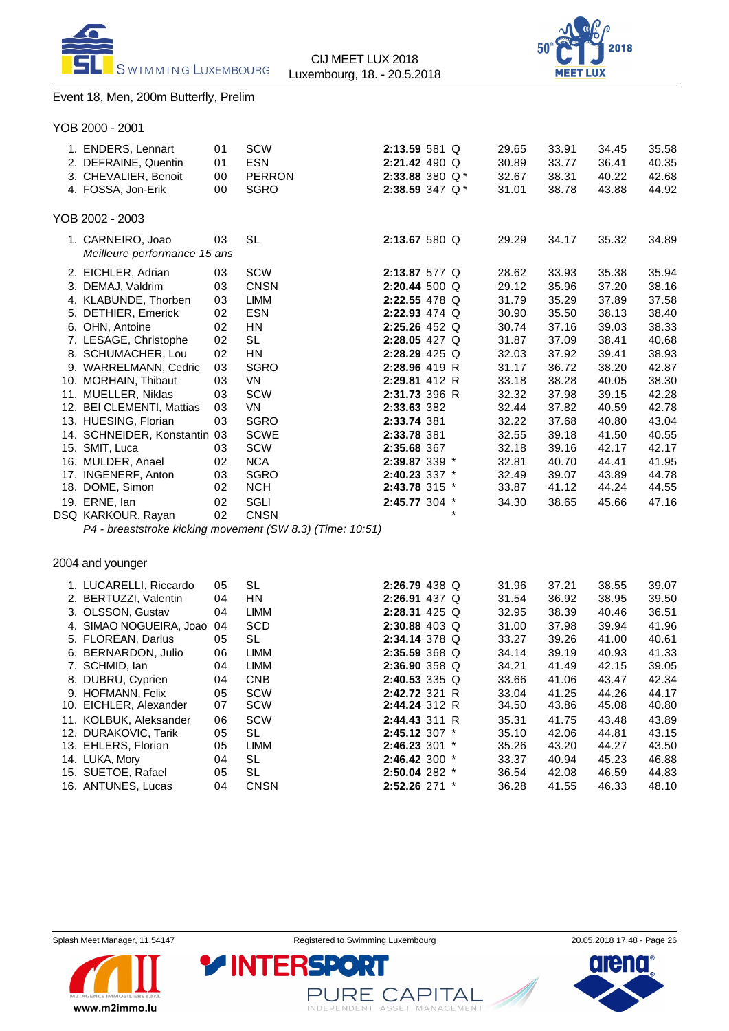## Event 18, Men, 200m Butterfly, Prelim

### YOB 2000 - 2001

| Place | Name | YOB | Club | Time | Points | | 50m | 100m | 150m | 200m |
|---|---|---|---|---|---|---|---|---|---|---|
| 1. | ENDERS, Lennart | 01 | SCW | **2:13.59** | 581 | Q | 29.65 | 33.91 | 34.45 | 35.58 |
| 2. | DEFRAINE, Quentin | 01 | ESN | **2:21.42** | 490 | Q | 30.89 | 33.77 | 36.41 | 40.35 |
| 3. | CHEVALIER, Benoit | 00 | PERRON | **2:33.88** | 380 | Q * | 32.67 | 38.31 | 40.22 | 42.68 |
| 4. | FOSSA, Jon-Erik | 00 | SGRO | **2:38.59** | 347 | Q * | 31.01 | 38.78 | 43.88 | 44.92 |

### YOB 2002 - 2003

| Place | Name | YOB | Club | Time | Points | | 50m | 100m | 150m | 200m |
|---|---|---|---|---|---|---|---|---|---|---|
| 1. | CARNEIRO, Joao *Meilleure performance 15 ans* | 03 | SL | **2:13.67** | 580 | Q | 29.29 | 34.17 | 35.32 | 34.89 |
| 2. | EICHLER, Adrian | 03 | SCW | **2:13.87** | 577 | Q | 28.62 | 33.93 | 35.38 | 35.94 |
| 3. | DEMAJ, Valdrim | 03 | CNSN | **2:20.44** | 500 | Q | 29.12 | 35.96 | 37.20 | 38.16 |
| 4. | KLABUNDE, Thorben | 03 | LIMM | **2:22.55** | 478 | Q | 31.79 | 35.29 | 37.89 | 37.58 |
| 5. | DETHIER, Emerick | 02 | ESN | **2:22.93** | 474 | Q | 30.90 | 35.50 | 38.13 | 38.40 |
| 6. | OHN, Antoine | 02 | HN | **2:25.26** | 452 | Q | 30.74 | 37.16 | 39.03 | 38.33 |
| 7. | LESAGE, Christophe | 02 | SL | **2:28.05** | 427 | Q | 31.87 | 37.09 | 38.41 | 40.68 |
| 8. | SCHUMACHER, Lou | 02 | HN | **2:28.29** | 425 | Q | 32.03 | 37.92 | 39.41 | 38.93 |
| 9. | WARRELMANN, Cedric | 03 | SGRO | **2:28.96** | 419 | R | 31.17 | 36.72 | 38.20 | 42.87 |
| 10. | MORHAIN, Thibaut | 03 | VN | **2:29.81** | 412 | R | 33.18 | 38.28 | 40.05 | 38.30 |
| 11. | MUELLER, Niklas | 03 | SCW | **2:31.73** | 396 | R | 32.32 | 37.98 | 39.15 | 42.28 |
| 12. | BEI CLEMENTI, Mattias | 03 | VN | **2:33.63** | 382 | | 32.44 | 37.82 | 40.59 | 42.78 |
| 13. | HUESING, Florian | 03 | SGRO | **2:33.74** | 381 | | 32.22 | 37.68 | 40.80 | 43.04 |
| 14. | SCHNEIDER, Konstantin | 03 | SCWE | **2:33.78** | 381 | | 32.55 | 39.18 | 41.50 | 40.55 |
| 15. | SMIT, Luca | 03 | SCW | **2:35.68** | 367 | | 32.18 | 39.16 | 42.17 | 42.17 |
| 16. | MULDER, Anael | 02 | NCA | **2:39.87** | 339 | * | 32.81 | 40.70 | 44.41 | 41.95 |
| 17. | INGENERF, Anton | 03 | SGRO | **2:40.23** | 337 | * | 32.49 | 39.07 | 43.89 | 44.78 |
| 18. | DOME, Simon | 02 | NCH | **2:43.78** | 315 | * | 33.87 | 41.12 | 44.24 | 44.55 |
| 19. | ERNE, Ian | 02 | SGLI | **2:45.77** | 304 | * | 34.30 | 38.65 | 45.66 | 47.16 |
| DSQ | KARKOUR, Rayan *P4 - breaststroke kicking movement (SW 8.3) (Time: 10:51)* | 02 | CNSN | | | * | | | | |

### 2004 and younger

| Place | Name | YOB | Club | Time | Points | | 50m | 100m | 150m | 200m |
|---|---|---|---|---|---|---|---|---|---|---|
| 1. | LUCARELLI, Riccardo | 05 | SL | **2:26.79** | 438 | Q | 31.96 | 37.21 | 38.55 | 39.07 |
| 2. | BERTUZZI, Valentin | 04 | HN | **2:26.91** | 437 | Q | 31.54 | 36.92 | 38.95 | 39.50 |
| 3. | OLSSON, Gustav | 04 | LIMM | **2:28.31** | 425 | Q | 32.95 | 38.39 | 40.46 | 36.51 |
| 4. | SIMAO NOGUEIRA, Joao | 04 | SCD | **2:30.88** | 403 | Q | 31.00 | 37.98 | 39.94 | 41.96 |
| 5. | FLOREAN, Darius | 05 | SL | **2:34.14** | 378 | Q | 33.27 | 39.26 | 41.00 | 40.61 |
| 6. | BERNARDON, Julio | 06 | LIMM | **2:35.59** | 368 | Q | 34.14 | 39.19 | 40.93 | 41.33 |
| 7. | SCHMID, Ian | 04 | LIMM | **2:36.90** | 358 | Q | 34.21 | 41.49 | 42.15 | 39.05 |
| 8. | DUBRU, Cyprien | 04 | CNB | **2:40.53** | 335 | Q | 33.66 | 41.06 | 43.47 | 42.34 |
| 9. | HOFMANN, Felix | 05 | SCW | **2:42.72** | 321 | R | 33.04 | 41.25 | 44.26 | 44.17 |
| 10. | EICHLER, Alexander | 07 | SCW | **2:44.24** | 312 | R | 34.50 | 43.86 | 45.08 | 40.80 |
| 11. | KOLBUK, Aleksander | 06 | SCW | **2:44.43** | 311 | R | 35.31 | 41.75 | 43.48 | 43.89 |
| 12. | DURAKOVIC, Tarik | 05 | SL | **2:45.12** | 307 | * | 35.10 | 42.06 | 44.81 | 43.15 |
| 13. | EHLERS, Florian | 05 | LIMM | **2:46.23** | 301 | * | 35.26 | 43.20 | 44.27 | 43.50 |
| 14. | LUKA, Mory | 04 | SL | **2:46.42** | 300 | * | 33.37 | 40.94 | 45.23 | 46.88 |
| 15. | SUETOE, Rafael | 05 | SL | **2:50.04** | 282 | * | 36.54 | 42.08 | 46.59 | 44.83 |
| 16. | ANTUNES, Lucas | 04 | CNSN | **2:52.26** | 271 | * | 36.28 | 41.55 | 46.33 | 48.10 |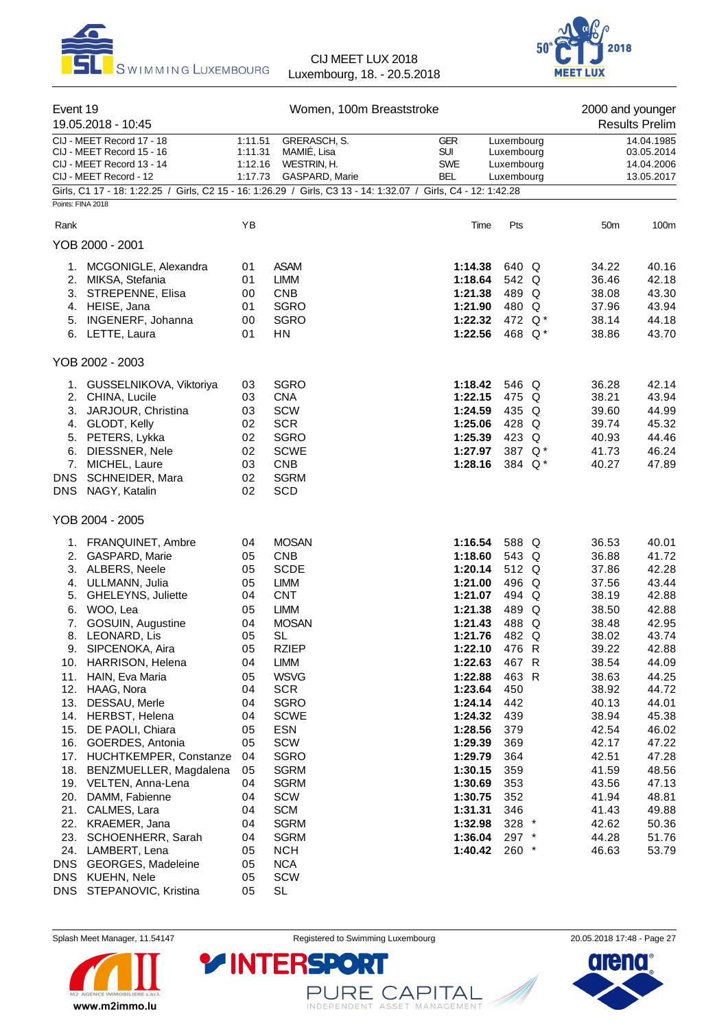## Event 19 — Women, 100m Breaststroke — 2000 and younger

19.05.2018 - 10:45 — Results Prelim

| Record | Time | Name | Nation | Place | Date |
|---|---|---|---|---|---|
| CIJ - MEET Record 17 - 18 | 1:11.51 | GRERASCH, S. | GER | Luxembourg | 14.04.1985 |
| CIJ - MEET Record 15 - 16 | 1:11.31 | MAMIÉ, Lisa | SUI | Luxembourg | 03.05.2014 |
| CIJ - MEET Record 13 - 14 | 1:12.16 | WESTRIN, H. | SWE | Luxembourg | 14.04.2006 |
| CIJ - MEET Record - 12 | 1:17.73 | GASPARD, Marie | BEL | Luxembourg | 13.05.2017 |

Girls, C1 17 - 18: 1:22.25 / Girls, C2 15 - 16: 1:26.29 / Girls, C3 13 - 14: 1:32.07 / Girls, C4 - 12: 1:42.28

Points: FINA 2018

### YOB 2000 - 2001

| Rank | Name | YB | Club | Time | Pts | | 50m | 100m |
|---|---|---|---|---|---|---|---|---|
| 1. | MCGONIGLE, Alexandra | 01 | ASAM | **1:14.38** | 640 | Q | 34.22 | 40.16 |
| 2. | MIKSA, Stefania | 01 | LIMM | **1:18.64** | 542 | Q | 36.46 | 42.18 |
| 3. | STREPENNE, Elisa | 00 | CNB | **1:21.38** | 489 | Q | 38.08 | 43.30 |
| 4. | HEISE, Jana | 01 | SGRO | **1:21.90** | 480 | Q | 37.96 | 43.94 |
| 5. | INGENERF, Johanna | 00 | SGRO | **1:22.32** | 472 | Q * | 38.14 | 44.18 |
| 6. | LETTE, Laura | 01 | HN | **1:22.56** | 468 | Q * | 38.86 | 43.70 |

### YOB 2002 - 2003

| Rank | Name | YB | Club | Time | Pts | | 50m | 100m |
|---|---|---|---|---|---|---|---|---|
| 1. | GUSSELNIKOVA, Viktoriya | 03 | SGRO | **1:18.42** | 546 | Q | 36.28 | 42.14 |
| 2. | CHINA, Lucile | 03 | CNA | **1:22.15** | 475 | Q | 38.21 | 43.94 |
| 3. | JARJOUR, Christina | 03 | SCW | **1:24.59** | 435 | Q | 39.60 | 44.99 |
| 4. | GLODT, Kelly | 02 | SCR | **1:25.06** | 428 | Q | 39.74 | 45.32 |
| 5. | PETERS, Lykka | 02 | SGRO | **1:25.39** | 423 | Q | 40.93 | 44.46 |
| 6. | DIESSNER, Nele | 02 | SCWE | **1:27.97** | 387 | Q * | 41.73 | 46.24 |
| 7. | MICHEL, Laure | 03 | CNB | **1:28.16** | 384 | Q * | 40.27 | 47.89 |
| DNS | SCHNEIDER, Mara | 02 | SGRM | | | | | |
| DNS | NAGY, Katalin | 02 | SCD | | | | | |

### YOB 2004 - 2005

| Rank | Name | YB | Club | Time | Pts | | 50m | 100m |
|---|---|---|---|---|---|---|---|---|
| 1. | FRANQUINET, Ambre | 04 | MOSAN | **1:16.54** | 588 | Q | 36.53 | 40.01 |
| 2. | GASPARD, Marie | 05 | CNB | **1:18.60** | 543 | Q | 36.88 | 41.72 |
| 3. | ALBERS, Neele | 05 | SCDE | **1:20.14** | 512 | Q | 37.86 | 42.28 |
| 4. | ULLMANN, Julia | 05 | LIMM | **1:21.00** | 496 | Q | 37.56 | 43.44 |
| 5. | GHELEYNS, Juliette | 04 | CNT | **1:21.07** | 494 | Q | 38.19 | 42.88 |
| 6. | WOO, Lea | 05 | LIMM | **1:21.38** | 489 | Q | 38.50 | 42.88 |
| 7. | GOSUIN, Augustine | 04 | MOSAN | **1:21.43** | 488 | Q | 38.48 | 42.95 |
| 8. | LEONARD, Lis | 05 | SL | **1:21.76** | 482 | Q | 38.02 | 43.74 |
| 9. | SIPCENOKA, Aira | 05 | RZIEP | **1:22.10** | 476 | R | 39.22 | 42.88 |
| 10. | HARRISON, Helena | 04 | LIMM | **1:22.63** | 467 | R | 38.54 | 44.09 |
| 11. | HAIN, Eva Maria | 05 | WSVG | **1:22.88** | 463 | R | 38.63 | 44.25 |
| 12. | HAAG, Nora | 04 | SCR | **1:23.64** | 450 | | 38.92 | 44.72 |
| 13. | DESSAU, Merle | 04 | SGRO | **1:24.14** | 442 | | 40.13 | 44.01 |
| 14. | HERBST, Helena | 04 | SCWE | **1:24.32** | 439 | | 38.94 | 45.38 |
| 15. | DE PAOLI, Chiara | 05 | ESN | **1:28.56** | 379 | | 42.54 | 46.02 |
| 16. | GOERDES, Antonia | 05 | SCW | **1:29.39** | 369 | | 42.17 | 47.22 |
| 17. | HUCHTKEMPER, Constanze | 04 | SGRO | **1:29.79** | 364 | | 42.51 | 47.28 |
| 18. | BENZMUELLER, Magdalena | 05 | SGRM | **1:30.15** | 359 | | 41.59 | 48.56 |
| 19. | VELTEN, Anna-Lena | 04 | SGRM | **1:30.69** | 353 | | 43.56 | 47.13 |
| 20. | DAMM, Fabienne | 04 | SCW | **1:30.75** | 352 | | 41.94 | 48.81 |
| 21. | CALMES, Lara | 04 | SCM | **1:31.31** | 346 | | 41.43 | 49.88 |
| 22. | KRAEMER, Jana | 04 | SGRM | **1:32.98** | 328 | * | 42.62 | 50.36 |
| 23. | SCHOENHERR, Sarah | 04 | SGRM | **1:36.04** | 297 | * | 44.28 | 51.76 |
| 24. | LAMBERT, Lena | 05 | NCH | **1:40.42** | 260 | * | 46.63 | 53.79 |
| DNS | GEORGES, Madeleine | 05 | NCA | | | | | |
| DNS | KUEHN, Nele | 05 | SCW | | | | | |
| DNS | STEPANOVIC, Kristina | 05 | SL | | | | | |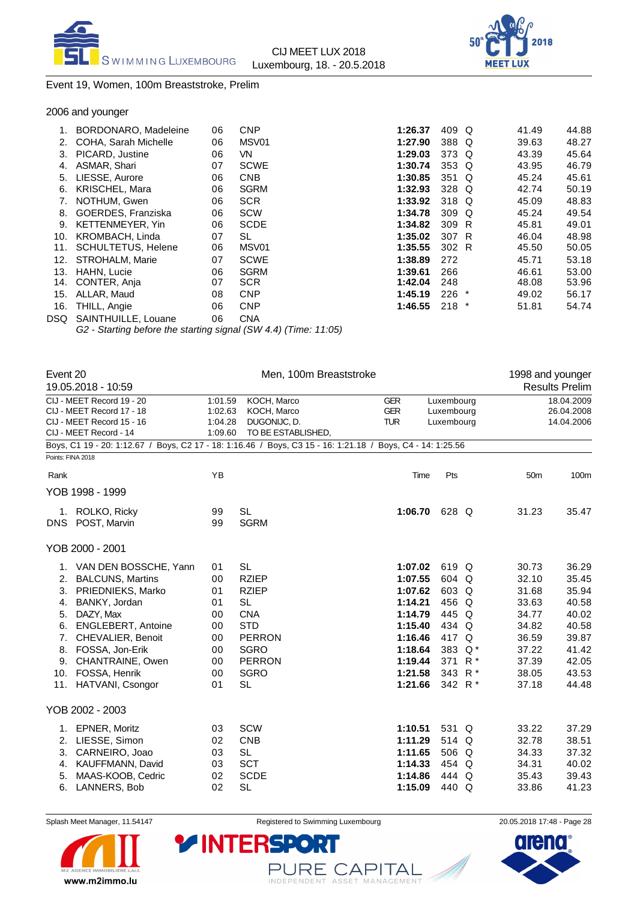## Event 19, Women, 100m Breaststroke, Prelim

### 2006 and younger

| Rank | Name | YB | Club | Time | Pts | | 50m | 100m |
|---|---|---|---|---|---|---|---|---|
| 1. | BORDONARO, Madeleine | 06 | CNP | **1:26.37** | 409 | Q | 41.49 | 44.88 |
| 2. | COHA, Sarah Michelle | 06 | MSV01 | **1:27.90** | 388 | Q | 39.63 | 48.27 |
| 3. | PICARD, Justine | 06 | VN | **1:29.03** | 373 | Q | 43.39 | 45.64 |
| 4. | ASMAR, Shari | 07 | SCWE | **1:30.74** | 353 | Q | 43.95 | 46.79 |
| 5. | LIESSE, Aurore | 06 | CNB | **1:30.85** | 351 | Q | 45.24 | 45.61 |
| 6. | KRISCHEL, Mara | 06 | SGRM | **1:32.93** | 328 | Q | 42.74 | 50.19 |
| 7. | NOTHUM, Gwen | 06 | SCR | **1:33.92** | 318 | Q | 45.09 | 48.83 |
| 8. | GOERDES, Franziska | 06 | SCW | **1:34.78** | 309 | Q | 45.24 | 49.54 |
| 9. | KETTENMEYER, Yin | 06 | SCDE | **1:34.82** | 309 | R | 45.81 | 49.01 |
| 10. | KROMBACH, Linda | 07 | SL | **1:35.02** | 307 | R | 46.04 | 48.98 |
| 11. | SCHULTETUS, Helene | 06 | MSV01 | **1:35.55** | 302 | R | 45.50 | 50.05 |
| 12. | STROHALM, Marie | 07 | SCWE | **1:38.89** | 272 | | 45.71 | 53.18 |
| 13. | HAHN, Lucie | 06 | SGRM | **1:39.61** | 266 | | 46.61 | 53.00 |
| 14. | CONTER, Anja | 07 | SCR | **1:42.04** | 248 | | 48.08 | 53.96 |
| 15. | ALLAR, Maud | 08 | CNP | **1:45.19** | 226 | * | 49.02 | 56.17 |
| 16. | THILL, Angie | 06 | CNP | **1:46.55** | 218 | * | 51.81 | 54.74 |
| DSQ | SAINTHUILLE, Louane | 06 | CNA | | | | | |

*G2 - Starting before the starting signal (SW 4.4) (Time: 11:05)*

## Event 20 — Men, 100m Breaststroke — 1998 and younger

19.05.2018 - 10:59 — Results Prelim

| Record | Time | Name | Nation | Place | Date |
|---|---|---|---|---|---|
| CIJ - MEET Record 19 - 20 | 1:01.59 | KOCH, Marco | GER | Luxembourg | 18.04.2009 |
| CIJ - MEET Record 17 - 18 | 1:02.63 | KOCH, Marco | GER | Luxembourg | 26.04.2008 |
| CIJ - MEET Record 15 - 16 | 1:04.28 | DUGONIJC, D. | TUR | Luxembourg | 14.04.2006 |
| CIJ - MEET Record - 14 | 1:09.60 | TO BE ESTABLISHED, | | | |

Boys, C1 19 - 20: 1:12.67 / Boys, C2 17 - 18: 1:16.46 / Boys, C3 15 - 16: 1:21.18 / Boys, C4 - 14: 1:25.56

Points: FINA 2018

### YOB 1998 - 1999

| Rank | Name | YB | Club | Time | Pts | | 50m | 100m |
|---|---|---|---|---|---|---|---|---|
| 1. | ROLKO, Ricky | 99 | SL | **1:06.70** | 628 | Q | 31.23 | 35.47 |
| DNS | POST, Marvin | 99 | SGRM | | | | | |

### YOB 2000 - 2001

| Rank | Name | YB | Club | Time | Pts | | 50m | 100m |
|---|---|---|---|---|---|---|---|---|
| 1. | VAN DEN BOSSCHE, Yann | 01 | SL | **1:07.02** | 619 | Q | 30.73 | 36.29 |
| 2. | BALCUNS, Martins | 00 | RZIEP | **1:07.55** | 604 | Q | 32.10 | 35.45 |
| 3. | PRIEDNIEKS, Marko | 01 | RZIEP | **1:07.62** | 603 | Q | 31.68 | 35.94 |
| 4. | BANKY, Jordan | 01 | SL | **1:14.21** | 456 | Q | 33.63 | 40.58 |
| 5. | DAZY, Max | 00 | CNA | **1:14.79** | 445 | Q | 34.77 | 40.02 |
| 6. | ENGLEBERT, Antoine | 00 | STD | **1:15.40** | 434 | Q | 34.82 | 40.58 |
| 7. | CHEVALIER, Benoit | 00 | PERRON | **1:16.46** | 417 | Q | 36.59 | 39.87 |
| 8. | FOSSA, Jon-Erik | 00 | SGRO | **1:18.64** | 383 | Q * | 37.22 | 41.42 |
| 9. | CHANTRAINE, Owen | 00 | PERRON | **1:19.44** | 371 | R * | 37.39 | 42.05 |
| 10. | FOSSA, Henrik | 00 | SGRO | **1:21.58** | 343 | R * | 38.05 | 43.53 |
| 11. | HATVANI, Csongor | 01 | SL | **1:21.66** | 342 | R * | 37.18 | 44.48 |

### YOB 2002 - 2003

| Rank | Name | YB | Club | Time | Pts | | 50m | 100m |
|---|---|---|---|---|---|---|---|---|
| 1. | EPNER, Moritz | 03 | SCW | **1:10.51** | 531 | Q | 33.22 | 37.29 |
| 2. | LIESSE, Simon | 02 | CNB | **1:11.29** | 514 | Q | 32.78 | 38.51 |
| 3. | CARNEIRO, Joao | 03 | SL | **1:11.65** | 506 | Q | 34.33 | 37.32 |
| 4. | KAUFFMANN, David | 03 | SCT | **1:14.33** | 454 | Q | 34.31 | 40.02 |
| 5. | MAAS-KOOB, Cedric | 02 | SCDE | **1:14.86** | 444 | Q | 35.43 | 39.43 |
| 6. | LANNERS, Bob | 02 | SL | **1:15.09** | 440 | Q | 33.86 | 41.23 |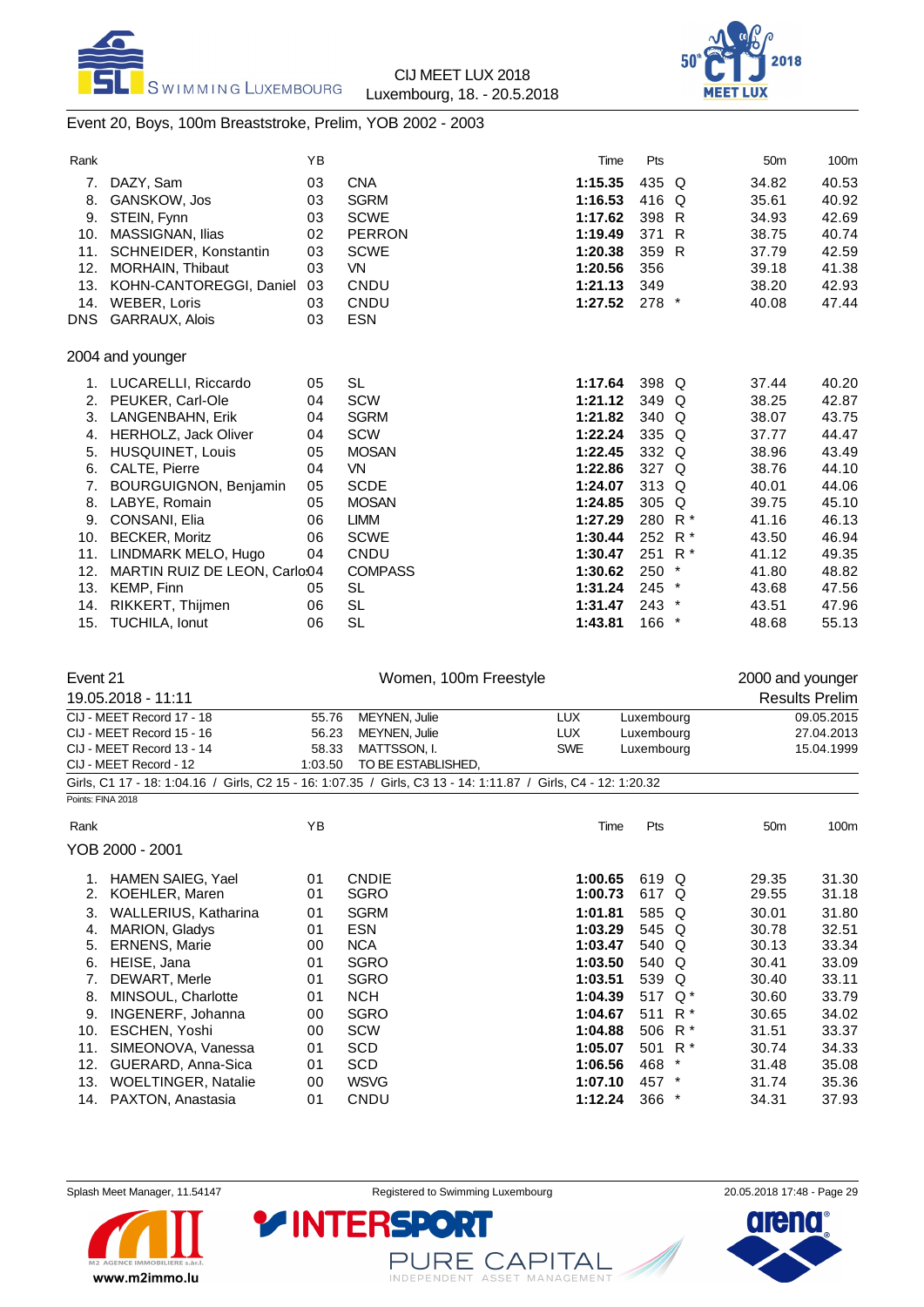## Event 20, Boys, 100m Breaststroke, Prelim, YOB 2002 - 2003

| Rank | Name | YB | Club | Time | Pts | | 50m | 100m |
|---|---|---|---|---|---|---|---|---|
| 7. | DAZY, Sam | 03 | CNA | **1:15.35** | 435 | Q | 34.82 | 40.53 |
| 8. | GANSKOW, Jos | 03 | SGRM | **1:16.53** | 416 | Q | 35.61 | 40.92 |
| 9. | STEIN, Fynn | 03 | SCWE | **1:17.62** | 398 | R | 34.93 | 42.69 |
| 10. | MASSIGNAN, Ilias | 02 | PERRON | **1:19.49** | 371 | R | 38.75 | 40.74 |
| 11. | SCHNEIDER, Konstantin | 03 | SCWE | **1:20.38** | 359 | R | 37.79 | 42.59 |
| 12. | MORHAIN, Thibaut | 03 | VN | **1:20.56** | 356 | | 39.18 | 41.38 |
| 13. | KOHN-CANTOREGGI, Daniel | 03 | CNDU | **1:21.13** | 349 | | 38.20 | 42.93 |
| 14. | WEBER, Loris | 03 | CNDU | **1:27.52** | 278 | * | 40.08 | 47.44 |
| DNS | GARRAUX, Alois | 03 | ESN | | | | | |

### 2004 and younger

| Rank | Name | YB | Club | Time | Pts | | 50m | 100m |
|---|---|---|---|---|---|---|---|---|
| 1. | LUCARELLI, Riccardo | 05 | SL | **1:17.64** | 398 | Q | 37.44 | 40.20 |
| 2. | PEUKER, Carl-Ole | 04 | SCW | **1:21.12** | 349 | Q | 38.25 | 42.87 |
| 3. | LANGENBAHN, Erik | 04 | SGRM | **1:21.82** | 340 | Q | 38.07 | 43.75 |
| 4. | HERHOLZ, Jack Oliver | 04 | SCW | **1:22.24** | 335 | Q | 37.77 | 44.47 |
| 5. | HUSQUINET, Louis | 05 | MOSAN | **1:22.45** | 332 | Q | 38.96 | 43.49 |
| 6. | CALTE, Pierre | 04 | VN | **1:22.86** | 327 | Q | 38.76 | 44.10 |
| 7. | BOURGUIGNON, Benjamin | 05 | SCDE | **1:24.07** | 313 | Q | 40.01 | 44.06 |
| 8. | LABYE, Romain | 05 | MOSAN | **1:24.85** | 305 | Q | 39.75 | 45.10 |
| 9. | CONSANI, Elia | 06 | LIMM | **1:27.29** | 280 | R * | 41.16 | 46.13 |
| 10. | BECKER, Moritz | 06 | SCWE | **1:30.44** | 252 | R * | 43.50 | 46.94 |
| 11. | LINDMARK MELO, Hugo | 04 | CNDU | **1:30.47** | 251 | R * | 41.12 | 49.35 |
| 12. | MARTIN RUIZ DE LEON, Carlo | 04 | COMPASS | **1:30.62** | 250 | * | 41.80 | 48.82 |
| 13. | KEMP, Finn | 05 | SL | **1:31.24** | 245 | * | 43.68 | 47.56 |
| 14. | RIKKERT, Thijmen | 06 | SL | **1:31.47** | 243 | * | 43.51 | 47.96 |
| 15. | TUCHILA, Ionut | 06 | SL | **1:43.81** | 166 | * | 48.68 | 55.13 |

## Event 21 — Women, 100m Freestyle — 2000 and younger

19.05.2018 - 11:11 — Results Prelim

| Record | Time | Name | Nation | Place | Date |
|---|---|---|---|---|---|
| CIJ - MEET Record 17 - 18 | 55.76 | MEYNEN, Julie | LUX | Luxembourg | 09.05.2015 |
| CIJ - MEET Record 15 - 16 | 56.23 | MEYNEN, Julie | LUX | Luxembourg | 27.04.2013 |
| CIJ - MEET Record 13 - 14 | 58.33 | MATTSSON, I. | SWE | Luxembourg | 15.04.1999 |
| CIJ - MEET Record - 12 | 1:03.50 | TO BE ESTABLISHED, | | | |

Girls, C1 17 - 18: 1:04.16 / Girls, C2 15 - 16: 1:07.35 / Girls, C3 13 - 14: 1:11.87 / Girls, C4 - 12: 1:20.32

Points: FINA 2018

### YOB 2000 - 2001

| Rank | Name | YB | Club | Time | Pts | | 50m | 100m |
|---|---|---|---|---|---|---|---|---|
| 1. | HAMEN SAIEG, Yael | 01 | CNDIE | **1:00.65** | 619 | Q | 29.35 | 31.30 |
| 2. | KOEHLER, Maren | 01 | SGRO | **1:00.73** | 617 | Q | 29.55 | 31.18 |
| 3. | WALLERIUS, Katharina | 01 | SGRM | **1:01.81** | 585 | Q | 30.01 | 31.80 |
| 4. | MARION, Gladys | 01 | ESN | **1:03.29** | 545 | Q | 30.78 | 32.51 |
| 5. | ERNENS, Marie | 00 | NCA | **1:03.47** | 540 | Q | 30.13 | 33.34 |
| 6. | HEISE, Jana | 01 | SGRO | **1:03.50** | 540 | Q | 30.41 | 33.09 |
| 7. | DEWART, Merle | 01 | SGRO | **1:03.51** | 539 | Q | 30.40 | 33.11 |
| 8. | MINSOUL, Charlotte | 01 | NCH | **1:04.39** | 517 | Q * | 30.60 | 33.79 |
| 9. | INGENERF, Johanna | 00 | SGRO | **1:04.67** | 511 | R * | 30.65 | 34.02 |
| 10. | ESCHEN, Yoshi | 00 | SCW | **1:04.88** | 506 | R * | 31.51 | 33.37 |
| 11. | SIMEONOVA, Vanessa | 01 | SCD | **1:05.07** | 501 | R * | 30.74 | 34.33 |
| 12. | GUERARD, Anna-Sica | 01 | SCD | **1:06.56** | 468 | * | 31.48 | 35.08 |
| 13. | WOELTINGER, Natalie | 00 | WSVG | **1:07.10** | 457 | * | 31.74 | 35.36 |
| 14. | PAXTON, Anastasia | 01 | CNDU | **1:12.24** | 366 | * | 34.31 | 37.93 |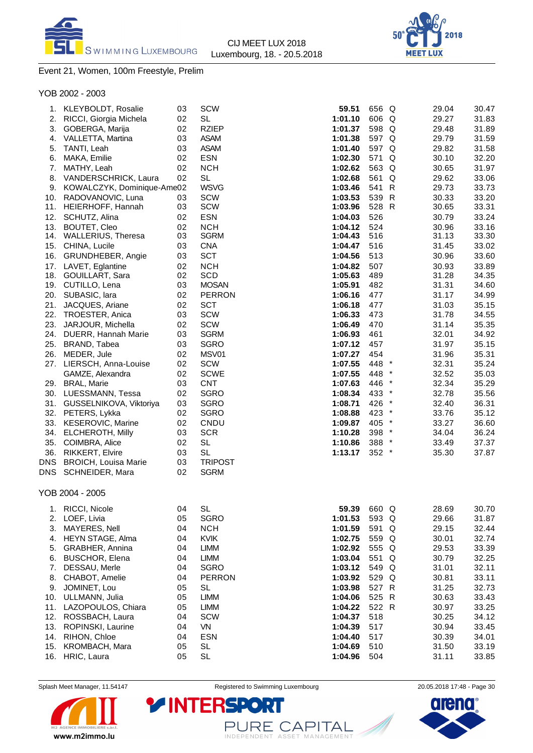## Event 21, Women, 100m Freestyle, Prelim

### YOB 2002 - 2003

| Place | Name | YOB | Club | Time | Points | | 50m | 100m |
|---|---|---|---|---|---|---|---|---|
| 1. | KLEYBOLDT, Rosalie | 03 | SCW | **59.51** | 656 | Q | 29.04 | 30.47 |
| 2. | RICCI, Giorgia Michela | 02 | SL | **1:01.10** | 606 | Q | 29.27 | 31.83 |
| 3. | GOBERGA, Marija | 02 | RZIEP | **1:01.37** | 598 | Q | 29.48 | 31.89 |
| 4. | VALLETTA, Martina | 03 | ASAM | **1:01.38** | 597 | Q | 29.79 | 31.59 |
| 5. | TANTI, Leah | 03 | ASAM | **1:01.40** | 597 | Q | 29.82 | 31.58 |
| 6. | MAKA, Emilie | 02 | ESN | **1:02.30** | 571 | Q | 30.10 | 32.20 |
| 7. | MATHY, Leah | 02 | NCH | **1:02.62** | 563 | Q | 30.65 | 31.97 |
| 8. | VANDERSCHRICK, Laura | 02 | SL | **1:02.68** | 561 | Q | 29.62 | 33.06 |
| 9. | KOWALCZYK, Dominique-Ame | 02 | WSVG | **1:03.46** | 541 | R | 29.73 | 33.73 |
| 10. | RADOVANOVIC, Luna | 03 | SCW | **1:03.53** | 539 | R | 30.33 | 33.20 |
| 11. | HEIERHOFF, Hannah | 03 | SCW | **1:03.96** | 528 | R | 30.65 | 33.31 |
| 12. | SCHUTZ, Alina | 02 | ESN | **1:04.03** | 526 | | 30.79 | 33.24 |
| 13. | BOUTET, Cleo | 02 | NCH | **1:04.12** | 524 | | 30.96 | 33.16 |
| 14. | WALLERIUS, Theresa | 03 | SGRM | **1:04.43** | 516 | | 31.13 | 33.30 |
| 15. | CHINA, Lucile | 03 | CNA | **1:04.47** | 516 | | 31.45 | 33.02 |
| 16. | GRUNDHEBER, Angie | 03 | SCT | **1:04.56** | 513 | | 30.96 | 33.60 |
| 17. | LAVET, Eglantine | 02 | NCH | **1:04.82** | 507 | | 30.93 | 33.89 |
| 18. | GOUILLART, Sara | 02 | SCD | **1:05.63** | 489 | | 31.28 | 34.35 |
| 19. | CUTILLO, Lena | 03 | MOSAN | **1:05.91** | 482 | | 31.31 | 34.60 |
| 20. | SUBASIC, lara | 02 | PERRON | **1:06.16** | 477 | | 31.17 | 34.99 |
| 21. | JACQUES, Ariane | 02 | SCT | **1:06.18** | 477 | | 31.03 | 35.15 |
| 22. | TROESTER, Anica | 03 | SCW | **1:06.33** | 473 | | 31.78 | 34.55 |
| 23. | JARJOUR, Michella | 02 | SCW | **1:06.49** | 470 | | 31.14 | 35.35 |
| 24. | DUERR, Hannah Marie | 03 | SGRM | **1:06.93** | 461 | | 32.01 | 34.92 |
| 25. | BRAND, Tabea | 03 | SGRO | **1:07.12** | 457 | | 31.97 | 35.15 |
| 26. | MEDER, Jule | 02 | MSV01 | **1:07.27** | 454 | | 31.96 | 35.31 |
| 27. | LIERSCH, Anna-Louise | 02 | SCW | **1:07.55** | 448 | * | 32.31 | 35.24 |
| | GAMZE, Alexandra | 02 | SCWE | **1:07.55** | 448 | * | 32.52 | 35.03 |
| 29. | BRAL, Marie | 03 | CNT | **1:07.63** | 446 | * | 32.34 | 35.29 |
| 30. | LUESSMANN, Tessa | 02 | SGRO | **1:08.34** | 433 | * | 32.78 | 35.56 |
| 31. | GUSSELNIKOVA, Viktoriya | 03 | SGRO | **1:08.71** | 426 | * | 32.40 | 36.31 |
| 32. | PETERS, Lykka | 02 | SGRO | **1:08.88** | 423 | * | 33.76 | 35.12 |
| 33. | KESEROVIC, Marine | 02 | CNDU | **1:09.87** | 405 | * | 33.27 | 36.60 |
| 34. | ELCHEROTH, Milly | 03 | SCR | **1:10.28** | 398 | * | 34.04 | 36.24 |
| 35. | COIMBRA, Alice | 02 | SL | **1:10.86** | 388 | * | 33.49 | 37.37 |
| 36. | RIKKERT, Elvire | 03 | SL | **1:13.17** | 352 | * | 35.30 | 37.87 |
| DNS | BROICH, Louisa Marie | 03 | TRIPOST | | | | | |
| DNS | SCHNEIDER, Mara | 02 | SGRM | | | | | |

### YOB 2004 - 2005

| Place | Name | YOB | Club | Time | Points | | 50m | 100m |
|---|---|---|---|---|---|---|---|---|
| 1. | RICCI, Nicole | 04 | SL | **59.39** | 660 | Q | 28.69 | 30.70 |
| 2. | LOEF, Livia | 05 | SGRO | **1:01.53** | 593 | Q | 29.66 | 31.87 |
| 3. | MAYERES, Nell | 04 | NCH | **1:01.59** | 591 | Q | 29.15 | 32.44 |
| 4. | HEYN STAGE, Alma | 04 | KVIK | **1:02.75** | 559 | Q | 30.01 | 32.74 |
| 5. | GRABHER, Annina | 04 | LIMM | **1:02.92** | 555 | Q | 29.53 | 33.39 |
| 6. | BUSCHOR, Elena | 04 | LIMM | **1:03.04** | 551 | Q | 30.79 | 32.25 |
| 7. | DESSAU, Merle | 04 | SGRO | **1:03.12** | 549 | Q | 31.01 | 32.11 |
| 8. | CHABOT, Amelie | 04 | PERRON | **1:03.92** | 529 | Q | 30.81 | 33.11 |
| 9. | JOMINET, Lou | 05 | SL | **1:03.98** | 527 | R | 31.25 | 32.73 |
| 10. | ULLMANN, Julia | 05 | LIMM | **1:04.06** | 525 | R | 30.63 | 33.43 |
| 11. | LAZOPOULOS, Chiara | 05 | LIMM | **1:04.22** | 522 | R | 30.97 | 33.25 |
| 12. | ROSSBACH, Laura | 04 | SCW | **1:04.37** | 518 | | 30.25 | 34.12 |
| 13. | ROPINSKI, Laurine | 04 | VN | **1:04.39** | 517 | | 30.94 | 33.45 |
| 14. | RIHON, Chloe | 04 | ESN | **1:04.40** | 517 | | 30.39 | 34.01 |
| 15. | KROMBACH, Mara | 05 | SL | **1:04.69** | 510 | | 31.50 | 33.19 |
| 16. | HRIC, Laura | 05 | SL | **1:04.96** | 504 | | 31.11 | 33.85 |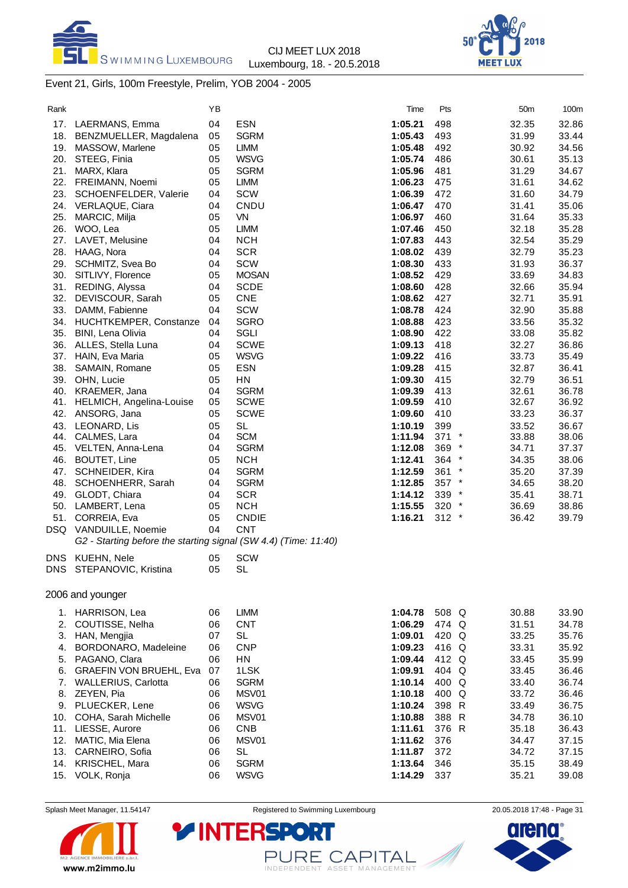CIJ MEET LUX 2018
Luxembourg, 18. - 20.5.2018

## Event 21, Girls, 100m Freestyle, Prelim, YOB 2004 - 2005

| Rank | | YB | | Time | Pts | | 50m | 100m |
|---|---|---|---|---|---|---|---|---|
| 17. | LAERMANS, Emma | 04 | ESN | **1:05.21** | 498 | | 32.35 | 32.86 |
| 18. | BENZMUELLER, Magdalena | 05 | SGRM | **1:05.43** | 493 | | 31.99 | 33.44 |
| 19. | MASSOW, Marlene | 05 | LIMM | **1:05.48** | 492 | | 30.92 | 34.56 |
| 20. | STEEG, Finia | 05 | WSVG | **1:05.74** | 486 | | 30.61 | 35.13 |
| 21. | MARX, Klara | 05 | SGRM | **1:05.96** | 481 | | 31.29 | 34.67 |
| 22. | FREIMANN, Noemi | 05 | LIMM | **1:06.23** | 475 | | 31.61 | 34.62 |
| 23. | SCHOENFELDER, Valerie | 04 | SCW | **1:06.39** | 472 | | 31.60 | 34.79 |
| 24. | VERLAQUE, Ciara | 04 | CNDU | **1:06.47** | 470 | | 31.41 | 35.06 |
| 25. | MARCIC, Milja | 05 | VN | **1:06.97** | 460 | | 31.64 | 35.33 |
| 26. | WOO, Lea | 05 | LIMM | **1:07.46** | 450 | | 32.18 | 35.28 |
| 27. | LAVET, Melusine | 04 | NCH | **1:07.83** | 443 | | 32.54 | 35.29 |
| 28. | HAAG, Nora | 04 | SCR | **1:08.02** | 439 | | 32.79 | 35.23 |
| 29. | SCHMITZ, Svea Bo | 04 | SCW | **1:08.30** | 433 | | 31.93 | 36.37 |
| 30. | SITLIVY, Florence | 05 | MOSAN | **1:08.52** | 429 | | 33.69 | 34.83 |
| 31. | REDING, Alyssa | 04 | SCDE | **1:08.60** | 428 | | 32.66 | 35.94 |
| 32. | DEVISCOUR, Sarah | 05 | CNE | **1:08.62** | 427 | | 32.71 | 35.91 |
| 33. | DAMM, Fabienne | 04 | SCW | **1:08.78** | 424 | | 32.90 | 35.88 |
| 34. | HUCHTKEMPER, Constanze | 04 | SGRO | **1:08.88** | 423 | | 33.56 | 35.32 |
| 35. | BINI, Lena Olivia | 04 | SGLI | **1:08.90** | 422 | | 33.08 | 35.82 |
| 36. | ALLES, Stella Luna | 04 | SCWE | **1:09.13** | 418 | | 32.27 | 36.86 |
| 37. | HAIN, Eva Maria | 05 | WSVG | **1:09.22** | 416 | | 33.73 | 35.49 |
| 38. | SAMAIN, Romane | 05 | ESN | **1:09.28** | 415 | | 32.87 | 36.41 |
| 39. | OHN, Lucie | 05 | HN | **1:09.30** | 415 | | 32.79 | 36.51 |
| 40. | KRAEMER, Jana | 04 | SGRM | **1:09.39** | 413 | | 32.61 | 36.78 |
| 41. | HELMICH, Angelina-Louise | 05 | SCWE | **1:09.59** | 410 | | 32.67 | 36.92 |
| 42. | ANSORG, Jana | 05 | SCWE | **1:09.60** | 410 | | 33.23 | 36.37 |
| 43. | LEONARD, Lis | 05 | SL | **1:10.19** | 399 | | 33.52 | 36.67 |
| 44. | CALMES, Lara | 04 | SCM | **1:11.94** | 371 | * | 33.88 | 38.06 |
| 45. | VELTEN, Anna-Lena | 04 | SGRM | **1:12.08** | 369 | * | 34.71 | 37.37 |
| 46. | BOUTET, Line | 05 | NCH | **1:12.41** | 364 | * | 34.35 | 38.06 |
| 47. | SCHNEIDER, Kira | 04 | SGRM | **1:12.59** | 361 | * | 35.20 | 37.39 |
| 48. | SCHOENHERR, Sarah | 04 | SGRM | **1:12.85** | 357 | * | 34.65 | 38.20 |
| 49. | GLODT, Chiara | 04 | SCR | **1:14.12** | 339 | * | 35.41 | 38.71 |
| 50. | LAMBERT, Lena | 05 | NCH | **1:15.55** | 320 | * | 36.69 | 38.86 |
| 51. | CORREIA, Eva | 05 | CNDIE | **1:16.21** | 312 | * | 36.42 | 39.79 |
| DSQ | VANDUILLE, Noemie | 04 | CNT | | | | | |
| | *G2 - Starting before the starting signal (SW 4.4) (Time: 11:40)* | | | | | | | |
| DNS | KUEHN, Nele | 05 | SCW | | | | | |
| DNS | STEPANOVIC, Kristina | 05 | SL | | | | | |

### 2006 and younger

| Rank | | YB | | Time | Pts | | 50m | 100m |
|---|---|---|---|---|---|---|---|---|
| 1. | HARRISON, Lea | 06 | LIMM | **1:04.78** | 508 | Q | 30.88 | 33.90 |
| 2. | COUTISSE, Nelha | 06 | CNT | **1:06.29** | 474 | Q | 31.51 | 34.78 |
| 3. | HAN, Mengjia | 07 | SL | **1:09.01** | 420 | Q | 33.25 | 35.76 |
| 4. | BORDONARO, Madeleine | 06 | CNP | **1:09.23** | 416 | Q | 33.31 | 35.92 |
| 5. | PAGANO, Clara | 06 | HN | **1:09.44** | 412 | Q | 33.45 | 35.99 |
| 6. | GRAEFIN VON BRUEHL, Eva | 07 | 1LSK | **1:09.91** | 404 | Q | 33.45 | 36.46 |
| 7. | WALLERIUS, Carlotta | 06 | SGRM | **1:10.14** | 400 | Q | 33.40 | 36.74 |
| 8. | ZEYEN, Pia | 06 | MSV01 | **1:10.18** | 400 | Q | 33.72 | 36.46 |
| 9. | PLUECKER, Lene | 06 | WSVG | **1:10.24** | 398 | R | 33.49 | 36.75 |
| 10. | COHA, Sarah Michelle | 06 | MSV01 | **1:10.88** | 388 | R | 34.78 | 36.10 |
| 11. | LIESSE, Aurore | 06 | CNB | **1:11.61** | 376 | R | 35.18 | 36.43 |
| 12. | MATIC, Mia Elena | 06 | MSV01 | **1:11.62** | 376 | | 34.47 | 37.15 |
| 13. | CARNEIRO, Sofia | 06 | SL | **1:11.87** | 372 | | 34.72 | 37.15 |
| 14. | KRISCHEL, Mara | 06 | SGRM | **1:13.64** | 346 | | 35.15 | 38.49 |
| 15. | VOLK, Ronja | 06 | WSVG | **1:14.29** | 337 | | 35.21 | 39.08 |

Splash Meet Manager, 11.54147 — Registered to Swimming Luxembourg — 20.05.2018 17:48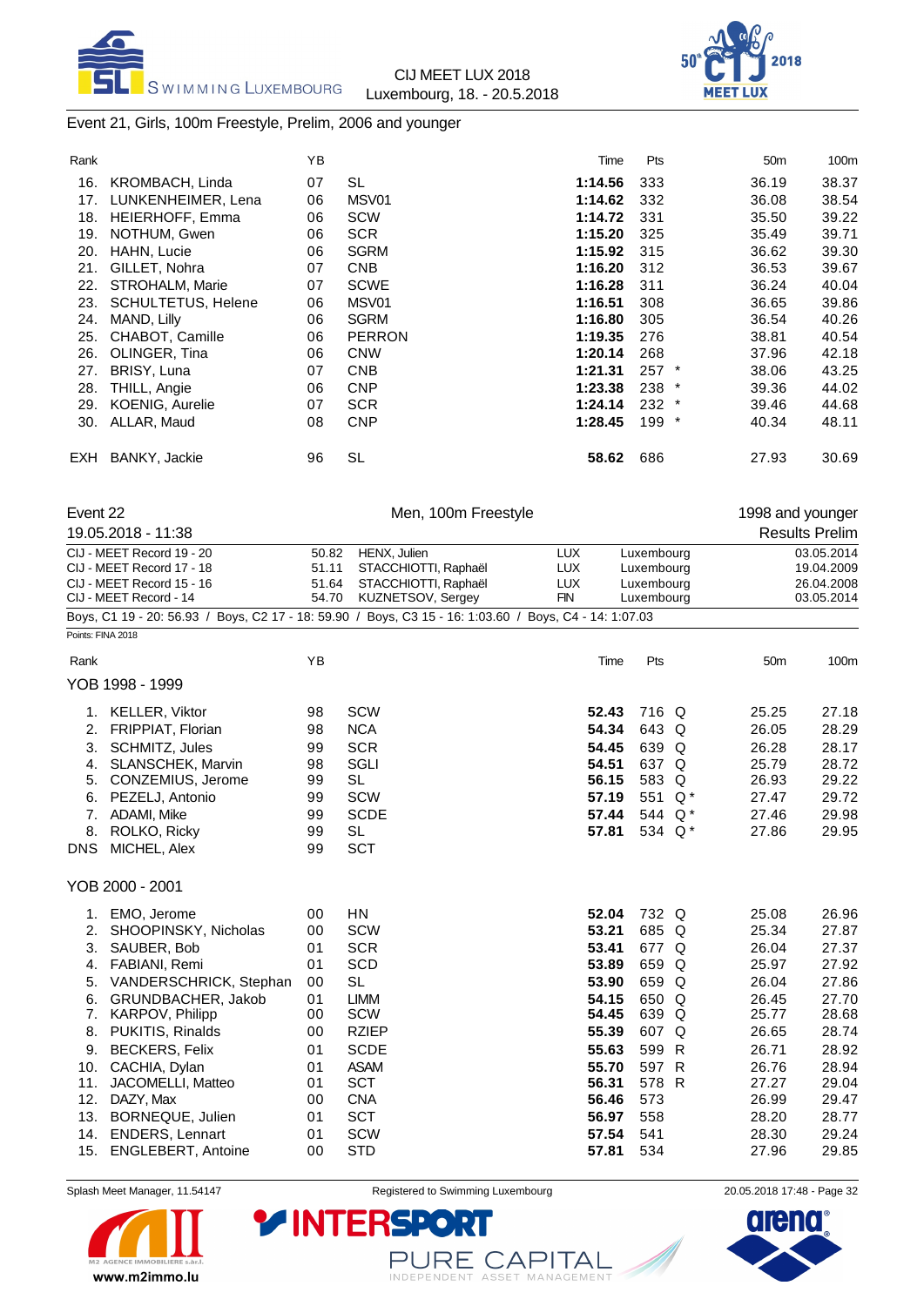Event 21, Girls, 100m Freestyle, Prelim, 2006 and younger

| Rank | | YB | | Time | Pts | | 50m | 100m |
|---|---|---|---|---|---|---|---|---|
| 16. | KROMBACH, Linda | 07 | SL | **1:14.56** | 333 | | 36.19 | 38.37 |
| 17. | LUNKENHEIMER, Lena | 06 | MSV01 | **1:14.62** | 332 | | 36.08 | 38.54 |
| 18. | HEIERHOFF, Emma | 06 | SCW | **1:14.72** | 331 | | 35.50 | 39.22 |
| 19. | NOTHUM, Gwen | 06 | SCR | **1:15.20** | 325 | | 35.49 | 39.71 |
| 20. | HAHN, Lucie | 06 | SGRM | **1:15.92** | 315 | | 36.62 | 39.30 |
| 21. | GILLET, Nohra | 07 | CNB | **1:16.20** | 312 | | 36.53 | 39.67 |
| 22. | STROHALM, Marie | 07 | SCWE | **1:16.28** | 311 | | 36.24 | 40.04 |
| 23. | SCHULTETUS, Helene | 06 | MSV01 | **1:16.51** | 308 | | 36.65 | 39.86 |
| 24. | MAND, Lilly | 06 | SGRM | **1:16.80** | 305 | | 36.54 | 40.26 |
| 25. | CHABOT, Camille | 06 | PERRON | **1:19.35** | 276 | | 38.81 | 40.54 |
| 26. | OLINGER, Tina | 06 | CNW | **1:20.14** | 268 | | 37.96 | 42.18 |
| 27. | BRISY, Luna | 07 | CNB | **1:21.31** | 257 | * | 38.06 | 43.25 |
| 28. | THILL, Angie | 06 | CNP | **1:23.38** | 238 | * | 39.36 | 44.02 |
| 29. | KOENIG, Aurelie | 07 | SCR | **1:24.14** | 232 | * | 39.46 | 44.68 |
| 30. | ALLAR, Maud | 08 | CNP | **1:28.45** | 199 | * | 40.34 | 48.11 |
| EXH | BANKY, Jackie | 96 | SL | **58.62** | 686 | | 27.93 | 30.69 |

| Event 22 | Men, 100m Freestyle | 1998 and younger |
|---|---|---|
| 19.05.2018 - 11:38 | | Results Prelim |

| | | | | | |
|---|---|---|---|---|---|
| CIJ - MEET Record 19 - 20 | 50.82 | HENX, Julien | LUX | Luxembourg | 03.05.2014 |
| CIJ - MEET Record 17 - 18 | 51.11 | STACCHIOTTI, Raphaël | LUX | Luxembourg | 19.04.2009 |
| CIJ - MEET Record 15 - 16 | 51.64 | STACCHIOTTI, Raphaël | LUX | Luxembourg | 26.04.2008 |
| CIJ - MEET Record - 14 | 54.70 | KUZNETSOV, Sergey | FIN | Luxembourg | 03.05.2014 |

Boys, C1 19 - 20: 56.93 / Boys, C2 17 - 18: 59.90 / Boys, C3 15 - 16: 1:03.60 / Boys, C4 - 14: 1:07.03

Points: FINA 2018

**YOB 1998 - 1999**

| Rank | | YB | | Time | Pts | | 50m | 100m |
|---|---|---|---|---|---|---|---|---|
| 1. | KELLER, Viktor | 98 | SCW | **52.43** | 716 | Q | 25.25 | 27.18 |
| 2. | FRIPPIAT, Florian | 98 | NCA | **54.34** | 643 | Q | 26.05 | 28.29 |
| 3. | SCHMITZ, Jules | 99 | SCR | **54.45** | 639 | Q | 26.28 | 28.17 |
| 4. | SLANSCHEK, Marvin | 98 | SGLI | **54.51** | 637 | Q | 25.79 | 28.72 |
| 5. | CONZEMIUS, Jerome | 99 | SL | **56.15** | 583 | Q | 26.93 | 29.22 |
| 6. | PEZELJ, Antonio | 99 | SCW | **57.19** | 551 | Q * | 27.47 | 29.72 |
| 7. | ADAMI, Mike | 99 | SCDE | **57.44** | 544 | Q * | 27.46 | 29.98 |
| 8. | ROLKO, Ricky | 99 | SL | **57.81** | 534 | Q * | 27.86 | 29.95 |
| DNS | MICHEL, Alex | 99 | SCT | | | | | |

**YOB 2000 - 2001**

| Rank | | YB | | Time | Pts | | 50m | 100m |
|---|---|---|---|---|---|---|---|---|
| 1. | EMO, Jerome | 00 | HN | **52.04** | 732 | Q | 25.08 | 26.96 |
| 2. | SHOOPINSKY, Nicholas | 00 | SCW | **53.21** | 685 | Q | 25.34 | 27.87 |
| 3. | SAUBER, Bob | 01 | SCR | **53.41** | 677 | Q | 26.04 | 27.37 |
| 4. | FABIANI, Remi | 01 | SCD | **53.89** | 659 | Q | 25.97 | 27.92 |
| 5. | VANDERSCHRICK, Stephan | 00 | SL | **53.90** | 659 | Q | 26.04 | 27.86 |
| 6. | GRUNDBACHER, Jakob | 01 | LIMM | **54.15** | 650 | Q | 26.45 | 27.70 |
| 7. | KARPOV, Philipp | 00 | SCW | **54.45** | 639 | Q | 25.77 | 28.68 |
| 8. | PUKITIS, Rinalds | 00 | RZIEP | **55.39** | 607 | Q | 26.65 | 28.74 |
| 9. | BECKERS, Felix | 01 | SCDE | **55.63** | 599 | R | 26.71 | 28.92 |
| 10. | CACHIA, Dylan | 01 | ASAM | **55.70** | 597 | R | 26.76 | 28.94 |
| 11. | JACOMELLI, Matteo | 01 | SCT | **56.31** | 578 | R | 27.27 | 29.04 |
| 12. | DAZY, Max | 00 | CNA | **56.46** | 573 | | 26.99 | 29.47 |
| 13. | BORNEQUE, Julien | 01 | SCT | **56.97** | 558 | | 28.20 | 28.77 |
| 14. | ENDERS, Lennart | 01 | SCW | **57.54** | 541 | | 28.30 | 29.24 |
| 15. | ENGLEBERT, Antoine | 00 | STD | **57.81** | 534 | | 27.96 | 29.85 |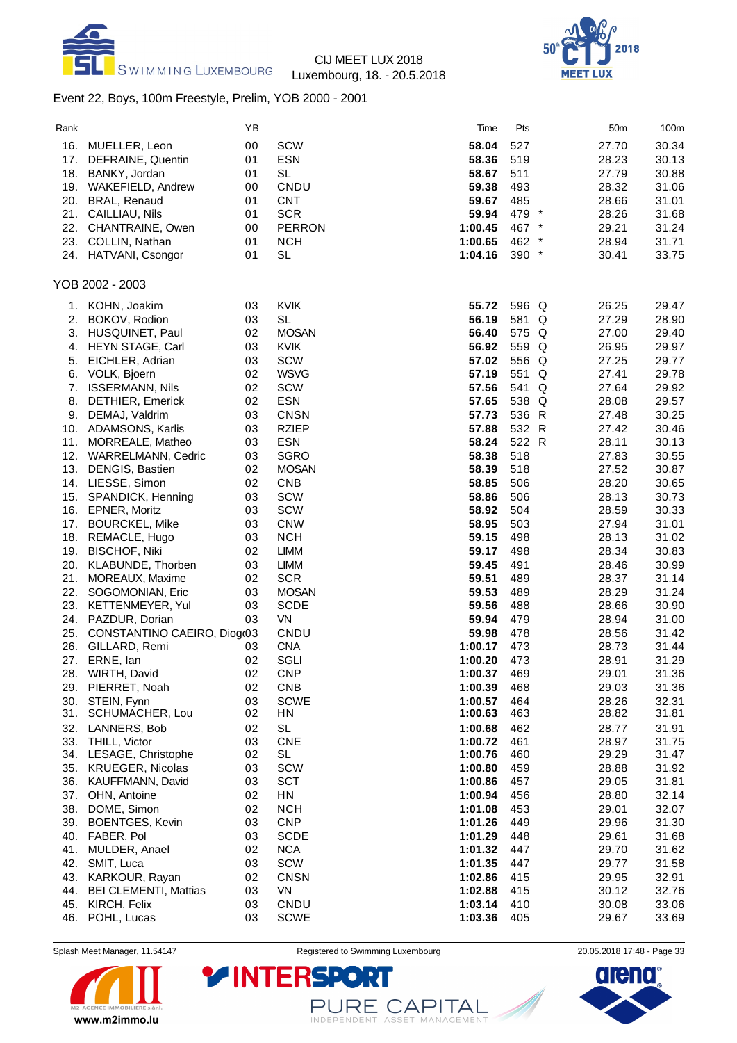## Event 22, Boys, 100m Freestyle, Prelim, YOB 2000 - 2001

| Rank | Name | YB | Club | Time | Pts | | 50m | 100m |
|---|---|---|---|---|---|---|---|---|
| 16. | MUELLER, Leon | 00 | SCW | **58.04** | 527 | | 27.70 | 30.34 |
| 17. | DEFRAINE, Quentin | 01 | ESN | **58.36** | 519 | | 28.23 | 30.13 |
| 18. | BANKY, Jordan | 01 | SL | **58.67** | 511 | | 27.79 | 30.88 |
| 19. | WAKEFIELD, Andrew | 00 | CNDU | **59.38** | 493 | | 28.32 | 31.06 |
| 20. | BRAL, Renaud | 01 | CNT | **59.67** | 485 | | 28.66 | 31.01 |
| 21. | CAILLIAU, Nils | 01 | SCR | **59.94** | 479 | * | 28.26 | 31.68 |
| 22. | CHANTRAINE, Owen | 00 | PERRON | **1:00.45** | 467 | * | 29.21 | 31.24 |
| 23. | COLLIN, Nathan | 01 | NCH | **1:00.65** | 462 | * | 28.94 | 31.71 |
| 24. | HATVANI, Csongor | 01 | SL | **1:04.16** | 390 | * | 30.41 | 33.75 |

### YOB 2002 - 2003

| Rank | Name | YB | Club | Time | Pts | | 50m | 100m |
|---|---|---|---|---|---|---|---|---|
| 1. | KOHN, Joakim | 03 | KVIK | **55.72** | 596 | Q | 26.25 | 29.47 |
| 2. | BOKOV, Rodion | 03 | SL | **56.19** | 581 | Q | 27.29 | 28.90 |
| 3. | HUSQUINET, Paul | 02 | MOSAN | **56.40** | 575 | Q | 27.00 | 29.40 |
| 4. | HEYN STAGE, Carl | 03 | KVIK | **56.92** | 559 | Q | 26.95 | 29.97 |
| 5. | EICHLER, Adrian | 03 | SCW | **57.02** | 556 | Q | 27.25 | 29.77 |
| 6. | VOLK, Bjoern | 02 | WSVG | **57.19** | 551 | Q | 27.41 | 29.78 |
| 7. | ISSERMANN, Nils | 02 | SCW | **57.56** | 541 | Q | 27.64 | 29.92 |
| 8. | DETHIER, Emerick | 02 | ESN | **57.65** | 538 | Q | 28.08 | 29.57 |
| 9. | DEMAJ, Valdrim | 03 | CNSN | **57.73** | 536 | R | 27.48 | 30.25 |
| 10. | ADAMSONS, Karlis | 03 | RZIEP | **57.88** | 532 | R | 27.42 | 30.46 |
| 11. | MORREALE, Matheo | 03 | ESN | **58.24** | 522 | R | 28.11 | 30.13 |
| 12. | WARRELMANN, Cedric | 03 | SGRO | **58.38** | 518 | | 27.83 | 30.55 |
| 13. | DENGIS, Bastien | 02 | MOSAN | **58.39** | 518 | | 27.52 | 30.87 |
| 14. | LIESSE, Simon | 02 | CNB | **58.85** | 506 | | 28.20 | 30.65 |
| 15. | SPANDICK, Henning | 03 | SCW | **58.86** | 506 | | 28.13 | 30.73 |
| 16. | EPNER, Moritz | 03 | SCW | **58.92** | 504 | | 28.59 | 30.33 |
| 17. | BOURCKEL, Mike | 03 | CNW | **58.95** | 503 | | 27.94 | 31.01 |
| 18. | REMACLE, Hugo | 03 | NCH | **59.15** | 498 | | 28.13 | 31.02 |
| 19. | BISCHOF, Niki | 02 | LIMM | **59.17** | 498 | | 28.34 | 30.83 |
| 20. | KLABUNDE, Thorben | 03 | LIMM | **59.45** | 491 | | 28.46 | 30.99 |
| 21. | MOREAUX, Maxime | 02 | SCR | **59.51** | 489 | | 28.37 | 31.14 |
| 22. | SOGOMONIAN, Eric | 03 | MOSAN | **59.53** | 489 | | 28.29 | 31.24 |
| 23. | KETTENMEYER, Yul | 03 | SCDE | **59.56** | 488 | | 28.66 | 30.90 |
| 24. | PAZDUR, Dorian | 03 | VN | **59.94** | 479 | | 28.94 | 31.00 |
| 25. | CONSTANTINO CAEIRO, Diog | 03 | CNDU | **59.98** | 478 | | 28.56 | 31.42 |
| 26. | GILLARD, Remi | 03 | CNA | **1:00.17** | 473 | | 28.73 | 31.44 |
| 27. | ERNE, Ian | 02 | SGLI | **1:00.20** | 473 | | 28.91 | 31.29 |
| 28. | WIRTH, David | 02 | CNP | **1:00.37** | 469 | | 29.01 | 31.36 |
| 29. | PIERRET, Noah | 02 | CNB | **1:00.39** | 468 | | 29.03 | 31.36 |
| 30. | STEIN, Fynn | 03 | SCWE | **1:00.57** | 464 | | 28.26 | 32.31 |
| 31. | SCHUMACHER, Lou | 02 | HN | **1:00.63** | 463 | | 28.82 | 31.81 |
| 32. | LANNERS, Bob | 02 | SL | **1:00.68** | 462 | | 28.77 | 31.91 |
| 33. | THILL, Victor | 03 | CNE | **1:00.72** | 461 | | 28.97 | 31.75 |
| 34. | LESAGE, Christophe | 02 | SL | **1:00.76** | 460 | | 29.29 | 31.47 |
| 35. | KRUEGER, Nicolas | 03 | SCW | **1:00.80** | 459 | | 28.88 | 31.92 |
| 36. | KAUFFMANN, David | 03 | SCT | **1:00.86** | 457 | | 29.05 | 31.81 |
| 37. | OHN, Antoine | 02 | HN | **1:00.94** | 456 | | 28.80 | 32.14 |
| 38. | DOME, Simon | 02 | NCH | **1:01.08** | 453 | | 29.01 | 32.07 |
| 39. | BOENTGES, Kevin | 03 | CNP | **1:01.26** | 449 | | 29.96 | 31.30 |
| 40. | FABER, Pol | 03 | SCDE | **1:01.29** | 448 | | 29.61 | 31.68 |
| 41. | MULDER, Anael | 02 | NCA | **1:01.32** | 447 | | 29.70 | 31.62 |
| 42. | SMIT, Luca | 03 | SCW | **1:01.35** | 447 | | 29.77 | 31.58 |
| 43. | KARKOUR, Rayan | 02 | CNSN | **1:02.86** | 415 | | 29.95 | 32.91 |
| 44. | BEI CLEMENTI, Mattias | 03 | VN | **1:02.88** | 415 | | 30.12 | 32.76 |
| 45. | KIRCH, Felix | 03 | CNDU | **1:03.14** | 410 | | 30.08 | 33.06 |
| 46. | POHL, Lucas | 03 | SCWE | **1:03.36** | 405 | | 29.67 | 33.69 |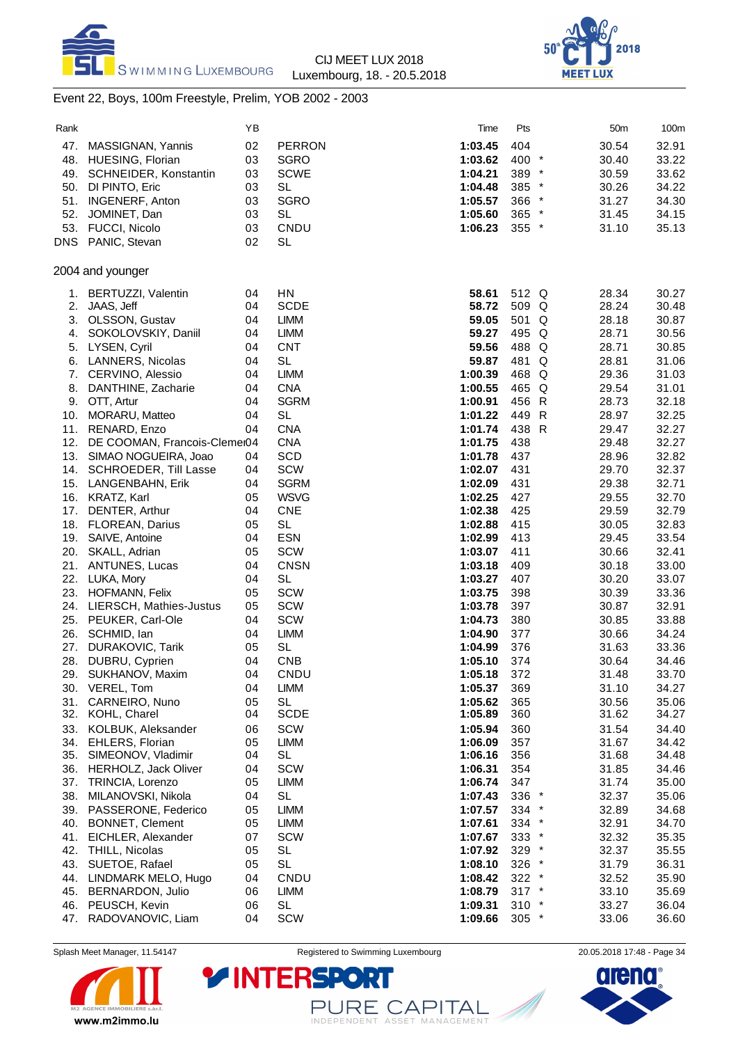# Event 22, Boys, 100m Freestyle, Prelim, YOB 2002 - 2003

| Rank | | YB | | Time | Pts | | 50m | 100m |
|---|---|---|---|---|---|---|---|---|
| 47. | MASSIGNAN, Yannis | 02 | PERRON | **1:03.45** | 404 | | 30.54 | 32.91 |
| 48. | HUESING, Florian | 03 | SGRO | **1:03.62** | 400 | * | 30.40 | 33.22 |
| 49. | SCHNEIDER, Konstantin | 03 | SCWE | **1:04.21** | 389 | * | 30.59 | 33.62 |
| 50. | DI PINTO, Eric | 03 | SL | **1:04.48** | 385 | * | 30.26 | 34.22 |
| 51. | INGENERF, Anton | 03 | SGRO | **1:05.57** | 366 | * | 31.27 | 34.30 |
| 52. | JOMINET, Dan | 03 | SL | **1:05.60** | 365 | * | 31.45 | 34.15 |
| 53. | FUCCI, Nicolo | 03 | CNDU | **1:06.23** | 355 | * | 31.10 | 35.13 |
| DNS | PANIC, Stevan | 02 | SL | | | | | |

## 2004 and younger

| Rank | | YB | | Time | Pts | | 50m | 100m |
|---|---|---|---|---|---|---|---|---|
| 1. | BERTUZZI, Valentin | 04 | HN | **58.61** | 512 | Q | 28.34 | 30.27 |
| 2. | JAAS, Jeff | 04 | SCDE | **58.72** | 509 | Q | 28.24 | 30.48 |
| 3. | OLSSON, Gustav | 04 | LIMM | **59.05** | 501 | Q | 28.18 | 30.87 |
| 4. | SOKOLOVSKIY, Daniil | 04 | LIMM | **59.27** | 495 | Q | 28.71 | 30.56 |
| 5. | LYSEN, Cyril | 04 | CNT | **59.56** | 488 | Q | 28.71 | 30.85 |
| 6. | LANNERS, Nicolas | 04 | SL | **59.87** | 481 | Q | 28.81 | 31.06 |
| 7. | CERVINO, Alessio | 04 | LIMM | **1:00.39** | 468 | Q | 29.36 | 31.03 |
| 8. | DANTHINE, Zacharie | 04 | CNA | **1:00.55** | 465 | Q | 29.54 | 31.01 |
| 9. | OTT, Artur | 04 | SGRM | **1:00.91** | 456 | R | 28.73 | 32.18 |
| 10. | MORARU, Matteo | 04 | SL | **1:01.22** | 449 | R | 28.97 | 32.25 |
| 11. | RENARD, Enzo | 04 | CNA | **1:01.74** | 438 | R | 29.47 | 32.27 |
| 12. | DE COOMAN, Francois-Clemen | 04 | CNA | **1:01.75** | 438 | | 29.48 | 32.27 |
| 13. | SIMAO NOGUEIRA, Joao | 04 | SCD | **1:01.78** | 437 | | 28.96 | 32.82 |
| 14. | SCHROEDER, Till Lasse | 04 | SCW | **1:02.07** | 431 | | 29.70 | 32.37 |
| 15. | LANGENBAHN, Erik | 04 | SGRM | **1:02.09** | 431 | | 29.38 | 32.71 |
| 16. | KRATZ, Karl | 05 | WSVG | **1:02.25** | 427 | | 29.55 | 32.70 |
| 17. | DENTER, Arthur | 04 | CNE | **1:02.38** | 425 | | 29.59 | 32.79 |
| 18. | FLOREAN, Darius | 05 | SL | **1:02.88** | 415 | | 30.05 | 32.83 |
| 19. | SAIVE, Antoine | 04 | ESN | **1:02.99** | 413 | | 29.45 | 33.54 |
| 20. | SKALL, Adrian | 05 | SCW | **1:03.07** | 411 | | 30.66 | 32.41 |
| 21. | ANTUNES, Lucas | 04 | CNSN | **1:03.18** | 409 | | 30.18 | 33.00 |
| 22. | LUKA, Mory | 04 | SL | **1:03.27** | 407 | | 30.20 | 33.07 |
| 23. | HOFMANN, Felix | 05 | SCW | **1:03.75** | 398 | | 30.39 | 33.36 |
| 24. | LIERSCH, Mathies-Justus | 05 | SCW | **1:03.78** | 397 | | 30.87 | 32.91 |
| 25. | PEUKER, Carl-Ole | 04 | SCW | **1:04.73** | 380 | | 30.85 | 33.88 |
| 26. | SCHMID, Ian | 04 | LIMM | **1:04.90** | 377 | | 30.66 | 34.24 |
| 27. | DURAKOVIC, Tarik | 05 | SL | **1:04.99** | 376 | | 31.63 | 33.36 |
| 28. | DUBRU, Cyprien | 04 | CNB | **1:05.10** | 374 | | 30.64 | 34.46 |
| 29. | SUKHANOV, Maxim | 04 | CNDU | **1:05.18** | 372 | | 31.48 | 33.70 |
| 30. | VEREL, Tom | 04 | LIMM | **1:05.37** | 369 | | 31.10 | 34.27 |
| 31. | CARNEIRO, Nuno | 05 | SL | **1:05.62** | 365 | | 30.56 | 35.06 |
| 32. | KOHL, Charel | 04 | SCDE | **1:05.89** | 360 | | 31.62 | 34.27 |
| 33. | KOLBUK, Aleksander | 06 | SCW | **1:05.94** | 360 | | 31.54 | 34.40 |
| 34. | EHLERS, Florian | 05 | LIMM | **1:06.09** | 357 | | 31.67 | 34.42 |
| 35. | SIMEONOV, Vladimir | 04 | SL | **1:06.16** | 356 | | 31.68 | 34.48 |
| 36. | HERHOLZ, Jack Oliver | 04 | SCW | **1:06.31** | 354 | | 31.85 | 34.46 |
| 37. | TRINCIA, Lorenzo | 05 | LIMM | **1:06.74** | 347 | | 31.74 | 35.00 |
| 38. | MILANOVSKI, Nikola | 04 | SL | **1:07.43** | 336 | * | 32.37 | 35.06 |
| 39. | PASSERONE, Federico | 05 | LIMM | **1:07.57** | 334 | * | 32.89 | 34.68 |
| 40. | BONNET, Clement | 05 | LIMM | **1:07.61** | 334 | * | 32.91 | 34.70 |
| 41. | EICHLER, Alexander | 07 | SCW | **1:07.67** | 333 | * | 32.32 | 35.35 |
| 42. | THILL, Nicolas | 05 | SL | **1:07.92** | 329 | * | 32.37 | 35.55 |
| 43. | SUETOE, Rafael | 05 | SL | **1:08.10** | 326 | * | 31.79 | 36.31 |
| 44. | LINDMARK MELO, Hugo | 04 | CNDU | **1:08.42** | 322 | * | 32.52 | 35.90 |
| 45. | BERNARDON, Julio | 06 | LIMM | **1:08.79** | 317 | * | 33.10 | 35.69 |
| 46. | PEUSCH, Kevin | 06 | SL | **1:09.31** | 310 | * | 33.27 | 36.04 |
| 47. | RADOVANOVIC, Liam | 04 | SCW | **1:09.66** | 305 | * | 33.06 | 36.60 |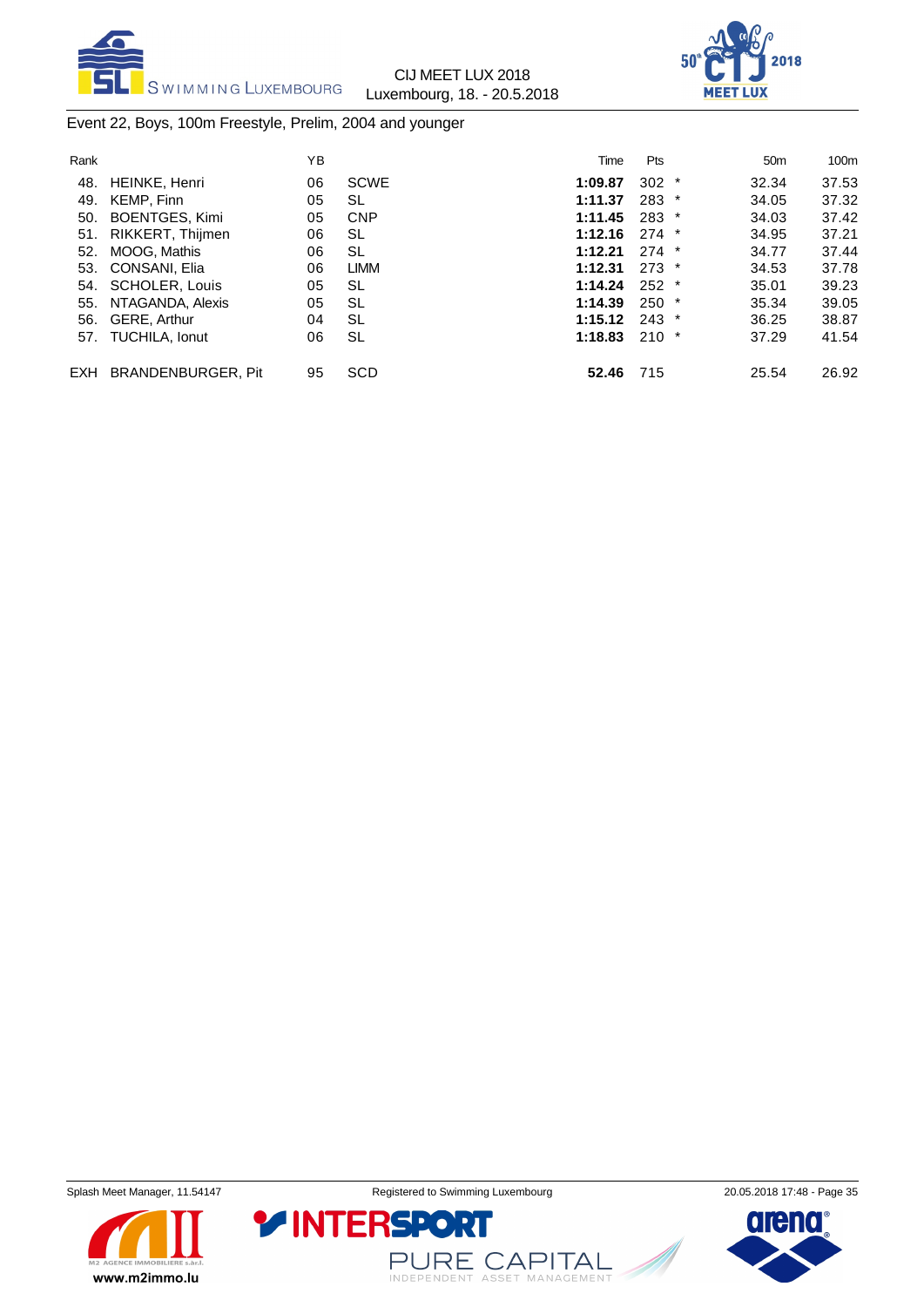Event 22, Boys, 100m Freestyle, Prelim, 2004 and younger

| Rank | | YB | | Time | Pts | | 50m | 100m |
|---|---|---|---|---|---|---|---|---|
| 48. | HEINKE, Henri | 06 | SCWE | **1:09.87** | 302 | * | 32.34 | 37.53 |
| 49. | KEMP, Finn | 05 | SL | **1:11.37** | 283 | * | 34.05 | 37.32 |
| 50. | BOENTGES, Kimi | 05 | CNP | **1:11.45** | 283 | * | 34.03 | 37.42 |
| 51. | RIKKERT, Thijmen | 06 | SL | **1:12.16** | 274 | * | 34.95 | 37.21 |
| 52. | MOOG, Mathis | 06 | SL | **1:12.21** | 274 | * | 34.77 | 37.44 |
| 53. | CONSANI, Elia | 06 | LIMM | **1:12.31** | 273 | * | 34.53 | 37.78 |
| 54. | SCHOLER, Louis | 05 | SL | **1:14.24** | 252 | * | 35.01 | 39.23 |
| 55. | NTAGANDA, Alexis | 05 | SL | **1:14.39** | 250 | * | 35.34 | 39.05 |
| 56. | GERE, Arthur | 04 | SL | **1:15.12** | 243 | * | 36.25 | 38.87 |
| 57. | TUCHILA, Ionut | 06 | SL | **1:18.83** | 210 | * | 37.29 | 41.54 |
| EXH | BRANDENBURGER, Pit | 95 | SCD | **52.46** | 715 | | 25.54 | 26.92 |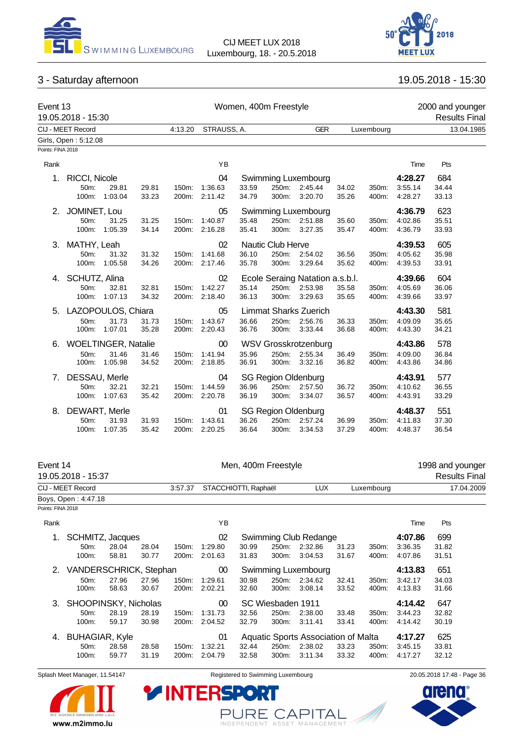## 3 - Saturday afternoon

19.05.2018 - 15:30

### Event 13 — Women, 400m Freestyle

19.05.2018 - 15:30

2000 and younger — Results Final

CIJ - MEET Record: 4:13.20 STRAUSS, A. GER Luxembourg 13.04.1985

Girls, Open : 5:12.08

Points: FINA 2018

| Rank | Name | YB | Club | Time | Pts |
|---|---|---|---|---|---|
| 1. | RICCI, Nicole | 04 | Swimming Luxembourg | **4:28.27** | 684 |
| | 50m: 29.81 29.81 / 100m: 1:03.04 33.23 | 150m: 1:36.63 33.59 / 200m: 2:11.42 34.79 | 250m: 2:45.44 34.02 / 300m: 3:20.70 35.26 | 350m: 3:55.14 34.44 / 400m: 4:28.27 33.13 | |
| 2. | JOMINET, Lou | 05 | Swimming Luxembourg | **4:36.79** | 623 |
| | 50m: 31.25 31.25 / 100m: 1:05.39 34.14 | 150m: 1:40.87 35.48 / 200m: 2:16.28 35.41 | 250m: 2:51.88 35.60 / 300m: 3:27.35 35.47 | 350m: 4:02.86 35.51 / 400m: 4:36.79 33.93 | |
| 3. | MATHY, Leah | 02 | Nautic Club Herve | **4:39.53** | 605 |
| | 50m: 31.32 31.32 / 100m: 1:05.58 34.26 | 150m: 1:41.68 36.10 / 200m: 2:17.46 35.78 | 250m: 2:54.02 36.56 / 300m: 3:29.64 35.62 | 350m: 4:05.62 35.98 / 400m: 4:39.53 33.91 | |
| 4. | SCHUTZ, Alina | 02 | Ecole Seraing Natation a.s.b.l. | **4:39.66** | 604 |
| | 50m: 32.81 32.81 / 100m: 1:07.13 34.32 | 150m: 1:42.27 35.14 / 200m: 2:18.40 36.13 | 250m: 2:53.98 35.58 / 300m: 3:29.63 35.65 | 350m: 4:05.69 36.06 / 400m: 4:39.66 33.97 | |
| 5. | LAZOPOULOS, Chiara | 05 | Limmat Sharks Zuerich | **4:43.30** | 581 |
| | 50m: 31.73 31.73 / 100m: 1:07.01 35.28 | 150m: 1:43.67 36.66 / 200m: 2:20.43 36.76 | 250m: 2:56.76 36.33 / 300m: 3:33.44 36.68 | 350m: 4:09.09 35.65 / 400m: 4:43.30 34.21 | |
| 6. | WOELTINGER, Natalie | 00 | WSV Grosskrotzenburg | **4:43.86** | 578 |
| | 50m: 31.46 31.46 / 100m: 1:05.98 34.52 | 150m: 1:41.94 35.96 / 200m: 2:18.85 36.91 | 250m: 2:55.34 36.49 / 300m: 3:32.16 36.82 | 350m: 4:09.00 36.84 / 400m: 4:43.86 34.86 | |
| 7. | DESSAU, Merle | 04 | SG Region Oldenburg | **4:43.91** | 577 |
| | 50m: 32.21 32.21 / 100m: 1:07.63 35.42 | 150m: 1:44.59 36.96 / 200m: 2:20.78 36.19 | 250m: 2:57.50 36.72 / 300m: 3:34.07 36.57 | 350m: 4:10.62 36.55 / 400m: 4:43.91 33.29 | |
| 8. | DEWART, Merle | 01 | SG Region Oldenburg | **4:48.37** | 551 |
| | 50m: 31.93 31.93 / 100m: 1:07.35 35.42 | 150m: 1:43.61 36.26 / 200m: 2:20.25 36.64 | 250m: 2:57.24 36.99 / 300m: 3:34.53 37.29 | 350m: 4:11.83 37.30 / 400m: 4:48.37 36.54 | |

### Event 14 — Men, 400m Freestyle

19.05.2018 - 15:37

1998 and younger — Results Final

CIJ - MEET Record: 3:57.37 STACCHIOTTI, Raphaël LUX Luxembourg 17.04.2009

Boys, Open : 4:47.18

Points: FINA 2018

| Rank | Name | YB | Club | Time | Pts |
|---|---|---|---|---|---|
| 1. | SCHMITZ, Jacques | 02 | Swimming Club Redange | **4:07.86** | 699 |
| | 50m: 28.04 28.04 / 100m: 58.81 30.77 | 150m: 1:29.80 30.99 / 200m: 2:01.63 31.83 | 250m: 2:32.86 31.23 / 300m: 3:04.53 31.67 | 350m: 3:36.35 31.82 / 400m: 4:07.86 31.51 | |
| 2. | VANDERSCHRICK, Stephan | 00 | Swimming Luxembourg | **4:13.83** | 651 |
| | 50m: 27.96 27.96 / 100m: 58.63 30.67 | 150m: 1:29.61 30.98 / 200m: 2:02.21 32.60 | 250m: 2:34.62 32.41 / 300m: 3:08.14 33.52 | 350m: 3:42.17 34.03 / 400m: 4:13.83 31.66 | |
| 3. | SHOOPINSKY, Nicholas | 00 | SC Wiesbaden 1911 | **4:14.42** | 647 |
| | 50m: 28.19 28.19 / 100m: 59.17 30.98 | 150m: 1:31.73 32.56 / 200m: 2:04.52 32.79 | 250m: 2:38.00 33.48 / 300m: 3:11.41 33.41 | 350m: 3:44.23 32.82 / 400m: 4:14.42 30.19 | |
| 4. | BUHAGIAR, Kyle | 01 | Aquatic Sports Association of Malta | **4:17.27** | 625 |
| | 50m: 28.58 28.58 / 100m: 59.77 31.19 | 150m: 1:32.21 32.44 / 200m: 2:04.79 32.58 | 250m: 2:38.02 33.23 / 300m: 3:11.34 33.32 | 350m: 3:45.15 33.81 / 400m: 4:17.27 32.12 | |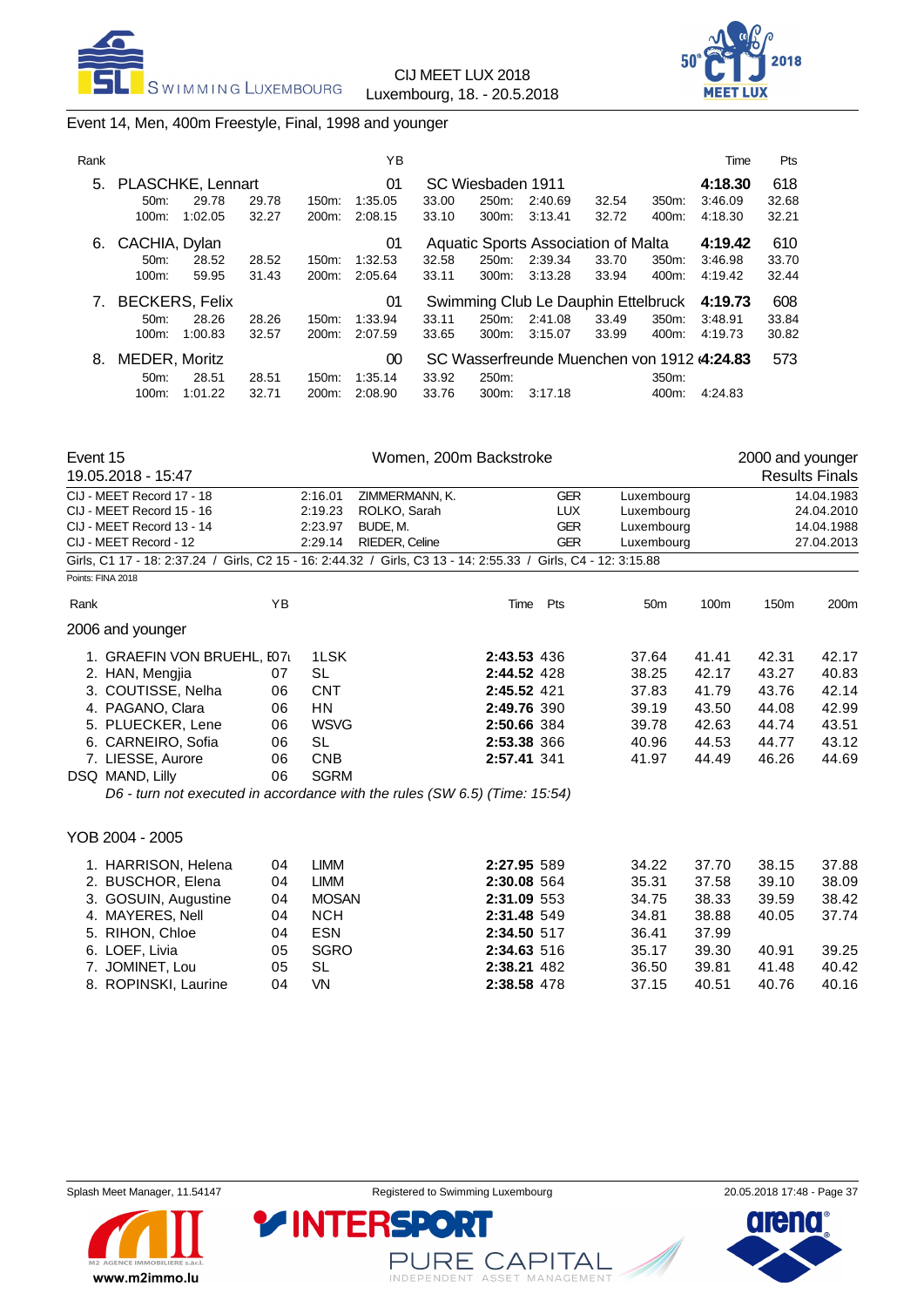Event 14, Men, 400m Freestyle, Final, 1998 and younger

| Rank | Name | YB | Club | Time | Pts |
|---|---|---|---|---|---|
| 5. | PLASCHKE, Lennart | 01 | SC Wiesbaden 1911 | **4:18.30** | 618 |
| | 50m: 29.78 (29.78) / 100m: 1:02.05 (32.27) / 150m: 1:35.05 (33.00) / 200m: 2:08.15 (33.10) / 250m: 2:40.69 (32.54) / 300m: 3:13.41 (32.72) / 350m: 3:46.09 (32.68) / 400m: 4:18.30 (32.21) | | | | |
| 6. | CACHIA, Dylan | 01 | Aquatic Sports Association of Malta | **4:19.42** | 610 |
| | 50m: 28.52 (28.52) / 100m: 59.95 (31.43) / 150m: 1:32.53 (32.58) / 200m: 2:05.64 (33.11) / 250m: 2:39.34 (33.70) / 300m: 3:13.28 (33.94) / 350m: 3:46.98 (33.70) / 400m: 4:19.42 (32.44) | | | | |
| 7. | BECKERS, Felix | 01 | Swimming Club Le Dauphin Ettelbruck | **4:19.73** | 608 |
| | 50m: 28.26 (28.26) / 100m: 1:00.83 (32.57) / 150m: 1:33.94 (33.11) / 200m: 2:07.59 (33.65) / 250m: 2:41.08 (33.49) / 300m: 3:15.07 (33.99) / 350m: 3:48.91 (33.84) / 400m: 4:19.73 (30.82) | | | | |
| 8. | MEDER, Moritz | 00 | SC Wasserfreunde Muenchen von 1912 e | **4:24.83** | 573 |
| | 50m: 28.51 (28.51) / 100m: 1:01.22 (32.71) / 150m: 1:35.14 (33.92) / 200m: 2:08.90 (33.76) / 250m: / 300m: 3:17.18 / 350m: / 400m: 4:24.83 | | | | |

## Event 15 — Women, 200m Backstroke — 2000 and younger

19.05.2018 - 15:47 — Results Finals

| Record | Time | Name | Nat | Place | Date |
|---|---|---|---|---|---|
| CIJ - MEET Record 17 - 18 | 2:16.01 | ZIMMERMANN, K. | GER | Luxembourg | 14.04.1983 |
| CIJ - MEET Record 15 - 16 | 2:19.23 | ROLKO, Sarah | LUX | Luxembourg | 24.04.2010 |
| CIJ - MEET Record 13 - 14 | 2:23.97 | BUDE, M. | GER | Luxembourg | 14.04.1988 |
| CIJ - MEET Record - 12 | 2:29.14 | RIEDER, Celine | GER | Luxembourg | 27.04.2013 |

Girls, C1 17 - 18: 2:37.24 / Girls, C2 15 - 16: 2:44.32 / Girls, C3 13 - 14: 2:55.33 / Girls, C4 - 12: 3:15.88

Points: FINA 2018

### 2006 and younger

| Rank | Name | YB | Club | Time | Pts | 50m | 100m | 150m | 200m |
|---|---|---|---|---|---|---|---|---|---|
| 1. | GRAEFIN VON BRUEHL, E | 07 | 1LSK | **2:43.53** | 436 | 37.64 | 41.41 | 42.31 | 42.17 |
| 2. | HAN, Mengjia | 07 | SL | **2:44.52** | 428 | 38.25 | 42.17 | 43.27 | 40.83 |
| 3. | COUTISSE, Nelha | 06 | CNT | **2:45.52** | 421 | 37.83 | 41.79 | 43.76 | 42.14 |
| 4. | PAGANO, Clara | 06 | HN | **2:49.76** | 390 | 39.19 | 43.50 | 44.08 | 42.99 |
| 5. | PLUECKER, Lene | 06 | WSVG | **2:50.66** | 384 | 39.78 | 42.63 | 44.74 | 43.51 |
| 6. | CARNEIRO, Sofia | 06 | SL | **2:53.38** | 366 | 40.96 | 44.53 | 44.77 | 43.12 |
| 7. | LIESSE, Aurore | 06 | CNB | **2:57.41** | 341 | 41.97 | 44.49 | 46.26 | 44.69 |
| DSQ | MAND, Lilly | 06 | SGRM | | | | | | |

*D6 - turn not executed in accordance with the rules (SW 6.5) (Time: 15:54)*

### YOB 2004 - 2005

| Rank | Name | YB | Club | Time | Pts | 50m | 100m | 150m | 200m |
|---|---|---|---|---|---|---|---|---|---|
| 1. | HARRISON, Helena | 04 | LIMM | **2:27.95** | 589 | 34.22 | 37.70 | 38.15 | 37.88 |
| 2. | BUSCHOR, Elena | 04 | LIMM | **2:30.08** | 564 | 35.31 | 37.58 | 39.10 | 38.09 |
| 3. | GOSUIN, Augustine | 04 | MOSAN | **2:31.09** | 553 | 34.75 | 38.33 | 39.59 | 38.42 |
| 4. | MAYERES, Nell | 04 | NCH | **2:31.48** | 549 | 34.81 | 38.88 | 40.05 | 37.74 |
| 5. | RIHON, Chloe | 04 | ESN | **2:34.50** | 517 | 36.41 | 37.99 | | |
| 6. | LOEF, Livia | 05 | SGRO | **2:34.63** | 516 | 35.17 | 39.30 | 40.91 | 39.25 |
| 7. | JOMINET, Lou | 05 | SL | **2:38.21** | 482 | 36.50 | 39.81 | 41.48 | 40.42 |
| 8. | ROPINSKI, Laurine | 04 | VN | **2:38.58** | 478 | 37.15 | 40.51 | 40.76 | 40.16 |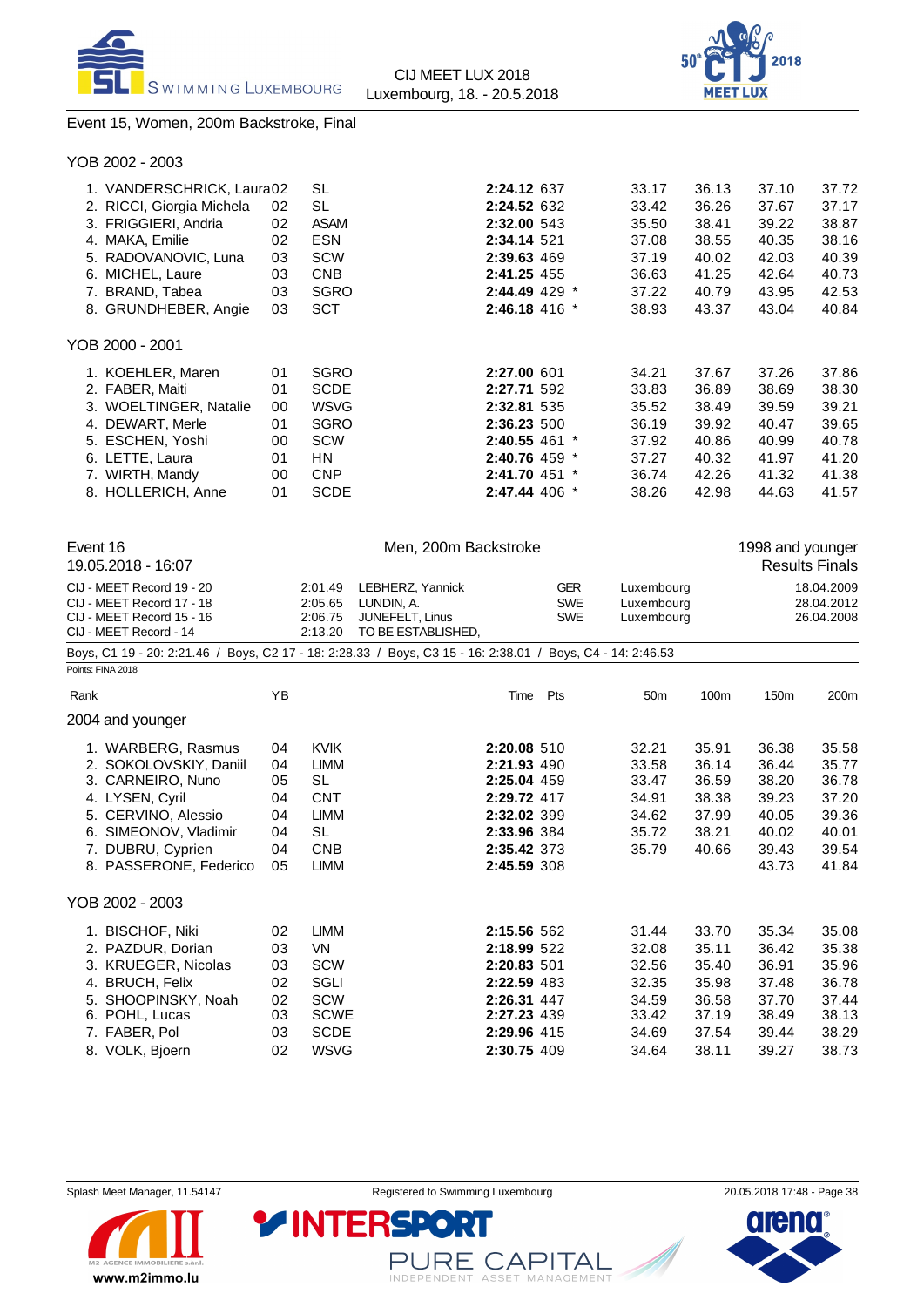Event 15, Women, 200m Backstroke, Final

### YOB 2002 - 2003

| Rank | Name | YB | Club | Time | Pts | | 50m | 100m | 150m | 200m |
|---|---|---|---|---|---|---|---|---|---|---|
| 1. | VANDERSCHRICK, Laura | 02 | SL | **2:24.12** | 637 | | 33.17 | 36.13 | 37.10 | 37.72 |
| 2. | RICCI, Giorgia Michela | 02 | SL | **2:24.52** | 632 | | 33.42 | 36.26 | 37.67 | 37.17 |
| 3. | FRIGGIERI, Andria | 02 | ASAM | **2:32.00** | 543 | | 35.50 | 38.41 | 39.22 | 38.87 |
| 4. | MAKA, Emilie | 02 | ESN | **2:34.14** | 521 | | 37.08 | 38.55 | 40.35 | 38.16 |
| 5. | RADOVANOVIC, Luna | 03 | SCW | **2:39.63** | 469 | | 37.19 | 40.02 | 42.03 | 40.39 |
| 6. | MICHEL, Laure | 03 | CNB | **2:41.25** | 455 | | 36.63 | 41.25 | 42.64 | 40.73 |
| 7. | BRAND, Tabea | 03 | SGRO | **2:44.49** | 429 | * | 37.22 | 40.79 | 43.95 | 42.53 |
| 8. | GRUNDHEBER, Angie | 03 | SCT | **2:46.18** | 416 | * | 38.93 | 43.37 | 43.04 | 40.84 |

### YOB 2000 - 2001

| Rank | Name | YB | Club | Time | Pts | | 50m | 100m | 150m | 200m |
|---|---|---|---|---|---|---|---|---|---|---|
| 1. | KOEHLER, Maren | 01 | SGRO | **2:27.00** | 601 | | 34.21 | 37.67 | 37.26 | 37.86 |
| 2. | FABER, Maiti | 01 | SCDE | **2:27.71** | 592 | | 33.83 | 36.89 | 38.69 | 38.30 |
| 3. | WOELTINGER, Natalie | 00 | WSVG | **2:32.81** | 535 | | 35.52 | 38.49 | 39.59 | 39.21 |
| 4. | DEWART, Merle | 01 | SGRO | **2:36.23** | 500 | | 36.19 | 39.92 | 40.47 | 39.65 |
| 5. | ESCHEN, Yoshi | 00 | SCW | **2:40.55** | 461 | * | 37.92 | 40.86 | 40.99 | 40.78 |
| 6. | LETTE, Laura | 01 | HN | **2:40.76** | 459 | * | 37.27 | 40.32 | 41.97 | 41.20 |
| 7. | WIRTH, Mandy | 00 | CNP | **2:41.70** | 451 | * | 36.74 | 42.26 | 41.32 | 41.38 |
| 8. | HOLLERICH, Anne | 01 | SCDE | **2:47.44** | 406 | * | 38.26 | 42.98 | 44.63 | 41.57 |

## Event 16 — Men, 200m Backstroke — 1998 and younger

19.05.2018 - 16:07 — Results Finals

| Record | Time | Name | Nation | Place | Date |
|---|---|---|---|---|---|
| CIJ - MEET Record 19 - 20 | 2:01.49 | LEBHERZ, Yannick | GER | Luxembourg | 18.04.2009 |
| CIJ - MEET Record 17 - 18 | 2:05.65 | LUNDIN, A. | SWE | Luxembourg | 28.04.2012 |
| CIJ - MEET Record 15 - 16 | 2:06.75 | JUNEFELT, Linus | SWE | Luxembourg | 26.04.2008 |
| CIJ - MEET Record - 14 | 2:13.20 | TO BE ESTABLISHED, | | | |

Boys, C1 19 - 20: 2:21.46 / Boys, C2 17 - 18: 2:28.33 / Boys, C3 15 - 16: 2:38.01 / Boys, C4 - 14: 2:46.53

Points: FINA 2018

### 2004 and younger

| Rank | Name | YB | Club | Time | Pts | 50m | 100m | 150m | 200m |
|---|---|---|---|---|---|---|---|---|---|
| 1. | WARBERG, Rasmus | 04 | KVIK | **2:20.08** | 510 | 32.21 | 35.91 | 36.38 | 35.58 |
| 2. | SOKOLOVSKIY, Daniil | 04 | LIMM | **2:21.93** | 490 | 33.58 | 36.14 | 36.44 | 35.77 |
| 3. | CARNEIRO, Nuno | 05 | SL | **2:25.04** | 459 | 33.47 | 36.59 | 38.20 | 36.78 |
| 4. | LYSEN, Cyril | 04 | CNT | **2:29.72** | 417 | 34.91 | 38.38 | 39.23 | 37.20 |
| 5. | CERVINO, Alessio | 04 | LIMM | **2:32.02** | 399 | 34.62 | 37.99 | 40.05 | 39.36 |
| 6. | SIMEONOV, Vladimir | 04 | SL | **2:33.96** | 384 | 35.72 | 38.21 | 40.02 | 40.01 |
| 7. | DUBRU, Cyprien | 04 | CNB | **2:35.42** | 373 | 35.79 | 40.66 | 39.43 | 39.54 |
| 8. | PASSERONE, Federico | 05 | LIMM | **2:45.59** | 308 | | | 43.73 | 41.84 |

### YOB 2002 - 2003

| Rank | Name | YB | Club | Time | Pts | 50m | 100m | 150m | 200m |
|---|---|---|---|---|---|---|---|---|---|
| 1. | BISCHOF, Niki | 02 | LIMM | **2:15.56** | 562 | 31.44 | 33.70 | 35.34 | 35.08 |
| 2. | PAZDUR, Dorian | 03 | VN | **2:18.99** | 522 | 32.08 | 35.11 | 36.42 | 35.38 |
| 3. | KRUEGER, Nicolas | 03 | SCW | **2:20.83** | 501 | 32.56 | 35.40 | 36.91 | 35.96 |
| 4. | BRUCH, Felix | 02 | SGLI | **2:22.59** | 483 | 32.35 | 35.98 | 37.48 | 36.78 |
| 5. | SHOOPINSKY, Noah | 02 | SCW | **2:26.31** | 447 | 34.59 | 36.58 | 37.70 | 37.44 |
| 6. | POHL, Lucas | 03 | SCWE | **2:27.23** | 439 | 33.42 | 37.19 | 38.49 | 38.13 |
| 7. | FABER, Pol | 03 | SCDE | **2:29.96** | 415 | 34.69 | 37.54 | 39.44 | 38.29 |
| 8. | VOLK, Bjoern | 02 | WSVG | **2:30.75** | 409 | 34.64 | 38.11 | 39.27 | 38.73 |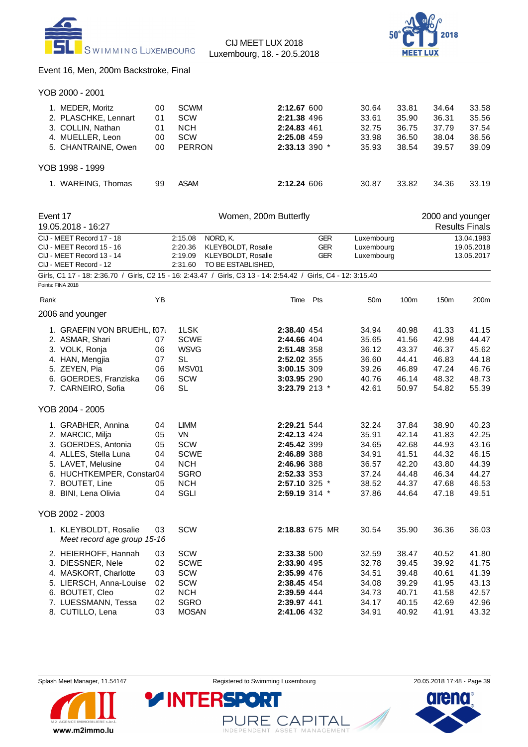Event 16, Men, 200m Backstroke, Final

YOB 2000 - 2001

| Rank | Name | YB | Club | Time | Pts | | 50m | 100m | 150m | 200m |
|---|---|---|---|---|---|---|---|---|---|---|
| 1. | MEDER, Moritz | 00 | SCWM | **2:12.67** | 600 | | 30.64 | 33.81 | 34.64 | 33.58 |
| 2. | PLASCHKE, Lennart | 01 | SCW | **2:21.38** | 496 | | 33.61 | 35.90 | 36.31 | 35.56 |
| 3. | COLLIN, Nathan | 01 | NCH | **2:24.83** | 461 | | 32.75 | 36.75 | 37.79 | 37.54 |
| 4. | MUELLER, Leon | 00 | SCW | **2:25.08** | 459 | | 33.98 | 36.50 | 38.04 | 36.56 |
| 5. | CHANTRAINE, Owen | 00 | PERRON | **2:33.13** | 390 | * | 35.93 | 38.54 | 39.57 | 39.09 |

YOB 1998 - 1999

| Rank | Name | YB | Club | Time | Pts | | 50m | 100m | 150m | 200m |
|---|---|---|---|---|---|---|---|---|---|---|
| 1. | WAREING, Thomas | 99 | ASAM | **2:12.24** | 606 | | 30.87 | 33.82 | 34.36 | 33.19 |

## Event 17 — Women, 200m Butterfly — 2000 and younger

19.05.2018 - 16:27 — Results Finals

| Record | Time | Name | Nation | Place | Date |
|---|---|---|---|---|---|
| CIJ - MEET Record 17 - 18 | 2:15.08 | NORD, K. | GER | Luxembourg | 13.04.1983 |
| CIJ - MEET Record 15 - 16 | 2:20.36 | KLEYBOLDT, Rosalie | GER | Luxembourg | 19.05.2018 |
| CIJ - MEET Record 13 - 14 | 2:19.09 | KLEYBOLDT, Rosalie | GER | Luxembourg | 13.05.2017 |
| CIJ - MEET Record - 12 | 2:31.60 | TO BE ESTABLISHED, | | | |

Girls, C1 17 - 18: 2:36.70 / Girls, C2 15 - 16: 2:43.47 / Girls, C3 13 - 14: 2:54.42 / Girls, C4 - 12: 3:15.40

Points: FINA 2018

2006 and younger

| Rank | Name | YB | Club | Time | Pts | | 50m | 100m | 150m | 200m |
|---|---|---|---|---|---|---|---|---|---|---|
| 1. | GRAEFIN VON BRUEHL, E | 07 | 1LSK | **2:38.40** | 454 | | 34.94 | 40.98 | 41.33 | 41.15 |
| 2. | ASMAR, Shari | 07 | SCWE | **2:44.66** | 404 | | 35.65 | 41.56 | 42.98 | 44.47 |
| 3. | VOLK, Ronja | 06 | WSVG | **2:51.48** | 358 | | 36.12 | 43.37 | 46.37 | 45.62 |
| 4. | HAN, Mengjia | 07 | SL | **2:52.02** | 355 | | 36.60 | 44.41 | 46.83 | 44.18 |
| 5. | ZEYEN, Pia | 06 | MSV01 | **3:00.15** | 309 | | 39.26 | 46.89 | 47.24 | 46.76 |
| 6. | GOERDES, Franziska | 06 | SCW | **3:03.95** | 290 | | 40.76 | 46.14 | 48.32 | 48.73 |
| 7. | CARNEIRO, Sofia | 06 | SL | **3:23.79** | 213 | * | 42.61 | 50.97 | 54.82 | 55.39 |

YOB 2004 - 2005

| Rank | Name | YB | Club | Time | Pts | | 50m | 100m | 150m | 200m |
|---|---|---|---|---|---|---|---|---|---|---|
| 1. | GRABHER, Annina | 04 | LIMM | **2:29.21** | 544 | | 32.24 | 37.84 | 38.90 | 40.23 |
| 2. | MARCIC, Milja | 05 | VN | **2:42.13** | 424 | | 35.91 | 42.14 | 41.83 | 42.25 |
| 3. | GOERDES, Antonia | 05 | SCW | **2:45.42** | 399 | | 34.65 | 42.68 | 44.93 | 43.16 |
| 4. | ALLES, Stella Luna | 04 | SCWE | **2:46.89** | 388 | | 34.91 | 41.51 | 44.32 | 46.15 |
| 5. | LAVET, Melusine | 04 | NCH | **2:46.96** | 388 | | 36.57 | 42.20 | 43.80 | 44.39 |
| 6. | HUCHTKEMPER, Constar | 04 | SGRO | **2:52.33** | 353 | | 37.24 | 44.48 | 46.34 | 44.27 |
| 7. | BOUTET, Line | 05 | NCH | **2:57.10** | 325 | * | 38.52 | 44.37 | 47.68 | 46.53 |
| 8. | BINI, Lena Olivia | 04 | SGLI | **2:59.19** | 314 | * | 37.86 | 44.64 | 47.18 | 49.51 |

YOB 2002 - 2003

| Rank | Name | YB | Club | Time | Pts | | 50m | 100m | 150m | 200m |
|---|---|---|---|---|---|---|---|---|---|---|
| 1. | KLEYBOLDT, Rosalie *Meet record age group 15-16* | 03 | SCW | **2:18.83** | 675 | MR | 30.54 | 35.90 | 36.36 | 36.03 |
| 2. | HEIERHOFF, Hannah | 03 | SCW | **2:33.38** | 500 | | 32.59 | 38.47 | 40.52 | 41.80 |
| 3. | DIESSNER, Nele | 02 | SCWE | **2:33.90** | 495 | | 32.78 | 39.45 | 39.92 | 41.75 |
| 4. | MASKORT, Charlotte | 03 | SCW | **2:35.99** | 476 | | 34.51 | 39.48 | 40.61 | 41.39 |
| 5. | LIERSCH, Anna-Louise | 02 | SCW | **2:38.45** | 454 | | 34.08 | 39.29 | 41.95 | 43.13 |
| 6. | BOUTET, Cleo | 02 | NCH | **2:39.59** | 444 | | 34.73 | 40.71 | 41.58 | 42.57 |
| 7. | LUESSMANN, Tessa | 02 | SGRO | **2:39.97** | 441 | | 34.17 | 40.15 | 42.69 | 42.96 |
| 8. | CUTILLO, Lena | 03 | MOSAN | **2:41.06** | 432 | | 34.91 | 40.92 | 41.91 | 43.32 |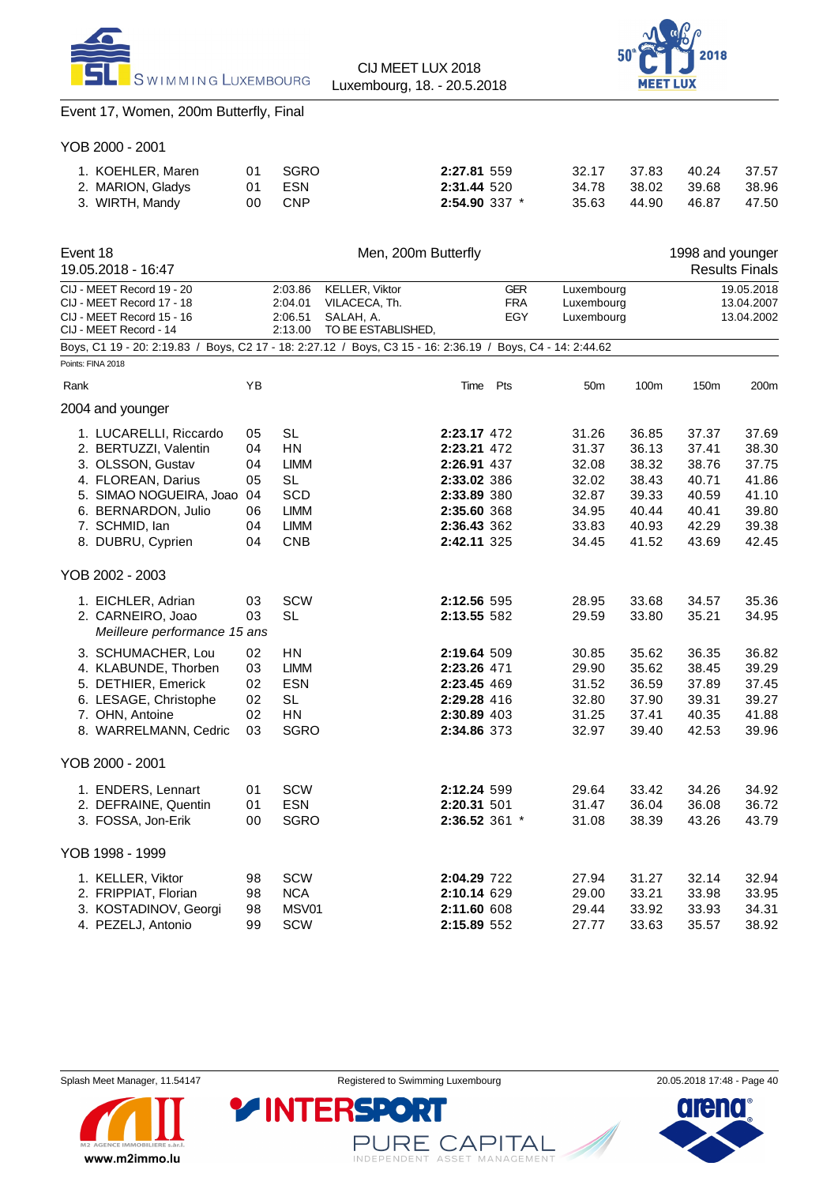## Event 17, Women, 200m Butterfly, Final

### YOB 2000 - 2001

| Rank | Name | YB | Club | Time | Pts | | 50m | 100m | 150m | 200m |
|---|---|---|---|---|---|---|---|---|---|---|
| 1. | KOEHLER, Maren | 01 | SGRO | **2:27.81** | 559 | | 32.17 | 37.83 | 40.24 | 37.57 |
| 2. | MARION, Gladys | 01 | ESN | **2:31.44** | 520 | | 34.78 | 38.02 | 39.68 | 38.96 |
| 3. | WIRTH, Mandy | 00 | CNP | **2:54.90** | 337 | * | 35.63 | 44.90 | 46.87 | 47.50 |

## Event 18 — Men, 200m Butterfly — 1998 and younger

19.05.2018 - 16:47 — Results Finals

| Record | Time | Name | Nation | Place | Date |
|---|---|---|---|---|---|
| CIJ - MEET Record 19 - 20 | 2:03.86 | KELLER, Viktor | GER | Luxembourg | 19.05.2018 |
| CIJ - MEET Record 17 - 18 | 2:04.01 | VILACECA, Th. | FRA | Luxembourg | 13.04.2007 |
| CIJ - MEET Record 15 - 16 | 2:06.51 | SALAH, A. | EGY | Luxembourg | 13.04.2002 |
| CIJ - MEET Record - 14 | 2:13.00 | TO BE ESTABLISHED, | | | |

Boys, C1 19 - 20: 2:19.83 / Boys, C2 17 - 18: 2:27.12 / Boys, C3 15 - 16: 2:36.19 / Boys, C4 - 14: 2:44.62

Points: FINA 2018

### 2004 and younger

| Rank | Name | YB | Club | Time | Pts | | 50m | 100m | 150m | 200m |
|---|---|---|---|---|---|---|---|---|---|---|
| 1. | LUCARELLI, Riccardo | 05 | SL | **2:23.17** | 472 | | 31.26 | 36.85 | 37.37 | 37.69 |
| 2. | BERTUZZI, Valentin | 04 | HN | **2:23.21** | 472 | | 31.37 | 36.13 | 37.41 | 38.30 |
| 3. | OLSSON, Gustav | 04 | LIMM | **2:26.91** | 437 | | 32.08 | 38.32 | 38.76 | 37.75 |
| 4. | FLOREAN, Darius | 05 | SL | **2:33.02** | 386 | | 32.02 | 38.43 | 40.71 | 41.86 |
| 5. | SIMAO NOGUEIRA, Joao | 04 | SCD | **2:33.89** | 380 | | 32.87 | 39.33 | 40.59 | 41.10 |
| 6. | BERNARDON, Julio | 06 | LIMM | **2:35.60** | 368 | | 34.95 | 40.44 | 40.41 | 39.80 |
| 7. | SCHMID, Ian | 04 | LIMM | **2:36.43** | 362 | | 33.83 | 40.93 | 42.29 | 39.38 |
| 8. | DUBRU, Cyprien | 04 | CNB | **2:42.11** | 325 | | 34.45 | 41.52 | 43.69 | 42.45 |

### YOB 2002 - 2003

| Rank | Name | YB | Club | Time | Pts | | 50m | 100m | 150m | 200m |
|---|---|---|---|---|---|---|---|---|---|---|
| 1. | EICHLER, Adrian | 03 | SCW | **2:12.56** | 595 | | 28.95 | 33.68 | 34.57 | 35.36 |
| 2. | CARNEIRO, Joao *Meilleure performance 15 ans* | 03 | SL | **2:13.55** | 582 | | 29.59 | 33.80 | 35.21 | 34.95 |
| 3. | SCHUMACHER, Lou | 02 | HN | **2:19.64** | 509 | | 30.85 | 35.62 | 36.35 | 36.82 |
| 4. | KLABUNDE, Thorben | 03 | LIMM | **2:23.26** | 471 | | 29.90 | 35.62 | 38.45 | 39.29 |
| 5. | DETHIER, Emerick | 02 | ESN | **2:23.45** | 469 | | 31.52 | 36.59 | 37.89 | 37.45 |
| 6. | LESAGE, Christophe | 02 | SL | **2:29.28** | 416 | | 32.80 | 37.90 | 39.31 | 39.27 |
| 7. | OHN, Antoine | 02 | HN | **2:30.89** | 403 | | 31.25 | 37.41 | 40.35 | 41.88 |
| 8. | WARRELMANN, Cedric | 03 | SGRO | **2:34.86** | 373 | | 32.97 | 39.40 | 42.53 | 39.96 |

### YOB 2000 - 2001

| Rank | Name | YB | Club | Time | Pts | | 50m | 100m | 150m | 200m |
|---|---|---|---|---|---|---|---|---|---|---|
| 1. | ENDERS, Lennart | 01 | SCW | **2:12.24** | 599 | | 29.64 | 33.42 | 34.26 | 34.92 |
| 2. | DEFRAINE, Quentin | 01 | ESN | **2:20.31** | 501 | | 31.47 | 36.04 | 36.08 | 36.72 |
| 3. | FOSSA, Jon-Erik | 00 | SGRO | **2:36.52** | 361 | * | 31.08 | 38.39 | 43.26 | 43.79 |

### YOB 1998 - 1999

| Rank | Name | YB | Club | Time | Pts | | 50m | 100m | 150m | 200m |
|---|---|---|---|---|---|---|---|---|---|---|
| 1. | KELLER, Viktor | 98 | SCW | **2:04.29** | 722 | | 27.94 | 31.27 | 32.14 | 32.94 |
| 2. | FRIPPIAT, Florian | 98 | NCA | **2:10.14** | 629 | | 29.00 | 33.21 | 33.98 | 33.95 |
| 3. | KOSTADINOV, Georgi | 98 | MSV01 | **2:11.60** | 608 | | 29.44 | 33.92 | 33.93 | 34.31 |
| 4. | PEZELJ, Antonio | 99 | SCW | **2:15.89** | 552 | | 27.77 | 33.63 | 35.57 | 38.92 |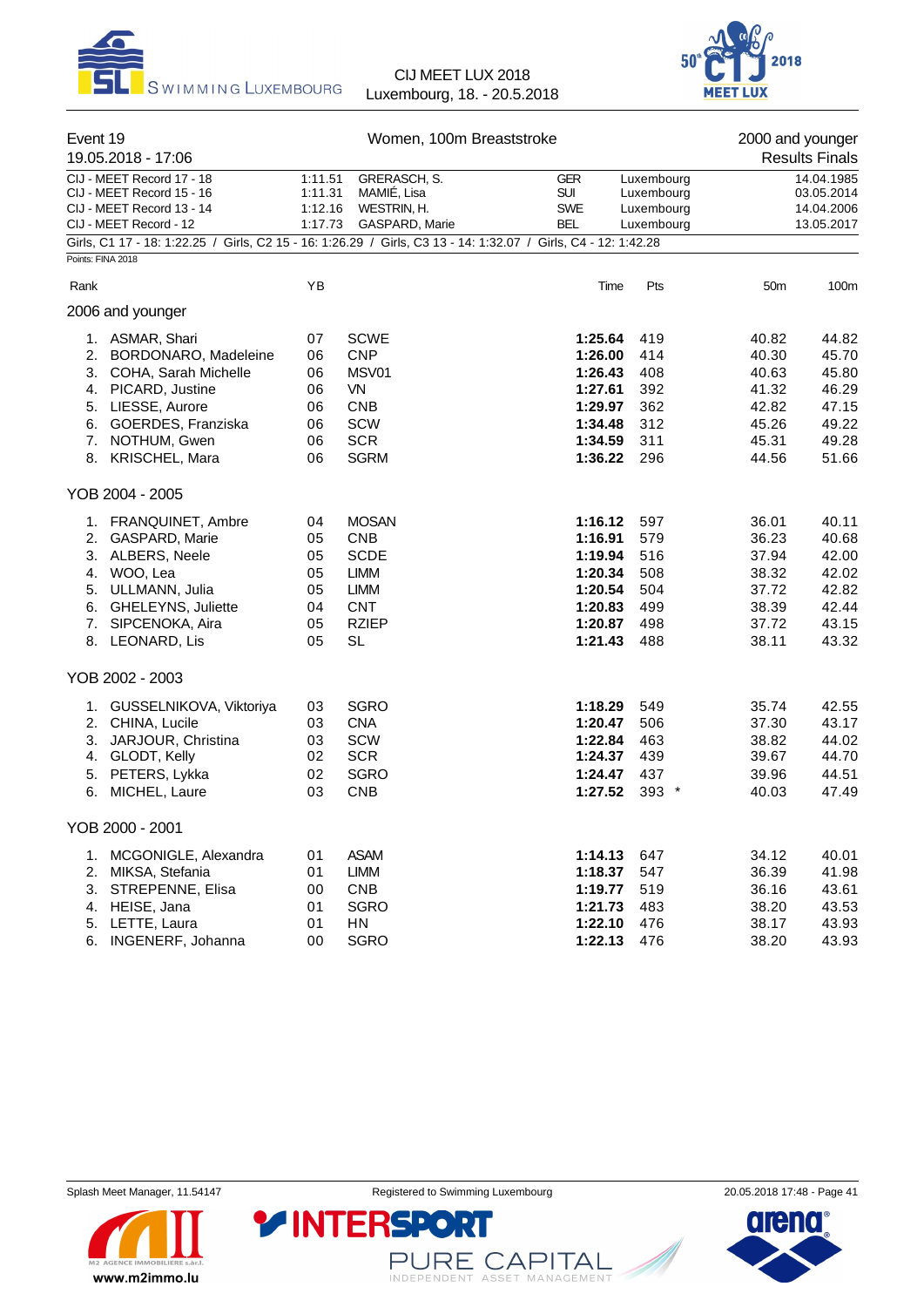Event 19 — Women, 100m Breaststroke — 2000 and younger

19.05.2018 - 17:06 — Results Finals

| | | | | |
|---|---|---|---|---|
| CIJ - MEET Record 17 - 18 | 1:11.51 | GRERASCH, S. | GER | Luxembourg | 14.04.1985 |
| CIJ - MEET Record 15 - 16 | 1:11.31 | MAMIÉ, Lisa | SUI | Luxembourg | 03.05.2014 |
| CIJ - MEET Record 13 - 14 | 1:12.16 | WESTRIN, H. | SWE | Luxembourg | 14.04.2006 |
| CIJ - MEET Record - 12 | 1:17.73 | GASPARD, Marie | BEL | Luxembourg | 13.05.2017 |

Girls, C1 17 - 18: 1:22.25 / Girls, C2 15 - 16: 1:26.29 / Girls, C3 13 - 14: 1:32.07 / Girls, C4 - 12: 1:42.28

Points: FINA 2018

| Rank | | YB | | Time | Pts | 50m | 100m |
|---|---|---|---|---|---|---|---|
| **2006 and younger** | | | | | | | |
| 1. | ASMAR, Shari | 07 | SCWE | **1:25.64** | 419 | 40.82 | 44.82 |
| 2. | BORDONARO, Madeleine | 06 | CNP | **1:26.00** | 414 | 40.30 | 45.70 |
| 3. | COHA, Sarah Michelle | 06 | MSV01 | **1:26.43** | 408 | 40.63 | 45.80 |
| 4. | PICARD, Justine | 06 | VN | **1:27.61** | 392 | 41.32 | 46.29 |
| 5. | LIESSE, Aurore | 06 | CNB | **1:29.97** | 362 | 42.82 | 47.15 |
| 6. | GOERDES, Franziska | 06 | SCW | **1:34.48** | 312 | 45.26 | 49.22 |
| 7. | NOTHUM, Gwen | 06 | SCR | **1:34.59** | 311 | 45.31 | 49.28 |
| 8. | KRISCHEL, Mara | 06 | SGRM | **1:36.22** | 296 | 44.56 | 51.66 |
| **YOB 2004 - 2005** | | | | | | | |
| 1. | FRANQUINET, Ambre | 04 | MOSAN | **1:16.12** | 597 | 36.01 | 40.11 |
| 2. | GASPARD, Marie | 05 | CNB | **1:16.91** | 579 | 36.23 | 40.68 |
| 3. | ALBERS, Neele | 05 | SCDE | **1:19.94** | 516 | 37.94 | 42.00 |
| 4. | WOO, Lea | 05 | LIMM | **1:20.34** | 508 | 38.32 | 42.02 |
| 5. | ULLMANN, Julia | 05 | LIMM | **1:20.54** | 504 | 37.72 | 42.82 |
| 6. | GHELEYNS, Juliette | 04 | CNT | **1:20.83** | 499 | 38.39 | 42.44 |
| 7. | SIPCENOKA, Aira | 05 | RZIEP | **1:20.87** | 498 | 37.72 | 43.15 |
| 8. | LEONARD, Lis | 05 | SL | **1:21.43** | 488 | 38.11 | 43.32 |
| **YOB 2002 - 2003** | | | | | | | |
| 1. | GUSSELNIKOVA, Viktoriya | 03 | SGRO | **1:18.29** | 549 | 35.74 | 42.55 |
| 2. | CHINA, Lucile | 03 | CNA | **1:20.47** | 506 | 37.30 | 43.17 |
| 3. | JARJOUR, Christina | 03 | SCW | **1:22.84** | 463 | 38.82 | 44.02 |
| 4. | GLODT, Kelly | 02 | SCR | **1:24.37** | 439 | 39.67 | 44.70 |
| 5. | PETERS, Lykka | 02 | SGRO | **1:24.47** | 437 | 39.96 | 44.51 |
| 6. | MICHEL, Laure | 03 | CNB | **1:27.52** | 393 * | 40.03 | 47.49 |
| **YOB 2000 - 2001** | | | | | | | |
| 1. | MCGONIGLE, Alexandra | 01 | ASAM | **1:14.13** | 647 | 34.12 | 40.01 |
| 2. | MIKSA, Stefania | 01 | LIMM | **1:18.37** | 547 | 36.39 | 41.98 |
| 3. | STREPENNE, Elisa | 00 | CNB | **1:19.77** | 519 | 36.16 | 43.61 |
| 4. | HEISE, Jana | 01 | SGRO | **1:21.73** | 483 | 38.20 | 43.53 |
| 5. | LETTE, Laura | 01 | HN | **1:22.10** | 476 | 38.17 | 43.93 |
| 6. | INGENERF, Johanna | 00 | SGRO | **1:22.13** | 476 | 38.20 | 43.93 |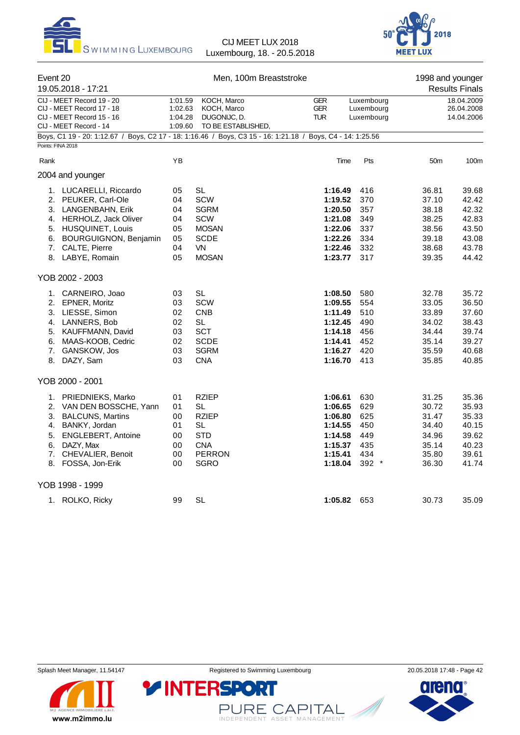Event 20 — Men, 100m Breaststroke — 1998 and younger

19.05.2018 - 17:21 — Results Finals

| | | | | | |
|---|---|---|---|---|---|
| CIJ - MEET Record 19 - 20 | 1:01.59 | KOCH, Marco | GER | Luxembourg | 18.04.2009 |
| CIJ - MEET Record 17 - 18 | 1:02.63 | KOCH, Marco | GER | Luxembourg | 26.04.2008 |
| CIJ - MEET Record 15 - 16 | 1:04.28 | DUGONIJC, D. | TUR | Luxembourg | 14.04.2006 |
| CIJ - MEET Record - 14 | 1:09.60 | TO BE ESTABLISHED, | | | |

Boys, C1 19 - 20: 1:12.67 / Boys, C2 17 - 18: 1:16.46 / Boys, C3 15 - 16: 1:21.18 / Boys, C4 - 14: 1:25.56

Points: FINA 2018

| Rank | Name | YB | Club | Time | Pts | 50m | 100m |
|---|---|---|---|---|---|---|---|
| **2004 and younger** | | | | | | | |
| 1. | LUCARELLI, Riccardo | 05 | SL | **1:16.49** | 416 | 36.81 | 39.68 |
| 2. | PEUKER, Carl-Ole | 04 | SCW | **1:19.52** | 370 | 37.10 | 42.42 |
| 3. | LANGENBAHN, Erik | 04 | SGRM | **1:20.50** | 357 | 38.18 | 42.32 |
| 4. | HERHOLZ, Jack Oliver | 04 | SCW | **1:21.08** | 349 | 38.25 | 42.83 |
| 5. | HUSQUINET, Louis | 05 | MOSAN | **1:22.06** | 337 | 38.56 | 43.50 |
| 6. | BOURGUIGNON, Benjamin | 05 | SCDE | **1:22.26** | 334 | 39.18 | 43.08 |
| 7. | CALTE, Pierre | 04 | VN | **1:22.46** | 332 | 38.68 | 43.78 |
| 8. | LABYE, Romain | 05 | MOSAN | **1:23.77** | 317 | 39.35 | 44.42 |
| **YOB 2002 - 2003** | | | | | | | |
| 1. | CARNEIRO, Joao | 03 | SL | **1:08.50** | 580 | 32.78 | 35.72 |
| 2. | EPNER, Moritz | 03 | SCW | **1:09.55** | 554 | 33.05 | 36.50 |
| 3. | LIESSE, Simon | 02 | CNB | **1:11.49** | 510 | 33.89 | 37.60 |
| 4. | LANNERS, Bob | 02 | SL | **1:12.45** | 490 | 34.02 | 38.43 |
| 5. | KAUFFMANN, David | 03 | SCT | **1:14.18** | 456 | 34.44 | 39.74 |
| 6. | MAAS-KOOB, Cedric | 02 | SCDE | **1:14.41** | 452 | 35.14 | 39.27 |
| 7. | GANSKOW, Jos | 03 | SGRM | **1:16.27** | 420 | 35.59 | 40.68 |
| 8. | DAZY, Sam | 03 | CNA | **1:16.70** | 413 | 35.85 | 40.85 |
| **YOB 2000 - 2001** | | | | | | | |
| 1. | PRIEDNIEKS, Marko | 01 | RZIEP | **1:06.61** | 630 | 31.25 | 35.36 |
| 2. | VAN DEN BOSSCHE, Yann | 01 | SL | **1:06.65** | 629 | 30.72 | 35.93 |
| 3. | BALCUNS, Martins | 00 | RZIEP | **1:06.80** | 625 | 31.47 | 35.33 |
| 4. | BANKY, Jordan | 01 | SL | **1:14.55** | 450 | 34.40 | 40.15 |
| 5. | ENGLEBERT, Antoine | 00 | STD | **1:14.58** | 449 | 34.96 | 39.62 |
| 6. | DAZY, Max | 00 | CNA | **1:15.37** | 435 | 35.14 | 40.23 |
| 7. | CHEVALIER, Benoit | 00 | PERRON | **1:15.41** | 434 | 35.80 | 39.61 |
| 8. | FOSSA, Jon-Erik | 00 | SGRO | **1:18.04** | 392 * | 36.30 | 41.74 |
| **YOB 1998 - 1999** | | | | | | | |
| 1. | ROLKO, Ricky | 99 | SL | **1:05.82** | 653 | 30.73 | 35.09 |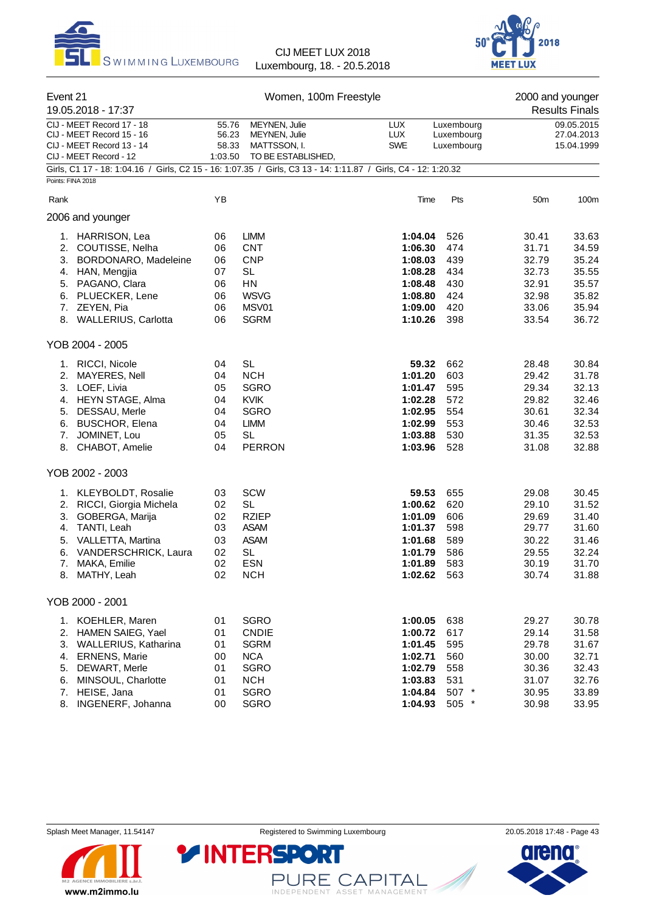Event 21 — Women, 100m Freestyle — 2000 and younger

19.05.2018 - 17:37 — Results Finals

| | | | | |
|---|---|---|---|---|
| CIJ - MEET Record 17 - 18 | 55.76 | MEYNEN, Julie | LUX | Luxembourg | 09.05.2015 |
| CIJ - MEET Record 15 - 16 | 56.23 | MEYNEN, Julie | LUX | Luxembourg | 27.04.2013 |
| CIJ - MEET Record 13 - 14 | 58.33 | MATTSSON, I. | SWE | Luxembourg | 15.04.1999 |
| CIJ - MEET Record - 12 | 1:03.50 | TO BE ESTABLISHED, | | | |

Girls, C1 17 - 18: 1:04.16 / Girls, C2 15 - 16: 1:07.35 / Girls, C3 13 - 14: 1:11.87 / Girls, C4 - 12: 1:20.32

Points: FINA 2018

| Rank | | YB | | Time | Pts | 50m | 100m |
|---|---|---|---|---|---|---|---|
| **2006 and younger** | | | | | | | |
| 1. | HARRISON, Lea | 06 | LIMM | **1:04.04** | 526 | 30.41 | 33.63 |
| 2. | COUTISSE, Nelha | 06 | CNT | **1:06.30** | 474 | 31.71 | 34.59 |
| 3. | BORDONARO, Madeleine | 06 | CNP | **1:08.03** | 439 | 32.79 | 35.24 |
| 4. | HAN, Mengjia | 07 | SL | **1:08.28** | 434 | 32.73 | 35.55 |
| 5. | PAGANO, Clara | 06 | HN | **1:08.48** | 430 | 32.91 | 35.57 |
| 6. | PLUECKER, Lene | 06 | WSVG | **1:08.80** | 424 | 32.98 | 35.82 |
| 7. | ZEYEN, Pia | 06 | MSV01 | **1:09.00** | 420 | 33.06 | 35.94 |
| 8. | WALLERIUS, Carlotta | 06 | SGRM | **1:10.26** | 398 | 33.54 | 36.72 |
| **YOB 2004 - 2005** | | | | | | | |
| 1. | RICCI, Nicole | 04 | SL | **59.32** | 662 | 28.48 | 30.84 |
| 2. | MAYERES, Nell | 04 | NCH | **1:01.20** | 603 | 29.42 | 31.78 |
| 3. | LOEF, Livia | 05 | SGRO | **1:01.47** | 595 | 29.34 | 32.13 |
| 4. | HEYN STAGE, Alma | 04 | KVIK | **1:02.28** | 572 | 29.82 | 32.46 |
| 5. | DESSAU, Merle | 04 | SGRO | **1:02.95** | 554 | 30.61 | 32.34 |
| 6. | BUSCHOR, Elena | 04 | LIMM | **1:02.99** | 553 | 30.46 | 32.53 |
| 7. | JOMINET, Lou | 05 | SL | **1:03.88** | 530 | 31.35 | 32.53 |
| 8. | CHABOT, Amelie | 04 | PERRON | **1:03.96** | 528 | 31.08 | 32.88 |
| **YOB 2002 - 2003** | | | | | | | |
| 1. | KLEYBOLDT, Rosalie | 03 | SCW | **59.53** | 655 | 29.08 | 30.45 |
| 2. | RICCI, Giorgia Michela | 02 | SL | **1:00.62** | 620 | 29.10 | 31.52 |
| 3. | GOBERGA, Marija | 02 | RZIEP | **1:01.09** | 606 | 29.69 | 31.40 |
| 4. | TANTI, Leah | 03 | ASAM | **1:01.37** | 598 | 29.77 | 31.60 |
| 5. | VALLETTA, Martina | 03 | ASAM | **1:01.68** | 589 | 30.22 | 31.46 |
| 6. | VANDERSCHRICK, Laura | 02 | SL | **1:01.79** | 586 | 29.55 | 32.24 |
| 7. | MAKA, Emilie | 02 | ESN | **1:01.89** | 583 | 30.19 | 31.70 |
| 8. | MATHY, Leah | 02 | NCH | **1:02.62** | 563 | 30.74 | 31.88 |
| **YOB 2000 - 2001** | | | | | | | |
| 1. | KOEHLER, Maren | 01 | SGRO | **1:00.05** | 638 | 29.27 | 30.78 |
| 2. | HAMEN SAIEG, Yael | 01 | CNDIE | **1:00.72** | 617 | 29.14 | 31.58 |
| 3. | WALLERIUS, Katharina | 01 | SGRM | **1:01.45** | 595 | 29.78 | 31.67 |
| 4. | ERNENS, Marie | 00 | NCA | **1:02.71** | 560 | 30.00 | 32.71 |
| 5. | DEWART, Merle | 01 | SGRO | **1:02.79** | 558 | 30.36 | 32.43 |
| 6. | MINSOUL, Charlotte | 01 | NCH | **1:03.83** | 531 | 31.07 | 32.76 |
| 7. | HEISE, Jana | 01 | SGRO | **1:04.84** | 507 * | 30.95 | 33.89 |
| 8. | INGENERF, Johanna | 00 | SGRO | **1:04.93** | 505 * | 30.98 | 33.95 |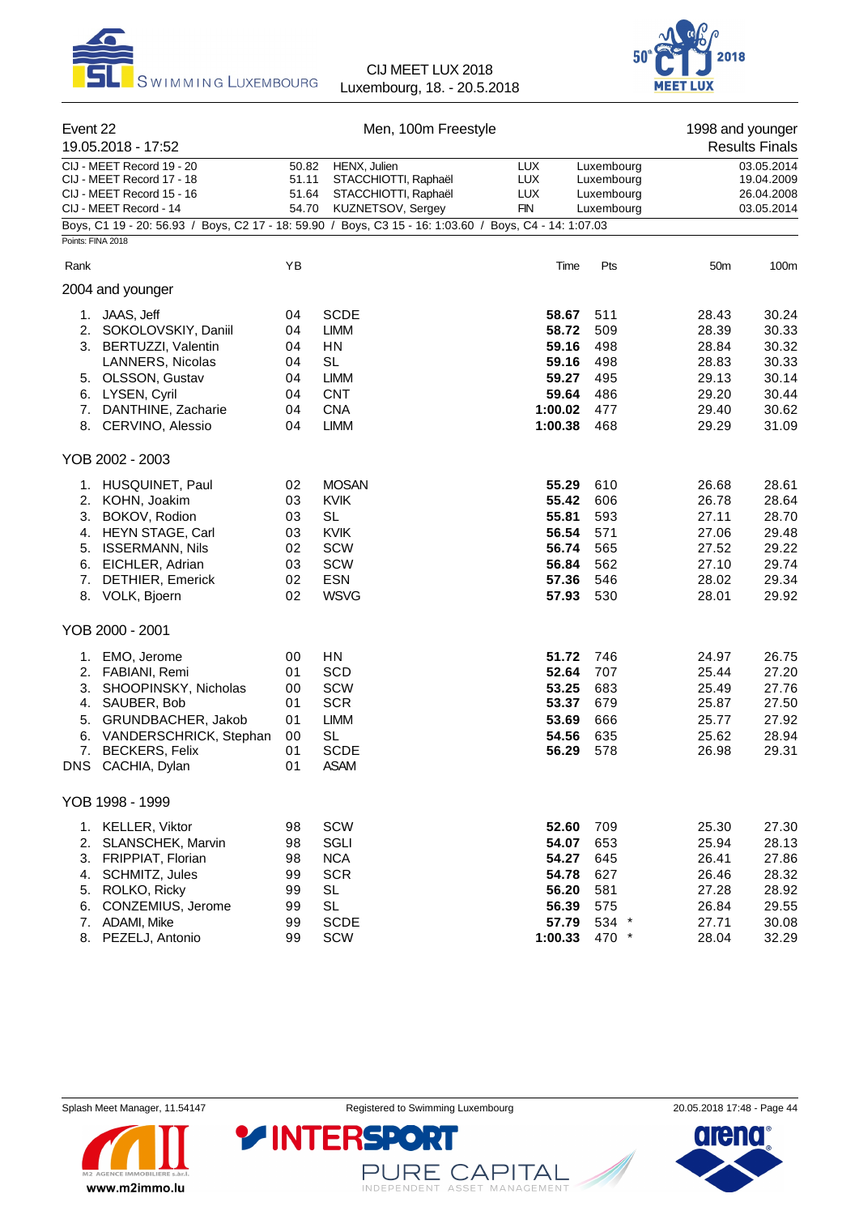CIJ MEET LUX 2018
Luxembourg, 18. - 20.5.2018

## Event 22 — Men, 100m Freestyle — 1998 and younger

19.05.2018 - 17:52 — Results Finals

| Record | Time | Name | Nat | City | Date |
|---|---|---|---|---|---|
| CIJ - MEET Record 19 - 20 | 50.82 | HENX, Julien | LUX | Luxembourg | 03.05.2014 |
| CIJ - MEET Record 17 - 18 | 51.11 | STACCHIOTTI, Raphaël | LUX | Luxembourg | 19.04.2009 |
| CIJ - MEET Record 15 - 16 | 51.64 | STACCHIOTTI, Raphaël | LUX | Luxembourg | 26.04.2008 |
| CIJ - MEET Record - 14 | 54.70 | KUZNETSOV, Sergey | FIN | Luxembourg | 03.05.2014 |

Boys, C1 19 - 20: 56.93 / Boys, C2 17 - 18: 59.90 / Boys, C3 15 - 16: 1:03.60 / Boys, C4 - 14: 1:07.03

Points: FINA 2018

### 2004 and younger

| Rank | Name | YB | Club | Time | Pts | 50m | 100m |
|---|---|---|---|---|---|---|---|
| 1. | JAAS, Jeff | 04 | SCDE | 58.67 | 511 | 28.43 | 30.24 |
| 2. | SOKOLOVSKIY, Daniil | 04 | LIMM | 58.72 | 509 | 28.39 | 30.33 |
| 3. | BERTUZZI, Valentin | 04 | HN | 59.16 | 498 | 28.84 | 30.32 |
| | LANNERS, Nicolas | 04 | SL | 59.16 | 498 | 28.83 | 30.33 |
| 5. | OLSSON, Gustav | 04 | LIMM | 59.27 | 495 | 29.13 | 30.14 |
| 6. | LYSEN, Cyril | 04 | CNT | 59.64 | 486 | 29.20 | 30.44 |
| 7. | DANTHINE, Zacharie | 04 | CNA | 1:00.02 | 477 | 29.40 | 30.62 |
| 8. | CERVINO, Alessio | 04 | LIMM | 1:00.38 | 468 | 29.29 | 31.09 |

### YOB 2002 - 2003

| Rank | Name | YB | Club | Time | Pts | 50m | 100m |
|---|---|---|---|---|---|---|---|
| 1. | HUSQUINET, Paul | 02 | MOSAN | 55.29 | 610 | 26.68 | 28.61 |
| 2. | KOHN, Joakim | 03 | KVIK | 55.42 | 606 | 26.78 | 28.64 |
| 3. | BOKOV, Rodion | 03 | SL | 55.81 | 593 | 27.11 | 28.70 |
| 4. | HEYN STAGE, Carl | 03 | KVIK | 56.54 | 571 | 27.06 | 29.48 |
| 5. | ISSERMANN, Nils | 02 | SCW | 56.74 | 565 | 27.52 | 29.22 |
| 6. | EICHLER, Adrian | 03 | SCW | 56.84 | 562 | 27.10 | 29.74 |
| 7. | DETHIER, Emerick | 02 | ESN | 57.36 | 546 | 28.02 | 29.34 |
| 8. | VOLK, Bjoern | 02 | WSVG | 57.93 | 530 | 28.01 | 29.92 |

### YOB 2000 - 2001

| Rank | Name | YB | Club | Time | Pts | 50m | 100m |
|---|---|---|---|---|---|---|---|
| 1. | EMO, Jerome | 00 | HN | 51.72 | 746 | 24.97 | 26.75 |
| 2. | FABIANI, Remi | 01 | SCD | 52.64 | 707 | 25.44 | 27.20 |
| 3. | SHOOPINSKY, Nicholas | 00 | SCW | 53.25 | 683 | 25.49 | 27.76 |
| 4. | SAUBER, Bob | 01 | SCR | 53.37 | 679 | 25.87 | 27.50 |
| 5. | GRUNDBACHER, Jakob | 01 | LIMM | 53.69 | 666 | 25.77 | 27.92 |
| 6. | VANDERSCHRICK, Stephan | 00 | SL | 54.56 | 635 | 25.62 | 28.94 |
| 7. | BECKERS, Felix | 01 | SCDE | 56.29 | 578 | 26.98 | 29.31 |
| DNS | CACHIA, Dylan | 01 | ASAM | | | | |

### YOB 1998 - 1999

| Rank | Name | YB | Club | Time | Pts | 50m | 100m |
|---|---|---|---|---|---|---|---|
| 1. | KELLER, Viktor | 98 | SCW | 52.60 | 709 | 25.30 | 27.30 |
| 2. | SLANSCHEK, Marvin | 98 | SGLI | 54.07 | 653 | 25.94 | 28.13 |
| 3. | FRIPPIAT, Florian | 98 | NCA | 54.27 | 645 | 26.41 | 27.86 |
| 4. | SCHMITZ, Jules | 99 | SCR | 54.78 | 627 | 26.46 | 28.32 |
| 5. | ROLKO, Ricky | 99 | SL | 56.20 | 581 | 27.28 | 28.92 |
| 6. | CONZEMIUS, Jerome | 99 | SL | 56.39 | 575 | 26.84 | 29.55 |
| 7. | ADAMI, Mike | 99 | SCDE | 57.79 | 534 * | 27.71 | 30.08 |
| 8. | PEZELJ, Antonio | 99 | SCW | 1:00.33 | 470 * | 28.04 | 32.29 |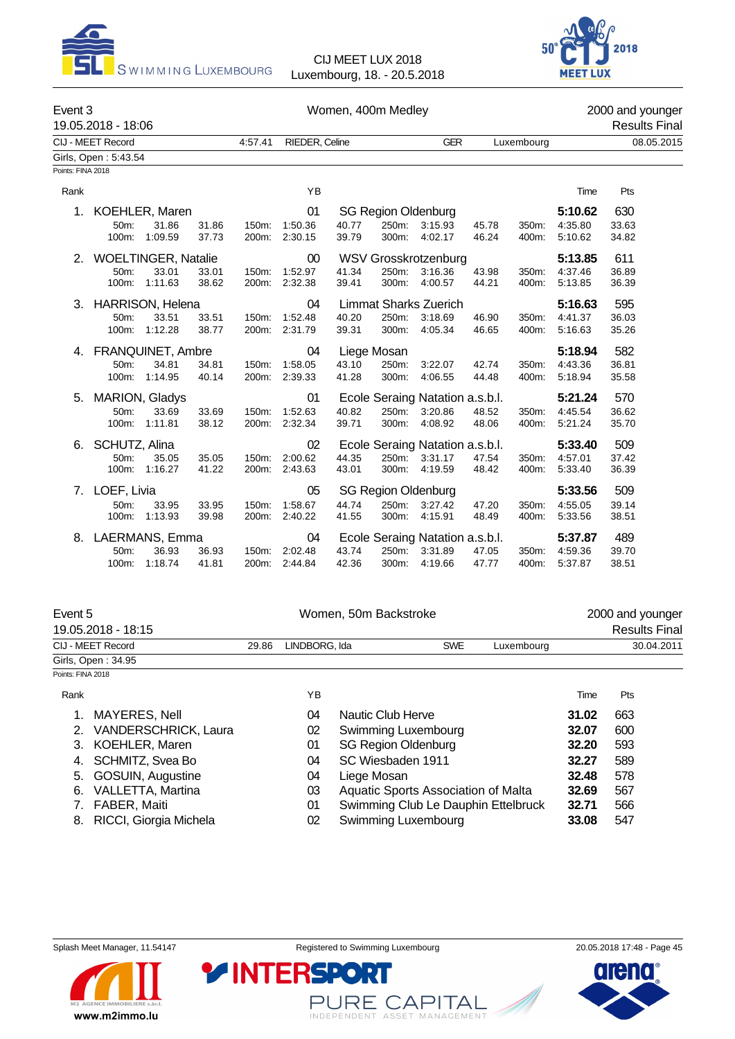## Event 3 — Women, 400m Medley — 2000 and younger

19.05.2018 - 18:06 — Results Final

| CIJ - MEET Record | 4:57.41 | RIEDER, Celine | GER | Luxembourg | 08.05.2015 |
|---|---|---|---|---|---|

Girls, Open : 5:43.54

Points: FINA 2018

| Rank | Name | YB | Club | Time | Pts |
|---|---|---|---|---|---|
| 1. | KOEHLER, Maren | 01 | SG Region Oldenburg | 5:10.62 | 630 |
| | 50m: 31.86 (31.86); 100m: 1:09.59 (37.73); 150m: 1:50.36 (40.77); 200m: 2:30.15 (39.79); 250m: 3:15.93 (45.78); 300m: 4:02.17 (46.24); 350m: 4:35.80 (33.63); 400m: 5:10.62 (34.82) | | | | |
| 2. | WOELTINGER, Natalie | 00 | WSV Grosskrotzenburg | 5:13.85 | 611 |
| | 50m: 33.01 (33.01); 100m: 1:11.63 (38.62); 150m: 1:52.97 (41.34); 200m: 2:32.38 (39.41); 250m: 3:16.36 (43.98); 300m: 4:00.57 (44.21); 350m: 4:37.46 (36.89); 400m: 5:13.85 (36.39) | | | | |
| 3. | HARRISON, Helena | 04 | Limmat Sharks Zueich | 5:16.63 | 595 |
| | 50m: 33.51 (33.51); 100m: 1:12.28 (38.77); 150m: 1:52.48 (40.20); 200m: 2:31.79 (39.31); 250m: 3:18.69 (46.90); 300m: 4:05.34 (46.65); 350m: 4:41.37 (36.03); 400m: 5:16.63 (35.26) | | | | |
| 4. | FRANQUINET, Ambre | 04 | Liege Mosan | 5:18.94 | 582 |
| | 50m: 34.81 (34.81); 100m: 1:14.95 (40.14); 150m: 1:58.05 (43.10); 200m: 2:39.33 (41.28); 250m: 3:22.07 (42.74); 300m: 4:06.55 (44.48); 350m: 4:43.36 (36.81); 400m: 5:18.94 (35.58) | | | | |
| 5. | MARION, Gladys | 01 | Ecole Seraing Natation a.s.b.l. | 5:21.24 | 570 |
| | 50m: 33.69 (33.69); 100m: 1:11.81 (38.12); 150m: 1:52.63 (40.82); 200m: 2:32.34 (39.71); 250m: 3:20.86 (48.52); 300m: 4:08.92 (48.06); 350m: 4:45.54 (36.62); 400m: 5:21.24 (35.70) | | | | |
| 6. | SCHUTZ, Alina | 02 | Ecole Seraing Natation a.s.b.l. | 5:33.40 | 509 |
| | 50m: 35.05 (35.05); 100m: 1:16.27 (41.22); 150m: 2:00.62 (44.35); 200m: 2:43.63 (43.01); 250m: 3:31.17 (47.54); 300m: 4:19.59 (48.42); 350m: 4:57.01 (37.42); 400m: 5:33.40 (36.39) | | | | |
| 7. | LOEF, Livia | 05 | SG Region Oldenburg | 5:33.56 | 509 |
| | 50m: 33.95 (33.95); 100m: 1:13.93 (39.98); 150m: 1:58.67 (44.74); 200m: 2:40.22 (41.55); 250m: 3:27.42 (47.20); 300m: 4:15.91 (48.49); 350m: 4:55.05 (39.14); 400m: 5:33.56 (38.51) | | | | |
| 8. | LAERMANS, Emma | 04 | Ecole Seraing Natation a.s.b.l. | 5:37.87 | 489 |
| | 50m: 36.93 (36.93); 100m: 1:18.74 (41.81); 150m: 2:02.48 (43.74); 200m: 2:44.84 (42.36); 250m: 3:31.89 (47.05); 300m: 4:19.66 (47.77); 350m: 4:59.36 (39.70); 400m: 5:37.87 (38.51) | | | | |

## Event 5 — Women, 50m Backstroke — 2000 and younger

19.05.2018 - 18:15 — Results Final

| CIJ - MEET Record | 29.86 | LINDBORG, Ida | SWE | Luxembourg | 30.04.2011 |
|---|---|---|---|---|---|

Girls, Open : 34.95

Points: FINA 2018

| Rank | Name | YB | Club | Time | Pts |
|---|---|---|---|---|---|
| 1. | MAYERES, Nell | 04 | Nautic Club Herve | 31.02 | 663 |
| 2. | VANDERSCHRICK, Laura | 02 | Swimming Luxembourg | 32.07 | 600 |
| 3. | KOEHLER, Maren | 01 | SG Region Oldenburg | 32.20 | 593 |
| 4. | SCHMITZ, Svea Bo | 04 | SC Wiesbaden 1911 | 32.27 | 589 |
| 5. | GOSUIN, Augustine | 04 | Liege Mosan | 32.48 | 578 |
| 6. | VALLETTA, Martina | 03 | Aquatic Sports Association of Malta | 32.69 | 567 |
| 7. | FABER, Maiti | 01 | Swimming Club Le Dauphin Ettelbruck | 32.71 | 566 |
| 8. | RICCI, Giorgia Michela | 02 | Swimming Luxembourg | 33.08 | 547 |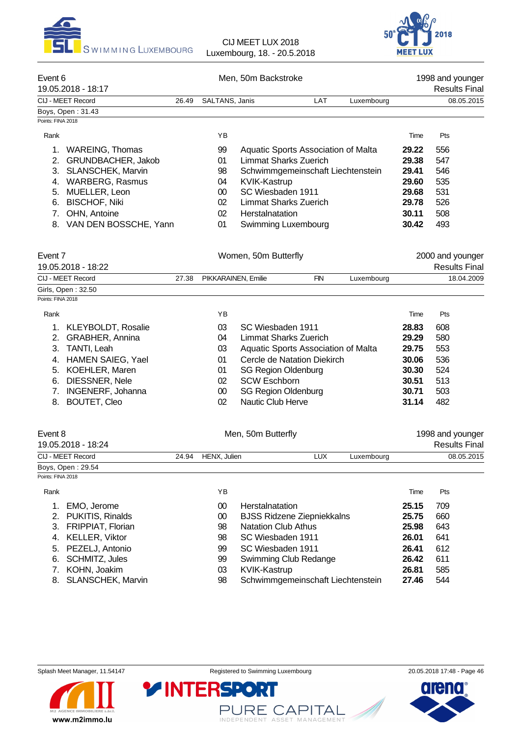## Event 6 — Men, 50m Backstroke

19.05.2018 - 18:17 — 1998 and younger — Results Final

CIJ - MEET Record 26.49 SALTANS, Janis LAT Luxembourg 08.05.2015

Boys, Open : 31.43

Points: FINA 2018

| Rank | Name | YB | Club | Time | Pts |
|---|---|---|---|---|---|
| 1. | WAREING, Thomas | 99 | Aquatic Sports Association of Malta | **29.22** | 556 |
| 2. | GRUNDBACHER, Jakob | 01 | Limmat Sharks Zuerich | **29.38** | 547 |
| 3. | SLANSCHEK, Marvin | 98 | Schwimmgemeinschaft Liechtenstein | **29.41** | 546 |
| 4. | WARBERG, Rasmus | 04 | KVIK-Kastrup | **29.60** | 535 |
| 5. | MUELLER, Leon | 00 | SC Wiesbaden 1911 | **29.68** | 531 |
| 6. | BISCHOF, Niki | 02 | Limmat Sharks Zuerich | **29.78** | 526 |
| 7. | OHN, Antoine | 02 | Herstalnatation | **30.11** | 508 |
| 8. | VAN DEN BOSSCHE, Yann | 01 | Swimming Luxembourg | **30.42** | 493 |

## Event 7 — Women, 50m Butterfly

19.05.2018 - 18:22 — 2000 and younger — Results Final

CIJ - MEET Record 27.38 PIKKARAINEN, Emilie FIN Luxembourg 18.04.2009

Girls, Open : 32.50

Points: FINA 2018

| Rank | Name | YB | Club | Time | Pts |
|---|---|---|---|---|---|
| 1. | KLEYBOLDT, Rosalie | 03 | SC Wiesbaden 1911 | **28.83** | 608 |
| 2. | GRABHER, Annina | 04 | Limmat Sharks Zuerich | **29.29** | 580 |
| 3. | TANTI, Leah | 03 | Aquatic Sports Association of Malta | **29.75** | 553 |
| 4. | HAMEN SAIEG, Yael | 01 | Cercle de Natation Diekirch | **30.06** | 536 |
| 5. | KOEHLER, Maren | 01 | SG Region Oldenburg | **30.30** | 524 |
| 6. | DIESSNER, Nele | 02 | SCW Eschborn | **30.51** | 513 |
| 7. | INGENERF, Johanna | 00 | SG Region Oldenburg | **30.71** | 503 |
| 8. | BOUTET, Cleo | 02 | Nautic Club Herve | **31.14** | 482 |

## Event 8 — Men, 50m Butterfly

19.05.2018 - 18:24 — 1998 and younger — Results Final

CIJ - MEET Record 24.94 HENX, Julien LUX Luxembourg 08.05.2015

Boys, Open : 29.54

Points: FINA 2018

| Rank | Name | YB | Club | Time | Pts |
|---|---|---|---|---|---|
| 1. | EMO, Jerome | 00 | Herstalnatation | **25.15** | 709 |
| 2. | PUKITIS, Rinalds | 00 | BJSS Ridzene Ziepniekkalns | **25.75** | 660 |
| 3. | FRIPPIAT, Florian | 98 | Natation Club Athus | **25.98** | 643 |
| 4. | KELLER, Viktor | 98 | SC Wiesbaden 1911 | **26.01** | 641 |
| 5. | PEZELJ, Antonio | 99 | SC Wiesbaden 1911 | **26.41** | 612 |
| 6. | SCHMITZ, Jules | 99 | Swimming Club Redange | **26.42** | 611 |
| 7. | KOHN, Joakim | 03 | KVIK-Kastrup | **26.81** | 585 |
| 8. | SLANSCHEK, Marvin | 98 | Schwimmgemeinschaft Liechtenstein | **27.46** | 544 |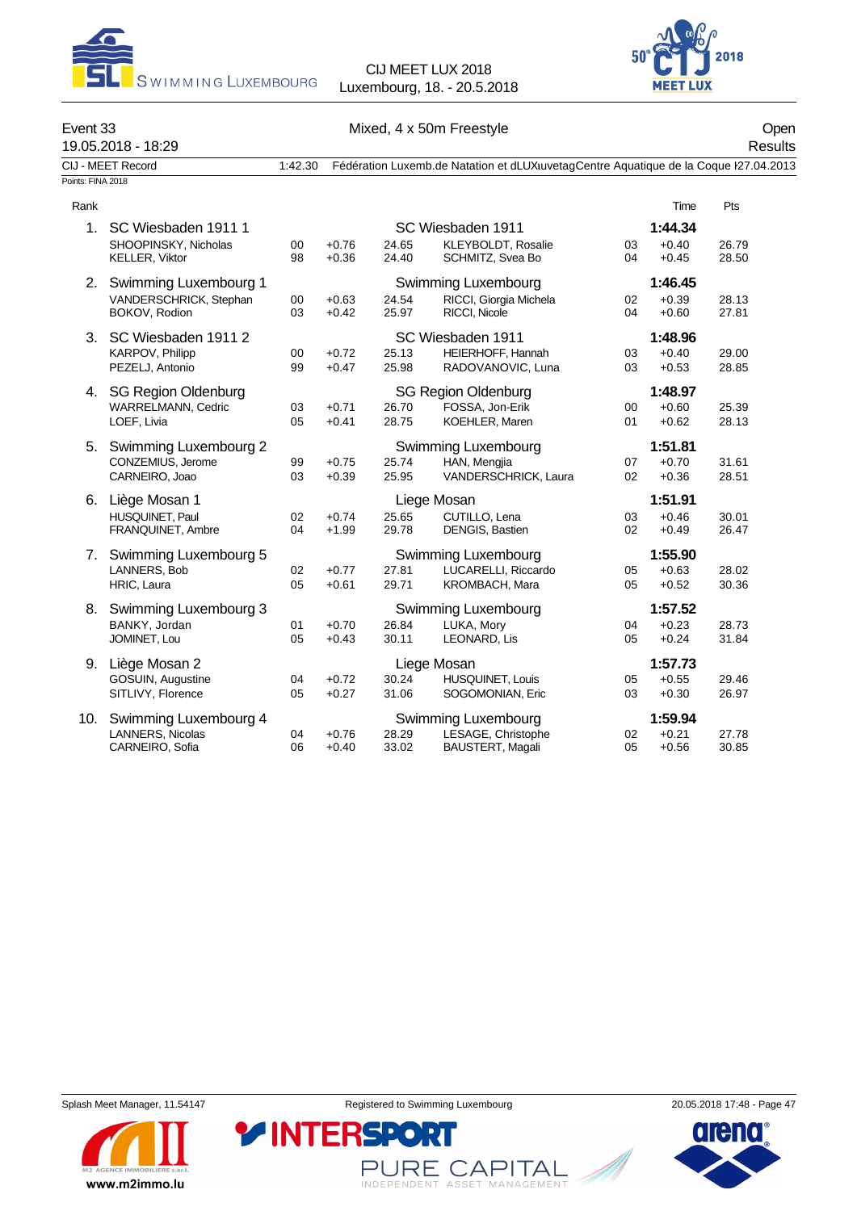CIJ MEET LUX 2018
Luxembourg, 18. - 20.5.2018

## Event 33 — Mixed, 4 x 50m Freestyle — Open

19.05.2018 - 18:29 — Results

CIJ - MEET Record 1:42.30 Fédération Luxemb.de Natation et dLUXuvetagCentre Aquatique de la Coque ł27.04.2013

Points: FINA 2018

| Rank | Team / Swimmer | YB | RT | Split | Club / Swimmer | YB | Time / RT | Pts |
|---|---|---|---|---|---|---|---|---|
| 1. | SC Wiesbaden 1911 1 | | | | SC Wiesbaden 1911 | | **1:44.34** | |
| | SHOOPINSKY, Nicholas | 00 | +0.76 | 24.65 | KLEYBOLDT, Rosalie | 03 | +0.40 | 26.79 |
| | KELLER, Viktor | 98 | +0.36 | 24.40 | SCHMITZ, Svea Bo | 04 | +0.45 | 28.50 |
| 2. | Swimming Luxembourg 1 | | | | Swimming Luxembourg | | **1:46.45** | |
| | VANDERSCHRICK, Stephan | 00 | +0.63 | 24.54 | RICCI, Giorgia Michela | 02 | +0.39 | 28.13 |
| | BOKOV, Rodion | 03 | +0.42 | 25.97 | RICCI, Nicole | 04 | +0.60 | 27.81 |
| 3. | SC Wiesbaden 1911 2 | | | | SC Wiesbaden 1911 | | **1:48.96** | |
| | KARPOV, Philipp | 00 | +0.72 | 25.13 | HEIERHOFF, Hannah | 03 | +0.40 | 29.00 |
| | PEZELJ, Antonio | 99 | +0.47 | 25.98 | RADOVANOVIC, Luna | 03 | +0.53 | 28.85 |
| 4. | SG Region Oldenburg | | | | SG Region Oldenburg | | **1:48.97** | |
| | WARRELMANN, Cedric | 03 | +0.71 | 26.70 | FOSSA, Jon-Erik | 00 | +0.60 | 25.39 |
| | LOEF, Livia | 05 | +0.41 | 28.75 | KOEHLER, Maren | 01 | +0.62 | 28.13 |
| 5. | Swimming Luxembourg 2 | | | | Swimming Luxembourg | | **1:51.81** | |
| | CONZEMIUS, Jerome | 99 | +0.75 | 25.74 | HAN, Mengjia | 07 | +0.70 | 31.61 |
| | CARNEIRO, Joao | 03 | +0.39 | 25.95 | VANDERSCHRICK, Laura | 02 | +0.36 | 28.51 |
| 6. | Liège Mosan 1 | | | | Liege Mosan | | **1:51.91** | |
| | HUSQUINET, Paul | 02 | +0.74 | 25.65 | CUTILLO, Lena | 03 | +0.46 | 30.01 |
| | FRANQUINET, Ambre | 04 | +1.99 | 29.78 | DENGIS, Bastien | 02 | +0.49 | 26.47 |
| 7. | Swimming Luxembourg 5 | | | | Swimming Luxembourg | | **1:55.90** | |
| | LANNERS, Bob | 02 | +0.77 | 27.81 | LUCARELLI, Riccardo | 05 | +0.63 | 28.02 |
| | HRIC, Laura | 05 | +0.61 | 29.71 | KROMBACH, Mara | 05 | +0.52 | 30.36 |
| 8. | Swimming Luxembourg 3 | | | | Swimming Luxembourg | | **1:57.52** | |
| | BANKY, Jordan | 01 | +0.70 | 26.84 | LUKA, Mory | 04 | +0.23 | 28.73 |
| | JOMINET, Lou | 05 | +0.43 | 30.11 | LEONARD, Lis | 05 | +0.24 | 31.84 |
| 9. | Liège Mosan 2 | | | | Liege Mosan | | **1:57.73** | |
| | GOSUIN, Augustine | 04 | +0.72 | 30.24 | HUSQUINET, Louis | 05 | +0.55 | 29.46 |
| | SITLIVY, Florence | 05 | +0.27 | 31.06 | SOGOMONIAN, Eric | 03 | +0.30 | 26.97 |
| 10. | Swimming Luxembourg 4 | | | | Swimming Luxembourg | | **1:59.94** | |
| | LANNERS, Nicolas | 04 | +0.76 | 28.29 | LESAGE, Christophe | 02 | +0.21 | 27.78 |
| | CARNEIRO, Sofia | 06 | +0.40 | 33.02 | BAUSTERT, Magali | 05 | +0.56 | 30.85 |

Splash Meet Manager, 11.54147 — Registered to Swimming Luxembourg — 20.05.2018 17:48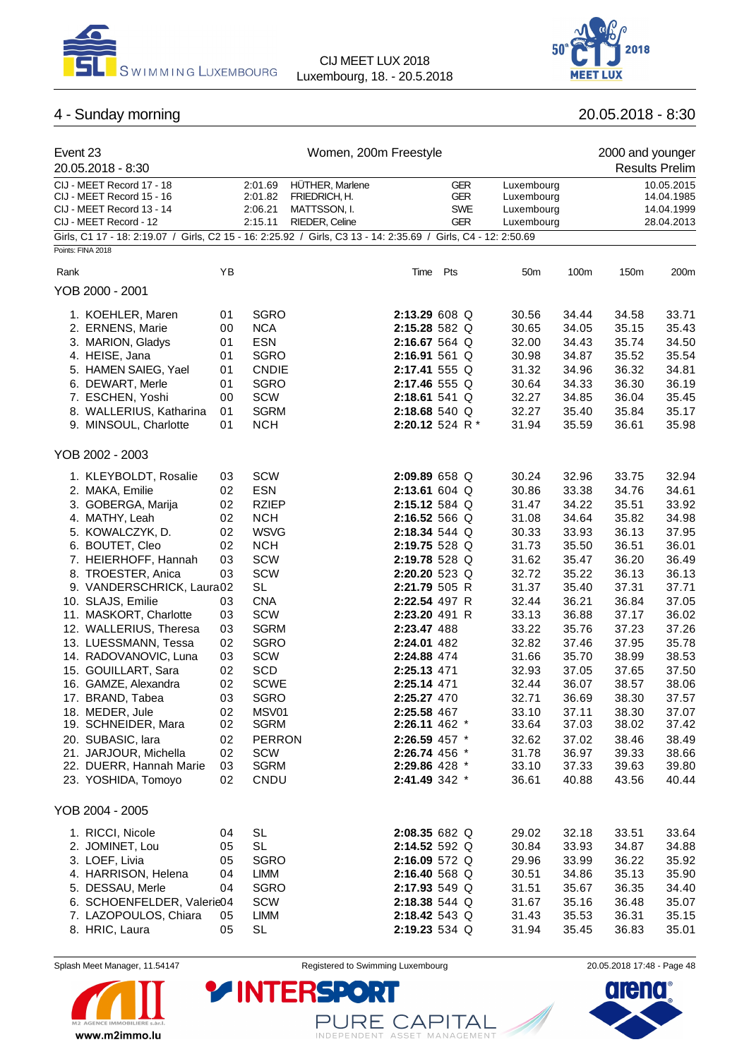## 4 - Sunday morning

20.05.2018 - 8:30

### Event 23 — Women, 200m Freestyle

20.05.2018 - 8:30

2000 and younger — Results Prelim

| Record | Time | Name | Nation | Place | Date |
|---|---|---|---|---|---|
| CIJ - MEET Record 17 - 18 | 2:01.69 | HÜTHER, Marlene | GER | Luxembourg | 10.05.2015 |
| CIJ - MEET Record 15 - 16 | 2:01.82 | FRIEDRICH, H. | GER | Luxembourg | 14.04.1985 |
| CIJ - MEET Record 13 - 14 | 2:06.21 | MATTSSON, I. | SWE | Luxembourg | 14.04.1999 |
| CIJ - MEET Record - 12 | 2:15.11 | RIEDER, Celine | GER | Luxembourg | 28.04.2013 |

Girls, C1 17 - 18: 2:19.07 / Girls, C2 15 - 16: 2:25.92 / Girls, C3 13 - 14: 2:35.69 / Girls, C4 - 12: 2:50.69

Points: FINA 2018

#### YOB 2000 - 2001

| Rank | Name | YB | Club | Time | Pts | | 50m | 100m | 150m | 200m |
|---|---|---|---|---|---|---|---|---|---|---|
| 1. | KOEHLER, Maren | 01 | SGRO | **2:13.29** | 608 | Q | 30.56 | 34.44 | 34.58 | 33.71 |
| 2. | ERNENS, Marie | 00 | NCA | **2:15.28** | 582 | Q | 30.65 | 34.05 | 35.15 | 35.43 |
| 3. | MARION, Gladys | 01 | ESN | **2:16.67** | 564 | Q | 32.00 | 34.43 | 35.74 | 34.50 |
| 4. | HEISE, Jana | 01 | SGRO | **2:16.91** | 561 | Q | 30.98 | 34.87 | 35.52 | 35.54 |
| 5. | HAMEN SAIEG, Yael | 01 | CNDIE | **2:17.41** | 555 | Q | 31.32 | 34.96 | 36.32 | 34.81 |
| 6. | DEWART, Merle | 01 | SGRO | **2:17.46** | 555 | Q | 30.64 | 34.33 | 36.30 | 36.19 |
| 7. | ESCHEN, Yoshi | 00 | SCW | **2:18.61** | 541 | Q | 32.27 | 34.85 | 36.04 | 35.45 |
| 8. | WALLERIUS, Katharina | 01 | SGRM | **2:18.68** | 540 | Q | 32.27 | 35.40 | 35.84 | 35.17 |
| 9. | MINSOUL, Charlotte | 01 | NCH | **2:20.12** | 524 | R * | 31.94 | 35.59 | 36.61 | 35.98 |

#### YOB 2002 - 2003

| Rank | Name | YB | Club | Time | Pts | | 50m | 100m | 150m | 200m |
|---|---|---|---|---|---|---|---|---|---|---|
| 1. | KLEYBOLDT, Rosalie | 03 | SCW | **2:09.89** | 658 | Q | 30.24 | 32.96 | 33.75 | 32.94 |
| 2. | MAKA, Emilie | 02 | ESN | **2:13.61** | 604 | Q | 30.86 | 33.38 | 34.76 | 34.61 |
| 3. | GOBERGA, Marija | 02 | RZIEP | **2:15.12** | 584 | Q | 31.47 | 34.22 | 35.51 | 33.92 |
| 4. | MATHY, Leah | 02 | NCH | **2:16.52** | 566 | Q | 31.08 | 34.64 | 35.82 | 34.98 |
| 5. | KOWALCZYK, D. | 02 | WSVG | **2:18.34** | 544 | Q | 30.33 | 33.93 | 36.13 | 37.95 |
| 6. | BOUTET, Cleo | 02 | NCH | **2:19.75** | 528 | Q | 31.73 | 35.50 | 36.51 | 36.01 |
| 7. | HEIERHOFF, Hannah | 03 | SCW | **2:19.78** | 528 | Q | 31.62 | 35.47 | 36.20 | 36.49 |
| 8. | TROESTER, Anica | 03 | SCW | **2:20.20** | 523 | Q | 32.72 | 35.22 | 36.13 | 36.13 |
| 9. | VANDERSCHRICK, Laura | 02 | SL | **2:21.79** | 505 | R | 31.37 | 35.40 | 37.31 | 37.71 |
| 10. | SLAJS, Emilie | 03 | CNA | **2:22.54** | 497 | R | 32.44 | 36.21 | 36.84 | 37.05 |
| 11. | MASKORT, Charlotte | 03 | SCW | **2:23.20** | 491 | R | 33.13 | 36.88 | 37.17 | 36.02 |
| 12. | WALLERIUS, Theresa | 03 | SGRM | **2:23.47** | 488 | | 33.22 | 35.76 | 37.23 | 37.26 |
| 13. | LUESSMANN, Tessa | 02 | SGRO | **2:24.01** | 482 | | 32.82 | 37.46 | 37.95 | 35.78 |
| 14. | RADOVANOVIC, Luna | 03 | SCW | **2:24.88** | 474 | | 31.66 | 35.70 | 38.99 | 38.53 |
| 15. | GOUILLART, Sara | 02 | SCD | **2:25.13** | 471 | | 32.93 | 37.05 | 37.65 | 37.50 |
| 16. | GAMZE, Alexandra | 02 | SCWE | **2:25.14** | 471 | | 32.44 | 36.07 | 38.57 | 38.06 |
| 17. | BRAND, Tabea | 03 | SGRO | **2:25.27** | 470 | | 32.71 | 36.69 | 38.30 | 37.57 |
| 18. | MEDER, Jule | 02 | MSV01 | **2:25.58** | 467 | | 33.10 | 37.11 | 38.30 | 37.07 |
| 19. | SCHNEIDER, Mara | 02 | SGRM | **2:26.11** | 462 | * | 33.64 | 37.03 | 38.02 | 37.42 |
| 20. | SUBASIC, lara | 02 | PERRON | **2:26.59** | 457 | * | 32.62 | 37.02 | 38.46 | 38.49 |
| 21. | JARJOUR, Michella | 02 | SCW | **2:26.74** | 456 | * | 31.78 | 36.97 | 39.33 | 38.66 |
| 22. | DUERR, Hannah Marie | 03 | SGRM | **2:29.86** | 428 | * | 33.10 | 37.33 | 39.63 | 39.80 |
| 23. | YOSHIDA, Tomoyo | 02 | CNDU | **2:41.49** | 342 | * | 36.61 | 40.88 | 43.56 | 40.44 |

#### YOB 2004 - 2005

| Rank | Name | YB | Club | Time | Pts | | 50m | 100m | 150m | 200m |
|---|---|---|---|---|---|---|---|---|---|---|
| 1. | RICCI, Nicole | 04 | SL | **2:08.35** | 682 | Q | 29.02 | 32.18 | 33.51 | 33.64 |
| 2. | JOMINET, Lou | 05 | SL | **2:14.52** | 592 | Q | 30.84 | 33.93 | 34.87 | 34.88 |
| 3. | LOEF, Livia | 05 | SGRO | **2:16.09** | 572 | Q | 29.96 | 33.99 | 36.22 | 35.92 |
| 4. | HARRISON, Helena | 04 | LIMM | **2:16.40** | 568 | Q | 30.51 | 34.86 | 35.13 | 35.90 |
| 5. | DESSAU, Merle | 04 | SGRO | **2:17.93** | 549 | Q | 31.51 | 35.67 | 36.35 | 34.40 |
| 6. | SCHOENFELDER, Valerie | 04 | SCW | **2:18.38** | 544 | Q | 31.67 | 35.16 | 36.48 | 35.07 |
| 7. | LAZOPOULOS, Chiara | 05 | LIMM | **2:18.42** | 543 | Q | 31.43 | 35.53 | 36.31 | 35.15 |
| 8. | HRIC, Laura | 05 | SL | **2:19.23** | 534 | Q | 31.94 | 35.45 | 36.83 | 35.01 |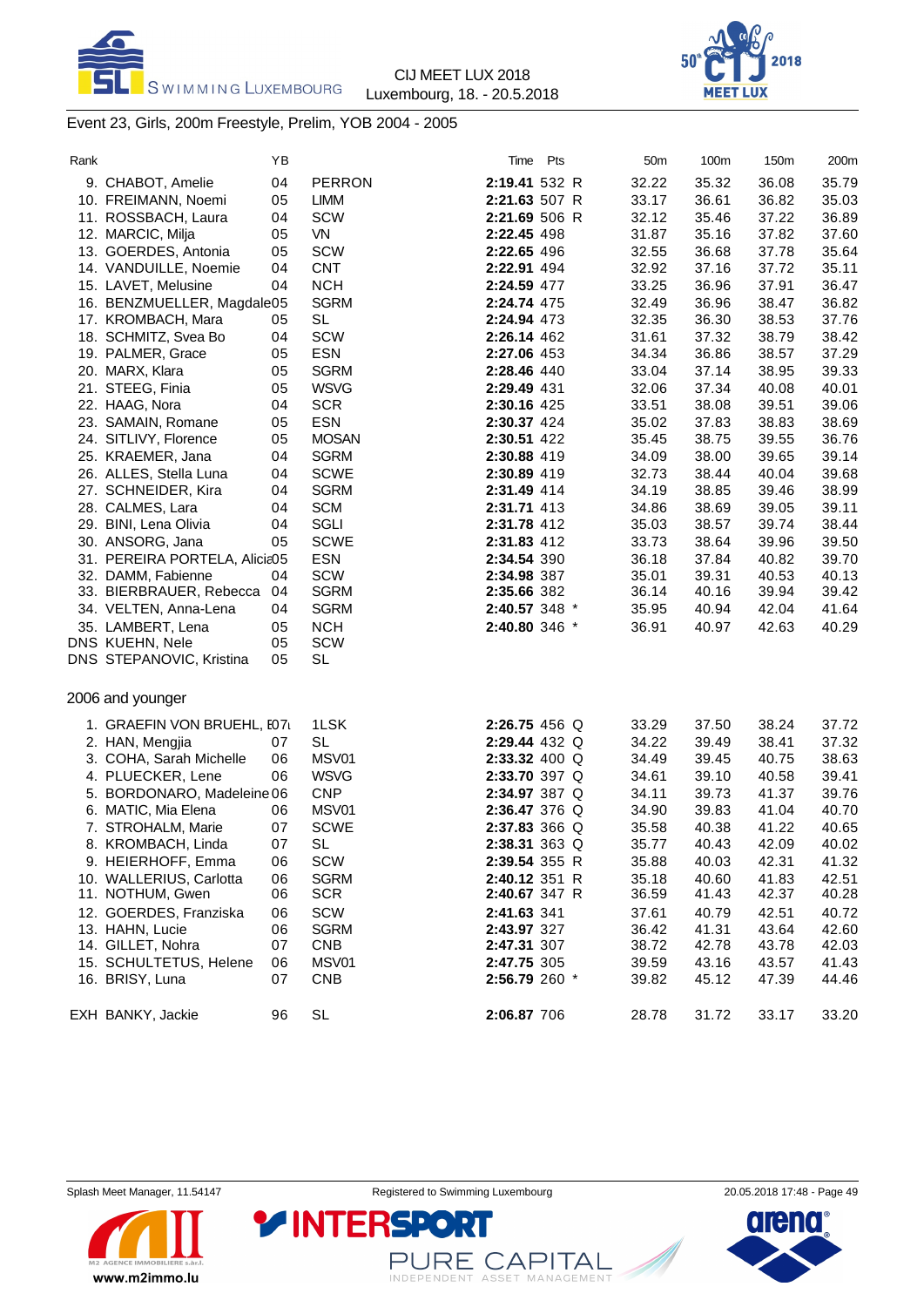CIJ MEET LUX 2018
Luxembourg, 18. - 20.5.2018

## Event 23, Girls, 200m Freestyle, Prelim, YOB 2004 - 2005

| Rank | | YB | | Time | Pts | | 50m | 100m | 150m | 200m |
|---|---|---|---|---|---|---|---|---|---|---|
| 9. | CHABOT, Amelie | 04 | PERRON | **2:19.41** | 532 | R | 32.22 | 35.32 | 36.08 | 35.79 |
| 10. | FREIMANN, Noemi | 05 | LIMM | **2:21.63** | 507 | R | 33.17 | 36.61 | 36.82 | 35.03 |
| 11. | ROSSBACH, Laura | 04 | SCW | **2:21.69** | 506 | R | 32.12 | 35.46 | 37.22 | 36.89 |
| 12. | MARCIC, Milja | 05 | VN | **2:22.45** | 498 | | 31.87 | 35.16 | 37.82 | 37.60 |
| 13. | GOERDES, Antonia | 05 | SCW | **2:22.65** | 496 | | 32.55 | 36.68 | 37.78 | 35.64 |
| 14. | VANDUILLE, Noemie | 04 | CNT | **2:22.91** | 494 | | 32.92 | 37.16 | 37.72 | 35.11 |
| 15. | LAVET, Melusine | 04 | NCH | **2:24.59** | 477 | | 33.25 | 36.96 | 37.91 | 36.47 |
| 16. | BENZMUELLER, Magdale | 05 | SGRM | **2:24.74** | 475 | | 32.49 | 36.96 | 38.47 | 36.82 |
| 17. | KROMBACH, Mara | 05 | SL | **2:24.94** | 473 | | 32.35 | 36.30 | 38.53 | 37.76 |
| 18. | SCHMITZ, Svea Bo | 04 | SCW | **2:26.14** | 462 | | 31.61 | 37.32 | 38.79 | 38.42 |
| 19. | PALMER, Grace | 05 | ESN | **2:27.06** | 453 | | 34.34 | 36.86 | 38.57 | 37.29 |
| 20. | MARX, Klara | 05 | SGRM | **2:28.46** | 440 | | 33.04 | 37.14 | 38.95 | 39.33 |
| 21. | STEEG, Finia | 05 | WSVG | **2:29.49** | 431 | | 32.06 | 37.34 | 40.08 | 40.01 |
| 22. | HAAG, Nora | 04 | SCR | **2:30.16** | 425 | | 33.51 | 38.08 | 39.51 | 39.06 |
| 23. | SAMAIN, Romane | 05 | ESN | **2:30.37** | 424 | | 35.02 | 37.83 | 38.83 | 38.69 |
| 24. | SITLIVY, Florence | 05 | MOSAN | **2:30.51** | 422 | | 35.45 | 38.75 | 39.55 | 36.76 |
| 25. | KRAEMER, Jana | 04 | SGRM | **2:30.88** | 419 | | 34.09 | 38.00 | 39.65 | 39.14 |
| 26. | ALLES, Stella Luna | 04 | SCWE | **2:30.89** | 419 | | 32.73 | 38.44 | 40.04 | 39.68 |
| 27. | SCHNEIDER, Kira | 04 | SGRM | **2:31.49** | 414 | | 34.19 | 38.85 | 39.46 | 38.99 |
| 28. | CALMES, Lara | 04 | SCM | **2:31.71** | 413 | | 34.86 | 38.69 | 39.05 | 39.11 |
| 29. | BINI, Lena Olivia | 04 | SGLI | **2:31.78** | 412 | | 35.03 | 38.57 | 39.74 | 38.44 |
| 30. | ANSORG, Jana | 05 | SCWE | **2:31.83** | 412 | | 33.73 | 38.64 | 39.96 | 39.50 |
| 31. | PEREIRA PORTELA, Alicia | 05 | ESN | **2:34.54** | 390 | | 36.18 | 37.84 | 40.82 | 39.70 |
| 32. | DAMM, Fabienne | 04 | SCW | **2:34.98** | 387 | | 35.01 | 39.31 | 40.53 | 40.13 |
| 33. | BIERBRAUER, Rebecca | 04 | SGRM | **2:35.66** | 382 | | 36.14 | 40.16 | 39.94 | 39.42 |
| 34. | VELTEN, Anna-Lena | 04 | SGRM | **2:40.57** | 348 | * | 35.95 | 40.94 | 42.04 | 41.64 |
| 35. | LAMBERT, Lena | 05 | NCH | **2:40.80** | 346 | * | 36.91 | 40.97 | 42.63 | 40.29 |
| DNS | KUEHN, Nele | 05 | SCW | | | | | | | |
| DNS | STEPANOVIC, Kristina | 05 | SL | | | | | | | |

### 2006 and younger

| Rank | | YB | | Time | Pts | | 50m | 100m | 150m | 200m |
|---|---|---|---|---|---|---|---|---|---|---|
| 1. | GRAEFIN VON BRUEHL, E | 07 | 1LSK | **2:26.75** | 456 | Q | 33.29 | 37.50 | 38.24 | 37.72 |
| 2. | HAN, Mengjia | 07 | SL | **2:29.44** | 432 | Q | 34.22 | 39.49 | 38.41 | 37.32 |
| 3. | COHA, Sarah Michelle | 06 | MSV01 | **2:33.32** | 400 | Q | 34.49 | 39.45 | 40.75 | 38.63 |
| 4. | PLUECKER, Lene | 06 | WSVG | **2:33.70** | 397 | Q | 34.61 | 39.10 | 40.58 | 39.41 |
| 5. | BORDONARO, Madeleine | 06 | CNP | **2:34.97** | 387 | Q | 34.11 | 39.73 | 41.37 | 39.76 |
| 6. | MATIC, Mia Elena | 06 | MSV01 | **2:36.47** | 376 | Q | 34.90 | 39.83 | 41.04 | 40.70 |
| 7. | STROHALM, Marie | 07 | SCWE | **2:37.83** | 366 | Q | 35.58 | 40.38 | 41.22 | 40.65 |
| 8. | KROMBACH, Linda | 07 | SL | **2:38.31** | 363 | Q | 35.77 | 40.43 | 42.09 | 40.02 |
| 9. | HEIERHOFF, Emma | 06 | SCW | **2:39.54** | 355 | R | 35.88 | 40.03 | 42.31 | 41.32 |
| 10. | WALLERIUS, Carlotta | 06 | SGRM | **2:40.12** | 351 | R | 35.18 | 40.60 | 41.83 | 42.51 |
| 11. | NOTHUM, Gwen | 06 | SCR | **2:40.67** | 347 | R | 36.59 | 41.43 | 42.37 | 40.28 |
| 12. | GOERDES, Franziska | 06 | SCW | **2:41.63** | 341 | | 37.61 | 40.79 | 42.51 | 40.72 |
| 13. | HAHN, Lucie | 06 | SGRM | **2:43.97** | 327 | | 36.42 | 41.31 | 43.64 | 42.60 |
| 14. | GILLET, Nohra | 07 | CNB | **2:47.31** | 307 | | 38.72 | 42.78 | 43.78 | 42.03 |
| 15. | SCHULTETUS, Helene | 06 | MSV01 | **2:47.75** | 305 | | 39.59 | 43.16 | 43.57 | 41.43 |
| 16. | BRISY, Luna | 07 | CNB | **2:56.79** | 260 | * | 39.82 | 45.12 | 47.39 | 44.46 |
| EXH | BANKY, Jackie | 96 | SL | **2:06.87** | 706 | | 28.78 | 31.72 | 33.17 | 33.20 |

Splash Meet Manager, 11.54147 — Registered to Swimming Luxembourg — 20.05.2018 17:48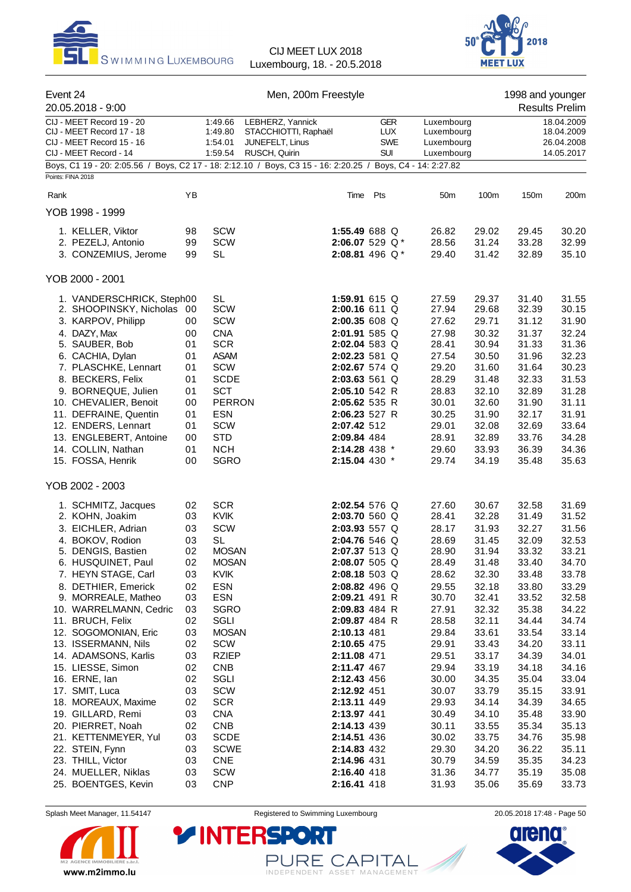Event 24 — Men, 200m Freestyle — 1998 and younger

20.05.2018 - 9:00 — Results Prelim

| Record | Time | Name | Nation | Place | Date |
|---|---|---|---|---|---|
| CIJ - MEET Record 19 - 20 | 1:49.66 | LEBHERZ, Yannick | GER | Luxembourg | 18.04.2009 |
| CIJ - MEET Record 17 - 18 | 1:49.80 | STACCHIOTTI, Raphaël | LUX | Luxembourg | 18.04.2009 |
| CIJ - MEET Record 15 - 16 | 1:54.01 | JUNEFELT, Linus | SWE | Luxembourg | 26.04.2008 |
| CIJ - MEET Record - 14 | 1:59.54 | RUSCH, Quirin | SUI | Luxembourg | 14.05.2017 |

Boys, C1 19 - 20: 2:05.56 / Boys, C2 17 - 18: 2:12.10 / Boys, C3 15 - 16: 2:20.25 / Boys, C4 - 14: 2:27.82

Points: FINA 2018

| Rank | Name | YB | Club | Time | Pts | | 50m | 100m | 150m | 200m |
|---|---|---|---|---|---|---|---|---|---|---|
| **YOB 1998 - 1999** | | | | | | | | | | |
| 1. | KELLER, Viktor | 98 | SCW | **1:55.49** | 688 | Q | 26.82 | 29.02 | 29.45 | 30.20 |
| 2. | PEZELJ, Antonio | 99 | SCW | **2:06.07** | 529 | Q * | 28.56 | 31.24 | 33.28 | 32.99 |
| 3. | CONZEMIUS, Jerome | 99 | SL | **2:08.81** | 496 | Q * | 29.40 | 31.42 | 32.89 | 35.10 |
| **YOB 2000 - 2001** | | | | | | | | | | |
| 1. | VANDERSCHRICK, Steph | 00 | SL | **1:59.91** | 615 | Q | 27.59 | 29.37 | 31.40 | 31.55 |
| 2. | SHOOPINSKY, Nicholas | 00 | SCW | **2:00.16** | 611 | Q | 27.94 | 29.68 | 32.39 | 30.15 |
| 3. | KARPOV, Philipp | 00 | SCW | **2:00.35** | 608 | Q | 27.62 | 29.71 | 31.12 | 31.90 |
| 4. | DAZY, Max | 00 | CNA | **2:01.91** | 585 | Q | 27.98 | 30.32 | 31.37 | 32.24 |
| 5. | SAUBER, Bob | 01 | SCR | **2:02.04** | 583 | Q | 28.41 | 30.94 | 31.33 | 31.36 |
| 6. | CACHIA, Dylan | 01 | ASAM | **2:02.23** | 581 | Q | 27.54 | 30.50 | 31.96 | 32.23 |
| 7. | PLASCHKE, Lennart | 01 | SCW | **2:02.67** | 574 | Q | 29.20 | 31.60 | 31.64 | 30.23 |
| 8. | BECKERS, Felix | 01 | SCDE | **2:03.63** | 561 | Q | 28.29 | 31.48 | 32.33 | 31.53 |
| 9. | BORNEQUE, Julien | 01 | SCT | **2:05.10** | 542 | R | 28.83 | 32.10 | 32.89 | 31.28 |
| 10. | CHEVALIER, Benoit | 00 | PERRON | **2:05.62** | 535 | R | 30.01 | 32.60 | 31.90 | 31.11 |
| 11. | DEFRAINE, Quentin | 01 | ESN | **2:06.23** | 527 | R | 30.25 | 31.90 | 32.17 | 31.91 |
| 12. | ENDERS, Lennart | 01 | SCW | **2:07.42** | 512 | | 29.01 | 32.08 | 32.69 | 33.64 |
| 13. | ENGLEBERT, Antoine | 00 | STD | **2:09.84** | 484 | | 28.91 | 32.89 | 33.76 | 34.28 |
| 14. | COLLIN, Nathan | 01 | NCH | **2:14.28** | 438 | * | 29.60 | 33.93 | 36.39 | 34.36 |
| 15. | FOSSA, Henrik | 00 | SGRO | **2:15.04** | 430 | * | 29.74 | 34.19 | 35.48 | 35.63 |
| **YOB 2002 - 2003** | | | | | | | | | | |
| 1. | SCHMITZ, Jacques | 02 | SCR | **2:02.54** | 576 | Q | 27.60 | 30.67 | 32.58 | 31.69 |
| 2. | KOHN, Joakim | 03 | KVIK | **2:03.70** | 560 | Q | 28.41 | 32.28 | 31.49 | 31.52 |
| 3. | EICHLER, Adrian | 03 | SCW | **2:03.93** | 557 | Q | 28.17 | 31.93 | 32.27 | 31.56 |
| 4. | BOKOV, Rodion | 03 | SL | **2:04.76** | 546 | Q | 28.69 | 31.45 | 32.09 | 32.53 |
| 5. | DENGIS, Bastien | 02 | MOSAN | **2:07.37** | 513 | Q | 28.90 | 31.94 | 33.32 | 33.21 |
| 6. | HUSQUINET, Paul | 02 | MOSAN | **2:08.07** | 505 | Q | 28.49 | 31.48 | 33.40 | 34.70 |
| 7. | HEYN STAGE, Carl | 03 | KVIK | **2:08.18** | 503 | Q | 28.62 | 32.30 | 33.48 | 33.78 |
| 8. | DETHIER, Emerick | 02 | ESN | **2:08.82** | 496 | Q | 29.55 | 32.18 | 33.80 | 33.29 |
| 9. | MORREALE, Matheo | 03 | ESN | **2:09.21** | 491 | R | 30.70 | 32.41 | 33.52 | 32.58 |
| 10. | WARRELMANN, Cedric | 03 | SGRO | **2:09.83** | 484 | R | 27.91 | 32.32 | 35.38 | 34.22 |
| 11. | BRUCH, Felix | 02 | SGLI | **2:09.87** | 484 | R | 28.58 | 32.11 | 34.44 | 34.74 |
| 12. | SOGOMONIAN, Eric | 03 | MOSAN | **2:10.13** | 481 | | 29.84 | 33.61 | 33.54 | 33.14 |
| 13. | ISSERMANN, Nils | 02 | SCW | **2:10.65** | 475 | | 29.91 | 33.43 | 34.20 | 33.11 |
| 14. | ADAMSONS, Karlis | 03 | RZIEP | **2:11.08** | 471 | | 29.51 | 33.17 | 34.39 | 34.01 |
| 15. | LIESSE, Simon | 02 | CNB | **2:11.47** | 467 | | 29.94 | 33.19 | 34.18 | 34.16 |
| 16. | ERNE, Ian | 02 | SGLI | **2:12.43** | 456 | | 30.00 | 34.35 | 35.04 | 33.04 |
| 17. | SMIT, Luca | 03 | SCW | **2:12.92** | 451 | | 30.07 | 33.79 | 35.15 | 33.91 |
| 18. | MOREAUX, Maxime | 02 | SCR | **2:13.11** | 449 | | 29.93 | 34.14 | 34.39 | 34.65 |
| 19. | GILLARD, Remi | 03 | CNA | **2:13.97** | 441 | | 30.49 | 34.10 | 35.48 | 33.90 |
| 20. | PIERRET, Noah | 02 | CNB | **2:14.13** | 439 | | 30.11 | 33.55 | 35.34 | 35.13 |
| 21. | KETTENMEYER, Yul | 03 | SCDE | **2:14.51** | 436 | | 30.02 | 33.75 | 34.76 | 35.98 |
| 22. | STEIN, Fynn | 03 | SCWE | **2:14.83** | 432 | | 29.30 | 34.20 | 36.22 | 35.11 |
| 23. | THILL, Victor | 03 | CNE | **2:14.96** | 431 | | 30.79 | 34.59 | 35.35 | 34.23 |
| 24. | MUELLER, Niklas | 03 | SCW | **2:16.40** | 418 | | 31.36 | 34.77 | 35.19 | 35.08 |
| 25. | BOENTGES, Kevin | 03 | CNP | **2:16.41** | 418 | | 31.93 | 35.06 | 35.69 | 33.73 |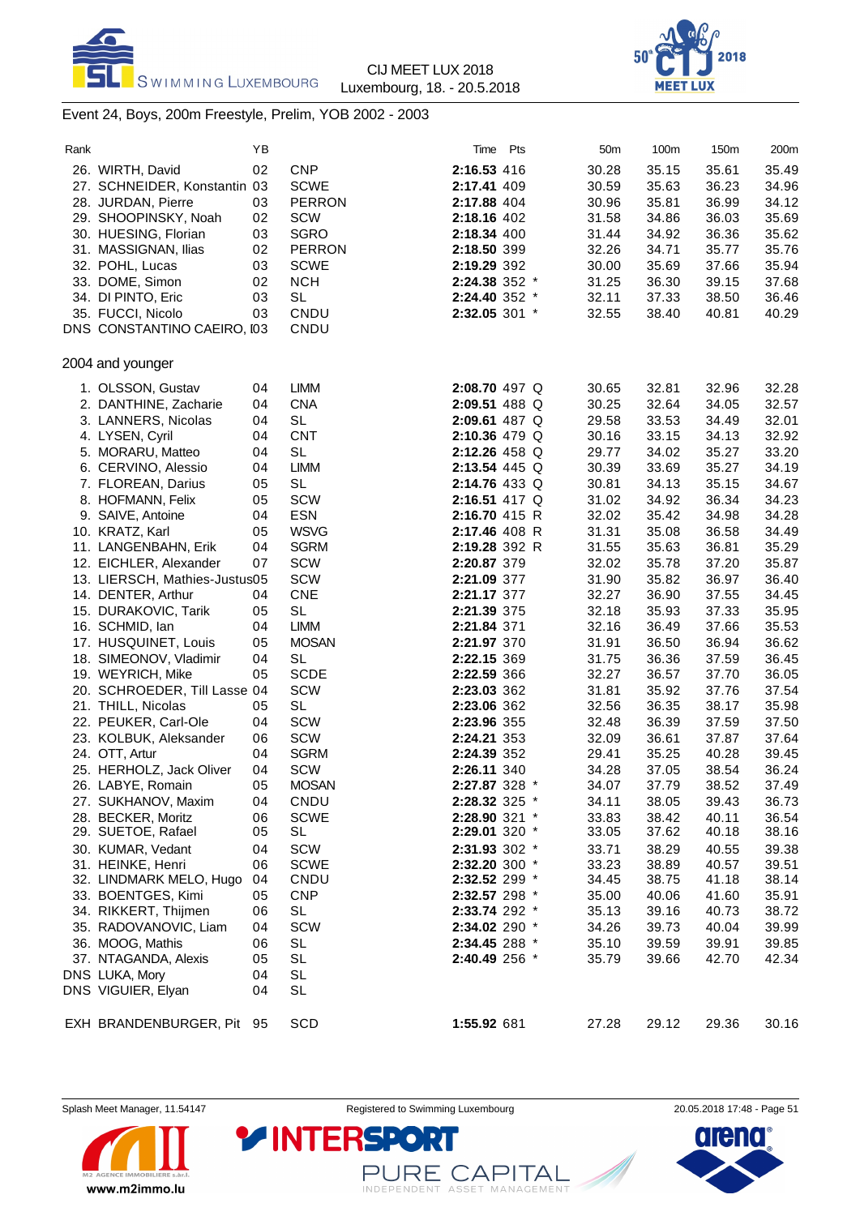## Event 24, Boys, 200m Freestyle, Prelim, YOB 2002 - 2003

| Rank | | YB | | Time | Pts | | 50m | 100m | 150m | 200m |
|---|---|---|---|---|---|---|---|---|---|---|
| 26. | WIRTH, David | 02 | CNP | **2:16.53** | 416 | | 30.28 | 35.15 | 35.61 | 35.49 |
| 27. | SCHNEIDER, Konstantin | 03 | SCWE | **2:17.41** | 409 | | 30.59 | 35.63 | 36.23 | 34.96 |
| 28. | JURDAN, Pierre | 03 | PERRON | **2:17.88** | 404 | | 30.96 | 35.81 | 36.99 | 34.12 |
| 29. | SHOOPINSKY, Noah | 02 | SCW | **2:18.16** | 402 | | 31.58 | 34.86 | 36.03 | 35.69 |
| 30. | HUESING, Florian | 03 | SGRO | **2:18.34** | 400 | | 31.44 | 34.92 | 36.36 | 35.62 |
| 31. | MASSIGNAN, Ilias | 02 | PERRON | **2:18.50** | 399 | | 32.26 | 34.71 | 35.77 | 35.76 |
| 32. | POHL, Lucas | 03 | SCWE | **2:19.29** | 392 | | 30.00 | 35.69 | 37.66 | 35.94 |
| 33. | DOME, Simon | 02 | NCH | **2:24.38** | 352 | * | 31.25 | 36.30 | 39.15 | 37.68 |
| 34. | DI PINTO, Eric | 03 | SL | **2:24.40** | 352 | * | 32.11 | 37.33 | 38.50 | 36.46 |
| 35. | FUCCI, Nicolo | 03 | CNDU | **2:32.05** | 301 | * | 32.55 | 38.40 | 40.81 | 40.29 |
| DNS | CONSTANTINO CAEIRO, I | 03 | CNDU | | | | | | | |

### 2004 and younger

| Rank | | YB | | Time | Pts | | 50m | 100m | 150m | 200m |
|---|---|---|---|---|---|---|---|---|---|---|
| 1. | OLSSON, Gustav | 04 | LIMM | **2:08.70** | 497 | Q | 30.65 | 32.81 | 32.96 | 32.28 |
| 2. | DANTHINE, Zacharie | 04 | CNA | **2:09.51** | 488 | Q | 30.25 | 32.64 | 34.05 | 32.57 |
| 3. | LANNERS, Nicolas | 04 | SL | **2:09.61** | 487 | Q | 29.58 | 33.53 | 34.49 | 32.01 |
| 4. | LYSEN, Cyril | 04 | CNT | **2:10.36** | 479 | Q | 30.16 | 33.15 | 34.13 | 32.92 |
| 5. | MORARU, Matteo | 04 | SL | **2:12.26** | 458 | Q | 29.77 | 34.02 | 35.27 | 33.20 |
| 6. | CERVINO, Alessio | 04 | LIMM | **2:13.54** | 445 | Q | 30.39 | 33.69 | 35.27 | 34.19 |
| 7. | FLOREAN, Darius | 05 | SL | **2:14.76** | 433 | Q | 30.81 | 34.13 | 35.15 | 34.67 |
| 8. | HOFMANN, Felix | 05 | SCW | **2:16.51** | 417 | Q | 31.02 | 34.92 | 36.34 | 34.23 |
| 9. | SAIVE, Antoine | 04 | ESN | **2:16.70** | 415 | R | 32.02 | 35.42 | 34.98 | 34.28 |
| 10. | KRATZ, Karl | 05 | WSVG | **2:17.46** | 408 | R | 31.31 | 35.08 | 36.58 | 34.49 |
| 11. | LANGENBAHN, Erik | 04 | SGRM | **2:19.28** | 392 | R | 31.55 | 35.63 | 36.81 | 35.29 |
| 12. | EICHLER, Alexander | 07 | SCW | **2:20.87** | 379 | | 32.02 | 35.78 | 37.20 | 35.87 |
| 13. | LIERSCH, Mathies-Justus | 05 | SCW | **2:21.09** | 377 | | 31.90 | 35.82 | 36.97 | 36.40 |
| 14. | DENTER, Arthur | 04 | CNE | **2:21.17** | 377 | | 32.27 | 36.90 | 37.55 | 34.45 |
| 15. | DURAKOVIC, Tarik | 05 | SL | **2:21.39** | 375 | | 32.18 | 35.93 | 37.33 | 35.95 |
| 16. | SCHMID, Ian | 04 | LIMM | **2:21.84** | 371 | | 32.16 | 36.49 | 37.66 | 35.53 |
| 17. | HUSQUINET, Louis | 05 | MOSAN | **2:21.97** | 370 | | 31.91 | 36.50 | 36.94 | 36.62 |
| 18. | SIMEONOV, Vladimir | 04 | SL | **2:22.15** | 369 | | 31.75 | 36.36 | 37.59 | 36.45 |
| 19. | WEYRICH, Mike | 05 | SCDE | **2:22.59** | 366 | | 32.27 | 36.57 | 37.70 | 36.05 |
| 20. | SCHROEDER, Till Lasse | 04 | SCW | **2:23.03** | 362 | | 31.81 | 35.92 | 37.76 | 37.54 |
| 21. | THILL, Nicolas | 05 | SL | **2:23.06** | 362 | | 32.56 | 36.35 | 38.17 | 35.98 |
| 22. | PEUKER, Carl-Ole | 04 | SCW | **2:23.96** | 355 | | 32.48 | 36.39 | 37.59 | 37.50 |
| 23. | KOLBUK, Aleksander | 06 | SCW | **2:24.21** | 353 | | 32.09 | 36.61 | 37.87 | 37.64 |
| 24. | OTT, Artur | 04 | SGRM | **2:24.39** | 352 | | 29.41 | 35.25 | 40.28 | 39.45 |
| 25. | HERHOLZ, Jack Oliver | 04 | SCW | **2:26.11** | 340 | | 34.28 | 37.05 | 38.54 | 36.24 |
| 26. | LABYE, Romain | 05 | MOSAN | **2:27.87** | 328 | * | 34.07 | 37.79 | 38.52 | 37.49 |
| 27. | SUKHANOV, Maxim | 04 | CNDU | **2:28.32** | 325 | * | 34.11 | 38.05 | 39.43 | 36.73 |
| 28. | BECKER, Moritz | 06 | SCWE | **2:28.90** | 321 | * | 33.83 | 38.42 | 40.11 | 36.54 |
| 29. | SUETOE, Rafael | 05 | SL | **2:29.01** | 320 | * | 33.05 | 37.62 | 40.18 | 38.16 |
| 30. | KUMAR, Vedant | 04 | SCW | **2:31.93** | 302 | * | 33.71 | 38.29 | 40.55 | 39.38 |
| 31. | HEINKE, Henri | 06 | SCWE | **2:32.20** | 300 | * | 33.23 | 38.89 | 40.57 | 39.51 |
| 32. | LINDMARK MELO, Hugo | 04 | CNDU | **2:32.52** | 299 | * | 34.45 | 38.75 | 41.18 | 38.14 |
| 33. | BOENTGES, Kimi | 05 | CNP | **2:32.57** | 298 | * | 35.00 | 40.06 | 41.60 | 35.91 |
| 34. | RIKKERT, Thijmen | 06 | SL | **2:33.74** | 292 | * | 35.13 | 39.16 | 40.73 | 38.72 |
| 35. | RADOVANOVIC, Liam | 04 | SCW | **2:34.02** | 290 | * | 34.26 | 39.73 | 40.04 | 39.99 |
| 36. | MOOG, Mathis | 06 | SL | **2:34.45** | 288 | * | 35.10 | 39.59 | 39.91 | 39.85 |
| 37. | NTAGANDA, Alexis | 05 | SL | **2:40.49** | 256 | * | 35.79 | 39.66 | 42.70 | 42.34 |
| DNS | LUKA, Mory | 04 | SL | | | | | | | |
| DNS | VIGUIER, Elyan | 04 | SL | | | | | | | |
| EXH | BRANDENBURGER, Pit | 95 | SCD | **1:55.92** | 681 | | 27.28 | 29.12 | 29.36 | 30.16 |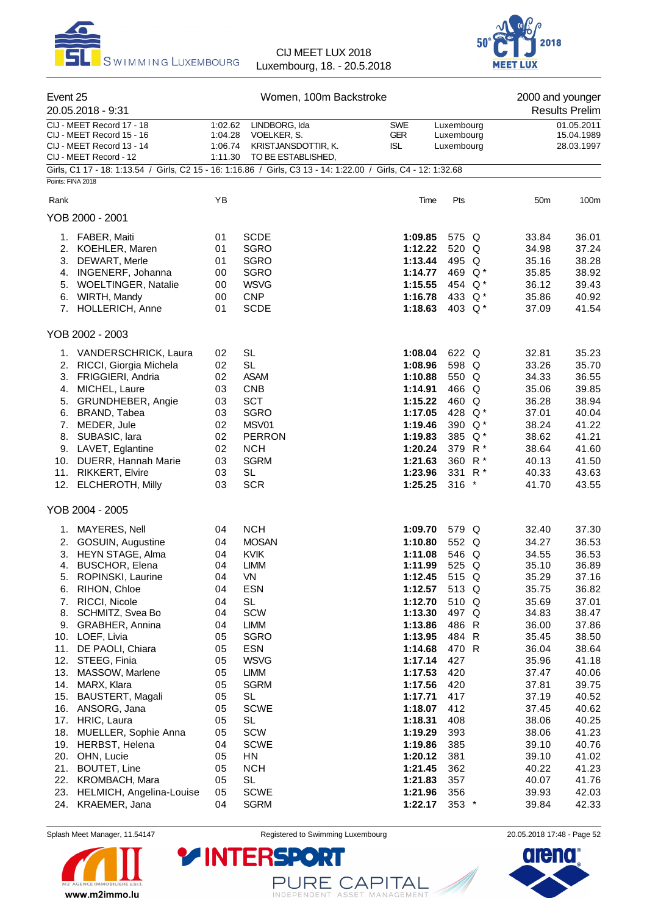CIJ MEET LUX 2018
Luxembourg, 18. - 20.5.2018

## Event 25 — Women, 100m Backstroke — 2000 and younger

20.05.2018 - 9:31 — Results Prelim

| | | | | | |
|---|---|---|---|---|---|
| CIJ - MEET Record 17 - 18 | 1:02.62 | LINDBORG, Ida | SWE | Luxembourg | 01.05.2011 |
| CIJ - MEET Record 15 - 16 | 1:04.28 | VOELKER, S. | GER | Luxembourg | 15.04.1989 |
| CIJ - MEET Record 13 - 14 | 1:06.74 | KRISTJANSDOTTIR, K. | ISL | Luxembourg | 28.03.1997 |
| CIJ - MEET Record - 12 | 1:11.30 | TO BE ESTABLISHED, | | | |

Girls, C1 17 - 18: 1:13.54 / Girls, C2 15 - 16: 1:16.86 / Girls, C3 13 - 14: 1:22.00 / Girls, C4 - 12: 1:32.68

Points: FINA 2018

| Rank | | YB | | Time | Pts | | 50m | 100m |
|---|---|---|---|---|---|---|---|---|
| **YOB 2000 - 2001** | | | | | | | | |
| 1. | FABER, Maiti | 01 | SCDE | **1:09.85** | 575 | Q | 33.84 | 36.01 |
| 2. | KOEHLER, Maren | 01 | SGRO | **1:12.22** | 520 | Q | 34.98 | 37.24 |
| 3. | DEWART, Merle | 01 | SGRO | **1:13.44** | 495 | Q | 35.16 | 38.28 |
| 4. | INGENERF, Johanna | 00 | SGRO | **1:14.77** | 469 | Q * | 35.85 | 38.92 |
| 5. | WOELTINGER, Natalie | 00 | WSVG | **1:15.55** | 454 | Q * | 36.12 | 39.43 |
| 6. | WIRTH, Mandy | 00 | CNP | **1:16.78** | 433 | Q * | 35.86 | 40.92 |
| 7. | HOLLERICH, Anne | 01 | SCDE | **1:18.63** | 403 | Q * | 37.09 | 41.54 |
| **YOB 2002 - 2003** | | | | | | | | |
| 1. | VANDERSCHRICK, Laura | 02 | SL | **1:08.04** | 622 | Q | 32.81 | 35.23 |
| 2. | RICCI, Giorgia Michela | 02 | SL | **1:08.96** | 598 | Q | 33.26 | 35.70 |
| 3. | FRIGGIERI, Andria | 02 | ASAM | **1:10.88** | 550 | Q | 34.33 | 36.55 |
| 4. | MICHEL, Laure | 03 | CNB | **1:14.91** | 466 | Q | 35.06 | 39.85 |
| 5. | GRUNDHEBER, Angie | 03 | SCT | **1:15.22** | 460 | Q | 36.28 | 38.94 |
| 6. | BRAND, Tabea | 03 | SGRO | **1:17.05** | 428 | Q * | 37.01 | 40.04 |
| 7. | MEDER, Jule | 02 | MSV01 | **1:19.46** | 390 | Q * | 38.24 | 41.22 |
| 8. | SUBASIC, lara | 02 | PERRON | **1:19.83** | 385 | Q * | 38.62 | 41.21 |
| 9. | LAVET, Eglantine | 02 | NCH | **1:20.24** | 379 | R * | 38.64 | 41.60 |
| 10. | DUERR, Hannah Marie | 03 | SGRM | **1:21.63** | 360 | R * | 40.13 | 41.50 |
| 11. | RIKKERT, Elvire | 03 | SL | **1:23.96** | 331 | R * | 40.33 | 43.63 |
| 12. | ELCHEROTH, Milly | 03 | SCR | **1:25.25** | 316 | * | 41.70 | 43.55 |
| **YOB 2004 - 2005** | | | | | | | | |
| 1. | MAYERES, Nell | 04 | NCH | **1:09.70** | 579 | Q | 32.40 | 37.30 |
| 2. | GOSUIN, Augustine | 04 | MOSAN | **1:10.80** | 552 | Q | 34.27 | 36.53 |
| 3. | HEYN STAGE, Alma | 04 | KVIK | **1:11.08** | 546 | Q | 34.55 | 36.53 |
| 4. | BUSCHOR, Elena | 04 | LIMM | **1:11.99** | 525 | Q | 35.10 | 36.89 |
| 5. | ROPINSKI, Laurine | 04 | VN | **1:12.45** | 515 | Q | 35.29 | 37.16 |
| 6. | RIHON, Chloe | 04 | ESN | **1:12.57** | 513 | Q | 35.75 | 36.82 |
| 7. | RICCI, Nicole | 04 | SL | **1:12.70** | 510 | Q | 35.69 | 37.01 |
| 8. | SCHMITZ, Svea Bo | 04 | SCW | **1:13.30** | 497 | Q | 34.83 | 38.47 |
| 9. | GRABHER, Annina | 04 | LIMM | **1:13.86** | 486 | R | 36.00 | 37.86 |
| 10. | LOEF, Livia | 05 | SGRO | **1:13.95** | 484 | R | 35.45 | 38.50 |
| 11. | DE PAOLI, Chiara | 05 | ESN | **1:14.68** | 470 | R | 36.04 | 38.64 |
| 12. | STEEG, Finia | 05 | WSVG | **1:17.14** | 427 | | 35.96 | 41.18 |
| 13. | MASSOW, Marlene | 05 | LIMM | **1:17.53** | 420 | | 37.47 | 40.06 |
| 14. | MARX, Klara | 05 | SGRM | **1:17.56** | 420 | | 37.81 | 39.75 |
| 15. | BAUSTERT, Magali | 05 | SL | **1:17.71** | 417 | | 37.19 | 40.52 |
| 16. | ANSORG, Jana | 05 | SCWE | **1:18.07** | 412 | | 37.45 | 40.62 |
| 17. | HRIC, Laura | 05 | SL | **1:18.31** | 408 | | 38.06 | 40.25 |
| 18. | MUELLER, Sophie Anna | 05 | SCW | **1:19.29** | 393 | | 38.06 | 41.23 |
| 19. | HERBST, Helena | 04 | SCWE | **1:19.86** | 385 | | 39.10 | 40.76 |
| 20. | OHN, Lucie | 05 | HN | **1:20.12** | 381 | | 39.10 | 41.02 |
| 21. | BOUTET, Line | 05 | NCH | **1:21.45** | 362 | | 40.22 | 41.23 |
| 22. | KROMBACH, Mara | 05 | SL | **1:21.83** | 357 | | 40.07 | 41.76 |
| 23. | HELMICH, Angelina-Louise | 05 | SCWE | **1:21.96** | 356 | | 39.93 | 42.03 |
| 24. | KRAEMER, Jana | 04 | SGRM | **1:22.17** | 353 | * | 39.84 | 42.33 |

Splash Meet Manager, 11.54147 — Registered to Swimming Luxembourg — 20.05.2018 17:48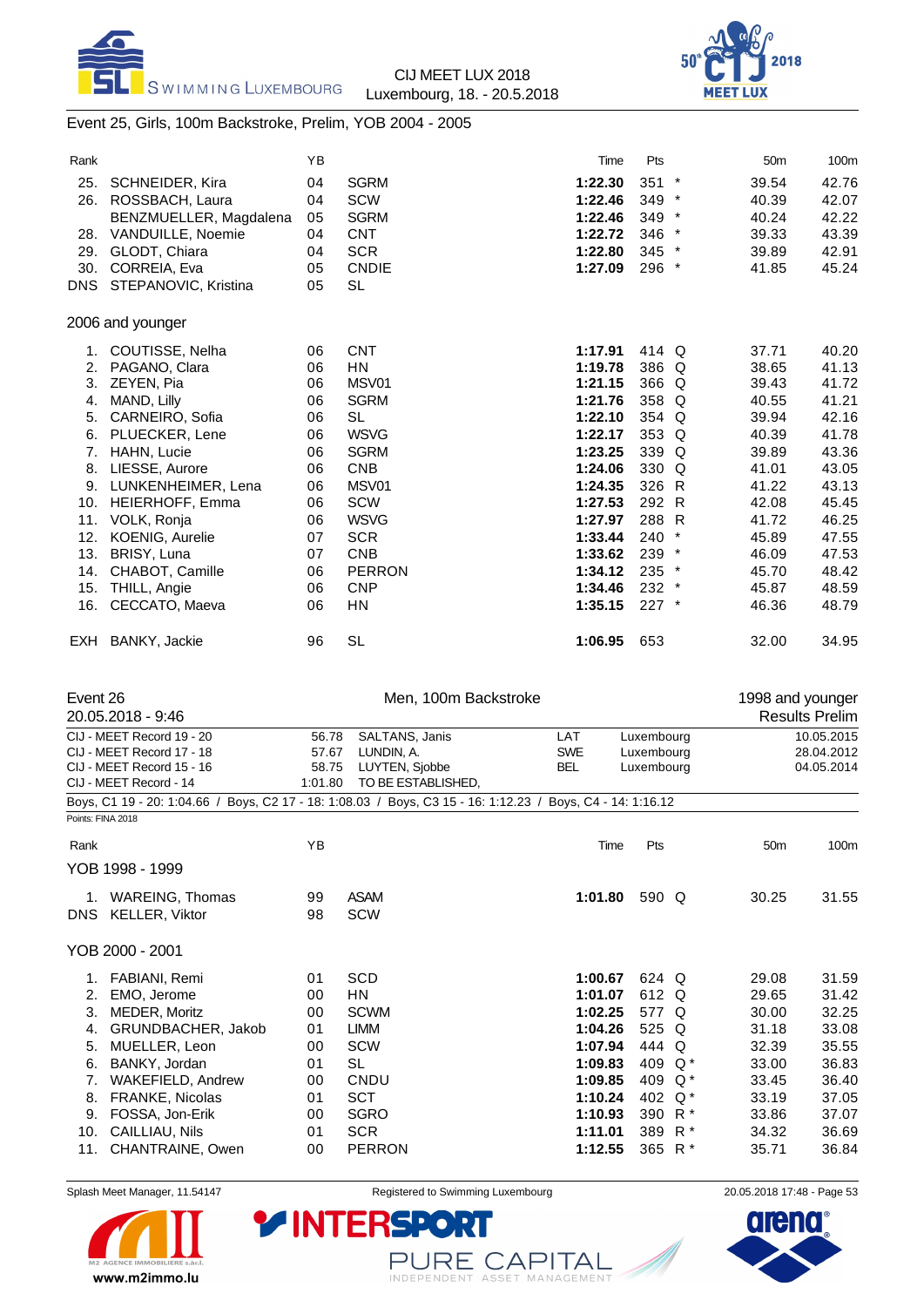## Event 25, Girls, 100m Backstroke, Prelim, YOB 2004 - 2005

| Rank | Name | YB | Club | Time | Pts | | 50m | 100m |
|---|---|---|---|---|---|---|---|---|
| 25. | SCHNEIDER, Kira | 04 | SGRM | **1:22.30** | 351 | * | 39.54 | 42.76 |
| 26. | ROSSBACH, Laura | 04 | SCW | **1:22.46** | 349 | * | 40.39 | 42.07 |
| | BENZMUELLER, Magdalena | 05 | SGRM | **1:22.46** | 349 | * | 40.24 | 42.22 |
| 28. | VANDUILLE, Noemie | 04 | CNT | **1:22.72** | 346 | * | 39.33 | 43.39 |
| 29. | GLODT, Chiara | 04 | SCR | **1:22.80** | 345 | * | 39.89 | 42.91 |
| 30. | CORREIA, Eva | 05 | CNDIE | **1:27.09** | 296 | * | 41.85 | 45.24 |
| DNS | STEPANOVIC, Kristina | 05 | SL | | | | | |

### 2006 and younger

| Rank | Name | YB | Club | Time | Pts | | 50m | 100m |
|---|---|---|---|---|---|---|---|---|
| 1. | COUTISSE, Nelha | 06 | CNT | **1:17.91** | 414 | Q | 37.71 | 40.20 |
| 2. | PAGANO, Clara | 06 | HN | **1:19.78** | 386 | Q | 38.65 | 41.13 |
| 3. | ZEYEN, Pia | 06 | MSV01 | **1:21.15** | 366 | Q | 39.43 | 41.72 |
| 4. | MAND, Lilly | 06 | SGRM | **1:21.76** | 358 | Q | 40.55 | 41.21 |
| 5. | CARNEIRO, Sofia | 06 | SL | **1:22.10** | 354 | Q | 39.94 | 42.16 |
| 6. | PLUECKER, Lene | 06 | WSVG | **1:22.17** | 353 | Q | 40.39 | 41.78 |
| 7. | HAHN, Lucie | 06 | SGRM | **1:23.25** | 339 | Q | 39.89 | 43.36 |
| 8. | LIESSE, Aurore | 06 | CNB | **1:24.06** | 330 | Q | 41.01 | 43.05 |
| 9. | LUNKENHEIMER, Lena | 06 | MSV01 | **1:24.35** | 326 | R | 41.22 | 43.13 |
| 10. | HEIERHOFF, Emma | 06 | SCW | **1:27.53** | 292 | R | 42.08 | 45.45 |
| 11. | VOLK, Ronja | 06 | WSVG | **1:27.97** | 288 | R | 41.72 | 46.25 |
| 12. | KOENIG, Aurelie | 07 | SCR | **1:33.44** | 240 | * | 45.89 | 47.55 |
| 13. | BRISY, Luna | 07 | CNB | **1:33.62** | 239 | * | 46.09 | 47.53 |
| 14. | CHABOT, Camille | 06 | PERRON | **1:34.12** | 235 | * | 45.70 | 48.42 |
| 15. | THILL, Angie | 06 | CNP | **1:34.46** | 232 | * | 45.87 | 48.59 |
| 16. | CECCATO, Maeva | 06 | HN | **1:35.15** | 227 | * | 46.36 | 48.79 |
| EXH | BANKY, Jackie | 96 | SL | **1:06.95** | 653 | | 32.00 | 34.95 |

## Event 26 — Men, 100m Backstroke — 1998 and younger

20.05.2018 - 9:46 — Results Prelim

| Record | Time | Name | Nation | Place | Date |
|---|---|---|---|---|---|
| CIJ - MEET Record 19 - 20 | 56.78 | SALTANS, Janis | LAT | Luxembourg | 10.05.2015 |
| CIJ - MEET Record 17 - 18 | 57.67 | LUNDIN, A. | SWE | Luxembourg | 28.04.2012 |
| CIJ - MEET Record 15 - 16 | 58.75 | LUYTEN, Sjobbe | BEL | Luxembourg | 04.05.2014 |
| CIJ - MEET Record - 14 | 1:01.80 | TO BE ESTABLISHED, | | | |

Boys, C1 19 - 20: 1:04.66 / Boys, C2 17 - 18: 1:08.03 / Boys, C3 15 - 16: 1:12.23 / Boys, C4 - 14: 1:16.12

Points: FINA 2018

### YOB 1998 - 1999

| Rank | Name | YB | Club | Time | Pts | | 50m | 100m |
|---|---|---|---|---|---|---|---|---|
| 1. | WAREING, Thomas | 99 | ASAM | **1:01.80** | 590 | Q | 30.25 | 31.55 |
| DNS | KELLER, Viktor | 98 | SCW | | | | | |

### YOB 2000 - 2001

| Rank | Name | YB | Club | Time | Pts | | 50m | 100m |
|---|---|---|---|---|---|---|---|---|
| 1. | FABIANI, Remi | 01 | SCD | **1:00.67** | 624 | Q | 29.08 | 31.59 |
| 2. | EMO, Jerome | 00 | HN | **1:01.07** | 612 | Q | 29.65 | 31.42 |
| 3. | MEDER, Moritz | 00 | SCWM | **1:02.25** | 577 | Q | 30.00 | 32.25 |
| 4. | GRUNDBACHER, Jakob | 01 | LIMM | **1:04.26** | 525 | Q | 31.18 | 33.08 |
| 5. | MUELLER, Leon | 00 | SCW | **1:07.94** | 444 | Q | 32.39 | 35.55 |
| 6. | BANKY, Jordan | 01 | SL | **1:09.83** | 409 | Q * | 33.00 | 36.83 |
| 7. | WAKEFIELD, Andrew | 00 | CNDU | **1:09.85** | 409 | Q * | 33.45 | 36.40 |
| 8. | FRANKE, Nicolas | 01 | SCT | **1:10.24** | 402 | Q * | 33.19 | 37.05 |
| 9. | FOSSA, Jon-Erik | 00 | SGRO | **1:10.93** | 390 | R * | 33.86 | 37.07 |
| 10. | CAILLIAU, Nils | 01 | SCR | **1:11.01** | 389 | R * | 34.32 | 36.69 |
| 11. | CHANTRAINE, Owen | 00 | PERRON | **1:12.55** | 365 | R * | 35.71 | 36.84 |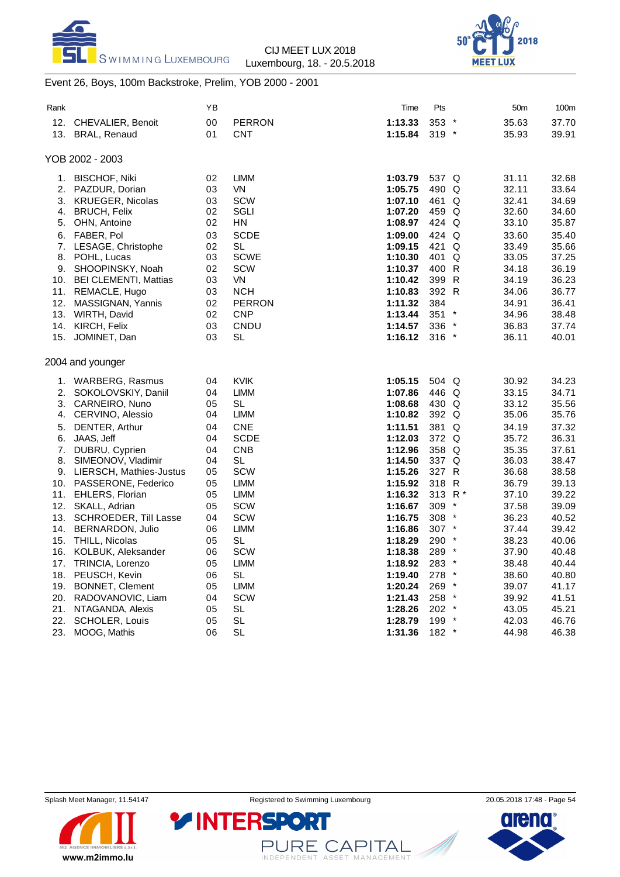## Event 26, Boys, 100m Backstroke, Prelim, YOB 2000 - 2001

| Rank | | YB | | Time | Pts | | 50m | 100m |
|---|---|---|---|---|---|---|---|---|
| 12. | CHEVALIER, Benoit | 00 | PERRON | **1:13.33** | 353 | * | 35.63 | 37.70 |
| 13. | BRAL, Renaud | 01 | CNT | **1:15.84** | 319 | * | 35.93 | 39.91 |

### YOB 2002 - 2003

| Rank | | YB | | Time | Pts | | 50m | 100m |
|---|---|---|---|---|---|---|---|---|
| 1. | BISCHOF, Niki | 02 | LIMM | **1:03.79** | 537 | Q | 31.11 | 32.68 |
| 2. | PAZDUR, Dorian | 03 | VN | **1:05.75** | 490 | Q | 32.11 | 33.64 |
| 3. | KRUEGER, Nicolas | 03 | SCW | **1:07.10** | 461 | Q | 32.41 | 34.69 |
| 4. | BRUCH, Felix | 02 | SGLI | **1:07.20** | 459 | Q | 32.60 | 34.60 |
| 5. | OHN, Antoine | 02 | HN | **1:08.97** | 424 | Q | 33.10 | 35.87 |
| 6. | FABER, Pol | 03 | SCDE | **1:09.00** | 424 | Q | 33.60 | 35.40 |
| 7. | LESAGE, Christophe | 02 | SL | **1:09.15** | 421 | Q | 33.49 | 35.66 |
| 8. | POHL, Lucas | 03 | SCWE | **1:10.30** | 401 | Q | 33.05 | 37.25 |
| 9. | SHOOPINSKY, Noah | 02 | SCW | **1:10.37** | 400 | R | 34.18 | 36.19 |
| 10. | BEI CLEMENTI, Mattias | 03 | VN | **1:10.42** | 399 | R | 34.19 | 36.23 |
| 11. | REMACLE, Hugo | 03 | NCH | **1:10.83** | 392 | R | 34.06 | 36.77 |
| 12. | MASSIGNAN, Yannis | 02 | PERRON | **1:11.32** | 384 | | 34.91 | 36.41 |
| 13. | WIRTH, David | 02 | CNP | **1:13.44** | 351 | * | 34.96 | 38.48 |
| 14. | KIRCH, Felix | 03 | CNDU | **1:14.57** | 336 | * | 36.83 | 37.74 |
| 15. | JOMINET, Dan | 03 | SL | **1:16.12** | 316 | * | 36.11 | 40.01 |

### 2004 and younger

| Rank | | YB | | Time | Pts | | 50m | 100m |
|---|---|---|---|---|---|---|---|---|
| 1. | WARBERG, Rasmus | 04 | KVIK | **1:05.15** | 504 | Q | 30.92 | 34.23 |
| 2. | SOKOLOVSKIY, Daniil | 04 | LIMM | **1:07.86** | 446 | Q | 33.15 | 34.71 |
| 3. | CARNEIRO, Nuno | 05 | SL | **1:08.68** | 430 | Q | 33.12 | 35.56 |
| 4. | CERVINO, Alessio | 04 | LIMM | **1:10.82** | 392 | Q | 35.06 | 35.76 |
| 5. | DENTER, Arthur | 04 | CNE | **1:11.51** | 381 | Q | 34.19 | 37.32 |
| 6. | JAAS, Jeff | 04 | SCDE | **1:12.03** | 372 | Q | 35.72 | 36.31 |
| 7. | DUBRU, Cyprien | 04 | CNB | **1:12.96** | 358 | Q | 35.35 | 37.61 |
| 8. | SIMEONOV, Vladimir | 04 | SL | **1:14.50** | 337 | Q | 36.03 | 38.47 |
| 9. | LIERSCH, Mathies-Justus | 05 | SCW | **1:15.26** | 327 | R | 36.68 | 38.58 |
| 10. | PASSERONE, Federico | 05 | LIMM | **1:15.92** | 318 | R | 36.79 | 39.13 |
| 11. | EHLERS, Florian | 05 | LIMM | **1:16.32** | 313 | R * | 37.10 | 39.22 |
| 12. | SKALL, Adrian | 05 | SCW | **1:16.67** | 309 | * | 37.58 | 39.09 |
| 13. | SCHROEDER, Till Lasse | 04 | SCW | **1:16.75** | 308 | * | 36.23 | 40.52 |
| 14. | BERNARDON, Julio | 06 | LIMM | **1:16.86** | 307 | * | 37.44 | 39.42 |
| 15. | THILL, Nicolas | 05 | SL | **1:18.29** | 290 | * | 38.23 | 40.06 |
| 16. | KOLBUK, Aleksander | 06 | SCW | **1:18.38** | 289 | * | 37.90 | 40.48 |
| 17. | TRINCIA, Lorenzo | 05 | LIMM | **1:18.92** | 283 | * | 38.48 | 40.44 |
| 18. | PEUSCH, Kevin | 06 | SL | **1:19.40** | 278 | * | 38.60 | 40.80 |
| 19. | BONNET, Clement | 05 | LIMM | **1:20.24** | 269 | * | 39.07 | 41.17 |
| 20. | RADOVANOVIC, Liam | 04 | SCW | **1:21.43** | 258 | * | 39.92 | 41.51 |
| 21. | NTAGANDA, Alexis | 05 | SL | **1:28.26** | 202 | * | 43.05 | 45.21 |
| 22. | SCHOLER, Louis | 05 | SL | **1:28.79** | 199 | * | 42.03 | 46.76 |
| 23. | MOOG, Mathis | 06 | SL | **1:31.36** | 182 | * | 44.98 | 46.38 |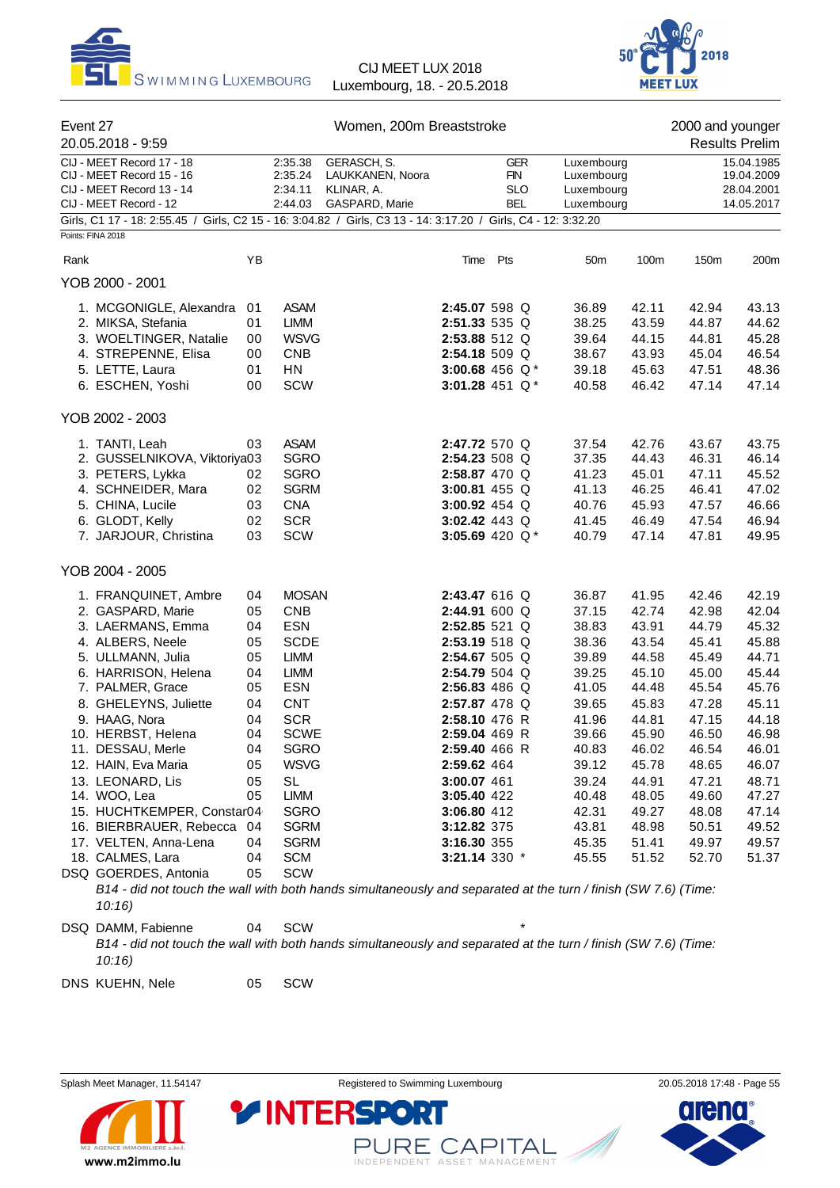Event 27 — Women, 200m Breaststroke — 2000 and younger

20.05.2018 - 9:59 — Results Prelim

| | | | | | |
|---|---|---|---|---|---|
| CIJ - MEET Record 17 - 18 | 2:35.38 | GERASCH, S. | GER | Luxembourg | 15.04.1985 |
| CIJ - MEET Record 15 - 16 | 2:35.24 | LAUKKANEN, Noora | FIN | Luxembourg | 19.04.2009 |
| CIJ - MEET Record 13 - 14 | 2:34.11 | KLINAR, A. | SLO | Luxembourg | 28.04.2001 |
| CIJ - MEET Record - 12 | 2:44.03 | GASPARD, Marie | BEL | Luxembourg | 14.05.2017 |

Girls, C1 17 - 18: 2:55.45 / Girls, C2 15 - 16: 3:04.82 / Girls, C3 13 - 14: 3:17.20 / Girls, C4 - 12: 3:32.20

Points: FINA 2018

## YOB 2000 - 2001

| Rank | Name | YB | Club | Time | Pts | | 50m | 100m | 150m | 200m |
|---|---|---|---|---|---|---|---|---|---|---|
| 1. | MCGONIGLE, Alexandra | 01 | ASAM | **2:45.07** | 598 | Q | 36.89 | 42.11 | 42.94 | 43.13 |
| 2. | MIKSA, Stefania | 01 | LIMM | **2:51.33** | 535 | Q | 38.25 | 43.59 | 44.87 | 44.62 |
| 3. | WOELTINGER, Natalie | 00 | WSVG | **2:53.88** | 512 | Q | 39.64 | 44.15 | 44.81 | 45.28 |
| 4. | STREPENNE, Elisa | 00 | CNB | **2:54.18** | 509 | Q | 38.67 | 43.93 | 45.04 | 46.54 |
| 5. | LETTE, Laura | 01 | HN | **3:00.68** | 456 | Q * | 39.18 | 45.63 | 47.51 | 48.36 |
| 6. | ESCHEN, Yoshi | 00 | SCW | **3:01.28** | 451 | Q * | 40.58 | 46.42 | 47.14 | 47.14 |

## YOB 2002 - 2003

| Rank | Name | YB | Club | Time | Pts | | 50m | 100m | 150m | 200m |
|---|---|---|---|---|---|---|---|---|---|---|
| 1. | TANTI, Leah | 03 | ASAM | **2:47.72** | 570 | Q | 37.54 | 42.76 | 43.67 | 43.75 |
| 2. | GUSSELNIKOVA, Viktoriya | 03 | SGRO | **2:54.23** | 508 | Q | 37.35 | 44.43 | 46.31 | 46.14 |
| 3. | PETERS, Lykka | 02 | SGRO | **2:58.87** | 470 | Q | 41.23 | 45.01 | 47.11 | 45.52 |
| 4. | SCHNEIDER, Mara | 02 | SGRM | **3:00.81** | 455 | Q | 41.13 | 46.25 | 46.41 | 47.02 |
| 5. | CHINA, Lucile | 03 | CNA | **3:00.92** | 454 | Q | 40.76 | 45.93 | 47.57 | 46.66 |
| 6. | GLODT, Kelly | 02 | SCR | **3:02.42** | 443 | Q | 41.45 | 46.49 | 47.54 | 46.94 |
| 7. | JARJOUR, Christina | 03 | SCW | **3:05.69** | 420 | Q * | 40.79 | 47.14 | 47.81 | 49.95 |

## YOB 2004 - 2005

| Rank | Name | YB | Club | Time | Pts | | 50m | 100m | 150m | 200m |
|---|---|---|---|---|---|---|---|---|---|---|
| 1. | FRANQUINET, Ambre | 04 | MOSAN | **2:43.47** | 616 | Q | 36.87 | 41.95 | 42.46 | 42.19 |
| 2. | GASPARD, Marie | 05 | CNB | **2:44.91** | 600 | Q | 37.15 | 42.74 | 42.98 | 42.04 |
| 3. | LAERMANS, Emma | 04 | ESN | **2:52.85** | 521 | Q | 38.83 | 43.91 | 44.79 | 45.32 |
| 4. | ALBERS, Neele | 05 | SCDE | **2:53.19** | 518 | Q | 38.36 | 43.54 | 45.41 | 45.88 |
| 5. | ULLMANN, Julia | 05 | LIMM | **2:54.67** | 505 | Q | 39.89 | 44.58 | 45.49 | 44.71 |
| 6. | HARRISON, Helena | 04 | LIMM | **2:54.79** | 504 | Q | 39.25 | 45.10 | 45.00 | 45.44 |
| 7. | PALMER, Grace | 05 | ESN | **2:56.83** | 486 | Q | 41.05 | 44.48 | 45.54 | 45.76 |
| 8. | GHELEYNS, Juliette | 04 | CNT | **2:57.87** | 478 | Q | 39.65 | 45.83 | 47.28 | 45.11 |
| 9. | HAAG, Nora | 04 | SCR | **2:58.10** | 476 | R | 41.96 | 44.81 | 47.15 | 44.18 |
| 10. | HERBST, Helena | 04 | SCWE | **2:59.04** | 469 | R | 39.66 | 45.90 | 46.50 | 46.98 |
| 11. | DESSAU, Merle | 04 | SGRO | **2:59.40** | 466 | R | 40.83 | 46.02 | 46.54 | 46.01 |
| 12. | HAIN, Eva Maria | 05 | WSVG | **2:59.62** | 464 | | 39.12 | 45.78 | 48.65 | 46.07 |
| 13. | LEONARD, Lis | 05 | SL | **3:00.07** | 461 | | 39.24 | 44.91 | 47.21 | 48.71 |
| 14. | WOO, Lea | 05 | LIMM | **3:05.40** | 422 | | 40.48 | 48.05 | 49.60 | 47.27 |
| 15. | HUCHTKEMPER, Constanze | 04 | SGRO | **3:06.80** | 412 | | 42.31 | 49.27 | 48.08 | 47.14 |
| 16. | BIERBRAUER, Rebecca | 04 | SGRM | **3:12.82** | 375 | | 43.81 | 48.98 | 50.51 | 49.52 |
| 17. | VELTEN, Anna-Lena | 04 | SGRM | **3:16.30** | 355 | | 45.35 | 51.41 | 49.97 | 49.57 |
| 18. | CALMES, Lara | 04 | SCM | **3:21.14** | 330 | * | 45.55 | 51.52 | 52.70 | 51.37 |
| DSQ | GOERDES, Antonia | 05 | SCW | | | | | | | |
| DSQ | DAMM, Fabienne | 04 | SCW | | | * | | | | |
| DNS | KUEHN, Nele | 05 | SCW | | | | | | | |

GOERDES, Antonia: *B14 - did not touch the wall with both hands simultaneously and separated at the turn / finish (SW 7.6) (Time: 10:16)*

DAMM, Fabienne: *B14 - did not touch the wall with both hands simultaneously and separated at the turn / finish (SW 7.6) (Time: 10:16)*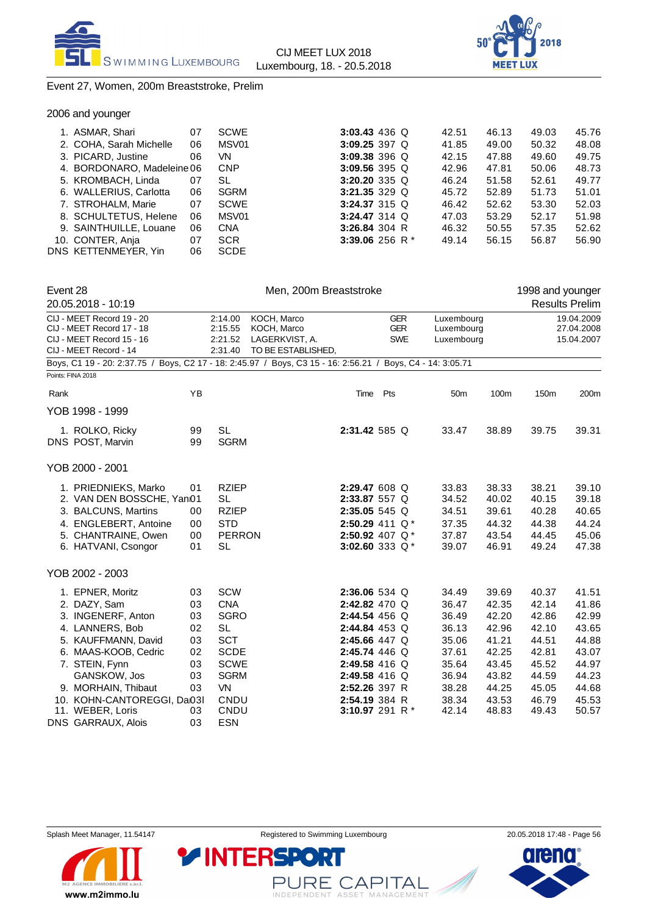Event 27, Women, 200m Breaststroke, Prelim

2006 and younger

| Rank | Name | YB | Club | Time | Pts | | 50m | 100m | 150m | 200m |
|---|---|---|---|---|---|---|---|---|---|---|
| 1. | ASMAR, Shari | 07 | SCWE | **3:03.43** | 436 | Q | 42.51 | 46.13 | 49.03 | 45.76 |
| 2. | COHA, Sarah Michelle | 06 | MSV01 | **3:09.25** | 397 | Q | 41.85 | 49.00 | 50.32 | 48.08 |
| 3. | PICARD, Justine | 06 | VN | **3:09.38** | 396 | Q | 42.15 | 47.88 | 49.60 | 49.75 |
| 4. | BORDONARO, Madeleine | 06 | CNP | **3:09.56** | 395 | Q | 42.96 | 47.81 | 50.06 | 48.73 |
| 5. | KROMBACH, Linda | 07 | SL | **3:20.20** | 335 | Q | 46.24 | 51.58 | 52.61 | 49.77 |
| 6. | WALLERIUS, Carlotta | 06 | SGRM | **3:21.35** | 329 | Q | 45.72 | 52.89 | 51.73 | 51.01 |
| 7. | STROHALM, Marie | 07 | SCWE | **3:24.37** | 315 | Q | 46.42 | 52.62 | 53.30 | 52.03 |
| 8. | SCHULTETUS, Helene | 06 | MSV01 | **3:24.47** | 314 | Q | 47.03 | 53.29 | 52.17 | 51.98 |
| 9. | SAINTHUILLE, Louane | 06 | CNA | **3:26.84** | 304 | R | 46.32 | 50.55 | 57.35 | 52.62 |
| 10. | CONTER, Anja | 07 | SCR | **3:39.06** | 256 | R * | 49.14 | 56.15 | 56.87 | 56.90 |
| DNS | KETTENMEYER, Yin | 06 | SCDE | | | | | | | |

Event 28 — Men, 200m Breaststroke — 1998 and younger

20.05.2018 - 10:19 — Results Prelim

| Record | Time | Name | Nat | Place | Date |
|---|---|---|---|---|---|
| CIJ - MEET Record 19 - 20 | 2:14.00 | KOCH, Marco | GER | Luxembourg | 19.04.2009 |
| CIJ - MEET Record 17 - 18 | 2:15.55 | KOCH, Marco | GER | Luxembourg | 27.04.2008 |
| CIJ - MEET Record 15 - 16 | 2:21.52 | LAGERKVIST, A. | SWE | Luxembourg | 15.04.2007 |
| CIJ - MEET Record - 14 | 2:31.40 | TO BE ESTABLISHED, | | | |

Boys, C1 19 - 20: 2:37.75 / Boys, C2 17 - 18: 2:45.97 / Boys, C3 15 - 16: 2:56.21 / Boys, C4 - 14: 3:05.71

Points: FINA 2018

| Rank | Name | YB | Club | Time | Pts | | 50m | 100m | 150m | 200m |
|---|---|---|---|---|---|---|---|---|---|---|
| **YOB 1998 - 1999** | | | | | | | | | | |
| 1. | ROLKO, Ricky | 99 | SL | **2:31.42** | 585 | Q | 33.47 | 38.89 | 39.75 | 39.31 |
| DNS | POST, Marvin | 99 | SGRM | | | | | | | |
| **YOB 2000 - 2001** | | | | | | | | | | |
| 1. | PRIEDNIEKS, Marko | 01 | RZIEP | **2:29.47** | 608 | Q | 33.83 | 38.33 | 38.21 | 39.10 |
| 2. | VAN DEN BOSSCHE, Yan | 01 | SL | **2:33.87** | 557 | Q | 34.52 | 40.02 | 40.15 | 39.18 |
| 3. | BALCUNS, Martins | 00 | RZIEP | **2:35.05** | 545 | Q | 34.51 | 39.61 | 40.28 | 40.65 |
| 4. | ENGLEBERT, Antoine | 00 | STD | **2:50.29** | 411 | Q * | 37.35 | 44.32 | 44.38 | 44.24 |
| 5. | CHANTRAINE, Owen | 00 | PERRON | **2:50.92** | 407 | Q * | 37.87 | 43.54 | 44.45 | 45.06 |
| 6. | HATVANI, Csongor | 01 | SL | **3:02.60** | 333 | Q * | 39.07 | 46.91 | 49.24 | 47.38 |
| **YOB 2002 - 2003** | | | | | | | | | | |
| 1. | EPNER, Moritz | 03 | SCW | **2:36.06** | 534 | Q | 34.49 | 39.69 | 40.37 | 41.51 |
| 2. | DAZY, Sam | 03 | CNA | **2:42.82** | 470 | Q | 36.47 | 42.35 | 42.14 | 41.86 |
| 3. | INGENERF, Anton | 03 | SGRO | **2:44.54** | 456 | Q | 36.49 | 42.20 | 42.86 | 42.99 |
| 4. | LANNERS, Bob | 02 | SL | **2:44.84** | 453 | Q | 36.13 | 42.96 | 42.10 | 43.65 |
| 5. | KAUFFMANN, David | 03 | SCT | **2:45.66** | 447 | Q | 35.06 | 41.21 | 44.51 | 44.88 |
| 6. | MAAS-KOOB, Cedric | 02 | SCDE | **2:45.74** | 446 | Q | 37.61 | 42.25 | 42.81 | 43.07 |
| 7. | STEIN, Fynn | 03 | SCWE | **2:49.58** | 416 | Q | 35.64 | 43.45 | 45.52 | 44.97 |
| | GANSKOW, Jos | 03 | SGRM | **2:49.58** | 416 | Q | 36.94 | 43.82 | 44.59 | 44.23 |
| 9. | MORHAIN, Thibaut | 03 | VN | **2:52.26** | 397 | R | 38.28 | 44.25 | 45.05 | 44.68 |
| 10. | KOHN-CANTOREGGI, Da | 03 | CNDU | **2:54.19** | 384 | R | 38.34 | 43.53 | 46.79 | 45.53 |
| 11. | WEBER, Loris | 03 | CNDU | **3:10.97** | 291 | R * | 42.14 | 48.83 | 49.43 | 50.57 |
| DNS | GARRAUX, Alois | 03 | ESN | | | | | | | |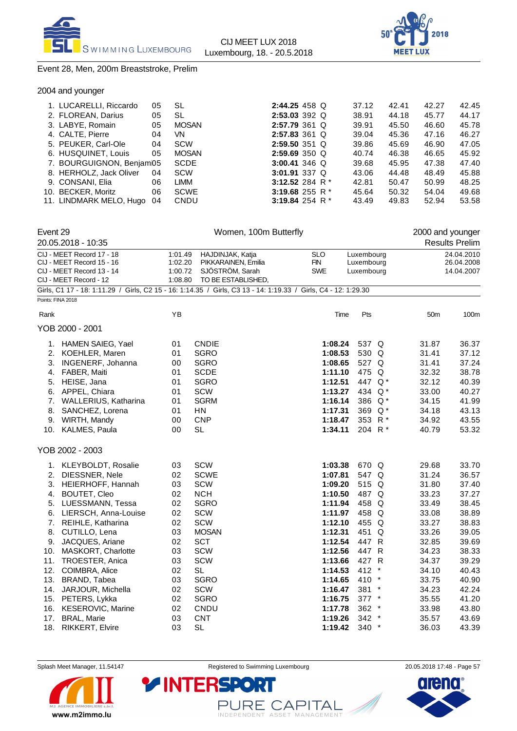Event 28, Men, 200m Breaststroke, Prelim

2004 and younger

| Rank | Name | YB | Club | Time | Pts | | 50m | 100m | 150m | 200m |
|---|---|---|---|---|---|---|---|---|---|---|
| 1. | LUCARELLI, Riccardo | 05 | SL | **2:44.25** | 458 | Q | 37.12 | 42.41 | 42.27 | 42.45 |
| 2. | FLOREAN, Darius | 05 | SL | **2:53.03** | 392 | Q | 38.91 | 44.18 | 45.77 | 44.17 |
| 3. | LABYE, Romain | 05 | MOSAN | **2:57.79** | 361 | Q | 39.91 | 45.50 | 46.60 | 45.78 |
| 4. | CALTE, Pierre | 04 | VN | **2:57.83** | 361 | Q | 39.04 | 45.36 | 47.16 | 46.27 |
| 5. | PEUKER, Carl-Ole | 04 | SCW | **2:59.50** | 351 | Q | 39.86 | 45.69 | 46.90 | 47.05 |
| 6. | HUSQUINET, Louis | 05 | MOSAN | **2:59.69** | 350 | Q | 40.74 | 46.38 | 46.65 | 45.92 |
| 7. | BOURGUIGNON, Benjami | 05 | SCDE | **3:00.41** | 346 | Q | 39.68 | 45.95 | 47.38 | 47.40 |
| 8. | HERHOLZ, Jack Oliver | 04 | SCW | **3:01.91** | 337 | Q | 43.06 | 44.48 | 48.49 | 45.88 |
| 9. | CONSANI, Elia | 06 | LIMM | **3:12.52** | 284 | R * | 42.81 | 50.47 | 50.99 | 48.25 |
| 10. | BECKER, Moritz | 06 | SCWE | **3:19.68** | 255 | R * | 45.64 | 50.32 | 54.04 | 49.68 |
| 11. | LINDMARK MELO, Hugo | 04 | CNDU | **3:19.84** | 254 | R * | 43.49 | 49.83 | 52.94 | 53.58 |

## Event 29 — Women, 100m Butterfly — 2000 and younger

20.05.2018 - 10:35 — Results Prelim

| Record | Time | Name | Nation | City | Date |
|---|---|---|---|---|---|
| CIJ - MEET Record 17 - 18 | 1:01.49 | HAJDINJAK, Katja | SLO | Luxembourg | 24.04.2010 |
| CIJ - MEET Record 15 - 16 | 1:02.20 | PIKKARAINEN, Emilia | FIN | Luxembourg | 26.04.2008 |
| CIJ - MEET Record 13 - 14 | 1:00.72 | SJÖSTRÖM, Sarah | SWE | Luxembourg | 14.04.2007 |
| CIJ - MEET Record - 12 | 1:08.80 | TO BE ESTABLISHED, | | | |

Girls, C1 17 - 18: 1:11.29 / Girls, C2 15 - 16: 1:14.35 / Girls, C3 13 - 14: 1:19.33 / Girls, C4 - 12: 1:29.30

Points: FINA 2018

YOB 2000 - 2001

| Rank | Name | YB | Club | Time | Pts | | 50m | 100m |
|---|---|---|---|---|---|---|---|---|
| 1. | HAMEN SAIEG, Yael | 01 | CNDIE | **1:08.24** | 537 | Q | 31.87 | 36.37 |
| 2. | KOEHLER, Maren | 01 | SGRO | **1:08.53** | 530 | Q | 31.41 | 37.12 |
| 3. | INGENERF, Johanna | 00 | SGRO | **1:08.65** | 527 | Q | 31.41 | 37.24 |
| 4. | FABER, Maiti | 01 | SCDE | **1:11.10** | 475 | Q | 32.32 | 38.78 |
| 5. | HEISE, Jana | 01 | SGRO | **1:12.51** | 447 | Q * | 32.12 | 40.39 |
| 6. | APPEL, Chiara | 01 | SCW | **1:13.27** | 434 | Q * | 33.00 | 40.27 |
| 7. | WALLERIUS, Katharina | 01 | SGRM | **1:16.14** | 386 | Q * | 34.15 | 41.99 |
| 8. | SANCHEZ, Lorena | 01 | HN | **1:17.31** | 369 | Q * | 34.18 | 43.13 |
| 9. | WIRTH, Mandy | 00 | CNP | **1:18.47** | 353 | R * | 34.92 | 43.55 |
| 10. | KALMES, Paula | 00 | SL | **1:34.11** | 204 | R * | 40.79 | 53.32 |

YOB 2002 - 2003

| Rank | Name | YB | Club | Time | Pts | | 50m | 100m |
|---|---|---|---|---|---|---|---|---|
| 1. | KLEYBOLDT, Rosalie | 03 | SCW | **1:03.38** | 670 | Q | 29.68 | 33.70 |
| 2. | DIESSNER, Nele | 02 | SCWE | **1:07.81** | 547 | Q | 31.24 | 36.57 |
| 3. | HEIERHOFF, Hannah | 03 | SCW | **1:09.20** | 515 | Q | 31.80 | 37.40 |
| 4. | BOUTET, Cleo | 02 | NCH | **1:10.50** | 487 | Q | 33.23 | 37.27 |
| 5. | LUESSMANN, Tessa | 02 | SGRO | **1:11.94** | 458 | Q | 33.49 | 38.45 |
| 6. | LIERSCH, Anna-Louise | 02 | SCW | **1:11.97** | 458 | Q | 33.08 | 38.89 |
| 7. | REIHLE, Katharina | 02 | SCW | **1:12.10** | 455 | Q | 33.27 | 38.83 |
| 8. | CUTILLO, Lena | 03 | MOSAN | **1:12.31** | 451 | Q | 33.26 | 39.05 |
| 9. | JACQUES, Ariane | 02 | SCT | **1:12.54** | 447 | R | 32.85 | 39.69 |
| 10. | MASKORT, Charlotte | 03 | SCW | **1:12.56** | 447 | R | 34.23 | 38.33 |
| 11. | TROESTER, Anica | 03 | SCW | **1:13.66** | 427 | R | 34.37 | 39.29 |
| 12. | COIMBRA, Alice | 02 | SL | **1:14.53** | 412 | * | 34.10 | 40.43 |
| 13. | BRAND, Tabea | 03 | SGRO | **1:14.65** | 410 | * | 33.75 | 40.90 |
| 14. | JARJOUR, Michella | 02 | SCW | **1:16.47** | 381 | * | 34.23 | 42.24 |
| 15. | PETERS, Lykka | 02 | SGRO | **1:16.75** | 377 | * | 35.55 | 41.20 |
| 16. | KESEROVIC, Marine | 02 | CNDU | **1:17.78** | 362 | * | 33.98 | 43.80 |
| 17. | BRAL, Marie | 03 | CNT | **1:19.26** | 342 | * | 35.57 | 43.69 |
| 18. | RIKKERT, Elvire | 03 | SL | **1:19.42** | 340 | * | 36.03 | 43.39 |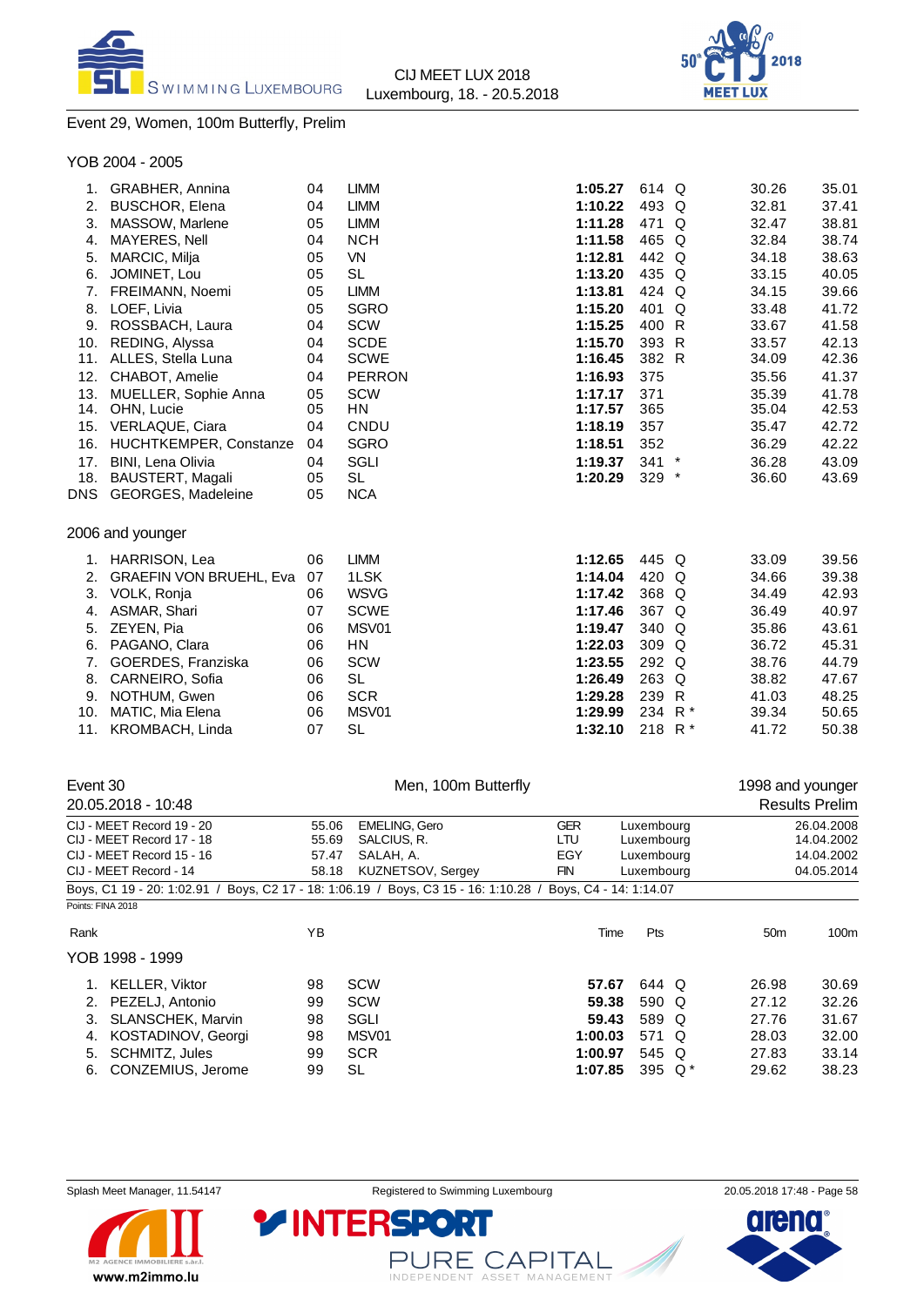## Event 29, Women, 100m Butterfly, Prelim

### YOB 2004 - 2005

| Rank | Name | YB | Club | Time | Pts | | 50m | 100m |
|---|---|---|---|---|---|---|---|---|
| 1. | GRABHER, Annina | 04 | LIMM | **1:05.27** | 614 | Q | 30.26 | 35.01 |
| 2. | BUSCHOR, Elena | 04 | LIMM | **1:10.22** | 493 | Q | 32.81 | 37.41 |
| 3. | MASSOW, Marlene | 05 | LIMM | **1:11.28** | 471 | Q | 32.47 | 38.81 |
| 4. | MAYERES, Nell | 04 | NCH | **1:11.58** | 465 | Q | 32.84 | 38.74 |
| 5. | MARCIC, Milja | 05 | VN | **1:12.81** | 442 | Q | 34.18 | 38.63 |
| 6. | JOMINET, Lou | 05 | SL | **1:13.20** | 435 | Q | 33.15 | 40.05 |
| 7. | FREIMANN, Noemi | 05 | LIMM | **1:13.81** | 424 | Q | 34.15 | 39.66 |
| 8. | LOEF, Livia | 05 | SGRO | **1:15.20** | 401 | Q | 33.48 | 41.72 |
| 9. | ROSSBACH, Laura | 04 | SCW | **1:15.25** | 400 | R | 33.67 | 41.58 |
| 10. | REDING, Alyssa | 04 | SCDE | **1:15.70** | 393 | R | 33.57 | 42.13 |
| 11. | ALLES, Stella Luna | 04 | SCWE | **1:16.45** | 382 | R | 34.09 | 42.36 |
| 12. | CHABOT, Amelie | 04 | PERRON | **1:16.93** | 375 | | 35.56 | 41.37 |
| 13. | MUELLER, Sophie Anna | 05 | SCW | **1:17.17** | 371 | | 35.39 | 41.78 |
| 14. | OHN, Lucie | 05 | HN | **1:17.57** | 365 | | 35.04 | 42.53 |
| 15. | VERLAQUE, Ciara | 04 | CNDU | **1:18.19** | 357 | | 35.47 | 42.72 |
| 16. | HUCHTKEMPER, Constanze | 04 | SGRO | **1:18.51** | 352 | | 36.29 | 42.22 |
| 17. | BINI, Lena Olivia | 04 | SGLI | **1:19.37** | 341 | * | 36.28 | 43.09 |
| 18. | BAUSTERT, Magali | 05 | SL | **1:20.29** | 329 | * | 36.60 | 43.69 |
| DNS | GEORGES, Madeleine | 05 | NCA | | | | | |

### 2006 and younger

| Rank | Name | YB | Club | Time | Pts | | 50m | 100m |
|---|---|---|---|---|---|---|---|---|
| 1. | HARRISON, Lea | 06 | LIMM | **1:12.65** | 445 | Q | 33.09 | 39.56 |
| 2. | GRAEFIN VON BRUEHL, Eva | 07 | 1LSK | **1:14.04** | 420 | Q | 34.66 | 39.38 |
| 3. | VOLK, Ronja | 06 | WSVG | **1:17.42** | 368 | Q | 34.49 | 42.93 |
| 4. | ASMAR, Shari | 07 | SCWE | **1:17.46** | 367 | Q | 36.49 | 40.97 |
| 5. | ZEYEN, Pia | 06 | MSV01 | **1:19.47** | 340 | Q | 35.86 | 43.61 |
| 6. | PAGANO, Clara | 06 | HN | **1:22.03** | 309 | Q | 36.72 | 45.31 |
| 7. | GOERDES, Franziska | 06 | SCW | **1:23.55** | 292 | Q | 38.76 | 44.79 |
| 8. | CARNEIRO, Sofia | 06 | SL | **1:26.49** | 263 | Q | 38.82 | 47.67 |
| 9. | NOTHUM, Gwen | 06 | SCR | **1:29.28** | 239 | R | 41.03 | 48.25 |
| 10. | MATIC, Mia Elena | 06 | MSV01 | **1:29.99** | 234 | R * | 39.34 | 50.65 |
| 11. | KROMBACH, Linda | 07 | SL | **1:32.10** | 218 | R * | 41.72 | 50.38 |

## Event 30 — Men, 100m Butterfly — 1998 and younger

20.05.2018 - 10:48 — Results Prelim

| Record | Time | Name | Nat | Place | Date |
|---|---|---|---|---|---|
| CIJ - MEET Record 19 - 20 | 55.06 | EMELING, Gero | GER | Luxembourg | 26.04.2008 |
| CIJ - MEET Record 17 - 18 | 55.69 | SALCIUS, R. | LTU | Luxembourg | 14.04.2002 |
| CIJ - MEET Record 15 - 16 | 57.47 | SALAH, A. | EGY | Luxembourg | 14.04.2002 |
| CIJ - MEET Record - 14 | 58.18 | KUZNETSOV, Sergey | FIN | Luxembourg | 04.05.2014 |

Boys, C1 19 - 20: 1:02.91 / Boys, C2 17 - 18: 1:06.19 / Boys, C3 15 - 16: 1:10.28 / Boys, C4 - 14: 1:14.07

Points: FINA 2018

### YOB 1998 - 1999

| Rank | Name | YB | Club | Time | Pts | | 50m | 100m |
|---|---|---|---|---|---|---|---|---|
| 1. | KELLER, Viktor | 98 | SCW | **57.67** | 644 | Q | 26.98 | 30.69 |
| 2. | PEZELJ, Antonio | 99 | SCW | **59.38** | 590 | Q | 27.12 | 32.26 |
| 3. | SLANSCHEK, Marvin | 98 | SGLI | **59.43** | 589 | Q | 27.76 | 31.67 |
| 4. | KOSTADINOV, Georgi | 98 | MSV01 | **1:00.03** | 571 | Q | 28.03 | 32.00 |
| 5. | SCHMITZ, Jules | 99 | SCR | **1:00.97** | 545 | Q | 27.83 | 33.14 |
| 6. | CONZEMIUS, Jerome | 99 | SL | **1:07.85** | 395 | Q * | 29.62 | 38.23 |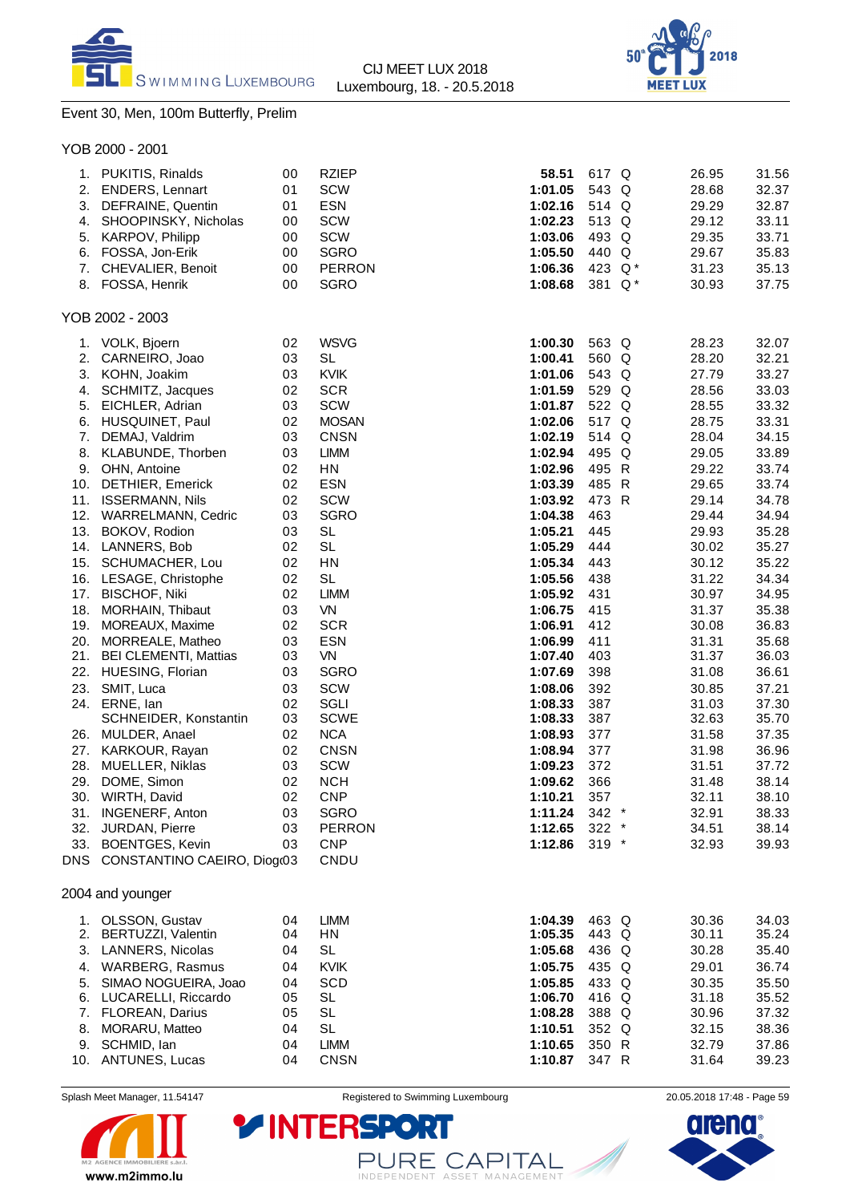CIJ MEET LUX 2018
Luxembourg, 18. - 20.5.2018

## Event 30, Men, 100m Butterfly, Prelim

### YOB 2000 - 2001

| Rank | Name | YOB | Club | Time | Points | | 50m | 100m |
|---|---|---|---|---|---|---|---|---|
| 1. | PUKITIS, Rinalds | 00 | RZIEP | **58.51** | 617 | Q | 26.95 | 31.56 |
| 2. | ENDERS, Lennart | 01 | SCW | **1:01.05** | 543 | Q | 28.68 | 32.37 |
| 3. | DEFRAINE, Quentin | 01 | ESN | **1:02.16** | 514 | Q | 29.29 | 32.87 |
| 4. | SHOOPINSKY, Nicholas | 00 | SCW | **1:02.23** | 513 | Q | 29.12 | 33.11 |
| 5. | KARPOV, Philipp | 00 | SCW | **1:03.06** | 493 | Q | 29.35 | 33.71 |
| 6. | FOSSA, Jon-Erik | 00 | SGRO | **1:05.50** | 440 | Q | 29.67 | 35.83 |
| 7. | CHEVALIER, Benoit | 00 | PERRON | **1:06.36** | 423 | Q * | 31.23 | 35.13 |
| 8. | FOSSA, Henrik | 00 | SGRO | **1:08.68** | 381 | Q * | 30.93 | 37.75 |

### YOB 2002 - 2003

| Rank | Name | YOB | Club | Time | Points | | 50m | 100m |
|---|---|---|---|---|---|---|---|---|
| 1. | VOLK, Bjoern | 02 | WSVG | **1:00.30** | 563 | Q | 28.23 | 32.07 |
| 2. | CARNEIRO, Joao | 03 | SL | **1:00.41** | 560 | Q | 28.20 | 32.21 |
| 3. | KOHN, Joakim | 03 | KVIK | **1:01.06** | 543 | Q | 27.79 | 33.27 |
| 4. | SCHMITZ, Jacques | 02 | SCR | **1:01.59** | 529 | Q | 28.56 | 33.03 |
| 5. | EICHLER, Adrian | 03 | SCW | **1:01.87** | 522 | Q | 28.55 | 33.32 |
| 6. | HUSQUINET, Paul | 02 | MOSAN | **1:02.06** | 517 | Q | 28.75 | 33.31 |
| 7. | DEMAJ, Valdrim | 03 | CNSN | **1:02.19** | 514 | Q | 28.04 | 34.15 |
| 8. | KLABUNDE, Thorben | 03 | LIMM | **1:02.94** | 495 | Q | 29.05 | 33.89 |
| 9. | OHN, Antoine | 02 | HN | **1:02.96** | 495 | R | 29.22 | 33.74 |
| 10. | DETHIER, Emerick | 02 | ESN | **1:03.39** | 485 | R | 29.65 | 33.74 |
| 11. | ISSERMANN, Nils | 02 | SCW | **1:03.92** | 473 | R | 29.14 | 34.78 |
| 12. | WARRELMANN, Cedric | 03 | SGRO | **1:04.38** | 463 | | 29.44 | 34.94 |
| 13. | BOKOV, Rodion | 03 | SL | **1:05.21** | 445 | | 29.93 | 35.28 |
| 14. | LANNERS, Bob | 02 | SL | **1:05.29** | 444 | | 30.02 | 35.27 |
| 15. | SCHUMACHER, Lou | 02 | HN | **1:05.34** | 443 | | 30.12 | 35.22 |
| 16. | LESAGE, Christophe | 02 | SL | **1:05.56** | 438 | | 31.22 | 34.34 |
| 17. | BISCHOF, Niki | 02 | LIMM | **1:05.92** | 431 | | 30.97 | 34.95 |
| 18. | MORHAIN, Thibaut | 03 | VN | **1:06.75** | 415 | | 31.37 | 35.38 |
| 19. | MOREAUX, Maxime | 02 | SCR | **1:06.91** | 412 | | 30.08 | 36.83 |
| 20. | MORREALE, Matheo | 03 | ESN | **1:06.99** | 411 | | 31.31 | 35.68 |
| 21. | BEI CLEMENTI, Mattias | 03 | VN | **1:07.40** | 403 | | 31.37 | 36.03 |
| 22. | HUESING, Florian | 03 | SGRO | **1:07.69** | 398 | | 31.08 | 36.61 |
| 23. | SMIT, Luca | 03 | SCW | **1:08.06** | 392 | | 30.85 | 37.21 |
| 24. | ERNE, Ian | 02 | SGLI | **1:08.33** | 387 | | 31.03 | 37.30 |
| | SCHNEIDER, Konstantin | 03 | SCWE | **1:08.33** | 387 | | 32.63 | 35.70 |
| 26. | MULDER, Anael | 02 | NCA | **1:08.93** | 377 | | 31.58 | 37.35 |
| 27. | KARKOUR, Rayan | 02 | CNSN | **1:08.94** | 377 | | 31.98 | 36.96 |
| 28. | MUELLER, Niklas | 03 | SCW | **1:09.23** | 372 | | 31.51 | 37.72 |
| 29. | DOME, Simon | 02 | NCH | **1:09.62** | 366 | | 31.48 | 38.14 |
| 30. | WIRTH, David | 02 | CNP | **1:10.21** | 357 | | 32.11 | 38.10 |
| 31. | INGENERF, Anton | 03 | SGRO | **1:11.24** | 342 | * | 32.91 | 38.33 |
| 32. | JURDAN, Pierre | 03 | PERRON | **1:12.65** | 322 | * | 34.51 | 38.14 |
| 33. | BOENTGES, Kevin | 03 | CNP | **1:12.86** | 319 | * | 32.93 | 39.93 |
| DNS | CONSTANTINO CAEIRO, Diogo | 03 | CNDU | | | | | |

### 2004 and younger

| Rank | Name | YOB | Club | Time | Points | | 50m | 100m |
|---|---|---|---|---|---|---|---|---|
| 1. | OLSSON, Gustav | 04 | LIMM | **1:04.39** | 463 | Q | 30.36 | 34.03 |
| 2. | BERTUZZI, Valentin | 04 | HN | **1:05.35** | 443 | Q | 30.11 | 35.24 |
| 3. | LANNERS, Nicolas | 04 | SL | **1:05.68** | 436 | Q | 30.28 | 35.40 |
| 4. | WARBERG, Rasmus | 04 | KVIK | **1:05.75** | 435 | Q | 29.01 | 36.74 |
| 5. | SIMAO NOGUEIRA, Joao | 04 | SCD | **1:05.85** | 433 | Q | 30.35 | 35.50 |
| 6. | LUCARELLI, Riccardo | 05 | SL | **1:06.70** | 416 | Q | 31.18 | 35.52 |
| 7. | FLOREAN, Darius | 05 | SL | **1:08.28** | 388 | Q | 30.96 | 37.32 |
| 8. | MORARU, Matteo | 04 | SL | **1:10.51** | 352 | Q | 32.15 | 38.36 |
| 9. | SCHMID, Ian | 04 | LIMM | **1:10.65** | 350 | R | 32.79 | 37.86 |
| 10. | ANTUNES, Lucas | 04 | CNSN | **1:10.87** | 347 | R | 31.64 | 39.23 |

Splash Meet Manager, 11.54147 — Registered to Swimming Luxembourg — 20.05.2018 17:48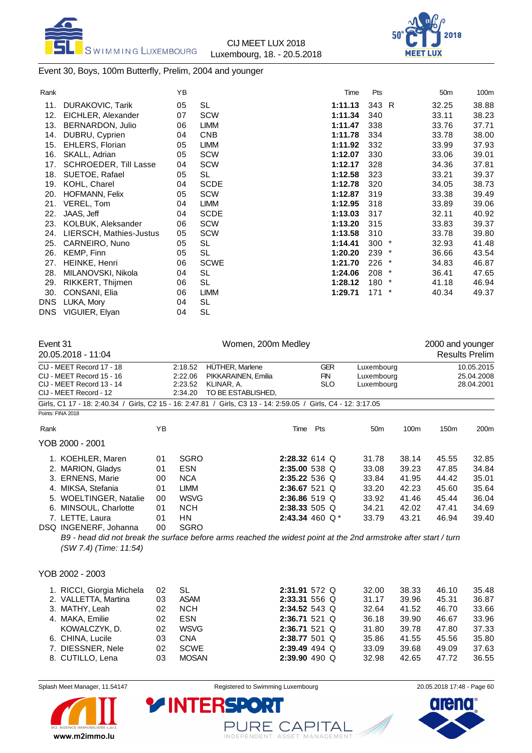Event 30, Boys, 100m Butterfly, Prelim, 2004 and younger

| Rank | | YB | | Time | Pts | 50m | 100m |
|---|---|---|---|---|---|---|---|
| 11. | DURAKOVIC, Tarik | 05 | SL | **1:11.13** | 343 R | 32.25 | 38.88 |
| 12. | EICHLER, Alexander | 07 | SCW | **1:11.34** | 340 | 33.11 | 38.23 |
| 13. | BERNARDON, Julio | 06 | LIMM | **1:11.47** | 338 | 33.76 | 37.71 |
| 14. | DUBRU, Cyprien | 04 | CNB | **1:11.78** | 334 | 33.78 | 38.00 |
| 15. | EHLERS, Florian | 05 | LIMM | **1:11.92** | 332 | 33.99 | 37.93 |
| 16. | SKALL, Adrian | 05 | SCW | **1:12.07** | 330 | 33.06 | 39.01 |
| 17. | SCHROEDER, Till Lasse | 04 | SCW | **1:12.17** | 328 | 34.36 | 37.81 |
| 18. | SUETOE, Rafael | 05 | SL | **1:12.58** | 323 | 33.21 | 39.37 |
| 19. | KOHL, Charel | 04 | SCDE | **1:12.78** | 320 | 34.05 | 38.73 |
| 20. | HOFMANN, Felix | 05 | SCW | **1:12.87** | 319 | 33.38 | 39.49 |
| 21. | VEREL, Tom | 04 | LIMM | **1:12.95** | 318 | 33.89 | 39.06 |
| 22. | JAAS, Jeff | 04 | SCDE | **1:13.03** | 317 | 32.11 | 40.92 |
| 23. | KOLBUK, Aleksander | 06 | SCW | **1:13.20** | 315 | 33.83 | 39.37 |
| 24. | LIERSCH, Mathies-Justus | 05 | SCW | **1:13.58** | 310 | 33.78 | 39.80 |
| 25. | CARNEIRO, Nuno | 05 | SL | **1:14.41** | 300 * | 32.93 | 41.48 |
| 26. | KEMP, Finn | 05 | SL | **1:20.20** | 239 * | 36.66 | 43.54 |
| 27. | HEINKE, Henri | 06 | SCWE | **1:21.70** | 226 * | 34.83 | 46.87 |
| 28. | MILANOVSKI, Nikola | 04 | SL | **1:24.06** | 208 * | 36.41 | 47.65 |
| 29. | RIKKERT, Thijmen | 06 | SL | **1:28.12** | 180 * | 41.18 | 46.94 |
| 30. | CONSANI, Elia | 06 | LIMM | **1:29.71** | 171 * | 40.34 | 49.37 |
| DNS | LUKA, Mory | 04 | SL | | | | |
| DNS | VIGUIER, Elyan | 04 | SL | | | | |

Event 31 — Women, 200m Medley — 2000 and younger
20.05.2018 - 11:04 — Results Prelim

| | | | | | |
|---|---|---|---|---|---|
| CIJ - MEET Record 17 - 18 | 2:18.52 | HÜTHER, Marlene | GER | Luxembourg | 10.05.2015 |
| CIJ - MEET Record 15 - 16 | 2:22.06 | PIKKARAINEN, Emilia | FIN | Luxembourg | 25.04.2008 |
| CIJ - MEET Record 13 - 14 | 2:23.52 | KLINAR, A. | SLO | Luxembourg | 28.04.2001 |
| CIJ - MEET Record - 12 | 2:34.20 | TO BE ESTABLISHED, | | | |

Girls, C1 17 - 18: 2:40.34 / Girls, C2 15 - 16: 2:47.81 / Girls, C3 13 - 14: 2:59.05 / Girls, C4 - 12: 3:17.05

Points: FINA 2018

YOB 2000 - 2001

| Rank | | YB | | Time | Pts | 50m | 100m | 150m | 200m |
|---|---|---|---|---|---|---|---|---|---|
| 1. | KOEHLER, Maren | 01 | SGRO | **2:28.32** | 614 Q | 31.78 | 38.14 | 45.55 | 32.85 |
| 2. | MARION, Gladys | 01 | ESN | **2:35.00** | 538 Q | 33.08 | 39.23 | 47.85 | 34.84 |
| 3. | ERNENS, Marie | 00 | NCA | **2:35.22** | 536 Q | 33.84 | 41.95 | 44.42 | 35.01 |
| 4. | MIKSA, Stefania | 01 | LIMM | **2:36.67** | 521 Q | 33.20 | 42.23 | 45.60 | 35.64 |
| 5. | WOELTINGER, Natalie | 00 | WSVG | **2:36.86** | 519 Q | 33.92 | 41.46 | 45.44 | 36.04 |
| 6. | MINSOUL, Charlotte | 01 | NCH | **2:38.33** | 505 Q | 34.21 | 42.02 | 47.41 | 34.69 |
| 7. | LETTE, Laura | 01 | HN | **2:43.34** | 460 Q * | 33.79 | 43.21 | 46.94 | 39.40 |
| DSQ | INGENERF, Johanna | 00 | SGRO | | | | | | |

*B9 - head did not break the surface before arms reached the widest point at the 2nd armstroke after start / turn (SW 7.4) (Time: 11:54)*

YOB 2002 - 2003

| Rank | | YB | | Time | Pts | 50m | 100m | 150m | 200m |
|---|---|---|---|---|---|---|---|---|---|
| 1. | RICCI, Giorgia Michela | 02 | SL | **2:31.91** | 572 Q | 32.00 | 38.33 | 46.10 | 35.48 |
| 2. | VALLETTA, Martina | 03 | ASAM | **2:33.31** | 556 Q | 31.17 | 39.96 | 45.31 | 36.87 |
| 3. | MATHY, Leah | 02 | NCH | **2:34.52** | 543 Q | 32.64 | 41.52 | 46.70 | 33.66 |
| 4. | MAKA, Emilie | 02 | ESN | **2:36.71** | 521 Q | 36.18 | 39.90 | 46.67 | 33.96 |
| | KOWALCZYK, D. | 02 | WSVG | **2:36.71** | 521 Q | 31.80 | 39.78 | 47.80 | 37.33 |
| 6. | CHINA, Lucile | 03 | CNA | **2:38.77** | 501 Q | 35.86 | 41.55 | 45.56 | 35.80 |
| 7. | DIESSNER, Nele | 02 | SCWE | **2:39.49** | 494 Q | 33.09 | 39.68 | 49.09 | 37.63 |
| 8. | CUTILLO, Lena | 03 | MOSAN | **2:39.90** | 490 Q | 32.98 | 42.65 | 47.72 | 36.55 |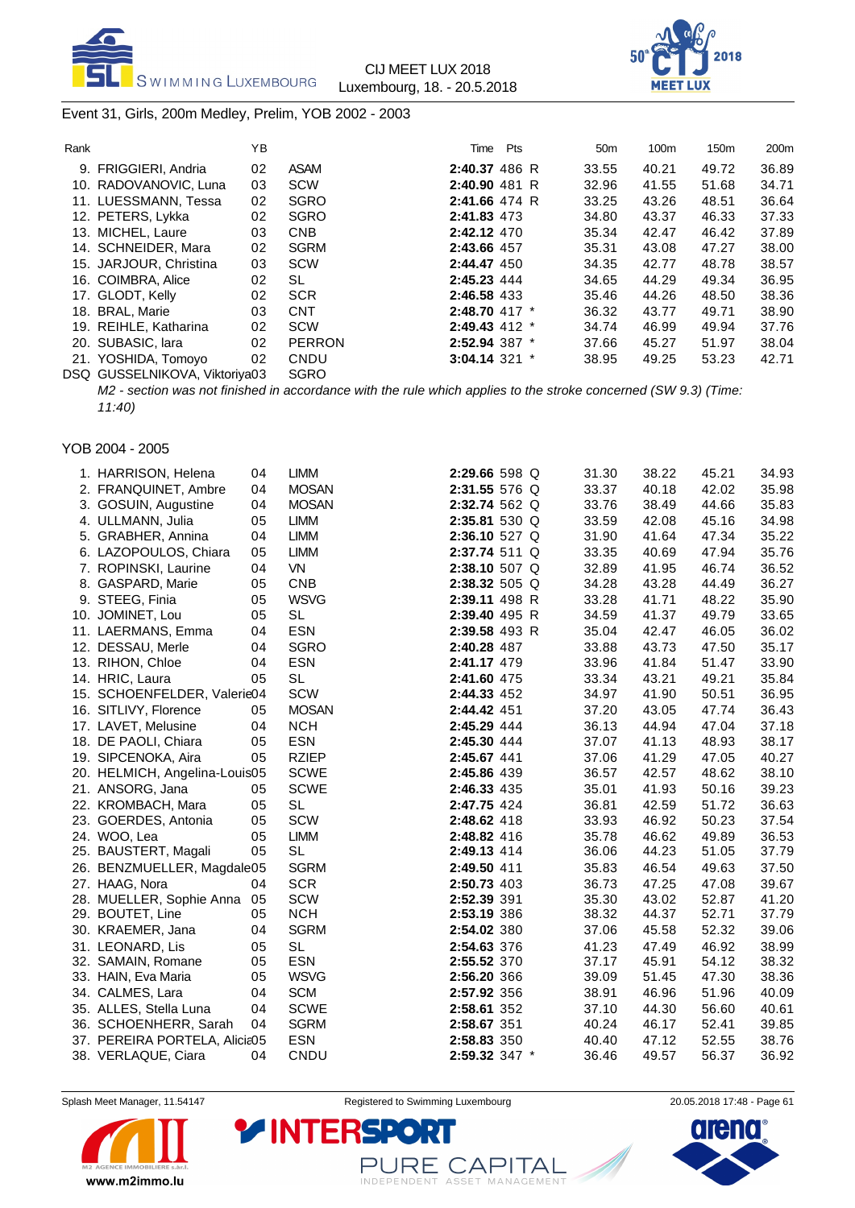## Event 31, Girls, 200m Medley, Prelim, YOB 2002 - 2003

| Rank | | YB | | Time | Pts | | 50m | 100m | 150m | 200m |
|---|---|---|---|---|---|---|---|---|---|---|
| 9. | FRIGGIERI, Andria | 02 | ASAM | **2:40.37** | 486 | R | 33.55 | 40.21 | 49.72 | 36.89 |
| 10. | RADOVANOVIC, Luna | 03 | SCW | **2:40.90** | 481 | R | 32.96 | 41.55 | 51.68 | 34.71 |
| 11. | LUESSMANN, Tessa | 02 | SGRO | **2:41.66** | 474 | R | 33.25 | 43.26 | 48.51 | 36.64 |
| 12. | PETERS, Lykka | 02 | SGRO | **2:41.83** | 473 | | 34.80 | 43.37 | 46.33 | 37.33 |
| 13. | MICHEL, Laure | 03 | CNB | **2:42.12** | 470 | | 35.34 | 42.47 | 46.42 | 37.89 |
| 14. | SCHNEIDER, Mara | 02 | SGRM | **2:43.66** | 457 | | 35.31 | 43.08 | 47.27 | 38.00 |
| 15. | JARJOUR, Christina | 03 | SCW | **2:44.47** | 450 | | 34.35 | 42.77 | 48.78 | 38.57 |
| 16. | COIMBRA, Alice | 02 | SL | **2:45.23** | 444 | | 34.65 | 44.29 | 49.34 | 36.95 |
| 17. | GLODT, Kelly | 02 | SCR | **2:46.58** | 433 | | 35.46 | 44.26 | 48.50 | 38.36 |
| 18. | BRAL, Marie | 03 | CNT | **2:48.70** | 417 | * | 36.32 | 43.77 | 49.71 | 38.90 |
| 19. | REIHLE, Katharina | 02 | SCW | **2:49.43** | 412 | * | 34.74 | 46.99 | 49.94 | 37.76 |
| 20. | SUBASIC, Iara | 02 | PERRON | **2:52.94** | 387 | * | 37.66 | 45.27 | 51.97 | 38.04 |
| 21. | YOSHIDA, Tomoyo | 02 | CNDU | **3:04.14** | 321 | * | 38.95 | 49.25 | 53.23 | 42.71 |
| DSQ | GUSSELNIKOVA, Viktoriya | 03 | SGRO | | | | | | | |

*M2 - section was not finished in accordance with the rule which applies to the stroke concerned (SW 9.3) (Time: 11:40)*

### YOB 2004 - 2005

| Rank | | YB | | Time | Pts | | 50m | 100m | 150m | 200m |
|---|---|---|---|---|---|---|---|---|---|---|
| 1. | HARRISON, Helena | 04 | LIMM | **2:29.66** | 598 | Q | 31.30 | 38.22 | 45.21 | 34.93 |
| 2. | FRANQUINET, Ambre | 04 | MOSAN | **2:31.55** | 576 | Q | 33.37 | 40.18 | 42.02 | 35.98 |
| 3. | GOSUIN, Augustine | 04 | MOSAN | **2:32.74** | 562 | Q | 33.76 | 38.49 | 44.66 | 35.83 |
| 4. | ULLMANN, Julia | 05 | LIMM | **2:35.81** | 530 | Q | 33.59 | 42.08 | 45.16 | 34.98 |
| 5. | GRABHER, Annina | 04 | LIMM | **2:36.10** | 527 | Q | 31.90 | 41.64 | 47.34 | 35.22 |
| 6. | LAZOPOULOS, Chiara | 05 | LIMM | **2:37.74** | 511 | Q | 33.35 | 40.69 | 47.94 | 35.76 |
| 7. | ROPINSKI, Laurine | 04 | VN | **2:38.10** | 507 | Q | 32.89 | 41.95 | 46.74 | 36.52 |
| 8. | GASPARD, Marie | 05 | CNB | **2:38.32** | 505 | Q | 34.28 | 43.28 | 44.49 | 36.27 |
| 9. | STEEG, Finia | 05 | WSVG | **2:39.11** | 498 | R | 33.28 | 41.71 | 48.22 | 35.90 |
| 10. | JOMINET, Lou | 05 | SL | **2:39.40** | 495 | R | 34.59 | 41.37 | 49.79 | 33.65 |
| 11. | LAERMANS, Emma | 04 | ESN | **2:39.58** | 493 | R | 35.04 | 42.47 | 46.05 | 36.02 |
| 12. | DESSAU, Merle | 04 | SGRO | **2:40.28** | 487 | | 33.88 | 43.73 | 47.50 | 35.17 |
| 13. | RIHON, Chloe | 04 | ESN | **2:41.17** | 479 | | 33.96 | 41.84 | 51.47 | 33.90 |
| 14. | HRIC, Laura | 05 | SL | **2:41.60** | 475 | | 33.34 | 43.21 | 49.21 | 35.84 |
| 15. | SCHOENFELDER, Valerie | 04 | SCW | **2:44.33** | 452 | | 34.97 | 41.90 | 50.51 | 36.95 |
| 16. | SITLIVY, Florence | 05 | MOSAN | **2:44.42** | 451 | | 37.20 | 43.05 | 47.74 | 36.43 |
| 17. | LAVET, Melusine | 04 | NCH | **2:45.29** | 444 | | 36.13 | 44.94 | 47.04 | 37.18 |
| 18. | DE PAOLI, Chiara | 05 | ESN | **2:45.30** | 444 | | 37.07 | 41.13 | 48.93 | 38.17 |
| 19. | SIPCENOKA, Aira | 05 | RZIEP | **2:45.67** | 441 | | 37.06 | 41.29 | 47.05 | 40.27 |
| 20. | HELMICH, Angelina-Louis | 05 | SCWE | **2:45.86** | 439 | | 36.57 | 42.57 | 48.62 | 38.10 |
| 21. | ANSORG, Jana | 05 | SCWE | **2:46.33** | 435 | | 35.01 | 41.93 | 50.16 | 39.23 |
| 22. | KROMBACH, Mara | 05 | SL | **2:47.75** | 424 | | 36.81 | 42.59 | 51.72 | 36.63 |
| 23. | GOERDES, Antonia | 05 | SCW | **2:48.62** | 418 | | 33.93 | 46.92 | 50.23 | 37.54 |
| 24. | WOO, Lea | 05 | LIMM | **2:48.82** | 416 | | 35.78 | 46.62 | 49.89 | 36.53 |
| 25. | BAUSTERT, Magali | 05 | SL | **2:49.13** | 414 | | 36.06 | 44.23 | 51.05 | 37.79 |
| 26. | BENZMUELLER, Magdale | 05 | SGRM | **2:49.50** | 411 | | 35.83 | 46.54 | 49.63 | 37.50 |
| 27. | HAAG, Nora | 04 | SCR | **2:50.73** | 403 | | 36.73 | 47.25 | 47.08 | 39.67 |
| 28. | MUELLER, Sophie Anna | 05 | SCW | **2:52.39** | 391 | | 35.30 | 43.02 | 52.87 | 41.20 |
| 29. | BOUTET, Line | 05 | NCH | **2:53.19** | 386 | | 38.32 | 44.37 | 52.71 | 37.79 |
| 30. | KRAEMER, Jana | 04 | SGRM | **2:54.02** | 380 | | 37.06 | 45.58 | 52.32 | 39.06 |
| 31. | LEONARD, Lis | 05 | SL | **2:54.63** | 376 | | 41.23 | 47.49 | 46.92 | 38.99 |
| 32. | SAMAIN, Romane | 05 | ESN | **2:55.52** | 370 | | 37.17 | 45.91 | 54.12 | 38.32 |
| 33. | HAIN, Eva Maria | 05 | WSVG | **2:56.20** | 366 | | 39.09 | 51.45 | 47.30 | 38.36 |
| 34. | CALMES, Lara | 04 | SCM | **2:57.92** | 356 | | 38.91 | 46.96 | 51.96 | 40.09 |
| 35. | ALLES, Stella Luna | 04 | SCWE | **2:58.61** | 352 | | 37.10 | 44.30 | 56.60 | 40.61 |
| 36. | SCHOENHERR, Sarah | 04 | SGRM | **2:58.67** | 351 | | 40.24 | 46.17 | 52.41 | 39.85 |
| 37. | PEREIRA PORTELA, Alicia | 05 | ESN | **2:58.83** | 350 | | 40.40 | 47.12 | 52.55 | 38.76 |
| 38. | VERLAQUE, Ciara | 04 | CNDU | **2:59.32** | 347 | * | 36.46 | 49.57 | 56.37 | 36.92 |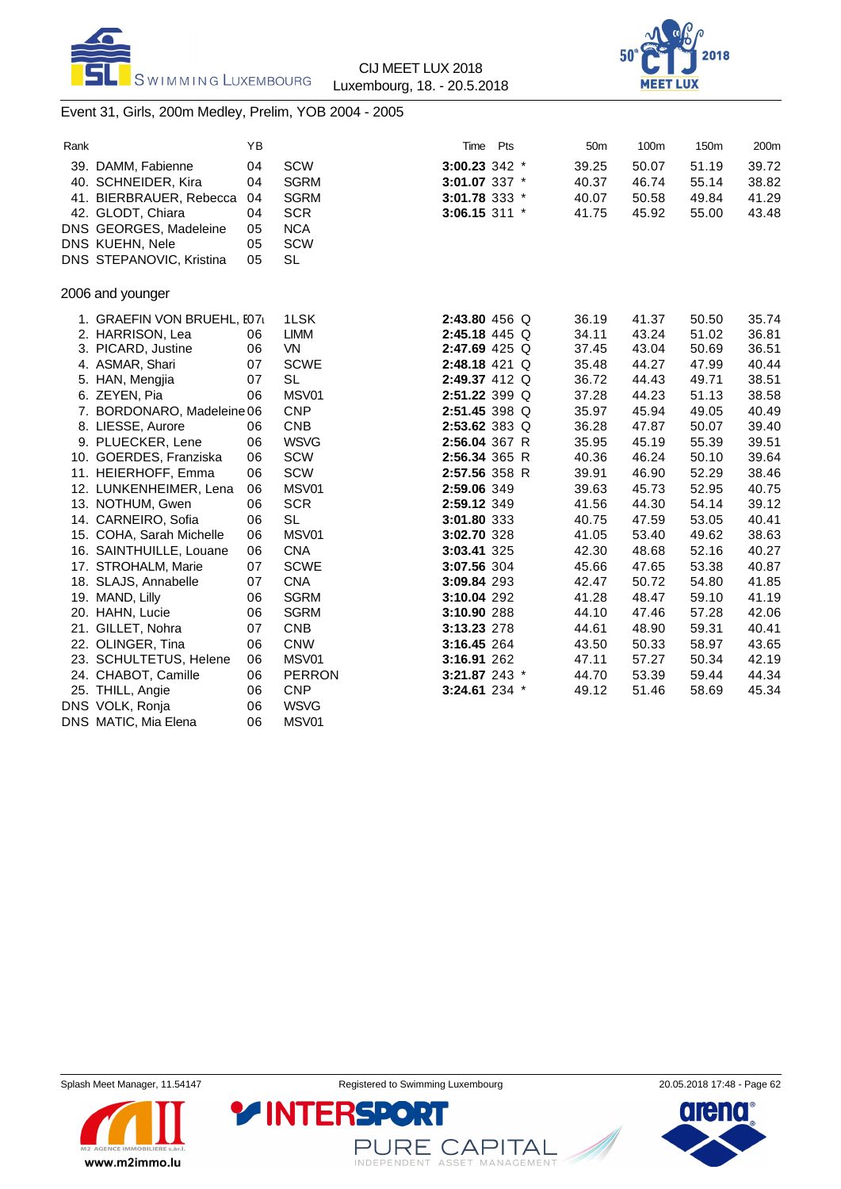CIJ MEET LUX 2018
Luxembourg, 18. - 20.5.2018

## Event 31, Girls, 200m Medley, Prelim, YOB 2004 - 2005

| Rank | | YB | | Time | Pts | | 50m | 100m | 150m | 200m |
|---|---|---|---|---|---|---|---|---|---|---|
| 39. | DAMM, Fabienne | 04 | SCW | **3:00.23** | 342 | * | 39.25 | 50.07 | 51.19 | 39.72 |
| 40. | SCHNEIDER, Kira | 04 | SGRM | **3:01.07** | 337 | * | 40.37 | 46.74 | 55.14 | 38.82 |
| 41. | BIERBRAUER, Rebecca | 04 | SGRM | **3:01.78** | 333 | * | 40.07 | 50.58 | 49.84 | 41.29 |
| 42. | GLODT, Chiara | 04 | SCR | **3:06.15** | 311 | * | 41.75 | 45.92 | 55.00 | 43.48 |
| DNS | GEORGES, Madeleine | 05 | NCA | | | | | | | |
| DNS | KUEHN, Nele | 05 | SCW | | | | | | | |
| DNS | STEPANOVIC, Kristina | 05 | SL | | | | | | | |

### 2006 and younger

| Rank | | YB | | Time | Pts | | 50m | 100m | 150m | 200m |
|---|---|---|---|---|---|---|---|---|---|---|
| 1. | GRAEFIN VON BRUEHL, E | 07 | 1LSK | **2:43.80** | 456 | Q | 36.19 | 41.37 | 50.50 | 35.74 |
| 2. | HARRISON, Lea | 06 | LIMM | **2:45.18** | 445 | Q | 34.11 | 43.24 | 51.02 | 36.81 |
| 3. | PICARD, Justine | 06 | VN | **2:47.69** | 425 | Q | 37.45 | 43.04 | 50.69 | 36.51 |
| 4. | ASMAR, Shari | 07 | SCWE | **2:48.18** | 421 | Q | 35.48 | 44.27 | 47.99 | 40.44 |
| 5. | HAN, Mengjia | 07 | SL | **2:49.37** | 412 | Q | 36.72 | 44.43 | 49.71 | 38.51 |
| 6. | ZEYEN, Pia | 06 | MSV01 | **2:51.22** | 399 | Q | 37.28 | 44.23 | 51.13 | 38.58 |
| 7. | BORDONARO, Madeleine | 06 | CNP | **2:51.45** | 398 | Q | 35.97 | 45.94 | 49.05 | 40.49 |
| 8. | LIESSE, Aurore | 06 | CNB | **2:53.62** | 383 | Q | 36.28 | 47.87 | 50.07 | 39.40 |
| 9. | PLUECKER, Lene | 06 | WSVG | **2:56.04** | 367 | R | 35.95 | 45.19 | 55.39 | 39.51 |
| 10. | GOERDES, Franziska | 06 | SCW | **2:56.34** | 365 | R | 40.36 | 46.24 | 50.10 | 39.64 |
| 11. | HEIERHOFF, Emma | 06 | SCW | **2:57.56** | 358 | R | 39.91 | 46.90 | 52.29 | 38.46 |
| 12. | LUNKENHEIMER, Lena | 06 | MSV01 | **2:59.06** | 349 | | 39.63 | 45.73 | 52.95 | 40.75 |
| 13. | NOTHUM, Gwen | 06 | SCR | **2:59.12** | 349 | | 41.56 | 44.30 | 54.14 | 39.12 |
| 14. | CARNEIRO, Sofia | 06 | SL | **3:01.80** | 333 | | 40.75 | 47.59 | 53.05 | 40.41 |
| 15. | COHA, Sarah Michelle | 06 | MSV01 | **3:02.70** | 328 | | 41.05 | 53.40 | 49.62 | 38.63 |
| 16. | SAINTHUILLE, Louane | 06 | CNA | **3:03.41** | 325 | | 42.30 | 48.68 | 52.16 | 40.27 |
| 17. | STROHALM, Marie | 07 | SCWE | **3:07.56** | 304 | | 45.66 | 47.65 | 53.38 | 40.87 |
| 18. | SLAJS, Annabelle | 07 | CNA | **3:09.84** | 293 | | 42.47 | 50.72 | 54.80 | 41.85 |
| 19. | MAND, Lilly | 06 | SGRM | **3:10.04** | 292 | | 41.28 | 48.47 | 59.10 | 41.19 |
| 20. | HAHN, Lucie | 06 | SGRM | **3:10.90** | 288 | | 44.10 | 47.46 | 57.28 | 42.06 |
| 21. | GILLET, Nohra | 07 | CNB | **3:13.23** | 278 | | 44.61 | 48.90 | 59.31 | 40.41 |
| 22. | OLINGER, Tina | 06 | CNW | **3:16.45** | 264 | | 43.50 | 50.33 | 58.97 | 43.65 |
| 23. | SCHULTETUS, Helene | 06 | MSV01 | **3:16.91** | 262 | | 47.11 | 57.27 | 50.34 | 42.19 |
| 24. | CHABOT, Camille | 06 | PERRON | **3:21.87** | 243 | * | 44.70 | 53.39 | 59.44 | 44.34 |
| 25. | THILL, Angie | 06 | CNP | **3:24.61** | 234 | * | 49.12 | 51.46 | 58.69 | 45.34 |
| DNS | VOLK, Ronja | 06 | WSVG | | | | | | | |
| DNS | MATIC, Mia Elena | 06 | MSV01 | | | | | | | |

Splash Meet Manager, 11.54147 — Registered to Swimming Luxembourg — 20.05.2018 17:48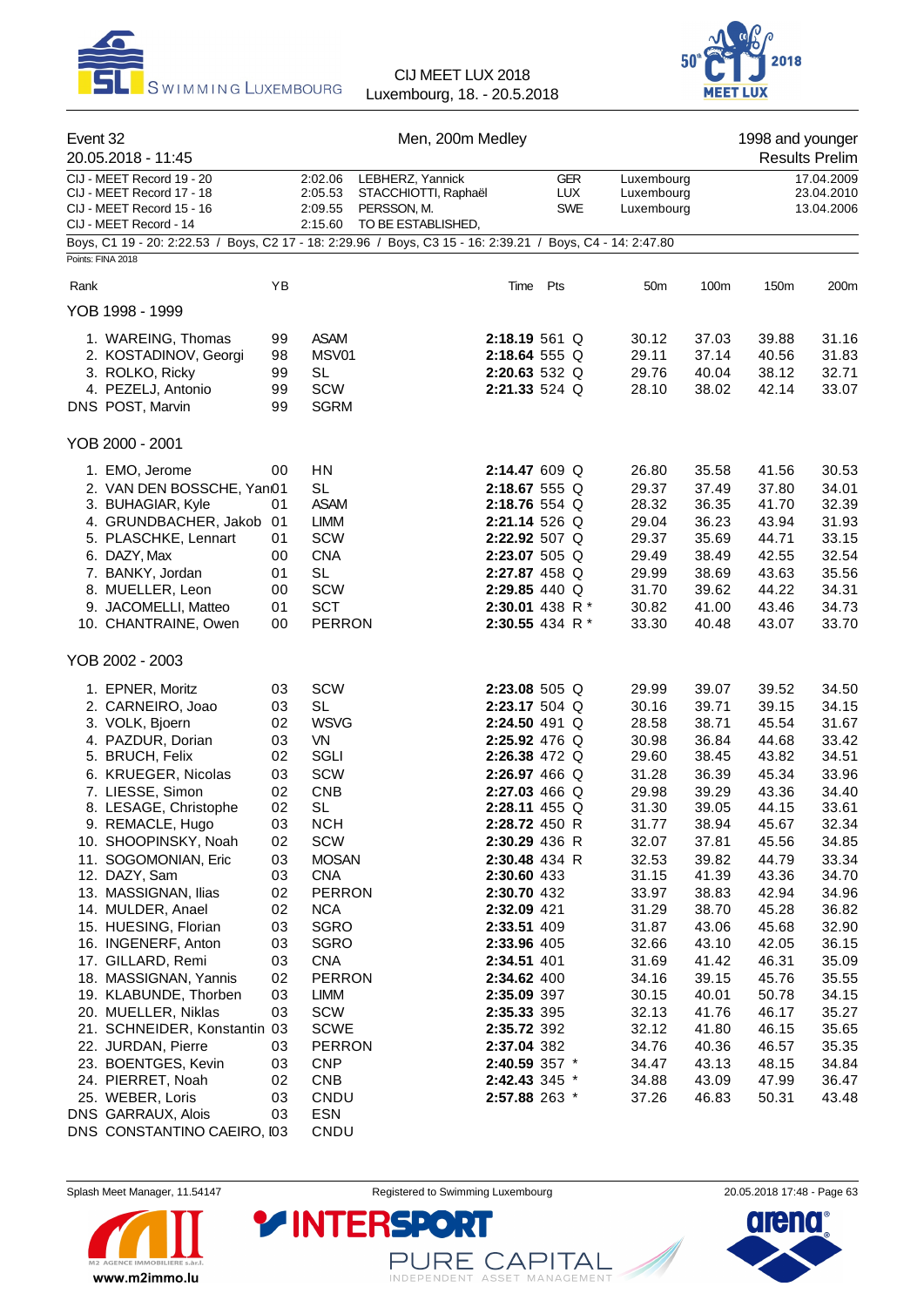CIJ MEET LUX 2018
Luxembourg, 18. - 20.5.2018

## Event 32 — Men, 200m Medley — 1998 and younger

20.05.2018 - 11:45 — Results Prelim

| Record | Time | Name | Nat | Place | Date |
|---|---|---|---|---|---|
| CIJ - MEET Record 19 - 20 | 2:02.06 | LEBHERZ, Yannick | GER | Luxembourg | 17.04.2009 |
| CIJ - MEET Record 17 - 18 | 2:05.53 | STACCHIOTTI, Raphaël | LUX | Luxembourg | 23.04.2010 |
| CIJ - MEET Record 15 - 16 | 2:09.55 | PERSSON, M. | SWE | Luxembourg | 13.04.2006 |
| CIJ - MEET Record - 14 | 2:15.60 | TO BE ESTABLISHED, | | | |

Boys, C1 19 - 20: 2:22.53 / Boys, C2 17 - 18: 2:29.96 / Boys, C3 15 - 16: 2:39.21 / Boys, C4 - 14: 2:47.80

Points: FINA 2018

### YOB 1998 - 1999

| Rank | Name | YB | Club | Time | Pts | | 50m | 100m | 150m | 200m |
|---|---|---|---|---|---|---|---|---|---|---|
| 1. | WAREING, Thomas | 99 | ASAM | **2:18.19** | 561 | Q | 30.12 | 37.03 | 39.88 | 31.16 |
| 2. | KOSTADINOV, Georgi | 98 | MSV01 | **2:18.64** | 555 | Q | 29.11 | 37.14 | 40.56 | 31.83 |
| 3. | ROLKO, Ricky | 99 | SL | **2:20.63** | 532 | Q | 29.76 | 40.04 | 38.12 | 32.71 |
| 4. | PEZELJ, Antonio | 99 | SCW | **2:21.33** | 524 | Q | 28.10 | 38.02 | 42.14 | 33.07 |
| DNS | POST, Marvin | 99 | SGRM | | | | | | | |

### YOB 2000 - 2001

| Rank | Name | YB | Club | Time | Pts | | 50m | 100m | 150m | 200m |
|---|---|---|---|---|---|---|---|---|---|---|
| 1. | EMO, Jerome | 00 | HN | **2:14.47** | 609 | Q | 26.80 | 35.58 | 41.56 | 30.53 |
| 2. | VAN DEN BOSSCHE, Yan | 01 | SL | **2:18.67** | 555 | Q | 29.37 | 37.49 | 37.80 | 34.01 |
| 3. | BUHAGIAR, Kyle | 01 | ASAM | **2:18.76** | 554 | Q | 28.32 | 36.35 | 41.70 | 32.39 |
| 4. | GRUNDBACHER, Jakob | 01 | LIMM | **2:21.14** | 526 | Q | 29.04 | 36.23 | 43.94 | 31.93 |
| 5. | PLASCHKE, Lennart | 01 | SCW | **2:22.92** | 507 | Q | 29.37 | 35.69 | 44.71 | 33.15 |
| 6. | DAZY, Max | 00 | CNA | **2:23.07** | 505 | Q | 29.49 | 38.49 | 42.55 | 32.54 |
| 7. | BANKY, Jordan | 01 | SL | **2:27.87** | 458 | Q | 29.99 | 38.69 | 43.63 | 35.56 |
| 8. | MUELLER, Leon | 00 | SCW | **2:29.85** | 440 | Q | 31.70 | 39.62 | 44.22 | 34.31 |
| 9. | JACOMELLI, Matteo | 01 | SCT | **2:30.01** | 438 | R * | 30.82 | 41.00 | 43.46 | 34.73 |
| 10. | CHANTRAINE, Owen | 00 | PERRON | **2:30.55** | 434 | R * | 33.30 | 40.48 | 43.07 | 33.70 |

### YOB 2002 - 2003

| Rank | Name | YB | Club | Time | Pts | | 50m | 100m | 150m | 200m |
|---|---|---|---|---|---|---|---|---|---|---|
| 1. | EPNER, Moritz | 03 | SCW | **2:23.08** | 505 | Q | 29.99 | 39.07 | 39.52 | 34.50 |
| 2. | CARNEIRO, Joao | 03 | SL | **2:23.17** | 504 | Q | 30.16 | 39.71 | 39.15 | 34.15 |
| 3. | VOLK, Bjoern | 02 | WSVG | **2:24.50** | 491 | Q | 28.58 | 38.71 | 45.54 | 31.67 |
| 4. | PAZDUR, Dorian | 03 | VN | **2:25.92** | 476 | Q | 30.98 | 36.84 | 44.68 | 33.42 |
| 5. | BRUCH, Felix | 02 | SGLI | **2:26.38** | 472 | Q | 29.60 | 38.45 | 43.82 | 34.51 |
| 6. | KRUEGER, Nicolas | 03 | SCW | **2:26.97** | 466 | Q | 31.28 | 36.39 | 45.34 | 33.96 |
| 7. | LIESSE, Simon | 02 | CNB | **2:27.03** | 466 | Q | 29.98 | 39.29 | 43.36 | 34.40 |
| 8. | LESAGE, Christophe | 02 | SL | **2:28.11** | 455 | Q | 31.30 | 39.05 | 44.15 | 33.61 |
| 9. | REMACLE, Hugo | 03 | NCH | **2:28.72** | 450 | R | 31.77 | 38.94 | 45.67 | 32.34 |
| 10. | SHOOPINSKY, Noah | 02 | SCW | **2:30.29** | 436 | R | 32.07 | 37.81 | 45.56 | 34.85 |
| 11. | SOGOMONIAN, Eric | 03 | MOSAN | **2:30.48** | 434 | R | 32.53 | 39.82 | 44.79 | 33.34 |
| 12. | DAZY, Sam | 03 | CNA | **2:30.60** | 433 | | 31.15 | 41.39 | 43.36 | 34.70 |
| 13. | MASSIGNAN, Ilias | 02 | PERRON | **2:30.70** | 432 | | 33.97 | 38.83 | 42.94 | 34.96 |
| 14. | MULDER, Anael | 02 | NCA | **2:32.09** | 421 | | 31.29 | 38.70 | 45.28 | 36.82 |
| 15. | HUESING, Florian | 03 | SGRO | **2:33.51** | 409 | | 31.87 | 43.06 | 45.68 | 32.90 |
| 16. | INGENERF, Anton | 03 | SGRO | **2:33.96** | 405 | | 32.66 | 43.10 | 42.05 | 36.15 |
| 17. | GILLARD, Remi | 03 | CNA | **2:34.51** | 401 | | 31.69 | 41.42 | 46.31 | 35.09 |
| 18. | MASSIGNAN, Yannis | 02 | PERRON | **2:34.62** | 400 | | 34.16 | 39.15 | 45.76 | 35.55 |
| 19. | KLABUNDE, Thorben | 03 | LIMM | **2:35.09** | 397 | | 30.15 | 40.01 | 50.78 | 34.15 |
| 20. | MUELLER, Niklas | 03 | SCW | **2:35.33** | 395 | | 32.13 | 41.76 | 46.17 | 35.27 |
| 21. | SCHNEIDER, Konstantin | 03 | SCWE | **2:35.72** | 392 | | 32.12 | 41.80 | 46.15 | 35.65 |
| 22. | JURDAN, Pierre | 03 | PERRON | **2:37.04** | 382 | | 34.76 | 40.36 | 46.57 | 35.35 |
| 23. | BOENTGES, Kevin | 03 | CNP | **2:40.59** | 357 | * | 34.47 | 43.13 | 48.15 | 34.84 |
| 24. | PIERRET, Noah | 02 | CNB | **2:42.43** | 345 | * | 34.88 | 43.09 | 47.99 | 36.47 |
| 25. | WEBER, Loris | 03 | CNDU | **2:57.88** | 263 | * | 37.26 | 46.83 | 50.31 | 43.48 |
| DNS | GARRAUX, Alois | 03 | ESN | | | | | | | |
| DNS | CONSTANTINO CAEIRO, I | 03 | CNDU | | | | | | | |

Splash Meet Manager, 11.54147 — Registered to Swimming Luxembourg — 20.05.2018 17:48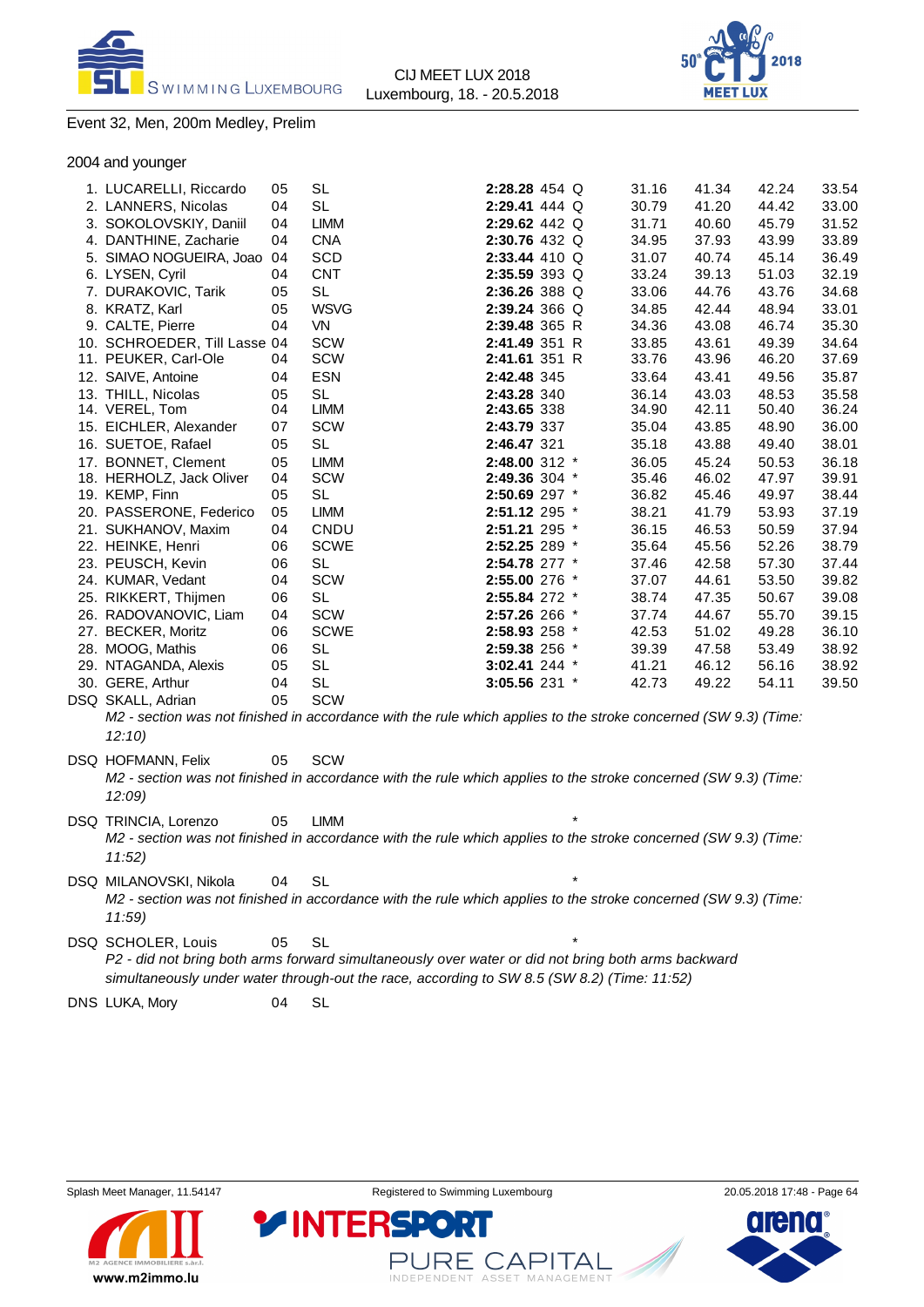## Event 32, Men, 200m Medley, Prelim

### 2004 and younger

| Place | Name | YoB | Club | Time | Pts | | 50m | 100m | 150m | 200m |
|---|---|---|---|---|---|---|---|---|---|---|
| 1. | LUCARELLI, Riccardo | 05 | SL | **2:28.28** | 454 | Q | 31.16 | 41.34 | 42.24 | 33.54 |
| 2. | LANNERS, Nicolas | 04 | SL | **2:29.41** | 444 | Q | 30.79 | 41.20 | 44.42 | 33.00 |
| 3. | SOKOLOVSKIY, Daniil | 04 | LIMM | **2:29.62** | 442 | Q | 31.71 | 40.60 | 45.79 | 31.52 |
| 4. | DANTHINE, Zacharie | 04 | CNA | **2:30.76** | 432 | Q | 34.95 | 37.93 | 43.99 | 33.89 |
| 5. | SIMAO NOGUEIRA, Joao | 04 | SCD | **2:33.44** | 410 | Q | 31.07 | 40.74 | 45.14 | 36.49 |
| 6. | LYSEN, Cyril | 04 | CNT | **2:35.59** | 393 | Q | 33.24 | 39.13 | 51.03 | 32.19 |
| 7. | DURAKOVIC, Tarik | 05 | SL | **2:36.26** | 388 | Q | 33.06 | 44.76 | 43.76 | 34.68 |
| 8. | KRATZ, Karl | 05 | WSVG | **2:39.24** | 366 | Q | 34.85 | 42.44 | 48.94 | 33.01 |
| 9. | CALTE, Pierre | 04 | VN | **2:39.48** | 365 | R | 34.36 | 43.08 | 46.74 | 35.30 |
| 10. | SCHROEDER, Till Lasse | 04 | SCW | **2:41.49** | 351 | R | 33.85 | 43.61 | 49.39 | 34.64 |
| 11. | PEUKER, Carl-Ole | 04 | SCW | **2:41.61** | 351 | R | 33.76 | 43.96 | 46.20 | 37.69 |
| 12. | SAIVE, Antoine | 04 | ESN | **2:42.48** | 345 | | 33.64 | 43.41 | 49.56 | 35.87 |
| 13. | THILL, Nicolas | 05 | SL | **2:43.28** | 340 | | 36.14 | 43.03 | 48.53 | 35.58 |
| 14. | VEREL, Tom | 04 | LIMM | **2:43.65** | 338 | | 34.90 | 42.11 | 50.40 | 36.24 |
| 15. | EICHLER, Alexander | 07 | SCW | **2:43.79** | 337 | | 35.04 | 43.85 | 48.90 | 36.00 |
| 16. | SUETOE, Rafael | 05 | SL | **2:46.47** | 321 | | 35.18 | 43.88 | 49.40 | 38.01 |
| 17. | BONNET, Clement | 05 | LIMM | **2:48.00** | 312 | * | 36.05 | 45.24 | 50.53 | 36.18 |
| 18. | HERHOLZ, Jack Oliver | 04 | SCW | **2:49.36** | 304 | * | 35.46 | 46.02 | 47.97 | 39.91 |
| 19. | KEMP, Finn | 05 | SL | **2:50.69** | 297 | * | 36.82 | 45.46 | 49.97 | 38.44 |
| 20. | PASSERONE, Federico | 05 | LIMM | **2:51.12** | 295 | * | 38.21 | 41.79 | 53.93 | 37.19 |
| 21. | SUKHANOV, Maxim | 04 | CNDU | **2:51.21** | 295 | * | 36.15 | 46.53 | 50.59 | 37.94 |
| 22. | HEINKE, Henri | 06 | SCWE | **2:52.25** | 289 | * | 35.64 | 45.56 | 52.26 | 38.79 |
| 23. | PEUSCH, Kevin | 06 | SL | **2:54.78** | 277 | * | 37.46 | 42.58 | 57.30 | 37.44 |
| 24. | KUMAR, Vedant | 04 | SCW | **2:55.00** | 276 | * | 37.07 | 44.61 | 53.50 | 39.82 |
| 25. | RIKKERT, Thijmen | 06 | SL | **2:55.84** | 272 | * | 38.74 | 47.35 | 50.67 | 39.08 |
| 26. | RADOVANOVIC, Liam | 04 | SCW | **2:57.26** | 266 | * | 37.74 | 44.67 | 55.70 | 39.15 |
| 27. | BECKER, Moritz | 06 | SCWE | **2:58.93** | 258 | * | 42.53 | 51.02 | 49.28 | 36.10 |
| 28. | MOOG, Mathis | 06 | SL | **2:59.38** | 256 | * | 39.39 | 47.58 | 53.49 | 38.92 |
| 29. | NTAGANDA, Alexis | 05 | SL | **3:02.41** | 244 | * | 41.21 | 46.12 | 56.16 | 38.92 |
| 30. | GERE, Arthur | 04 | SL | **3:05.56** | 231 | * | 42.73 | 49.22 | 54.11 | 39.50 |

DSQ SKALL, Adrian 05 SCW
*M2 - section was not finished in accordance with the rule which applies to the stroke concerned (SW 9.3) (Time: 12:10)*

DSQ HOFMANN, Felix 05 SCW
*M2 - section was not finished in accordance with the rule which applies to the stroke concerned (SW 9.3) (Time: 12:09)*

DSQ TRINCIA, Lorenzo 05 LIMM *
*M2 - section was not finished in accordance with the rule which applies to the stroke concerned (SW 9.3) (Time: 11:52)*

DSQ MILANOVSKI, Nikola 04 SL *
*M2 - section was not finished in accordance with the rule which applies to the stroke concerned (SW 9.3) (Time: 11:59)*

DSQ SCHOLER, Louis 05 SL *
*P2 - did not bring both arms forward simultaneously over water or did not bring both arms backward simultaneously under water through-out the race, according to SW 8.5 (SW 8.2) (Time: 11:52)*

DNS LUKA, Mory 04 SL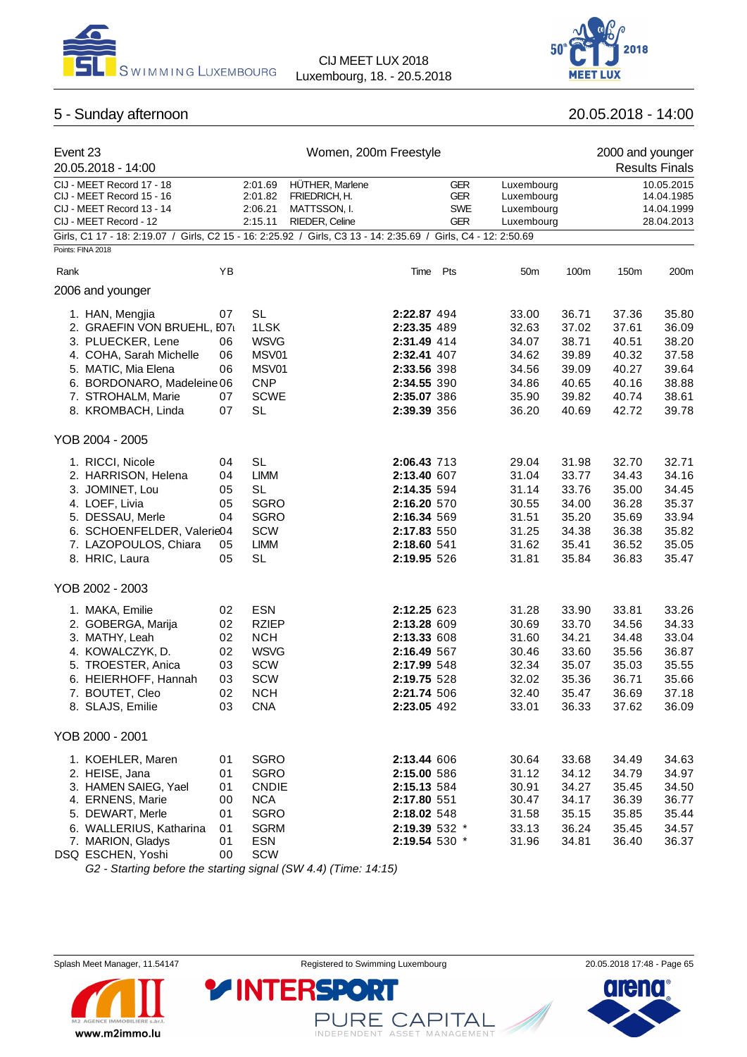## 5 - Sunday afternoon

20.05.2018 - 14:00

### Event 23 — Women, 200m Freestyle — 2000 and younger

20.05.2018 - 14:00 — Results Finals

| | | | | | |
|---|---|---|---|---|---|
| CIJ - MEET Record 17 - 18 | 2:01.69 | HÜTHER, Marlene | GER | Luxembourg | 10.05.2015 |
| CIJ - MEET Record 15 - 16 | 2:01.82 | FRIEDRICH, H. | GER | Luxembourg | 14.04.1985 |
| CIJ - MEET Record 13 - 14 | 2:06.21 | MATTSSON, I. | SWE | Luxembourg | 14.04.1999 |
| CIJ - MEET Record - 12 | 2:15.11 | RIEDER, Celine | GER | Luxembourg | 28.04.2013 |

Girls, C1 17 - 18: 2:19.07 / Girls, C2 15 - 16: 2:25.92 / Girls, C3 13 - 14: 2:35.69 / Girls, C4 - 12: 2:50.69

Points: FINA 2018

| Rank | Name | YB | Club | Time | Pts | 50m | 100m | 150m | 200m |
|---|---|---|---|---|---|---|---|---|---|
| **2006 and younger** | | | | | | | | | |
| 1. | HAN, Mengjia | 07 | SL | **2:22.87** | 494 | 33.00 | 36.71 | 37.36 | 35.80 |
| 2. | GRAEFIN VON BRUEHL, E | 07 | 1LSK | **2:23.35** | 489 | 32.63 | 37.02 | 37.61 | 36.09 |
| 3. | PLUECKER, Lene | 06 | WSVG | **2:31.49** | 414 | 34.07 | 38.71 | 40.51 | 38.20 |
| 4. | COHA, Sarah Michelle | 06 | MSV01 | **2:32.41** | 407 | 34.62 | 39.89 | 40.32 | 37.58 |
| 5. | MATIC, Mia Elena | 06 | MSV01 | **2:33.56** | 398 | 34.56 | 39.09 | 40.27 | 39.64 |
| 6. | BORDONARO, Madeleine | 06 | CNP | **2:34.55** | 390 | 34.86 | 40.65 | 40.16 | 38.88 |
| 7. | STROHALM, Marie | 07 | SCWE | **2:35.07** | 386 | 35.90 | 39.82 | 40.74 | 38.61 |
| 8. | KROMBACH, Linda | 07 | SL | **2:39.39** | 356 | 36.20 | 40.69 | 42.72 | 39.78 |
| **YOB 2004 - 2005** | | | | | | | | | |
| 1. | RICCI, Nicole | 04 | SL | **2:06.43** | 713 | 29.04 | 31.98 | 32.70 | 32.71 |
| 2. | HARRISON, Helena | 04 | LIMM | **2:13.40** | 607 | 31.04 | 33.77 | 34.43 | 34.16 |
| 3. | JOMINET, Lou | 05 | SL | **2:14.35** | 594 | 31.14 | 33.76 | 35.00 | 34.45 |
| 4. | LOEF, Livia | 05 | SGRO | **2:16.20** | 570 | 30.55 | 34.00 | 36.28 | 35.37 |
| 5. | DESSAU, Merle | 04 | SGRO | **2:16.34** | 569 | 31.51 | 35.20 | 35.69 | 33.94 |
| 6. | SCHOENFELDER, Valerie | 04 | SCW | **2:17.83** | 550 | 31.25 | 34.38 | 36.38 | 35.82 |
| 7. | LAZOPOULOS, Chiara | 05 | LIMM | **2:18.60** | 541 | 31.62 | 35.41 | 36.52 | 35.05 |
| 8. | HRIC, Laura | 05 | SL | **2:19.95** | 526 | 31.81 | 35.84 | 36.83 | 35.47 |
| **YOB 2002 - 2003** | | | | | | | | | |
| 1. | MAKA, Emilie | 02 | ESN | **2:12.25** | 623 | 31.28 | 33.90 | 33.81 | 33.26 |
| 2. | GOBERGA, Marija | 02 | RZIEP | **2:13.28** | 609 | 30.69 | 33.70 | 34.56 | 34.33 |
| 3. | MATHY, Leah | 02 | NCH | **2:13.33** | 608 | 31.60 | 34.21 | 34.48 | 33.04 |
| 4. | KOWALCZYK, D. | 02 | WSVG | **2:16.49** | 567 | 30.46 | 33.60 | 35.56 | 36.87 |
| 5. | TROESTER, Anica | 03 | SCW | **2:17.99** | 548 | 32.34 | 35.07 | 35.03 | 35.55 |
| 6. | HEIERHOFF, Hannah | 03 | SCW | **2:19.75** | 528 | 32.02 | 35.36 | 36.71 | 35.66 |
| 7. | BOUTET, Cleo | 02 | NCH | **2:21.74** | 506 | 32.40 | 35.47 | 36.69 | 37.18 |
| 8. | SLAJS, Emilie | 03 | CNA | **2:23.05** | 492 | 33.01 | 36.33 | 37.62 | 36.09 |
| **YOB 2000 - 2001** | | | | | | | | | |
| 1. | KOEHLER, Maren | 01 | SGRO | **2:13.44** | 606 | 30.64 | 33.68 | 34.49 | 34.63 |
| 2. | HEISE, Jana | 01 | SGRO | **2:15.00** | 586 | 31.12 | 34.12 | 34.79 | 34.97 |
| 3. | HAMEN SAIEG, Yael | 01 | CNDIE | **2:15.13** | 584 | 30.91 | 34.27 | 35.45 | 34.50 |
| 4. | ERNENS, Marie | 00 | NCA | **2:17.80** | 551 | 30.47 | 34.17 | 36.39 | 36.77 |
| 5. | DEWART, Merle | 01 | SGRO | **2:18.02** | 548 | 31.58 | 35.15 | 35.85 | 35.44 |
| 6. | WALLERIUS, Katharina | 01 | SGRM | **2:19.39** | 532 * | 33.13 | 36.24 | 35.45 | 34.57 |
| 7. | MARION, Gladys | 01 | ESN | **2:19.54** | 530 * | 31.96 | 34.81 | 36.40 | 36.37 |
| DSQ | ESCHEN, Yoshi | 00 | SCW | | | | | | |

*G2 - Starting before the starting signal (SW 4.4) (Time: 14:15)*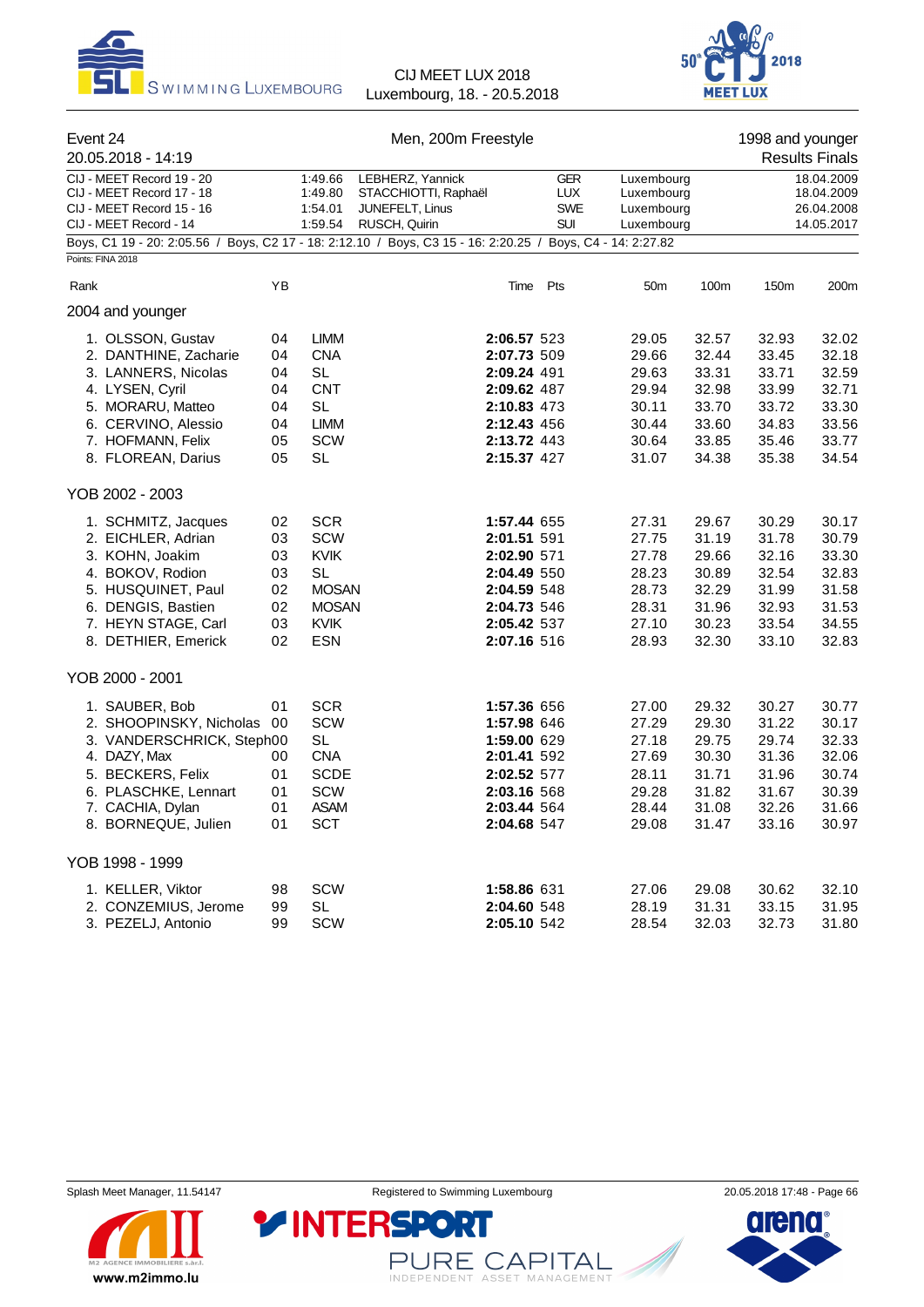# Event 24 — Men, 200m Freestyle

20.05.2018 - 14:19

1998 and younger — Results Finals

| Record | Time | Name | Nation | Place | Date |
|---|---|---|---|---|---|
| CIJ - MEET Record 19 - 20 | 1:49.66 | LEBHERZ, Yannick | GER | Luxembourg | 18.04.2009 |
| CIJ - MEET Record 17 - 18 | 1:49.80 | STACCHIOTTI, Raphaël | LUX | Luxembourg | 18.04.2009 |
| CIJ - MEET Record 15 - 16 | 1:54.01 | JUNEFELT, Linus | SWE | Luxembourg | 26.04.2008 |
| CIJ - MEET Record - 14 | 1:59.54 | RUSCH, Quirin | SUI | Luxembourg | 14.05.2017 |

Boys, C1 19 - 20: 2:05.56 / Boys, C2 17 - 18: 2:12.10 / Boys, C3 15 - 16: 2:20.25 / Boys, C4 - 14: 2:27.82

Points: FINA 2018

## 2004 and younger

| Rank | Name | YB | Club | Time | Pts | 50m | 100m | 150m | 200m |
|---|---|---|---|---|---|---|---|---|---|
| 1. | OLSSON, Gustav | 04 | LIMM | **2:06.57** | 523 | 29.05 | 32.57 | 32.93 | 32.02 |
| 2. | DANTHINE, Zacharie | 04 | CNA | **2:07.73** | 509 | 29.66 | 32.44 | 33.45 | 32.18 |
| 3. | LANNERS, Nicolas | 04 | SL | **2:09.24** | 491 | 29.63 | 33.31 | 33.71 | 32.59 |
| 4. | LYSEN, Cyril | 04 | CNT | **2:09.62** | 487 | 29.94 | 32.98 | 33.99 | 32.71 |
| 5. | MORARU, Matteo | 04 | SL | **2:10.83** | 473 | 30.11 | 33.70 | 33.72 | 33.30 |
| 6. | CERVINO, Alessio | 04 | LIMM | **2:12.43** | 456 | 30.44 | 33.60 | 34.83 | 33.56 |
| 7. | HOFMANN, Felix | 05 | SCW | **2:13.72** | 443 | 30.64 | 33.85 | 35.46 | 33.77 |
| 8. | FLOREAN, Darius | 05 | SL | **2:15.37** | 427 | 31.07 | 34.38 | 35.38 | 34.54 |

## YOB 2002 - 2003

| Rank | Name | YB | Club | Time | Pts | 50m | 100m | 150m | 200m |
|---|---|---|---|---|---|---|---|---|---|
| 1. | SCHMITZ, Jacques | 02 | SCR | **1:57.44** | 655 | 27.31 | 29.67 | 30.29 | 30.17 |
| 2. | EICHLER, Adrian | 03 | SCW | **2:01.51** | 591 | 27.75 | 31.19 | 31.78 | 30.79 |
| 3. | KOHN, Joakim | 03 | KVIK | **2:02.90** | 571 | 27.78 | 29.66 | 32.16 | 33.30 |
| 4. | BOKOV, Rodion | 03 | SL | **2:04.49** | 550 | 28.23 | 30.89 | 32.54 | 32.83 |
| 5. | HUSQUINET, Paul | 02 | MOSAN | **2:04.59** | 548 | 28.73 | 32.29 | 31.99 | 31.58 |
| 6. | DENGIS, Bastien | 02 | MOSAN | **2:04.73** | 546 | 28.31 | 31.96 | 32.93 | 31.53 |
| 7. | HEYN STAGE, Carl | 03 | KVIK | **2:05.42** | 537 | 27.10 | 30.23 | 33.54 | 34.55 |
| 8. | DETHIER, Emerick | 02 | ESN | **2:07.16** | 516 | 28.93 | 32.30 | 33.10 | 32.83 |

## YOB 2000 - 2001

| Rank | Name | YB | Club | Time | Pts | 50m | 100m | 150m | 200m |
|---|---|---|---|---|---|---|---|---|---|
| 1. | SAUBER, Bob | 01 | SCR | **1:57.36** | 656 | 27.00 | 29.32 | 30.27 | 30.77 |
| 2. | SHOOPINSKY, Nicholas | 00 | SCW | **1:57.98** | 646 | 27.29 | 29.30 | 31.22 | 30.17 |
| 3. | VANDERSCHRICK, Steph | 00 | SL | **1:59.00** | 629 | 27.18 | 29.75 | 29.74 | 32.33 |
| 4. | DAZY, Max | 00 | CNA | **2:01.41** | 592 | 27.69 | 30.30 | 31.36 | 32.06 |
| 5. | BECKERS, Felix | 01 | SCDE | **2:02.52** | 577 | 28.11 | 31.71 | 31.96 | 30.74 |
| 6. | PLASCHKE, Lennart | 01 | SCW | **2:03.16** | 568 | 29.28 | 31.82 | 31.67 | 30.39 |
| 7. | CACHIA, Dylan | 01 | ASAM | **2:03.44** | 564 | 28.44 | 31.08 | 32.26 | 31.66 |
| 8. | BORNEQUE, Julien | 01 | SCT | **2:04.68** | 547 | 29.08 | 31.47 | 33.16 | 30.97 |

## YOB 1998 - 1999

| Rank | Name | YB | Club | Time | Pts | 50m | 100m | 150m | 200m |
|---|---|---|---|---|---|---|---|---|---|
| 1. | KELLER, Viktor | 98 | SCW | **1:58.86** | 631 | 27.06 | 29.08 | 30.62 | 32.10 |
| 2. | CONZEMIUS, Jerome | 99 | SL | **2:04.60** | 548 | 28.19 | 31.31 | 33.15 | 31.95 |
| 3. | PEZELJ, Antonio | 99 | SCW | **2:05.10** | 542 | 28.54 | 32.03 | 32.73 | 31.80 |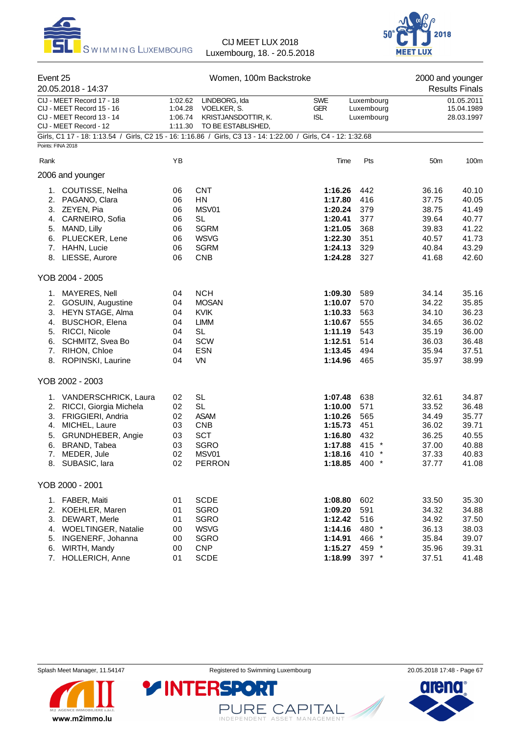Event 25 — Women, 100m Backstroke — 2000 and younger

20.05.2018 - 14:37 — Results Finals

| | | | | | |
|---|---|---|---|---|---|
| CIJ - MEET Record 17 - 18 | 1:02.62 | LINDBORG, Ida | SWE | Luxembourg | 01.05.2011 |
| CIJ - MEET Record 15 - 16 | 1:04.28 | VOELKER, S. | GER | Luxembourg | 15.04.1989 |
| CIJ - MEET Record 13 - 14 | 1:06.74 | KRISTJANSDOTTIR, K. | ISL | Luxembourg | 28.03.1997 |
| CIJ - MEET Record - 12 | 1:11.30 | TO BE ESTABLISHED, | | | |

Girls, C1 17 - 18: 1:13.54 / Girls, C2 15 - 16: 1:16.86 / Girls, C3 13 - 14: 1:22.00 / Girls, C4 - 12: 1:32.68

Points: FINA 2018

## 2006 and younger

| Rank | Name | YB | Club | Time | Pts | 50m | 100m |
|---|---|---|---|---|---|---|---|
| 1. | COUTISSE, Nelha | 06 | CNT | **1:16.26** | 442 | 36.16 | 40.10 |
| 2. | PAGANO, Clara | 06 | HN | **1:17.80** | 416 | 37.75 | 40.05 |
| 3. | ZEYEN, Pia | 06 | MSV01 | **1:20.24** | 379 | 38.75 | 41.49 |
| 4. | CARNEIRO, Sofia | 06 | SL | **1:20.41** | 377 | 39.64 | 40.77 |
| 5. | MAND, Lilly | 06 | SGRM | **1:21.05** | 368 | 39.83 | 41.22 |
| 6. | PLUECKER, Lene | 06 | WSVG | **1:22.30** | 351 | 40.57 | 41.73 |
| 7. | HAHN, Lucie | 06 | SGRM | **1:24.13** | 329 | 40.84 | 43.29 |
| 8. | LIESSE, Aurore | 06 | CNB | **1:24.28** | 327 | 41.68 | 42.60 |

## YOB 2004 - 2005

| Rank | Name | YB | Club | Time | Pts | 50m | 100m |
|---|---|---|---|---|---|---|---|
| 1. | MAYERES, Nell | 04 | NCH | **1:09.30** | 589 | 34.14 | 35.16 |
| 2. | GOSUIN, Augustine | 04 | MOSAN | **1:10.07** | 570 | 34.22 | 35.85 |
| 3. | HEYN STAGE, Alma | 04 | KVIK | **1:10.33** | 563 | 34.10 | 36.23 |
| 4. | BUSCHOR, Elena | 04 | LIMM | **1:10.67** | 555 | 34.65 | 36.02 |
| 5. | RICCI, Nicole | 04 | SL | **1:11.19** | 543 | 35.19 | 36.00 |
| 6. | SCHMITZ, Svea Bo | 04 | SCW | **1:12.51** | 514 | 36.03 | 36.48 |
| 7. | RIHON, Chloe | 04 | ESN | **1:13.45** | 494 | 35.94 | 37.51 |
| 8. | ROPINSKI, Laurine | 04 | VN | **1:14.96** | 465 | 35.97 | 38.99 |

## YOB 2002 - 2003

| Rank | Name | YB | Club | Time | Pts | 50m | 100m |
|---|---|---|---|---|---|---|---|
| 1. | VANDERSCHRICK, Laura | 02 | SL | **1:07.48** | 638 | 32.61 | 34.87 |
| 2. | RICCI, Giorgia Michela | 02 | SL | **1:10.00** | 571 | 33.52 | 36.48 |
| 3. | FRIGGIERI, Andria | 02 | ASAM | **1:10.26** | 565 | 34.49 | 35.77 |
| 4. | MICHEL, Laure | 03 | CNB | **1:15.73** | 451 | 36.02 | 39.71 |
| 5. | GRUNDHEBER, Angie | 03 | SCT | **1:16.80** | 432 | 36.25 | 40.55 |
| 6. | BRAND, Tabea | 03 | SGRO | **1:17.88** | 415 * | 37.00 | 40.88 |
| 7. | MEDER, Jule | 02 | MSV01 | **1:18.16** | 410 * | 37.33 | 40.83 |
| 8. | SUBASIC, lara | 02 | PERRON | **1:18.85** | 400 * | 37.77 | 41.08 |

## YOB 2000 - 2001

| Rank | Name | YB | Club | Time | Pts | 50m | 100m |
|---|---|---|---|---|---|---|---|
| 1. | FABER, Maiti | 01 | SCDE | **1:08.80** | 602 | 33.50 | 35.30 |
| 2. | KOEHLER, Maren | 01 | SGRO | **1:09.20** | 591 | 34.32 | 34.88 |
| 3. | DEWART, Merle | 01 | SGRO | **1:12.42** | 516 | 34.92 | 37.50 |
| 4. | WOELTINGER, Natalie | 00 | WSVG | **1:14.16** | 480 * | 36.13 | 38.03 |
| 5. | INGENERF, Johanna | 00 | SGRO | **1:14.91** | 466 * | 35.84 | 39.07 |
| 6. | WIRTH, Mandy | 00 | CNP | **1:15.27** | 459 * | 35.96 | 39.31 |
| 7. | HOLLERICH, Anne | 01 | SCDE | **1:18.99** | 397 * | 37.51 | 41.48 |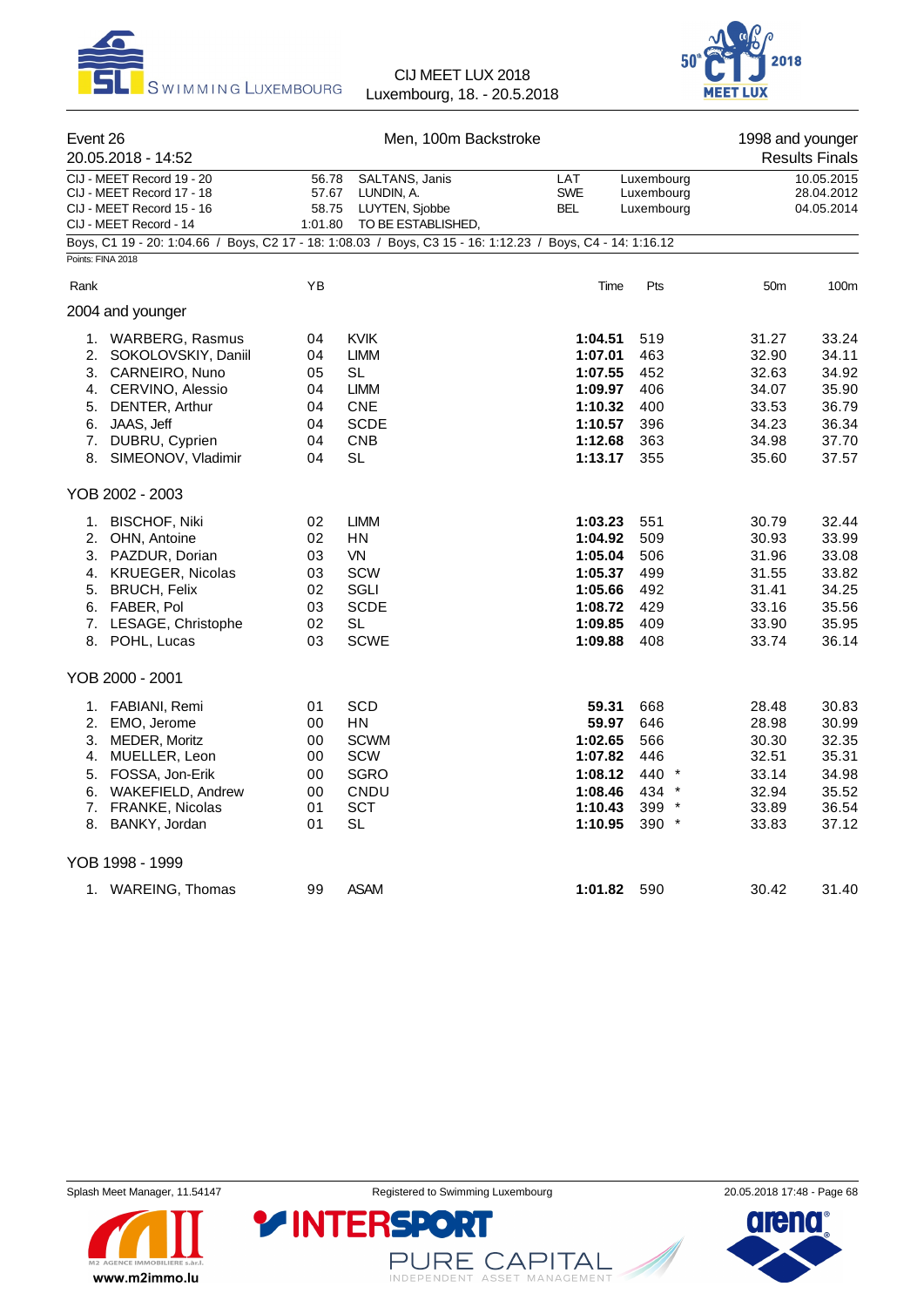CIJ MEET LUX 2018
Luxembourg, 18. - 20.5.2018

## Event 26 — Men, 100m Backstroke — 1998 and younger

20.05.2018 - 14:52 — Results Finals

| Record | Time | Name | Nation | Place | Date |
|---|---|---|---|---|---|
| CIJ - MEET Record 19 - 20 | 56.78 | SALTANS, Janis | LAT | Luxembourg | 10.05.2015 |
| CIJ - MEET Record 17 - 18 | 57.67 | LUNDIN, A. | SWE | Luxembourg | 28.04.2012 |
| CIJ - MEET Record 15 - 16 | 58.75 | LUYTEN, Sjobbe | BEL | Luxembourg | 04.05.2014 |
| CIJ - MEET Record - 14 | 1:01.80 | TO BE ESTABLISHED, | | | |

Boys, C1 19 - 20: 1:04.66 / Boys, C2 17 - 18: 1:08.03 / Boys, C3 15 - 16: 1:12.23 / Boys, C4 - 14: 1:16.12

Points: FINA 2018

### 2004 and younger

| Rank | Name | YB | Club | Time | Pts | 50m | 100m |
|---|---|---|---|---|---|---|---|
| 1. | WARBERG, Rasmus | 04 | KVIK | **1:04.51** | 519 | 31.27 | 33.24 |
| 2. | SOKOLOVSKIY, Daniil | 04 | LIMM | **1:07.01** | 463 | 32.90 | 34.11 |
| 3. | CARNEIRO, Nuno | 05 | SL | **1:07.55** | 452 | 32.63 | 34.92 |
| 4. | CERVINO, Alessio | 04 | LIMM | **1:09.97** | 406 | 34.07 | 35.90 |
| 5. | DENTER, Arthur | 04 | CNE | **1:10.32** | 400 | 33.53 | 36.79 |
| 6. | JAAS, Jeff | 04 | SCDE | **1:10.57** | 396 | 34.23 | 36.34 |
| 7. | DUBRU, Cyprien | 04 | CNB | **1:12.68** | 363 | 34.98 | 37.70 |
| 8. | SIMEONOV, Vladimir | 04 | SL | **1:13.17** | 355 | 35.60 | 37.57 |

### YOB 2002 - 2003

| Rank | Name | YB | Club | Time | Pts | 50m | 100m |
|---|---|---|---|---|---|---|---|
| 1. | BISCHOF, Niki | 02 | LIMM | **1:03.23** | 551 | 30.79 | 32.44 |
| 2. | OHN, Antoine | 02 | HN | **1:04.92** | 509 | 30.93 | 33.99 |
| 3. | PAZDUR, Dorian | 03 | VN | **1:05.04** | 506 | 31.96 | 33.08 |
| 4. | KRUEGER, Nicolas | 03 | SCW | **1:05.37** | 499 | 31.55 | 33.82 |
| 5. | BRUCH, Felix | 02 | SGLI | **1:05.66** | 492 | 31.41 | 34.25 |
| 6. | FABER, Pol | 03 | SCDE | **1:08.72** | 429 | 33.16 | 35.56 |
| 7. | LESAGE, Christophe | 02 | SL | **1:09.85** | 409 | 33.90 | 35.95 |
| 8. | POHL, Lucas | 03 | SCWE | **1:09.88** | 408 | 33.74 | 36.14 |

### YOB 2000 - 2001

| Rank | Name | YB | Club | Time | Pts | 50m | 100m |
|---|---|---|---|---|---|---|---|
| 1. | FABIANI, Remi | 01 | SCD | **59.31** | 668 | 28.48 | 30.83 |
| 2. | EMO, Jerome | 00 | HN | **59.97** | 646 | 28.98 | 30.99 |
| 3. | MEDER, Moritz | 00 | SCWM | **1:02.65** | 566 | 30.30 | 32.35 |
| 4. | MUELLER, Leon | 00 | SCW | **1:07.82** | 446 | 32.51 | 35.31 |
| 5. | FOSSA, Jon-Erik | 00 | SGRO | **1:08.12** | 440 * | 33.14 | 34.98 |
| 6. | WAKEFIELD, Andrew | 00 | CNDU | **1:08.46** | 434 * | 32.94 | 35.52 |
| 7. | FRANKE, Nicolas | 01 | SCT | **1:10.43** | 399 * | 33.89 | 36.54 |
| 8. | BANKY, Jordan | 01 | SL | **1:10.95** | 390 * | 33.83 | 37.12 |

### YOB 1998 - 1999

| Rank | Name | YB | Club | Time | Pts | 50m | 100m |
|---|---|---|---|---|---|---|---|
| 1. | WAREING, Thomas | 99 | ASAM | **1:01.82** | 590 | 30.42 | 31.40 |

Splash Meet Manager, 11.54147 — Registered to Swimming Luxembourg — 20.05.2018 17:48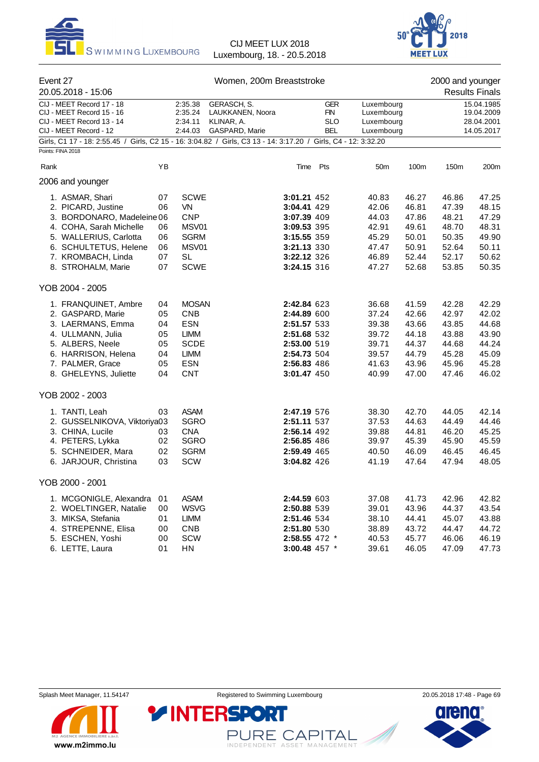# Event 27 — Women, 200m Breaststroke

20.05.2018 - 15:06

2000 and younger — Results Finals

| Record | Time | Name | Nation | Place | Date |
|---|---|---|---|---|---|
| CIJ - MEET Record 17 - 18 | 2:35.38 | GERASCH, S. | GER | Luxembourg | 15.04.1985 |
| CIJ - MEET Record 15 - 16 | 2:35.24 | LAUKKANEN, Noora | FIN | Luxembourg | 19.04.2009 |
| CIJ - MEET Record 13 - 14 | 2:34.11 | KLINAR, A. | SLO | Luxembourg | 28.04.2001 |
| CIJ - MEET Record - 12 | 2:44.03 | GASPARD, Marie | BEL | Luxembourg | 14.05.2017 |

Girls, C1 17 - 18: 2:55.45 / Girls, C2 15 - 16: 3:04.82 / Girls, C3 13 - 14: 3:17.20 / Girls, C4 - 12: 3:32.20

Points: FINA 2018

## 2006 and younger

| Rank | Name | YB | Club | Time | Pts | 50m | 100m | 150m | 200m |
|---|---|---|---|---|---|---|---|---|---|
| 1. | ASMAR, Shari | 07 | SCWE | **3:01.21** | 452 | 40.83 | 46.27 | 46.86 | 47.25 |
| 2. | PICARD, Justine | 06 | VN | **3:04.41** | 429 | 42.06 | 46.81 | 47.39 | 48.15 |
| 3. | BORDONARO, Madeleine | 06 | CNP | **3:07.39** | 409 | 44.03 | 47.86 | 48.21 | 47.29 |
| 4. | COHA, Sarah Michelle | 06 | MSV01 | **3:09.53** | 395 | 42.91 | 49.61 | 48.70 | 48.31 |
| 5. | WALLERIUS, Carlotta | 06 | SGRM | **3:15.55** | 359 | 45.29 | 50.01 | 50.35 | 49.90 |
| 6. | SCHULTETUS, Helene | 06 | MSV01 | **3:21.13** | 330 | 47.47 | 50.91 | 52.64 | 50.11 |
| 7. | KROMBACH, Linda | 07 | SL | **3:22.12** | 326 | 46.89 | 52.44 | 52.17 | 50.62 |
| 8. | STROHALM, Marie | 07 | SCWE | **3:24.15** | 316 | 47.27 | 52.68 | 53.85 | 50.35 |

## YOB 2004 - 2005

| Rank | Name | YB | Club | Time | Pts | 50m | 100m | 150m | 200m |
|---|---|---|---|---|---|---|---|---|---|
| 1. | FRANQUINET, Ambre | 04 | MOSAN | **2:42.84** | 623 | 36.68 | 41.59 | 42.28 | 42.29 |
| 2. | GASPARD, Marie | 05 | CNB | **2:44.89** | 600 | 37.24 | 42.66 | 42.97 | 42.02 |
| 3. | LAERMANS, Emma | 04 | ESN | **2:51.57** | 533 | 39.38 | 43.66 | 43.85 | 44.68 |
| 4. | ULLMANN, Julia | 05 | LIMM | **2:51.68** | 532 | 39.72 | 44.18 | 43.88 | 43.90 |
| 5. | ALBERS, Neele | 05 | SCDE | **2:53.00** | 519 | 39.71 | 44.37 | 44.68 | 44.24 |
| 6. | HARRISON, Helena | 04 | LIMM | **2:54.73** | 504 | 39.57 | 44.79 | 45.28 | 45.09 |
| 7. | PALMER, Grace | 05 | ESN | **2:56.83** | 486 | 41.63 | 43.96 | 45.96 | 45.28 |
| 8. | GHELEYNS, Juliette | 04 | CNT | **3:01.47** | 450 | 40.99 | 47.00 | 47.46 | 46.02 |

## YOB 2002 - 2003

| Rank | Name | YB | Club | Time | Pts | 50m | 100m | 150m | 200m |
|---|---|---|---|---|---|---|---|---|---|
| 1. | TANTI, Leah | 03 | ASAM | **2:47.19** | 576 | 38.30 | 42.70 | 44.05 | 42.14 |
| 2. | GUSSELNIKOVA, Viktoriya | 03 | SGRO | **2:51.11** | 537 | 37.53 | 44.63 | 44.49 | 44.46 |
| 3. | CHINA, Lucile | 03 | CNA | **2:56.14** | 492 | 39.88 | 44.81 | 46.20 | 45.25 |
| 4. | PETERS, Lykka | 02 | SGRO | **2:56.85** | 486 | 39.97 | 45.39 | 45.90 | 45.59 |
| 5. | SCHNEIDER, Mara | 02 | SGRM | **2:59.49** | 465 | 40.50 | 46.09 | 46.45 | 46.45 |
| 6. | JARJOUR, Christina | 03 | SCW | **3:04.82** | 426 | 41.19 | 47.64 | 47.94 | 48.05 |

## YOB 2000 - 2001

| Rank | Name | YB | Club | Time | Pts | 50m | 100m | 150m | 200m |
|---|---|---|---|---|---|---|---|---|---|
| 1. | MCGONIGLE, Alexandra | 01 | ASAM | **2:44.59** | 603 | 37.08 | 41.73 | 42.96 | 42.82 |
| 2. | WOELTINGER, Natalie | 00 | WSVG | **2:50.88** | 539 | 39.01 | 43.96 | 44.37 | 43.54 |
| 3. | MIKSA, Stefania | 01 | LIMM | **2:51.46** | 534 | 38.10 | 44.41 | 45.07 | 43.88 |
| 4. | STREPENNE, Elisa | 00 | CNB | **2:51.80** | 530 | 38.89 | 43.72 | 44.47 | 44.72 |
| 5. | ESCHEN, Yoshi | 00 | SCW | **2:58.55** | 472 * | 40.53 | 45.77 | 46.06 | 46.19 |
| 6. | LETTE, Laura | 01 | HN | **3:00.48** | 457 * | 39.61 | 46.05 | 47.09 | 47.73 |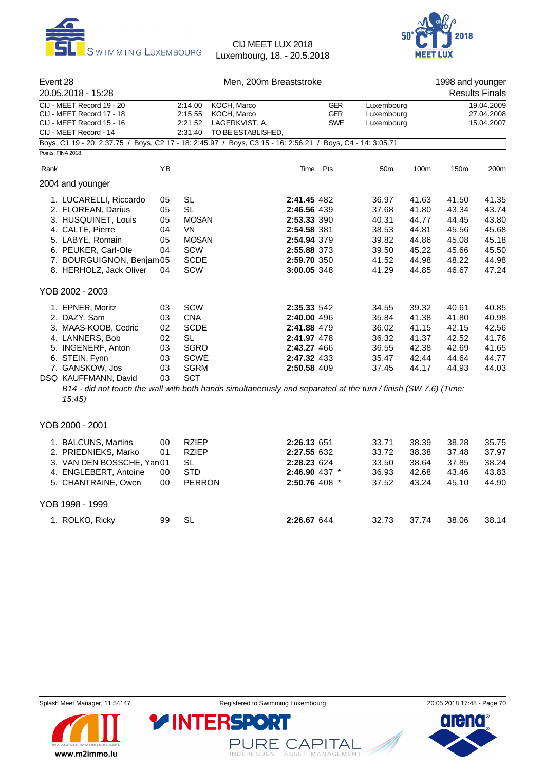# Event 28 — Men, 200m Breaststroke

20.05.2018 - 15:28

1998 and younger — Results Finals

| Record | Time | Name | Nation | Place | Date |
|---|---|---|---|---|---|
| CIJ - MEET Record 19 - 20 | 2:14.00 | KOCH, Marco | GER | Luxembourg | 19.04.2009 |
| CIJ - MEET Record 17 - 18 | 2:15.55 | KOCH, Marco | GER | Luxembourg | 27.04.2008 |
| CIJ - MEET Record 15 - 16 | 2:21.52 | LAGERKVIST, A. | SWE | Luxembourg | 15.04.2007 |
| CIJ - MEET Record - 14 | 2:31.40 | TO BE ESTABLISHED, | | | |

Boys, C1 19 - 20: 2:37.75 / Boys, C2 17 - 18: 2:45.97 / Boys, C3 15 - 16: 2:56.21 / Boys, C4 - 14: 3:05.71

Points: FINA 2018

## 2004 and younger

| Rank | Name | YB | Club | Time | Pts | 50m | 100m | 150m | 200m |
|---|---|---|---|---|---|---|---|---|---|
| 1. | LUCARELLI, Riccardo | 05 | SL | **2:41.45** | 482 | 36.97 | 41.63 | 41.50 | 41.35 |
| 2. | FLOREAN, Darius | 05 | SL | **2:46.56** | 439 | 37.68 | 41.80 | 43.34 | 43.74 |
| 3. | HUSQUINET, Louis | 05 | MOSAN | **2:53.33** | 390 | 40.31 | 44.77 | 44.45 | 43.80 |
| 4. | CALTE, Pierre | 04 | VN | **2:54.58** | 381 | 38.53 | 44.81 | 45.56 | 45.68 |
| 5. | LABYE, Romain | 05 | MOSAN | **2:54.94** | 379 | 39.82 | 44.86 | 45.08 | 45.18 |
| 6. | PEUKER, Carl-Ole | 04 | SCW | **2:55.88** | 373 | 39.50 | 45.22 | 45.66 | 45.50 |
| 7. | BOURGUIGNON, Benjami | 05 | SCDE | **2:59.70** | 350 | 41.52 | 44.98 | 48.22 | 44.98 |
| 8. | HERHOLZ, Jack Oliver | 04 | SCW | **3:00.05** | 348 | 41.29 | 44.85 | 46.67 | 47.24 |

## YOB 2002 - 2003

| Rank | Name | YB | Club | Time | Pts | 50m | 100m | 150m | 200m |
|---|---|---|---|---|---|---|---|---|---|
| 1. | EPNER, Moritz | 03 | SCW | **2:35.33** | 542 | 34.55 | 39.32 | 40.61 | 40.85 |
| 2. | DAZY, Sam | 03 | CNA | **2:40.00** | 496 | 35.84 | 41.38 | 41.80 | 40.98 |
| 3. | MAAS-KOOB, Cedric | 02 | SCDE | **2:41.88** | 479 | 36.02 | 41.15 | 42.15 | 42.56 |
| 4. | LANNERS, Bob | 02 | SL | **2:41.97** | 478 | 36.32 | 41.37 | 42.52 | 41.76 |
| 5. | INGENERF, Anton | 03 | SGRO | **2:43.27** | 466 | 36.55 | 42.38 | 42.69 | 41.65 |
| 6. | STEIN, Fynn | 03 | SCWE | **2:47.32** | 433 | 35.47 | 42.44 | 44.64 | 44.77 |
| 7. | GANSKOW, Jos | 03 | SGRM | **2:50.58** | 409 | 37.45 | 44.17 | 44.93 | 44.03 |
| DSQ | KAUFFMANN, David | 03 | SCT | | | | | | |

*B14 - did not touch the wall with both hands simultaneously and separated at the turn / finish (SW 7.6) (Time: 15:45)*

## YOB 2000 - 2001

| Rank | Name | YB | Club | Time | Pts | 50m | 100m | 150m | 200m |
|---|---|---|---|---|---|---|---|---|---|
| 1. | BALCUNS, Martins | 00 | RZIEP | **2:26.13** | 651 | 33.71 | 38.39 | 38.28 | 35.75 |
| 2. | PRIEDNIEKS, Marko | 01 | RZIEP | **2:27.55** | 632 | 33.72 | 38.38 | 37.48 | 37.97 |
| 3. | VAN DEN BOSSCHE, Yan | 01 | SL | **2:28.23** | 624 | 33.50 | 38.64 | 37.85 | 38.24 |
| 4. | ENGLEBERT, Antoine | 00 | STD | **2:46.90** | 437 * | 36.93 | 42.68 | 43.46 | 43.83 |
| 5. | CHANTRAINE, Owen | 00 | PERRON | **2:50.76** | 408 * | 37.52 | 43.24 | 45.10 | 44.90 |

## YOB 1998 - 1999

| Rank | Name | YB | Club | Time | Pts | 50m | 100m | 150m | 200m |
|---|---|---|---|---|---|---|---|---|---|
| 1. | ROLKO, Ricky | 99 | SL | **2:26.67** | 644 | 32.73 | 37.74 | 38.06 | 38.14 |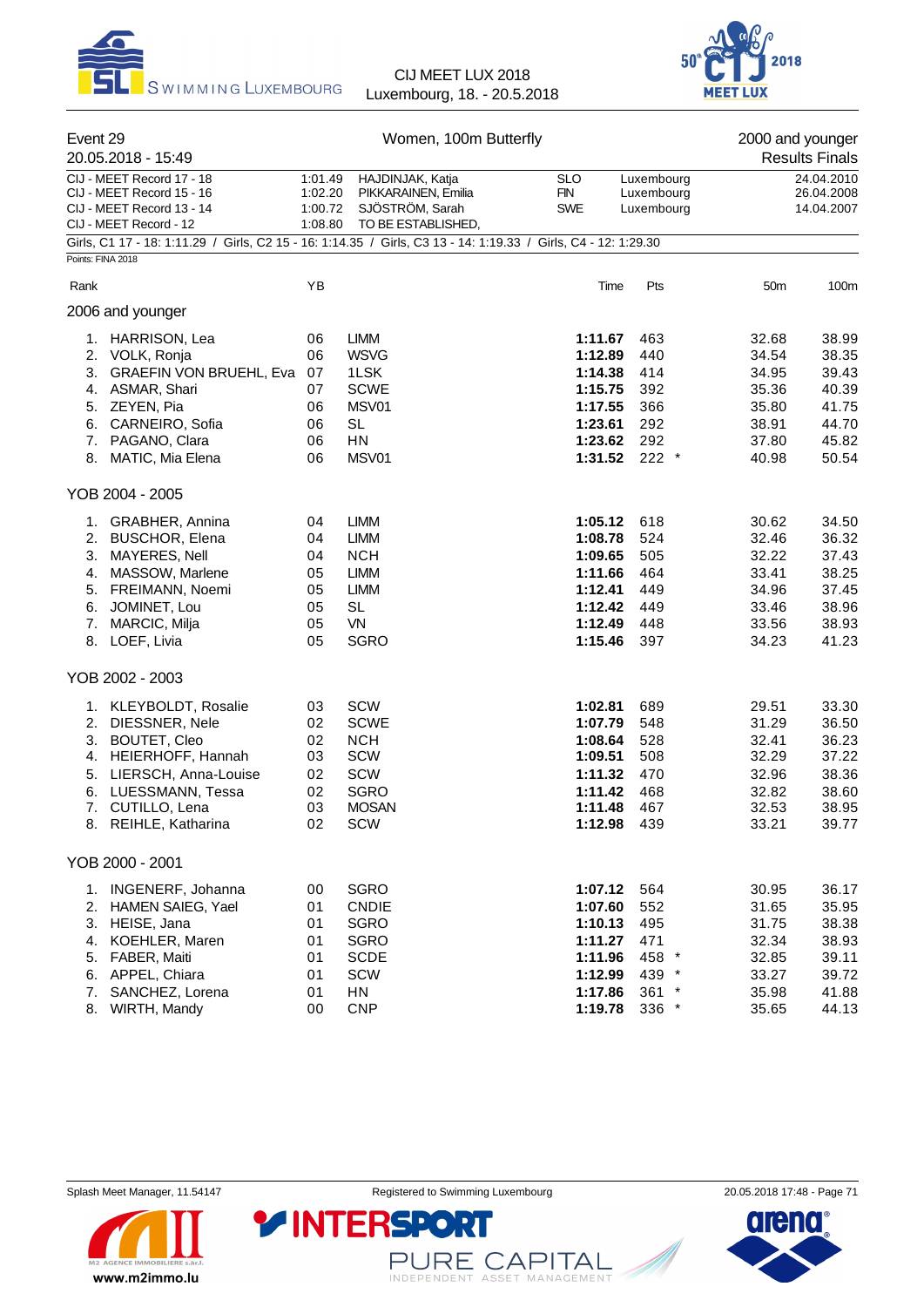Event 29 — Women, 100m Butterfly — 2000 and younger

20.05.2018 - 15:49 — Results Finals

| | | | | | |
|---|---|---|---|---|---|
| CIJ - MEET Record 17 - 18 | 1:01.49 | HAJDINJAK, Katja | SLO | Luxembourg | 24.04.2010 |
| CIJ - MEET Record 15 - 16 | 1:02.20 | PIKKARAINEN, Emilia | FIN | Luxembourg | 26.04.2008 |
| CIJ - MEET Record 13 - 14 | 1:00.72 | SJÖSTRÖM, Sarah | SWE | Luxembourg | 14.04.2007 |
| CIJ - MEET Record - 12 | 1:08.80 | TO BE ESTABLISHED, | | | |

Girls, C1 17 - 18: 1:11.29 / Girls, C2 15 - 16: 1:14.35 / Girls, C3 13 - 14: 1:19.33 / Girls, C4 - 12: 1:29.30

Points: FINA 2018

## 2006 and younger

| Rank | Name | YB | Club | Time | Pts | 50m | 100m |
|---|---|---|---|---|---|---|---|
| 1. | HARRISON, Lea | 06 | LIMM | **1:11.67** | 463 | 32.68 | 38.99 |
| 2. | VOLK, Ronja | 06 | WSVG | **1:12.89** | 440 | 34.54 | 38.35 |
| 3. | GRAEFIN VON BRUEHL, Eva | 07 | 1LSK | **1:14.38** | 414 | 34.95 | 39.43 |
| 4. | ASMAR, Shari | 07 | SCWE | **1:15.75** | 392 | 35.36 | 40.39 |
| 5. | ZEYEN, Pia | 06 | MSV01 | **1:17.55** | 366 | 35.80 | 41.75 |
| 6. | CARNEIRO, Sofia | 06 | SL | **1:23.61** | 292 | 38.91 | 44.70 |
| 7. | PAGANO, Clara | 06 | HN | **1:23.62** | 292 | 37.80 | 45.82 |
| 8. | MATIC, Mia Elena | 06 | MSV01 | **1:31.52** | 222 * | 40.98 | 50.54 |

## YOB 2004 - 2005

| Rank | Name | YB | Club | Time | Pts | 50m | 100m |
|---|---|---|---|---|---|---|---|
| 1. | GRABHER, Annina | 04 | LIMM | **1:05.12** | 618 | 30.62 | 34.50 |
| 2. | BUSCHOR, Elena | 04 | LIMM | **1:08.78** | 524 | 32.46 | 36.32 |
| 3. | MAYERES, Nell | 04 | NCH | **1:09.65** | 505 | 32.22 | 37.43 |
| 4. | MASSOW, Marlene | 05 | LIMM | **1:11.66** | 464 | 33.41 | 38.25 |
| 5. | FREIMANN, Noemi | 05 | LIMM | **1:12.41** | 449 | 34.96 | 37.45 |
| 6. | JOMINET, Lou | 05 | SL | **1:12.42** | 449 | 33.46 | 38.96 |
| 7. | MARCIC, Milja | 05 | VN | **1:12.49** | 448 | 33.56 | 38.93 |
| 8. | LOEF, Livia | 05 | SGRO | **1:15.46** | 397 | 34.23 | 41.23 |

## YOB 2002 - 2003

| Rank | Name | YB | Club | Time | Pts | 50m | 100m |
|---|---|---|---|---|---|---|---|
| 1. | KLEYBOLDT, Rosalie | 03 | SCW | **1:02.81** | 689 | 29.51 | 33.30 |
| 2. | DIESSNER, Nele | 02 | SCWE | **1:07.79** | 548 | 31.29 | 36.50 |
| 3. | BOUTET, Cleo | 02 | NCH | **1:08.64** | 528 | 32.41 | 36.23 |
| 4. | HEIERHOFF, Hannah | 03 | SCW | **1:09.51** | 508 | 32.29 | 37.22 |
| 5. | LIERSCH, Anna-Louise | 02 | SCW | **1:11.32** | 470 | 32.96 | 38.36 |
| 6. | LUESSMANN, Tessa | 02 | SGRO | **1:11.42** | 468 | 32.82 | 38.60 |
| 7. | CUTILLO, Lena | 03 | MOSAN | **1:11.48** | 467 | 32.53 | 38.95 |
| 8. | REIHLE, Katharina | 02 | SCW | **1:12.98** | 439 | 33.21 | 39.77 |

## YOB 2000 - 2001

| Rank | Name | YB | Club | Time | Pts | 50m | 100m |
|---|---|---|---|---|---|---|---|
| 1. | INGENERF, Johanna | 00 | SGRO | **1:07.12** | 564 | 30.95 | 36.17 |
| 2. | HAMEN SAIEG, Yael | 01 | CNDIE | **1:07.60** | 552 | 31.65 | 35.95 |
| 3. | HEISE, Jana | 01 | SGRO | **1:10.13** | 495 | 31.75 | 38.38 |
| 4. | KOEHLER, Maren | 01 | SGRO | **1:11.27** | 471 | 32.34 | 38.93 |
| 5. | FABER, Maiti | 01 | SCDE | **1:11.96** | 458 * | 32.85 | 39.11 |
| 6. | APPEL, Chiara | 01 | SCW | **1:12.99** | 439 * | 33.27 | 39.72 |
| 7. | SANCHEZ, Lorena | 01 | HN | **1:17.86** | 361 * | 35.98 | 41.88 |
| 8. | WIRTH, Mandy | 00 | CNP | **1:19.78** | 336 * | 35.65 | 44.13 |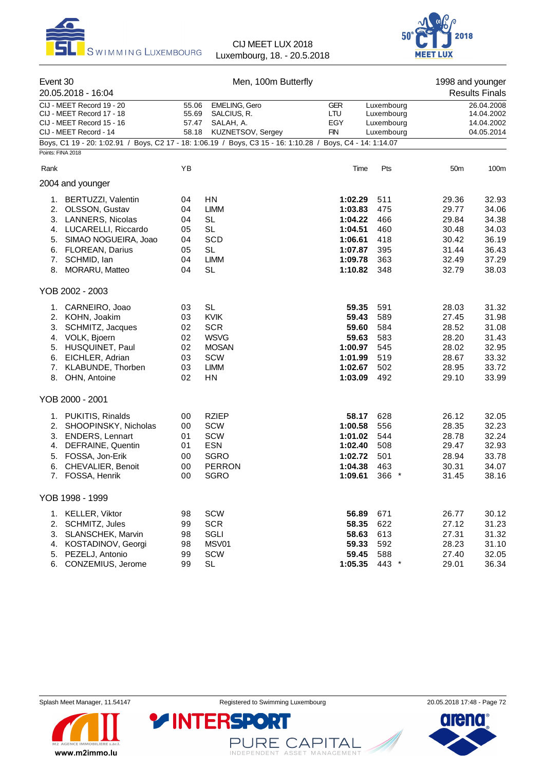CIJ MEET LUX 2018
Luxembourg, 18. - 20.5.2018

## Event 30 — Men, 100m Butterfly — 1998 and younger

20.05.2018 - 16:04 — Results Finals

| Record | Time | Name | Nation | Place | Date |
|---|---|---|---|---|---|
| CIJ - MEET Record 19 - 20 | 55.06 | EMELING, Gero | GER | Luxembourg | 26.04.2008 |
| CIJ - MEET Record 17 - 18 | 55.69 | SALCIUS, R. | LTU | Luxembourg | 14.04.2002 |
| CIJ - MEET Record 15 - 16 | 57.47 | SALAH, A. | EGY | Luxembourg | 14.04.2002 |
| CIJ - MEET Record - 14 | 58.18 | KUZNETSOV, Sergey | FIN | Luxembourg | 04.05.2014 |

Boys, C1 19 - 20: 1:02.91 / Boys, C2 17 - 18: 1:06.19 / Boys, C3 15 - 16: 1:10.28 / Boys, C4 - 14: 1:14.07

Points: FINA 2018

### 2004 and younger

| Rank | Name | YB | Club | Time | Pts | 50m | 100m |
|---|---|---|---|---|---|---|---|
| 1. | BERTUZZI, Valentin | 04 | HN | **1:02.29** | 511 | 29.36 | 32.93 |
| 2. | OLSSON, Gustav | 04 | LIMM | **1:03.83** | 475 | 29.77 | 34.06 |
| 3. | LANNERS, Nicolas | 04 | SL | **1:04.22** | 466 | 29.84 | 34.38 |
| 4. | LUCARELLI, Riccardo | 05 | SL | **1:04.51** | 460 | 30.48 | 34.03 |
| 5. | SIMAO NOGUEIRA, Joao | 04 | SCD | **1:06.61** | 418 | 30.42 | 36.19 |
| 6. | FLOREAN, Darius | 05 | SL | **1:07.87** | 395 | 31.44 | 36.43 |
| 7. | SCHMID, Ian | 04 | LIMM | **1:09.78** | 363 | 32.49 | 37.29 |
| 8. | MORARU, Matteo | 04 | SL | **1:10.82** | 348 | 32.79 | 38.03 |

### YOB 2002 - 2003

| Rank | Name | YB | Club | Time | Pts | 50m | 100m |
|---|---|---|---|---|---|---|---|
| 1. | CARNEIRO, Joao | 03 | SL | **59.35** | 591 | 28.03 | 31.32 |
| 2. | KOHN, Joakim | 03 | KVIK | **59.43** | 589 | 27.45 | 31.98 |
| 3. | SCHMITZ, Jacques | 02 | SCR | **59.60** | 584 | 28.52 | 31.08 |
| 4. | VOLK, Bjoern | 02 | WSVG | **59.63** | 583 | 28.20 | 31.43 |
| 5. | HUSQUINET, Paul | 02 | MOSAN | **1:00.97** | 545 | 28.02 | 32.95 |
| 6. | EICHLER, Adrian | 03 | SCW | **1:01.99** | 519 | 28.67 | 33.32 |
| 7. | KLABUNDE, Thorben | 03 | LIMM | **1:02.67** | 502 | 28.95 | 33.72 |
| 8. | OHN, Antoine | 02 | HN | **1:03.09** | 492 | 29.10 | 33.99 |

### YOB 2000 - 2001

| Rank | Name | YB | Club | Time | Pts | 50m | 100m |
|---|---|---|---|---|---|---|---|
| 1. | PUKITIS, Rinalds | 00 | RZIEP | **58.17** | 628 | 26.12 | 32.05 |
| 2. | SHOOPINSKY, Nicholas | 00 | SCW | **1:00.58** | 556 | 28.35 | 32.23 |
| 3. | ENDERS, Lennart | 01 | SCW | **1:01.02** | 544 | 28.78 | 32.24 |
| 4. | DEFRAINE, Quentin | 01 | ESN | **1:02.40** | 508 | 29.47 | 32.93 |
| 5. | FOSSA, Jon-Erik | 00 | SGRO | **1:02.72** | 501 | 28.94 | 33.78 |
| 6. | CHEVALIER, Benoit | 00 | PERRON | **1:04.38** | 463 | 30.31 | 34.07 |
| 7. | FOSSA, Henrik | 00 | SGRO | **1:09.61** | 366 * | 31.45 | 38.16 |

### YOB 1998 - 1999

| Rank | Name | YB | Club | Time | Pts | 50m | 100m |
|---|---|---|---|---|---|---|---|
| 1. | KELLER, Viktor | 98 | SCW | **56.89** | 671 | 26.77 | 30.12 |
| 2. | SCHMITZ, Jules | 99 | SCR | **58.35** | 622 | 27.12 | 31.23 |
| 3. | SLANSCHEK, Marvin | 98 | SGLI | **58.63** | 613 | 27.31 | 31.32 |
| 4. | KOSTADINOV, Georgi | 98 | MSV01 | **59.33** | 592 | 28.23 | 31.10 |
| 5. | PEZELJ, Antonio | 99 | SCW | **59.45** | 588 | 27.40 | 32.05 |
| 6. | CONZEMIUS, Jerome | 99 | SL | **1:05.35** | 443 * | 29.01 | 36.34 |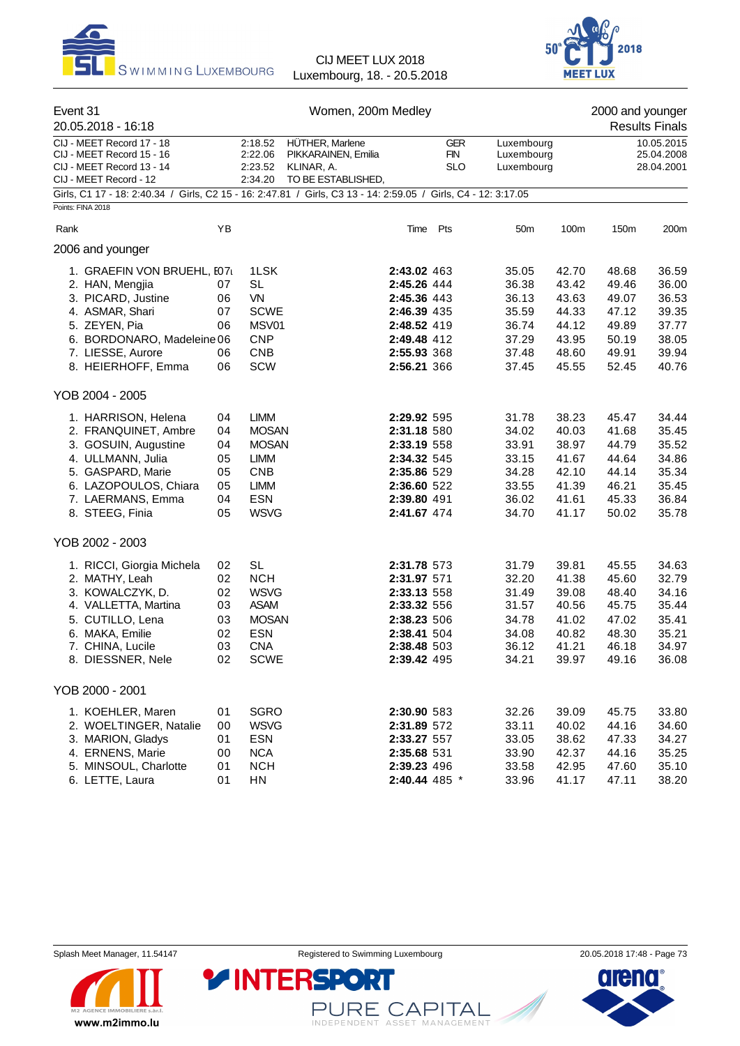Event 31 — Women, 200m Medley — 2000 and younger

20.05.2018 - 16:18 — Results Finals

| | | | | | |
|---|---|---|---|---|---|
| CIJ - MEET Record 17 - 18 | 2:18.52 | HÜTHER, Marlene | GER | Luxembourg | 10.05.2015 |
| CIJ - MEET Record 15 - 16 | 2:22.06 | PIKKARAINEN, Emilia | FIN | Luxembourg | 25.04.2008 |
| CIJ - MEET Record 13 - 14 | 2:23.52 | KLINAR, A. | SLO | Luxembourg | 28.04.2001 |
| CIJ - MEET Record - 12 | 2:34.20 | TO BE ESTABLISHED, | | | |

Girls, C1 17 - 18: 2:40.34 / Girls, C2 15 - 16: 2:47.81 / Girls, C3 13 - 14: 2:59.05 / Girls, C4 - 12: 3:17.05

Points: FINA 2018

| Rank | YB | | Time | Pts | 50m | 100m | 150m | 200m |
|---|---|---|---|---|---|---|---|---|
| **2006 and younger** | | | | | | | | |
| 1. GRAEFIN VON BRUEHL, E | 07 | 1LSK | **2:43.02** | 463 | 35.05 | 42.70 | 48.68 | 36.59 |
| 2. HAN, Mengjia | 07 | SL | **2:45.26** | 444 | 36.38 | 43.42 | 49.46 | 36.00 |
| 3. PICARD, Justine | 06 | VN | **2:45.36** | 443 | 36.13 | 43.63 | 49.07 | 36.53 |
| 4. ASMAR, Shari | 07 | SCWE | **2:46.39** | 435 | 35.59 | 44.33 | 47.12 | 39.35 |
| 5. ZEYEN, Pia | 06 | MSV01 | **2:48.52** | 419 | 36.74 | 44.12 | 49.89 | 37.77 |
| 6. BORDONARO, Madeleine | 06 | CNP | **2:49.48** | 412 | 37.29 | 43.95 | 50.19 | 38.05 |
| 7. LIESSE, Aurore | 06 | CNB | **2:55.93** | 368 | 37.48 | 48.60 | 49.91 | 39.94 |
| 8. HEIERHOFF, Emma | 06 | SCW | **2:56.21** | 366 | 37.45 | 45.55 | 52.45 | 40.76 |
| **YOB 2004 - 2005** | | | | | | | | |
| 1. HARRISON, Helena | 04 | LIMM | **2:29.92** | 595 | 31.78 | 38.23 | 45.47 | 34.44 |
| 2. FRANQUINET, Ambre | 04 | MOSAN | **2:31.18** | 580 | 34.02 | 40.03 | 41.68 | 35.45 |
| 3. GOSUIN, Augustine | 04 | MOSAN | **2:33.19** | 558 | 33.91 | 38.97 | 44.79 | 35.52 |
| 4. ULLMANN, Julia | 05 | LIMM | **2:34.32** | 545 | 33.15 | 41.67 | 44.64 | 34.86 |
| 5. GASPARD, Marie | 05 | CNB | **2:35.86** | 529 | 34.28 | 42.10 | 44.14 | 35.34 |
| 6. LAZOPOULOS, Chiara | 05 | LIMM | **2:36.60** | 522 | 33.55 | 41.39 | 46.21 | 35.45 |
| 7. LAERMANS, Emma | 04 | ESN | **2:39.80** | 491 | 36.02 | 41.61 | 45.33 | 36.84 |
| 8. STEEG, Finia | 05 | WSVG | **2:41.67** | 474 | 34.70 | 41.17 | 50.02 | 35.78 |
| **YOB 2002 - 2003** | | | | | | | | |
| 1. RICCI, Giorgia Michela | 02 | SL | **2:31.78** | 573 | 31.79 | 39.81 | 45.55 | 34.63 |
| 2. MATHY, Leah | 02 | NCH | **2:31.97** | 571 | 32.20 | 41.38 | 45.60 | 32.79 |
| 3. KOWALCZYK, D. | 02 | WSVG | **2:33.13** | 558 | 31.49 | 39.08 | 48.40 | 34.16 |
| 4. VALLETTA, Martina | 03 | ASAM | **2:33.32** | 556 | 31.57 | 40.56 | 45.75 | 35.44 |
| 5. CUTILLO, Lena | 03 | MOSAN | **2:38.23** | 506 | 34.78 | 41.02 | 47.02 | 35.41 |
| 6. MAKA, Emilie | 02 | ESN | **2:38.41** | 504 | 34.08 | 40.82 | 48.30 | 35.21 |
| 7. CHINA, Lucile | 03 | CNA | **2:38.48** | 503 | 36.12 | 41.21 | 46.18 | 34.97 |
| 8. DIESSNER, Nele | 02 | SCWE | **2:39.42** | 495 | 34.21 | 39.97 | 49.16 | 36.08 |
| **YOB 2000 - 2001** | | | | | | | | |
| 1. KOEHLER, Maren | 01 | SGRO | **2:30.90** | 583 | 32.26 | 39.09 | 45.75 | 33.80 |
| 2. WOELTINGER, Natalie | 00 | WSVG | **2:31.89** | 572 | 33.11 | 40.02 | 44.16 | 34.60 |
| 3. MARION, Gladys | 01 | ESN | **2:33.27** | 557 | 33.05 | 38.62 | 47.33 | 34.27 |
| 4. ERNENS, Marie | 00 | NCA | **2:35.68** | 531 | 33.90 | 42.37 | 44.16 | 35.25 |
| 5. MINSOUL, Charlotte | 01 | NCH | **2:39.23** | 496 | 33.58 | 42.95 | 47.60 | 35.10 |
| 6. LETTE, Laura | 01 | HN | **2:40.44** | 485 * | 33.96 | 41.17 | 47.11 | 38.20 |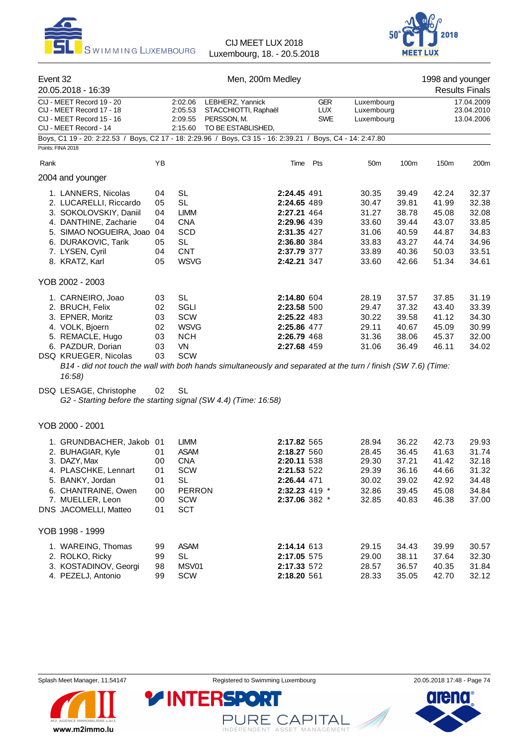CIJ MEET LUX 2018
Luxembourg, 18. - 20.5.2018

## Event 32 — Men, 200m Medley — 1998 and younger

20.05.2018 - 16:39 — Results Finals

| | | | | | |
|---|---|---|---|---|---|
| CIJ - MEET Record 19 - 20 | 2:02.06 | LEBHERZ, Yannick | GER | Luxembourg | 17.04.2009 |
| CIJ - MEET Record 17 - 18 | 2:05.53 | STACCHIOTTI, Raphaël | LUX | Luxembourg | 23.04.2010 |
| CIJ - MEET Record 15 - 16 | 2:09.55 | PERSSON, M. | SWE | Luxembourg | 13.04.2006 |
| CIJ - MEET Record - 14 | 2:15.60 | TO BE ESTABLISHED, | | | |

Boys, C1 19 - 20: 2:22.53 / Boys, C2 17 - 18: 2:29.96 / Boys, C3 15 - 16: 2:39.21 / Boys, C4 - 14: 2:47.80

Points: FINA 2018

### 2004 and younger

| Rank | Name | YB | Club | Time | Pts | 50m | 100m | 150m | 200m |
|---|---|---|---|---|---|---|---|---|---|
| 1. | LANNERS, Nicolas | 04 | SL | **2:24.45** | 491 | 30.35 | 39.49 | 42.24 | 32.37 |
| 2. | LUCARELLI, Riccardo | 05 | SL | **2:24.65** | 489 | 30.47 | 39.81 | 41.99 | 32.38 |
| 3. | SOKOLOVSKIY, Daniil | 04 | LIMM | **2:27.21** | 464 | 31.27 | 38.78 | 45.08 | 32.08 |
| 4. | DANTHINE, Zacharie | 04 | CNA | **2:29.96** | 439 | 33.60 | 39.44 | 43.07 | 33.85 |
| 5. | SIMAO NOGUEIRA, Joao | 04 | SCD | **2:31.35** | 427 | 31.06 | 40.59 | 44.87 | 34.83 |
| 6. | DURAKOVIC, Tarik | 05 | SL | **2:36.80** | 384 | 33.83 | 43.27 | 44.74 | 34.96 |
| 7. | LYSEN, Cyril | 04 | CNT | **2:37.79** | 377 | 33.89 | 40.36 | 50.03 | 33.51 |
| 8. | KRATZ, Karl | 05 | WSVG | **2:42.21** | 347 | 33.60 | 42.66 | 51.34 | 34.61 |

### YOB 2002 - 2003

| Rank | Name | YB | Club | Time | Pts | 50m | 100m | 150m | 200m |
|---|---|---|---|---|---|---|---|---|---|
| 1. | CARNEIRO, Joao | 03 | SL | **2:14.80** | 604 | 28.19 | 37.57 | 37.85 | 31.19 |
| 2. | BRUCH, Felix | 02 | SGLI | **2:23.58** | 500 | 29.47 | 37.32 | 43.40 | 33.39 |
| 3. | EPNER, Moritz | 03 | SCW | **2:25.22** | 483 | 30.22 | 39.58 | 41.12 | 34.30 |
| 4. | VOLK, Bjoern | 02 | WSVG | **2:25.86** | 477 | 29.11 | 40.67 | 45.09 | 30.99 |
| 5. | REMACLE, Hugo | 03 | NCH | **2:26.79** | 468 | 31.36 | 38.06 | 45.37 | 32.00 |
| 6. | PAZDUR, Dorian | 03 | VN | **2:27.68** | 459 | 31.06 | 36.49 | 46.11 | 34.02 |
| DSQ | KRUEGER, Nicolas | 03 | SCW | | | | | | |
| DSQ | LESAGE, Christophe | 02 | SL | | | | | | |

KRUEGER, Nicolas: *B14 - did not touch the wall with both hands simultaneously and separated at the turn / finish (SW 7.6) (Time: 16:58)*

LESAGE, Christophe: *G2 - Starting before the starting signal (SW 4.4) (Time: 16:58)*

### YOB 2000 - 2001

| Rank | Name | YB | Club | Time | Pts | 50m | 100m | 150m | 200m |
|---|---|---|---|---|---|---|---|---|---|
| 1. | GRUNDBACHER, Jakob | 01 | LIMM | **2:17.82** | 565 | 28.94 | 36.22 | 42.73 | 29.93 |
| 2. | BUHAGIAR, Kyle | 01 | ASAM | **2:18.27** | 560 | 28.45 | 36.45 | 41.63 | 31.74 |
| 3. | DAZY, Max | 00 | CNA | **2:20.11** | 538 | 29.30 | 37.21 | 41.42 | 32.18 |
| 4. | PLASCHKE, Lennart | 01 | SCW | **2:21.53** | 522 | 29.39 | 36.16 | 44.66 | 31.32 |
| 5. | BANKY, Jordan | 01 | SL | **2:26.44** | 471 | 30.02 | 39.02 | 42.92 | 34.48 |
| 6. | CHANTRAINE, Owen | 00 | PERRON | **2:32.23** | 419 * | 32.86 | 39.45 | 45.08 | 34.84 |
| 7. | MUELLER, Leon | 00 | SCW | **2:37.06** | 382 * | 32.85 | 40.83 | 46.38 | 37.00 |
| DNS | JACOMELLI, Matteo | 01 | SCT | | | | | | |

### YOB 1998 - 1999

| Rank | Name | YB | Club | Time | Pts | 50m | 100m | 150m | 200m |
|---|---|---|---|---|---|---|---|---|---|
| 1. | WAREING, Thomas | 99 | ASAM | **2:14.14** | 613 | 29.15 | 34.43 | 39.99 | 30.57 |
| 2. | ROLKO, Ricky | 99 | SL | **2:17.05** | 575 | 29.00 | 38.11 | 37.64 | 32.30 |
| 3. | KOSTADINOV, Georgi | 98 | MSV01 | **2:17.33** | 572 | 28.57 | 36.57 | 40.35 | 31.84 |
| 4. | PEZELJ, Antonio | 99 | SCW | **2:18.20** | 561 | 28.33 | 35.05 | 42.70 | 32.12 |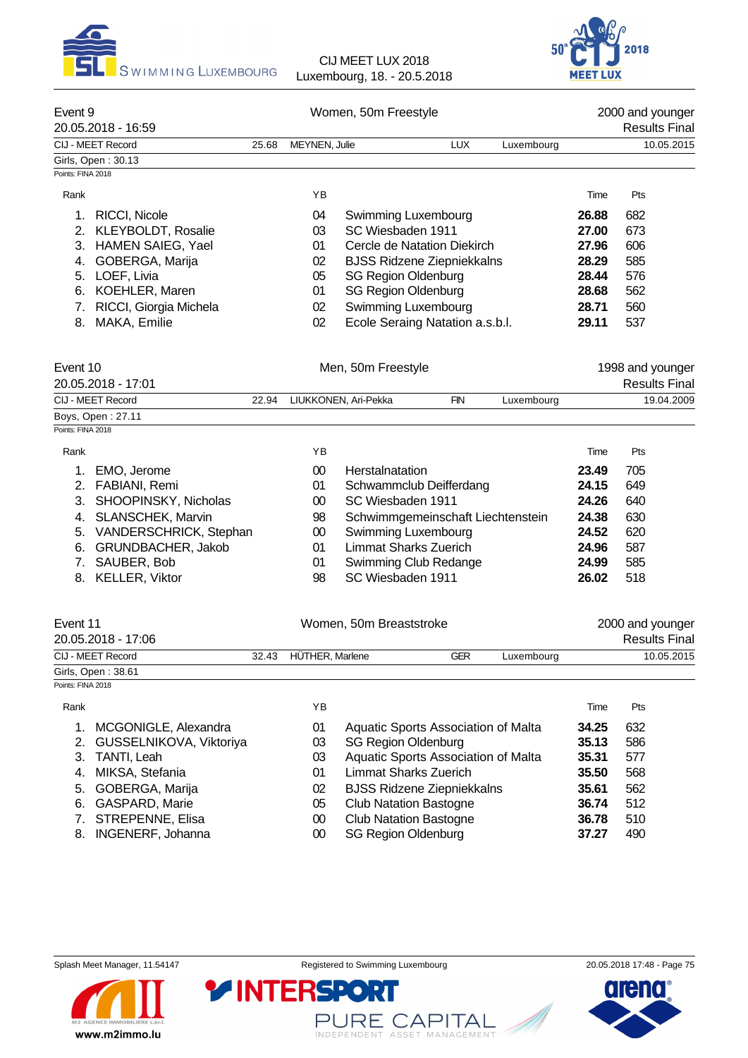## Event 9 — Women, 50m Freestyle — 2000 and younger

20.05.2018 - 16:59 — Results Final

| CIJ - MEET Record | 25.68 | MEYNEN, Julie | LUX | Luxembourg | 10.05.2015 |
|---|---|---|---|---|---|

Girls, Open : 30.13

Points: FINA 2018

| Rank | | YB | | Time | Pts |
|---|---|---|---|---|---|
| 1. | RICCI, Nicole | 04 | Swimming Luxembourg | **26.88** | 682 |
| 2. | KLEYBOLDT, Rosalie | 03 | SC Wiesbaden 1911 | **27.00** | 673 |
| 3. | HAMEN SAIEG, Yael | 01 | Cercle de Natation Diekirch | **27.96** | 606 |
| 4. | GOBERGA, Marija | 02 | BJSS Ridzene Ziepniekkalns | **28.29** | 585 |
| 5. | LOEF, Livia | 05 | SG Region Oldenburg | **28.44** | 576 |
| 6. | KOEHLER, Maren | 01 | SG Region Oldenburg | **28.68** | 562 |
| 7. | RICCI, Giorgia Michela | 02 | Swimming Luxembourg | **28.71** | 560 |
| 8. | MAKA, Emilie | 02 | Ecole Seraing Natation a.s.b.l. | **29.11** | 537 |

## Event 10 — Men, 50m Freestyle — 1998 and younger

20.05.2018 - 17:01 — Results Final

| CIJ - MEET Record | 22.94 | LIUKKONEN, Ari-Pekka | FIN | Luxembourg | 19.04.2009 |
|---|---|---|---|---|---|

Boys, Open : 27.11

Points: FINA 2018

| Rank | | YB | | Time | Pts |
|---|---|---|---|---|---|
| 1. | EMO, Jerome | 00 | Herstalnatation | **23.49** | 705 |
| 2. | FABIANI, Remi | 01 | Schwammclub Deifferdang | **24.15** | 649 |
| 3. | SHOOPINSKY, Nicholas | 00 | SC Wiesbaden 1911 | **24.26** | 640 |
| 4. | SLANSCHEK, Marvin | 98 | Schwimmgemeinschaft Liechtenstein | **24.38** | 630 |
| 5. | VANDERSCHRICK, Stephan | 00 | Swimming Luxembourg | **24.52** | 620 |
| 6. | GRUNDBACHER, Jakob | 01 | Limmat Sharks Zuerich | **24.96** | 587 |
| 7. | SAUBER, Bob | 01 | Swimming Club Redange | **24.99** | 585 |
| 8. | KELLER, Viktor | 98 | SC Wiesbaden 1911 | **26.02** | 518 |

## Event 11 — Women, 50m Breaststroke — 2000 and younger

20.05.2018 - 17:06 — Results Final

| CIJ - MEET Record | 32.43 | HÜTHER, Marlene | GER | Luxembourg | 10.05.2015 |
|---|---|---|---|---|---|

Girls, Open : 38.61

Points: FINA 2018

| Rank | | YB | | Time | Pts |
|---|---|---|---|---|---|
| 1. | MCGONIGLE, Alexandra | 01 | Aquatic Sports Association of Malta | **34.25** | 632 |
| 2. | GUSSELNIKOVA, Viktoriya | 03 | SG Region Oldenburg | **35.13** | 586 |
| 3. | TANTI, Leah | 03 | Aquatic Sports Association of Malta | **35.31** | 577 |
| 4. | MIKSA, Stefania | 01 | Limmat Sharks Zuerich | **35.50** | 568 |
| 5. | GOBERGA, Marija | 02 | BJSS Ridzene Ziepniekkalns | **35.61** | 562 |
| 6. | GASPARD, Marie | 05 | Club Natation Bastogne | **36.74** | 512 |
| 7. | STREPENNE, Elisa | 00 | Club Natation Bastogne | **36.78** | 510 |
| 8. | INGENERF, Johanna | 00 | SG Region Oldenburg | **37.27** | 490 |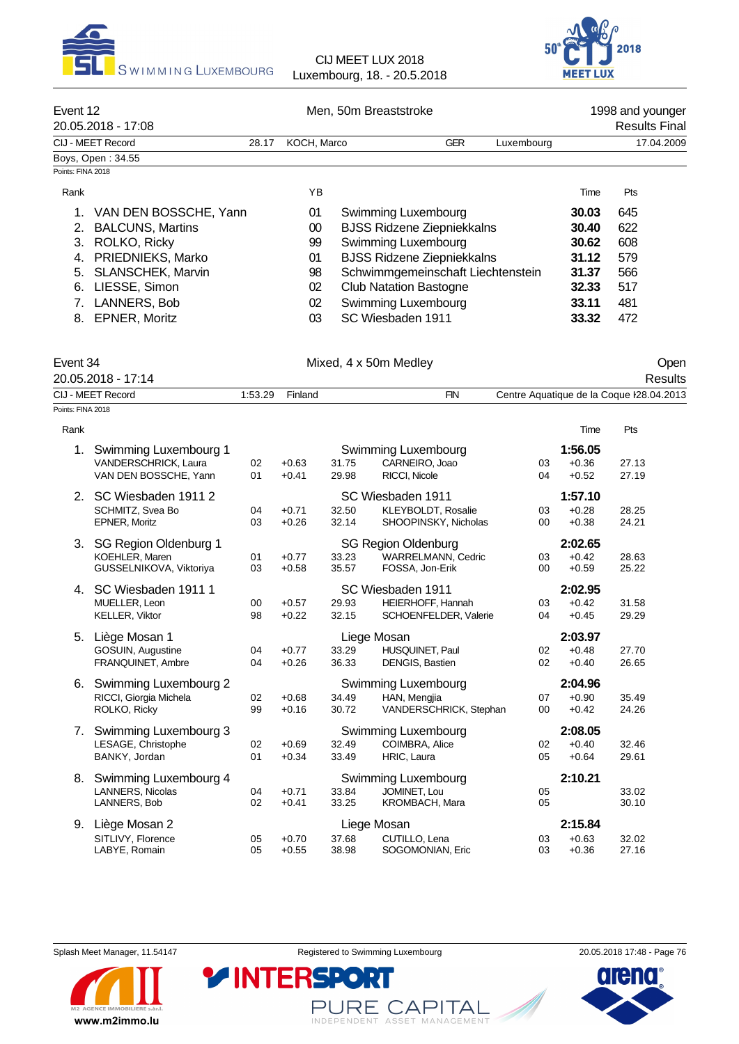## Event 12 — Men, 50m Breaststroke — 1998 and younger

20.05.2018 - 17:08 — Results Final

CIJ - MEET Record | 28.17 | KOCH, Marco | GER | Luxembourg | 17.04.2009

Boys, Open : 34.55

Points: FINA 2018

| Rank | | YB | | Time | Pts |
|---|---|---|---|---|---|
| 1. | VAN DEN BOSSCHE, Yann | 01 | Swimming Luxembourg | **30.03** | 645 |
| 2. | BALCUNS, Martins | 00 | BJSS Ridzene Ziepniekkalns | **30.40** | 622 |
| 3. | ROLKO, Ricky | 99 | Swimming Luxembourg | **30.62** | 608 |
| 4. | PRIEDNIEKS, Marko | 01 | BJSS Ridzene Ziepniekkalns | **31.12** | 579 |
| 5. | SLANSCHEK, Marvin | 98 | Schwimmgemeinschaft Liechtenstein | **31.37** | 566 |
| 6. | LIESSE, Simon | 02 | Club Natation Bastogne | **32.33** | 517 |
| 7. | LANNERS, Bob | 02 | Swimming Luxembourg | **33.11** | 481 |
| 8. | EPNER, Moritz | 03 | SC Wiesbaden 1911 | **33.32** | 472 |

## Event 34 — Mixed, 4 x 50m Medley — Open

20.05.2018 - 17:14 — Results

CIJ - MEET Record | 1:53.29 | Finland | FIN | Centre Aquatique de la Coque I28.04.2013

Points: FINA 2018

| Rank | | | | | | | | Time | Pts |
|---|---|---|---|---|---|---|---|---|---|
| 1. | **Swimming Luxembourg 1** | | | | Swimming Luxembourg | | | **1:56.05** | |
| | VANDERSCHRICK, Laura | 02 | +0.63 | 31.75 | CARNEIRO, Joao | 03 | +0.36 | 27.13 | |
| | VAN DEN BOSSCHE, Yann | 01 | +0.41 | 29.98 | RICCI, Nicole | 04 | +0.52 | 27.19 | |
| 2. | **SC Wiesbaden 1911 2** | | | | SC Wiesbaden 1911 | | | **1:57.10** | |
| | SCHMITZ, Svea Bo | 04 | +0.71 | 32.50 | KLEYBOLDT, Rosalie | 03 | +0.28 | 28.25 | |
| | EPNER, Moritz | 03 | +0.26 | 32.14 | SHOOPINSKY, Nicholas | 00 | +0.38 | 24.21 | |
| 3. | **SG Region Oldenburg 1** | | | | SG Region Oldenburg | | | **2:02.65** | |
| | KOEHLER, Maren | 01 | +0.77 | 33.23 | WARRELMANN, Cedric | 03 | +0.42 | 28.63 | |
| | GUSSELNIKOVA, Viktoriya | 03 | +0.58 | 35.57 | FOSSA, Jon-Erik | 00 | +0.59 | 25.22 | |
| 4. | **SC Wiesbaden 1911 1** | | | | SC Wiesbaden 1911 | | | **2:02.95** | |
| | MUELLER, Leon | 00 | +0.57 | 29.93 | HEIERHOFF, Hannah | 03 | +0.42 | 31.58 | |
| | KELLER, Viktor | 98 | +0.22 | 32.15 | SCHOENFELDER, Valerie | 04 | +0.45 | 29.29 | |
| 5. | **Liège Mosan 1** | | | | Liege Mosan | | | **2:03.97** | |
| | GOSUIN, Augustine | 04 | +0.77 | 33.29 | HUSQUINET, Paul | 02 | +0.48 | 27.70 | |
| | FRANQUINET, Ambre | 04 | +0.26 | 36.33 | DENGIS, Bastien | 02 | +0.40 | 26.65 | |
| 6. | **Swimming Luxembourg 2** | | | | Swimming Luxembourg | | | **2:04.96** | |
| | RICCI, Giorgia Michela | 02 | +0.68 | 34.49 | HAN, Mengjia | 07 | +0.90 | 35.49 | |
| | ROLKO, Ricky | 99 | +0.16 | 30.72 | VANDERSCHRICK, Stephan | 00 | +0.42 | 24.26 | |
| 7. | **Swimming Luxembourg 3** | | | | Swimming Luxembourg | | | **2:08.05** | |
| | LESAGE, Christophe | 02 | +0.69 | 32.49 | COIMBRA, Alice | 02 | +0.40 | 32.46 | |
| | BANKY, Jordan | 01 | +0.34 | 33.49 | HRIC, Laura | 05 | +0.64 | 29.61 | |
| 8. | **Swimming Luxembourg 4** | | | | Swimming Luxembourg | | | **2:10.21** | |
| | LANNERS, Nicolas | 04 | +0.71 | 33.84 | JOMINET, Lou | 05 | | 33.02 | |
| | LANNERS, Bob | 02 | +0.41 | 33.25 | KROMBACH, Mara | 05 | | 30.10 | |
| 9. | **Liège Mosan 2** | | | | Liege Mosan | | | **2:15.84** | |
| | SITLIVY, Florence | 05 | +0.70 | 37.68 | CUTILLO, Lena | 03 | +0.63 | 32.02 | |
| | LABYE, Romain | 05 | +0.55 | 38.98 | SOGOMONIAN, Eric | 03 | +0.36 | 27.16 | |